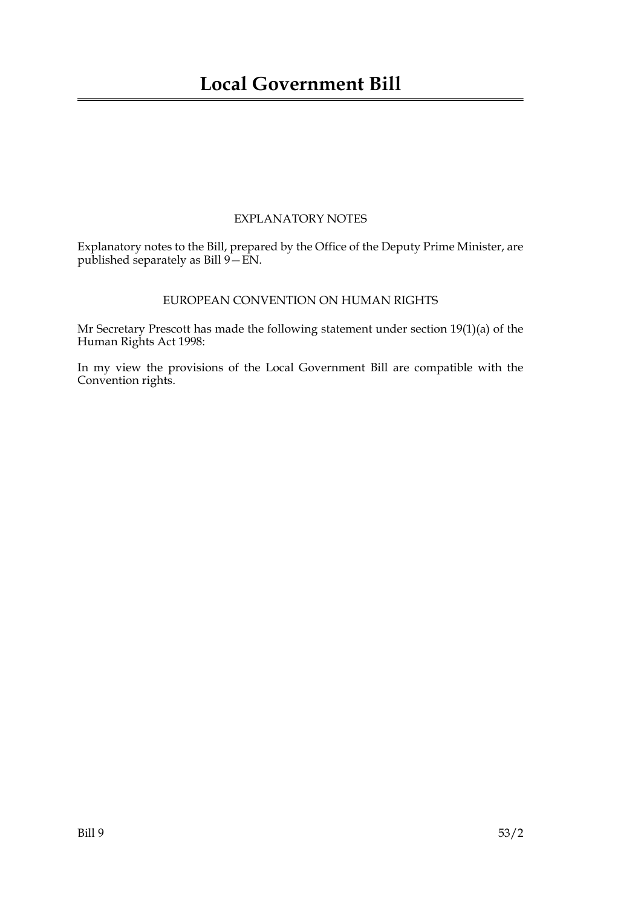# Local Government Bill

## EXPLANATORY NOTES

Explanatory notes to the Bill, prepared by the Office of the Deputy Prime Minister, are published separately as Bill 9—EN.

## EUROPEAN CONVENTION ON HUMAN RIGHTS

Mr Secretary Prescott has made the following statement under section 19(1)(a) of the Human Rights Act 1998:

In my view the provisions of the Local Government Bill are compatible with the Convention rights.

Bill 9 53/2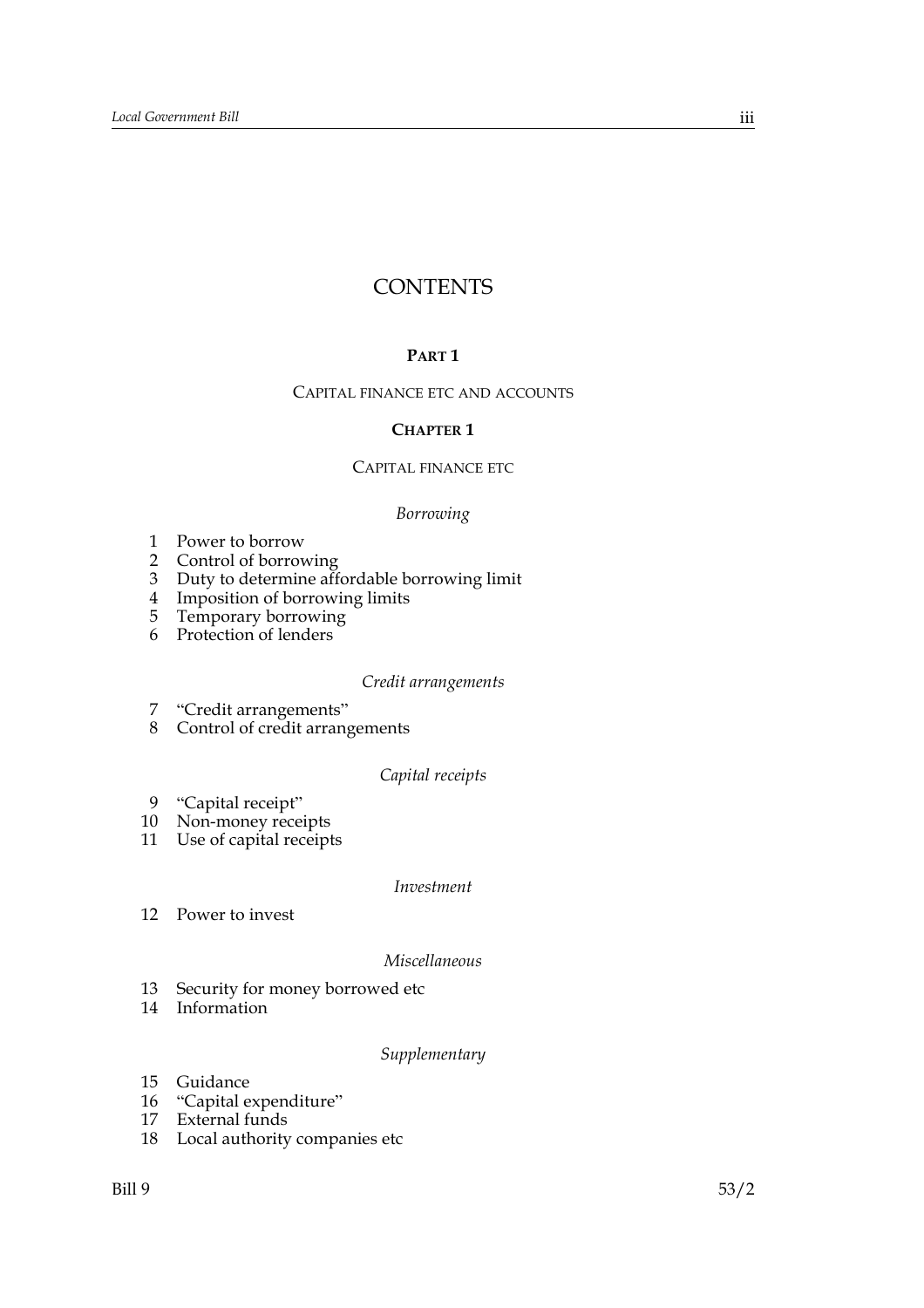# CONTENTS

## PART 1

### CAPITAL FINANCE ETC AND ACCOUNTS

### CHAPTER 1

#### CAPITAL FINANCE ETC

*Borrowing*

1 Power to borrow
2 Control of borrowing
3 Duty to determine affordable borrowing limit
4 Imposition of borrowing limits
5 Temporary borrowing
6 Protection of lenders

*Credit arrangements*

7 "Credit arrangements"
8 Control of credit arrangements

*Capital receipts*

9 "Capital receipt"
10 Non-money receipts
11 Use of capital receipts

*Investment*

12 Power to invest

*Miscellaneous*

13 Security for money borrowed etc
14 Information

*Supplementary*

15 Guidance
16 "Capital expenditure"
17 External funds
18 Local authority companies etc

Bill 9 53/2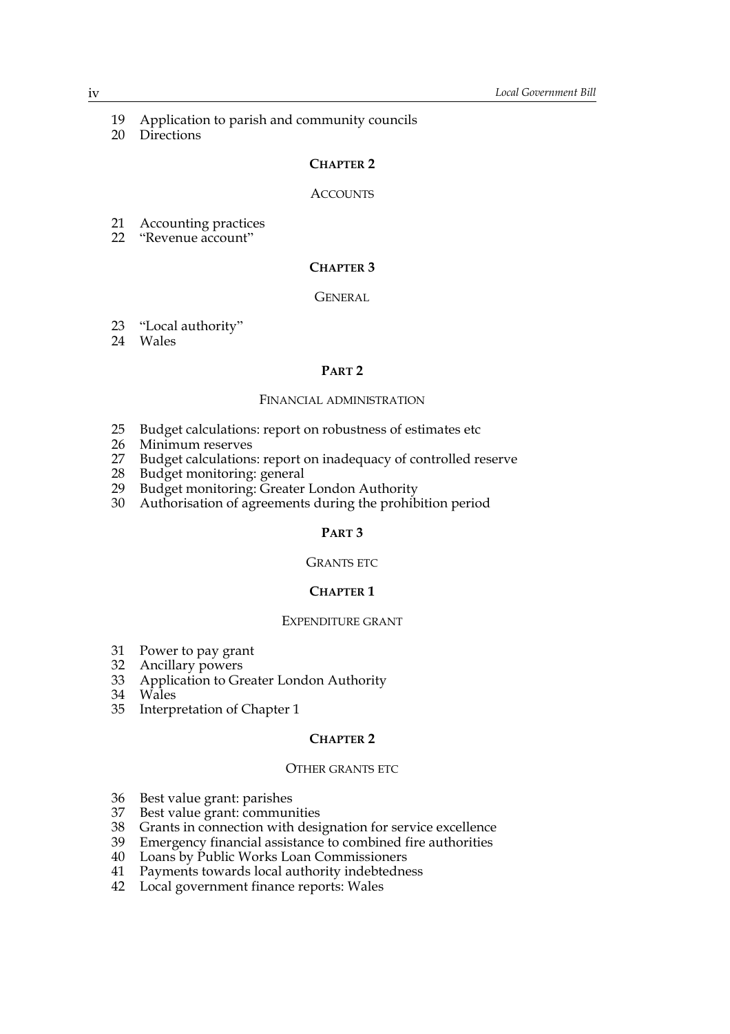19 Application to parish and community councils
20 Directions

### CHAPTER 2

#### ACCOUNTS

21 Accounting practices
22 "Revenue account"

### CHAPTER 3

#### GENERAL

23 "Local authority"
24 Wales

## PART 2

### FINANCIAL ADMINISTRATION

25 Budget calculations: report on robustness of estimates etc
26 Minimum reserves
27 Budget calculations: report on inadequacy of controlled reserve
28 Budget monitoring: general
29 Budget monitoring: Greater London Authority
30 Authorisation of agreements during the prohibition period

## PART 3

### GRANTS ETC

### CHAPTER 1

#### EXPENDITURE GRANT

31 Power to pay grant
32 Ancillary powers
33 Application to Greater London Authority
34 Wales
35 Interpretation of Chapter 1

### CHAPTER 2

#### OTHER GRANTS ETC

36 Best value grant: parishes
37 Best value grant: communities
38 Grants in connection with designation for service excellence
39 Emergency financial assistance to combined fire authorities
40 Loans by Public Works Loan Commissioners
41 Payments towards local authority indebtedness
42 Local government finance reports: Wales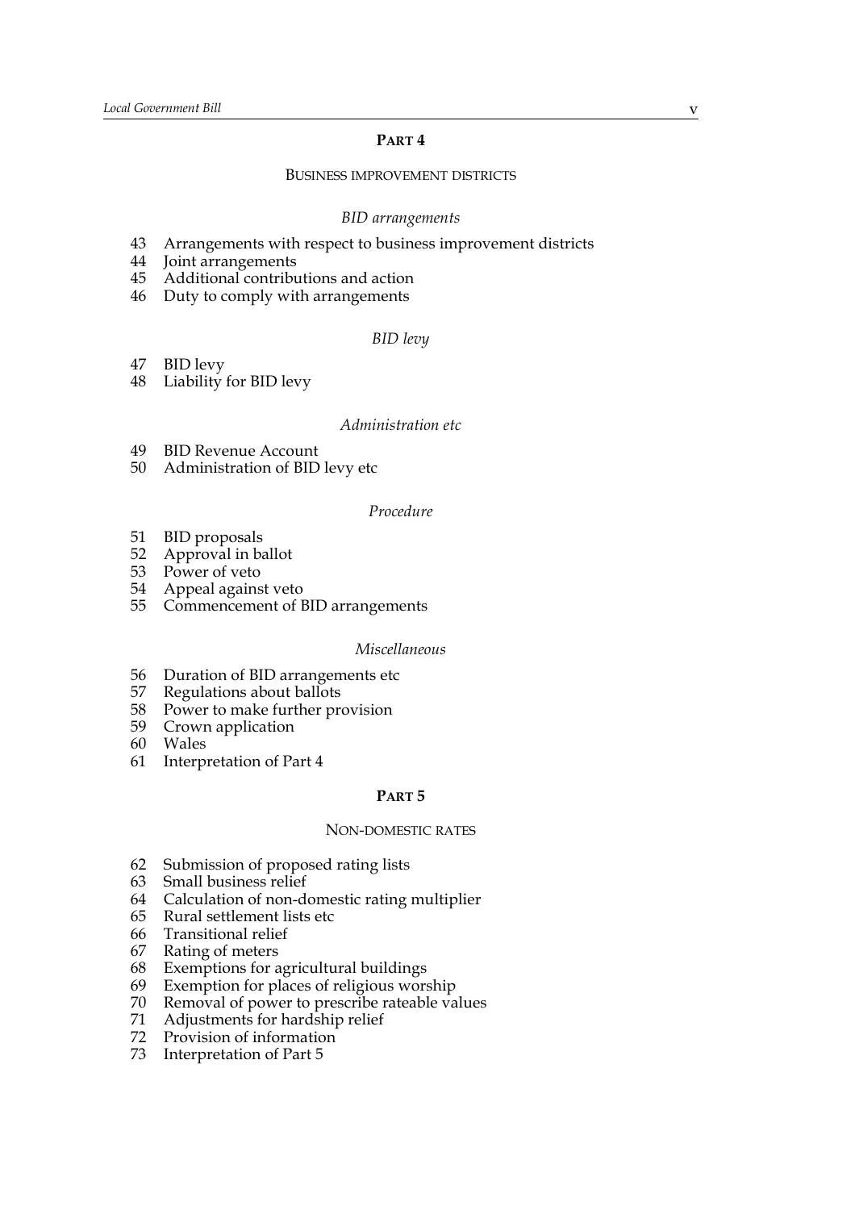## PART 4

### BUSINESS IMPROVEMENT DISTRICTS

*BID arrangements*

43 Arrangements with respect to business improvement districts
44 Joint arrangements
45 Additional contributions and action
46 Duty to comply with arrangements

*BID levy*

47 BID levy
48 Liability for BID levy

*Administration etc*

49 BID Revenue Account
50 Administration of BID levy etc

*Procedure*

51 BID proposals
52 Approval in ballot
53 Power of veto
54 Appeal against veto
55 Commencement of BID arrangements

*Miscellaneous*

56 Duration of BID arrangements etc
57 Regulations about ballots
58 Power to make further provision
59 Crown application
60 Wales
61 Interpretation of Part 4

## PART 5

### NON-DOMESTIC RATES

62 Submission of proposed rating lists
63 Small business relief
64 Calculation of non-domestic rating multiplier
65 Rural settlement lists etc
66 Transitional relief
67 Rating of meters
68 Exemptions for agricultural buildings
69 Exemption for places of religious worship
70 Removal of power to prescribe rateable values
71 Adjustments for hardship relief
72 Provision of information
73 Interpretation of Part 5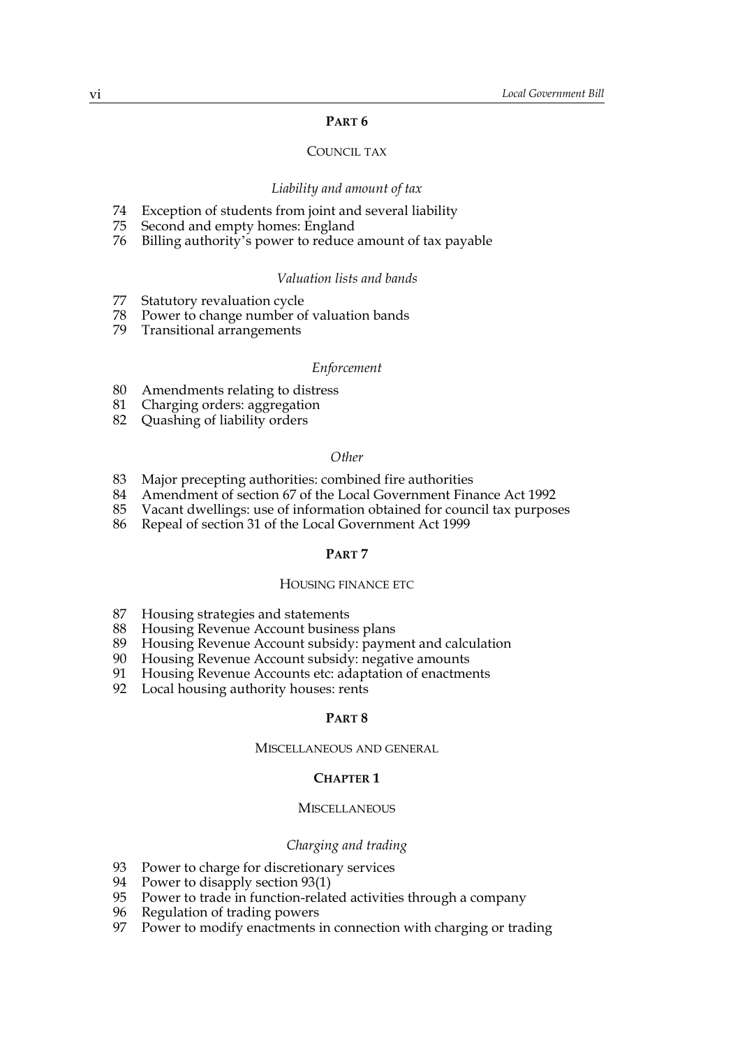## PART 6

### COUNCIL TAX

*Liability and amount of tax*

74 Exception of students from joint and several liability
75 Second and empty homes: England
76 Billing authority's power to reduce amount of tax payable

*Valuation lists and bands*

77 Statutory revaluation cycle
78 Power to change number of valuation bands
79 Transitional arrangements

*Enforcement*

80 Amendments relating to distress
81 Charging orders: aggregation
82 Quashing of liability orders

*Other*

83 Major precepting authorities: combined fire authorities
84 Amendment of section 67 of the Local Government Finance Act 1992
85 Vacant dwellings: use of information obtained for council tax purposes
86 Repeal of section 31 of the Local Government Act 1999

## PART 7

### HOUSING FINANCE ETC

87 Housing strategies and statements
88 Housing Revenue Account business plans
89 Housing Revenue Account subsidy: payment and calculation
90 Housing Revenue Account subsidy: negative amounts
91 Housing Revenue Accounts etc: adaptation of enactments
92 Local housing authority houses: rents

## PART 8

### MISCELLANEOUS AND GENERAL

### CHAPTER 1

#### MISCELLANEOUS

*Charging and trading*

93 Power to charge for discretionary services
94 Power to disapply section 93(1)
95 Power to trade in function-related activities through a company
96 Regulation of trading powers
97 Power to modify enactments in connection with charging or trading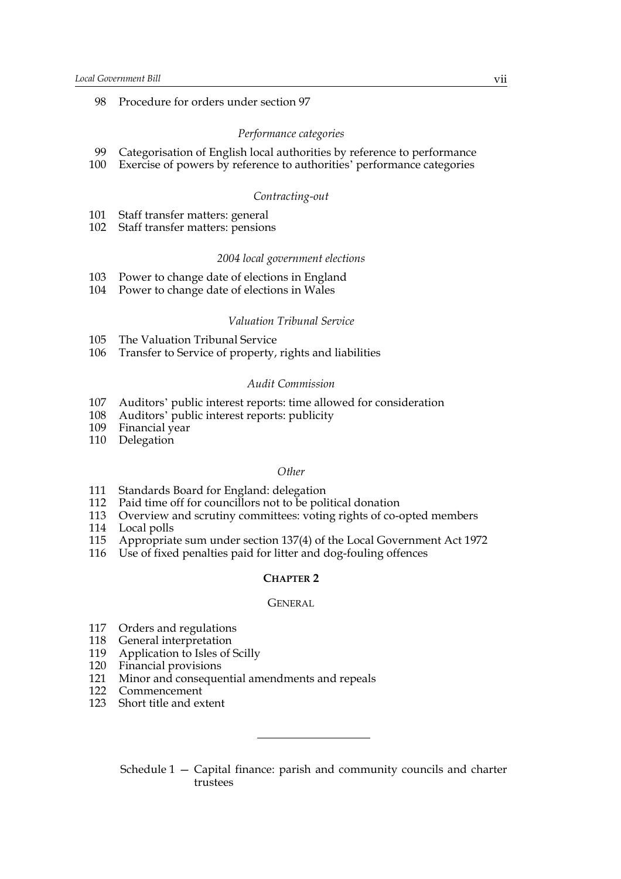98 Procedure for orders under section 97

*Performance categories*

99 Categorisation of English local authorities by reference to performance
100 Exercise of powers by reference to authorities' performance categories

*Contracting-out*

101 Staff transfer matters: general
102 Staff transfer matters: pensions

*2004 local government elections*

103 Power to change date of elections in England
104 Power to change date of elections in Wales

*Valuation Tribunal Service*

105 The Valuation Tribunal Service
106 Transfer to Service of property, rights and liabilities

*Audit Commission*

107 Auditors' public interest reports: time allowed for consideration
108 Auditors' public interest reports: publicity
109 Financial year
110 Delegation

*Other*

111 Standards Board for England: delegation
112 Paid time off for councillors not to be political donation
113 Overview and scrutiny committees: voting rights of co-opted members
114 Local polls
115 Appropriate sum under section 137(4) of the Local Government Act 1972
116 Use of fixed penalties paid for litter and dog-fouling offences

## CHAPTER 2

### GENERAL

117 Orders and regulations
118 General interpretation
119 Application to Isles of Scilly
120 Financial provisions
121 Minor and consequential amendments and repeals
122 Commencement
123 Short title and extent

---

Schedule 1 — Capital finance: parish and community councils and charter trustees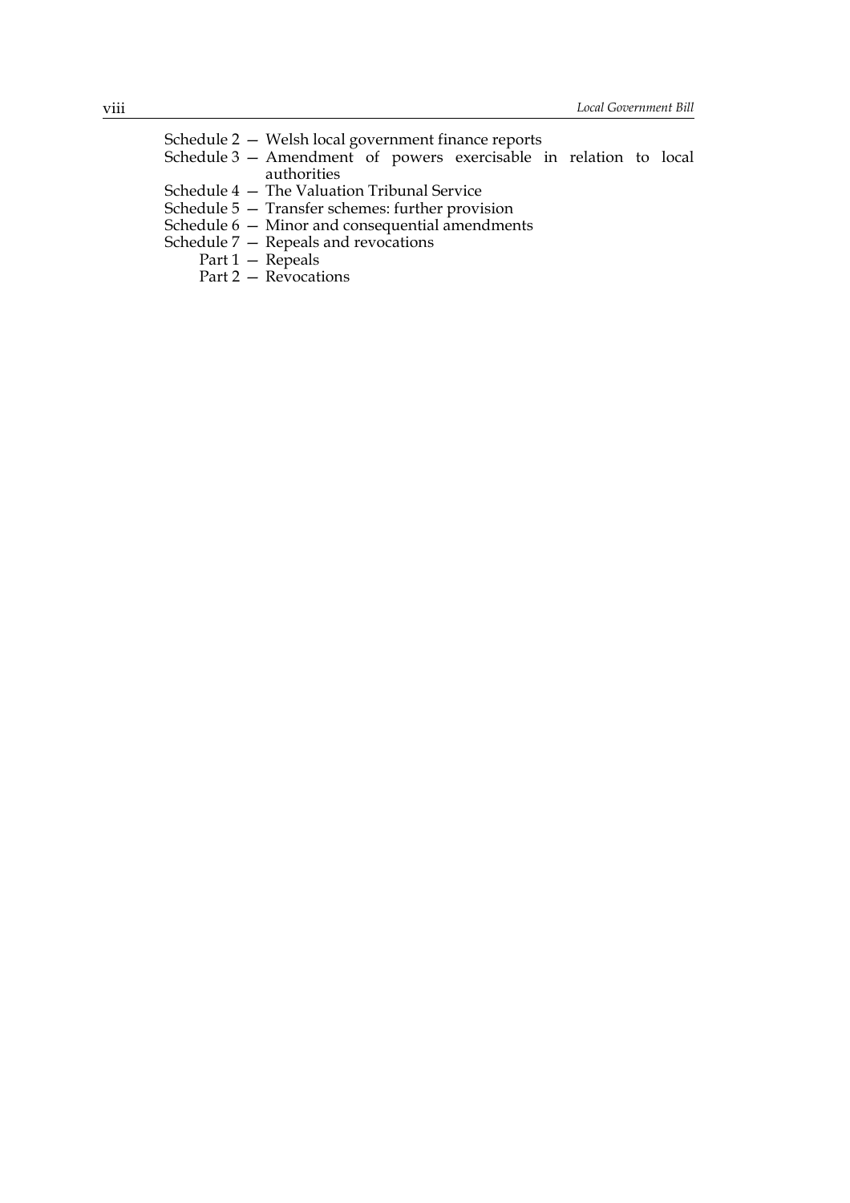Schedule 2 — Welsh local government finance reports
Schedule 3 — Amendment of powers exercisable in relation to local authorities
Schedule 4 — The Valuation Tribunal Service
Schedule 5 — Transfer schemes: further provision
Schedule 6 — Minor and consequential amendments
Schedule 7 — Repeals and revocations
  Part 1 — Repeals
  Part 2 — Revocations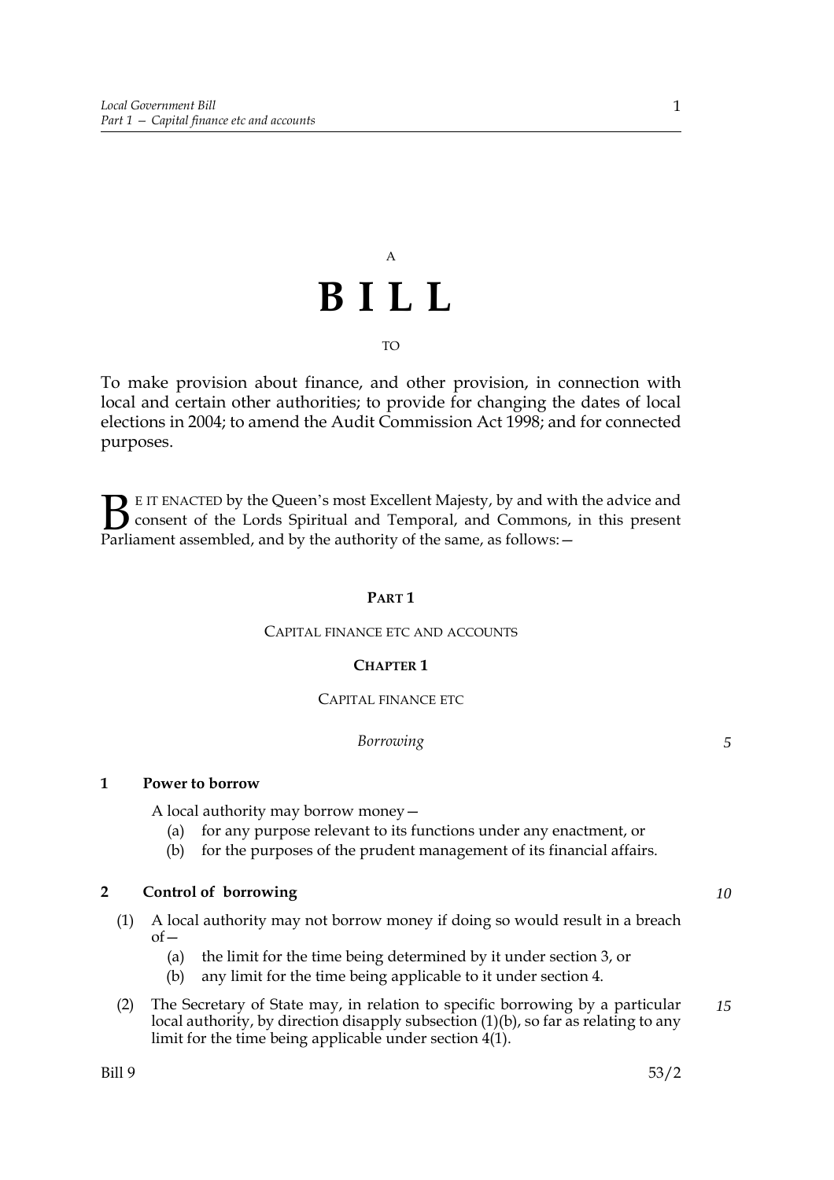A

# B I L L

TO

To make provision about finance, and other provision, in connection with local and certain other authorities; to provide for changing the dates of local elections in 2004; to amend the Audit Commission Act 1998; and for connected purposes.

BE IT ENACTED by the Queen's most Excellent Majesty, by and with the advice and consent of the Lords Spiritual and Temporal, and Commons, in this present Parliament assembled, and by the authority of the same, as follows:—

## PART 1

### CAPITAL FINANCE ETC AND ACCOUNTS

### CHAPTER 1

#### CAPITAL FINANCE ETC

*Borrowing*

**1 Power to borrow**

A local authority may borrow money—

- (a) for any purpose relevant to its functions under any enactment, or
- (b) for the purposes of the prudent management of its financial affairs.

**2 Control of borrowing**

(1) A local authority may not borrow money if doing so would result in a breach of—

- (a) the limit for the time being determined by it under section 3, or
- (b) any limit for the time being applicable to it under section 4.

(2) The Secretary of State may, in relation to specific borrowing by a particular local authority, by direction disapply subsection (1)(b), so far as relating to any limit for the time being applicable under section 4(1).

Bill 9 53/2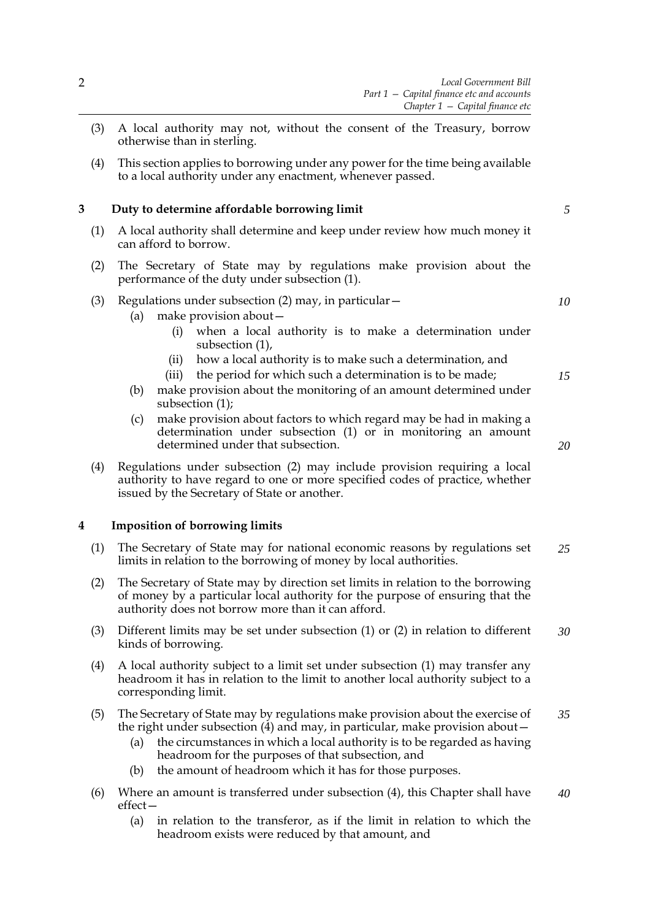(3) A local authority may not, without the consent of the Treasury, borrow otherwise than in sterling.

(4) This section applies to borrowing under any power for the time being available to a local authority under any enactment, whenever passed.

## 3 Duty to determine affordable borrowing limit

(1) A local authority shall determine and keep under review how much money it can afford to borrow.

(2) The Secretary of State may by regulations make provision about the performance of the duty under subsection (1).

(3) Regulations under subsection (2) may, in particular—

- (a) make provision about—
  - (i) when a local authority is to make a determination under subsection (1),
  - (ii) how a local authority is to make such a determination, and
  - (iii) the period for which such a determination is to be made;
- (b) make provision about the monitoring of an amount determined under subsection (1);
- (c) make provision about factors to which regard may be had in making a determination under subsection (1) or in monitoring an amount determined under that subsection.

(4) Regulations under subsection (2) may include provision requiring a local authority to have regard to one or more specified codes of practice, whether issued by the Secretary of State or another.

## 4 Imposition of borrowing limits

(1) The Secretary of State may for national economic reasons by regulations set limits in relation to the borrowing of money by local authorities.

(2) The Secretary of State may by direction set limits in relation to the borrowing of money by a particular local authority for the purpose of ensuring that the authority does not borrow more than it can afford.

(3) Different limits may be set under subsection (1) or (2) in relation to different kinds of borrowing.

(4) A local authority subject to a limit set under subsection (1) may transfer any headroom it has in relation to the limit to another local authority subject to a corresponding limit.

(5) The Secretary of State may by regulations make provision about the exercise of the right under subsection (4) and may, in particular, make provision about—

- (a) the circumstances in which a local authority is to be regarded as having headroom for the purposes of that subsection, and
- (b) the amount of headroom which it has for those purposes.

(6) Where an amount is transferred under subsection (4), this Chapter shall have effect—

- (a) in relation to the transferor, as if the limit in relation to which the headroom exists were reduced by that amount, and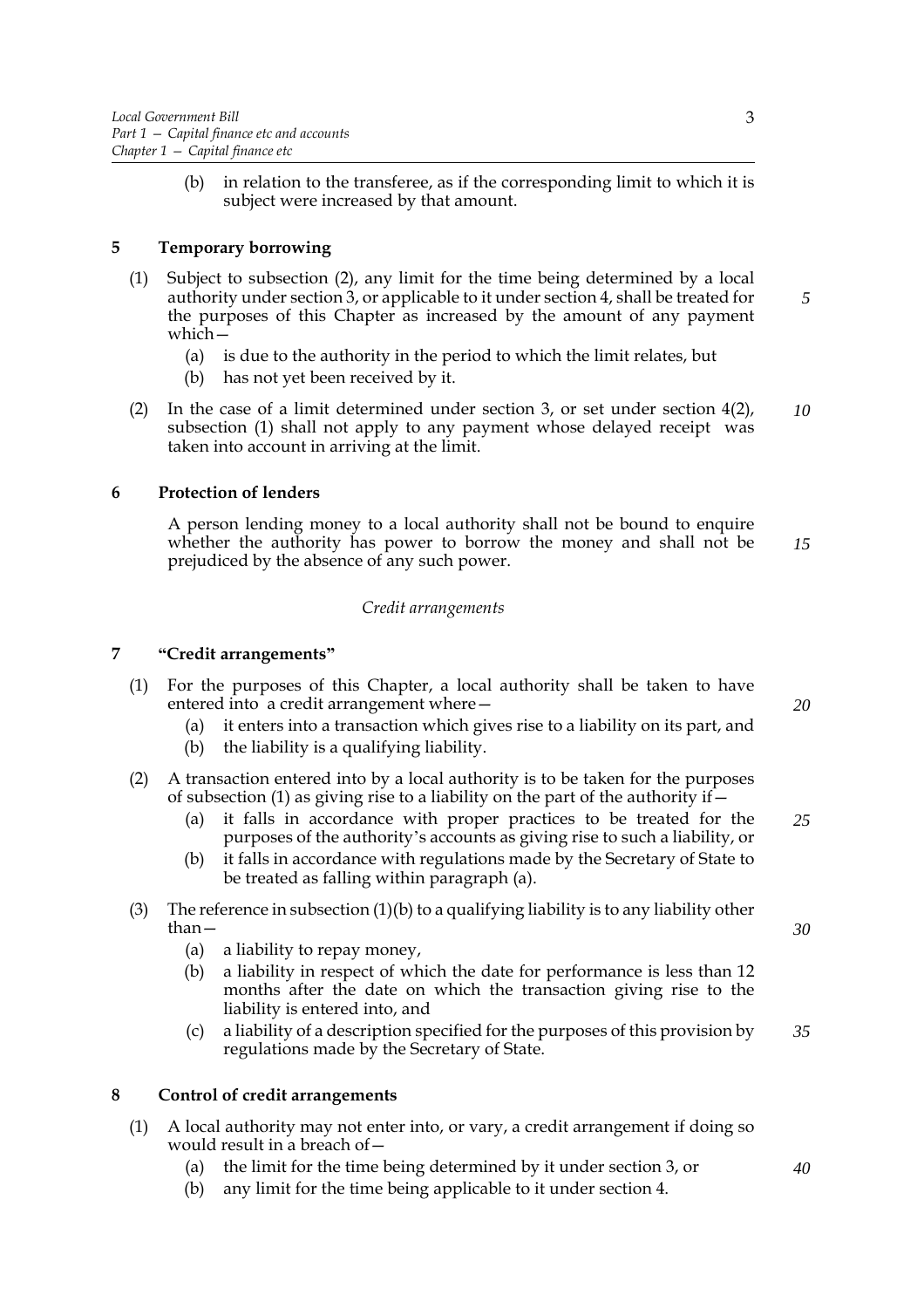(b) in relation to the transferee, as if the corresponding limit to which it is subject were increased by that amount.

## 5 Temporary borrowing

(1) Subject to subsection (2), any limit for the time being determined by a local authority under section 3, or applicable to it under section 4, shall be treated for the purposes of this Chapter as increased by the amount of any payment which—

(a) is due to the authority in the period to which the limit relates, but

(b) has not yet been received by it.

(2) In the case of a limit determined under section 3, or set under section 4(2), subsection (1) shall not apply to any payment whose delayed receipt was taken into account in arriving at the limit.

## 6 Protection of lenders

A person lending money to a local authority shall not be bound to enquire whether the authority has power to borrow the money and shall not be prejudiced by the absence of any such power.

*Credit arrangements*

## 7 "Credit arrangements"

(1) For the purposes of this Chapter, a local authority shall be taken to have entered into a credit arrangement where—

(a) it enters into a transaction which gives rise to a liability on its part, and

(b) the liability is a qualifying liability.

(2) A transaction entered into by a local authority is to be taken for the purposes of subsection (1) as giving rise to a liability on the part of the authority if—

(a) it falls in accordance with proper practices to be treated for the purposes of the authority's accounts as giving rise to such a liability, or

(b) it falls in accordance with regulations made by the Secretary of State to be treated as falling within paragraph (a).

(3) The reference in subsection (1)(b) to a qualifying liability is to any liability other than—

(a) a liability to repay money,

(b) a liability in respect of which the date for performance is less than 12 months after the date on which the transaction giving rise to the liability is entered into, and

(c) a liability of a description specified for the purposes of this provision by regulations made by the Secretary of State.

## 8 Control of credit arrangements

(1) A local authority may not enter into, or vary, a credit arrangement if doing so would result in a breach of—

(a) the limit for the time being determined by it under section 3, or

(b) any limit for the time being applicable to it under section 4.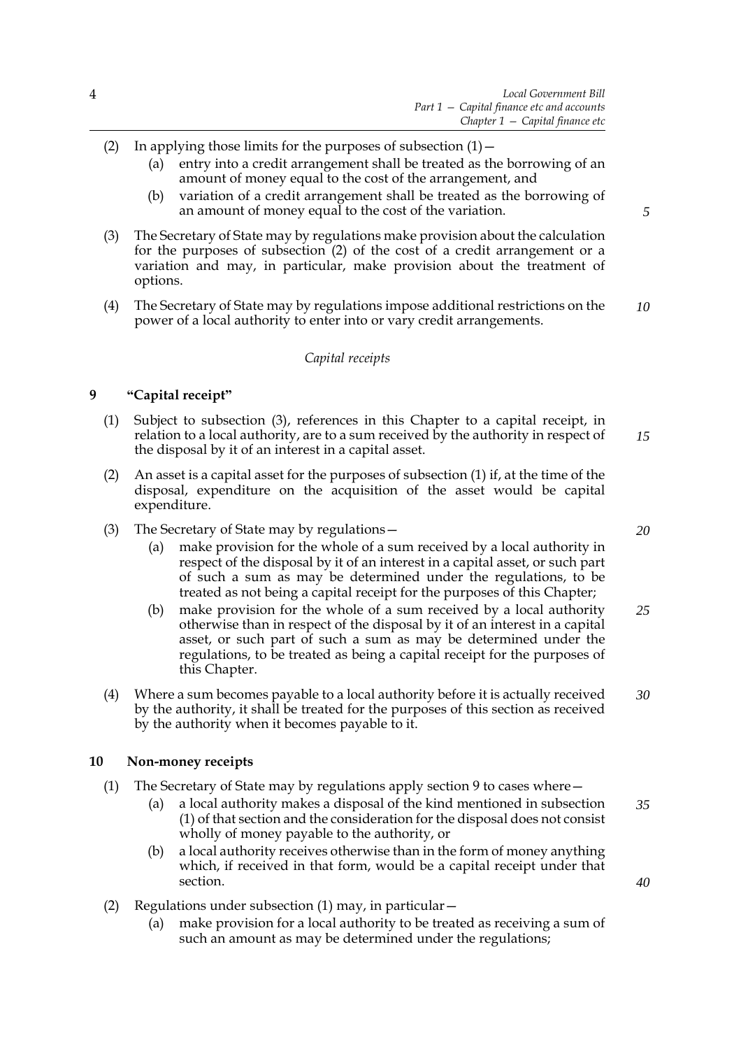(2) In applying those limits for the purposes of subsection (1)—

(a) entry into a credit arrangement shall be treated as the borrowing of an amount of money equal to the cost of the arrangement, and

(b) variation of a credit arrangement shall be treated as the borrowing of an amount of money equal to the cost of the variation.

(3) The Secretary of State may by regulations make provision about the calculation for the purposes of subsection (2) of the cost of a credit arrangement or a variation and may, in particular, make provision about the treatment of options.

(4) The Secretary of State may by regulations impose additional restrictions on the power of a local authority to enter into or vary credit arrangements.

*Capital receipts*

### 9 "Capital receipt"

(1) Subject to subsection (3), references in this Chapter to a capital receipt, in relation to a local authority, are to a sum received by the authority in respect of the disposal by it of an interest in a capital asset.

(2) An asset is a capital asset for the purposes of subsection (1) if, at the time of the disposal, expenditure on the acquisition of the asset would be capital expenditure.

(3) The Secretary of State may by regulations—

(a) make provision for the whole of a sum received by a local authority in respect of the disposal by it of an interest in a capital asset, or such part of such a sum as may be determined under the regulations, to be treated as not being a capital receipt for the purposes of this Chapter;

(b) make provision for the whole of a sum received by a local authority otherwise than in respect of the disposal by it of an interest in a capital asset, or such part of such a sum as may be determined under the regulations, to be treated as being a capital receipt for the purposes of this Chapter.

(4) Where a sum becomes payable to a local authority before it is actually received by the authority, it shall be treated for the purposes of this section as received by the authority when it becomes payable to it.

### 10 Non-money receipts

(1) The Secretary of State may by regulations apply section 9 to cases where—

(a) a local authority makes a disposal of the kind mentioned in subsection (1) of that section and the consideration for the disposal does not consist wholly of money payable to the authority, or

(b) a local authority receives otherwise than in the form of money anything which, if received in that form, would be a capital receipt under that section.

(2) Regulations under subsection (1) may, in particular—

(a) make provision for a local authority to be treated as receiving a sum of such an amount as may be determined under the regulations;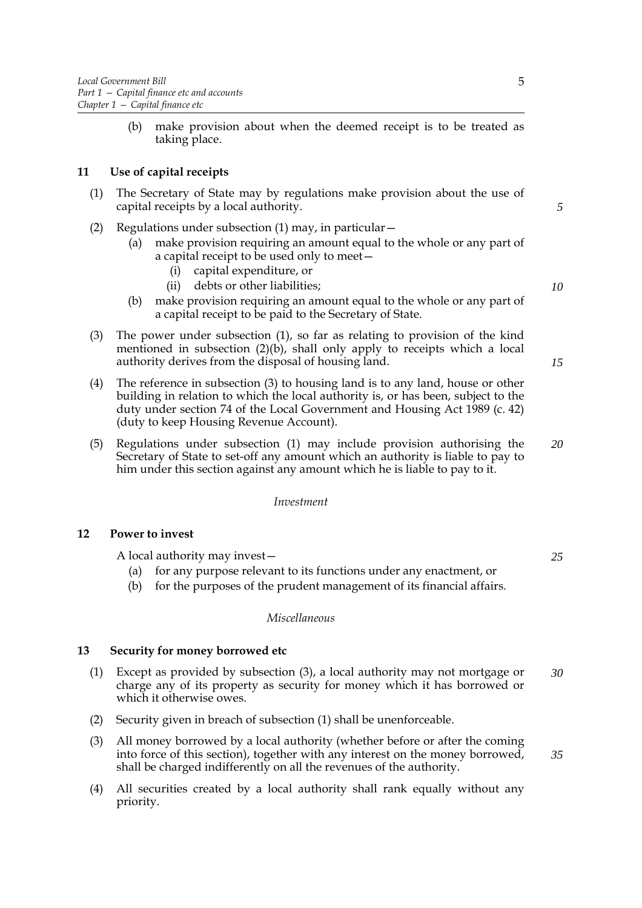(b) make provision about when the deemed receipt is to be treated as taking place.

### 11 Use of capital receipts

(1) The Secretary of State may by regulations make provision about the use of capital receipts by a local authority.

(2) Regulations under subsection (1) may, in particular—

(a) make provision requiring an amount equal to the whole or any part of a capital receipt to be used only to meet—

(i) capital expenditure, or

(ii) debts or other liabilities;

(b) make provision requiring an amount equal to the whole or any part of a capital receipt to be paid to the Secretary of State.

(3) The power under subsection (1), so far as relating to provision of the kind mentioned in subsection (2)(b), shall only apply to receipts which a local authority derives from the disposal of housing land.

(4) The reference in subsection (3) to housing land is to any land, house or other building in relation to which the local authority is, or has been, subject to the duty under section 74 of the Local Government and Housing Act 1989 (c. 42) (duty to keep Housing Revenue Account).

(5) Regulations under subsection (1) may include provision authorising the Secretary of State to set-off any amount which an authority is liable to pay to him under this section against any amount which he is liable to pay to it.

*Investment*

### 12 Power to invest

A local authority may invest—

(a) for any purpose relevant to its functions under any enactment, or

(b) for the purposes of the prudent management of its financial affairs.

*Miscellaneous*

### 13 Security for money borrowed etc

(1) Except as provided by subsection (3), a local authority may not mortgage or charge any of its property as security for money which it has borrowed or which it otherwise owes.

(2) Security given in breach of subsection (1) shall be unenforceable.

(3) All money borrowed by a local authority (whether before or after the coming into force of this section), together with any interest on the money borrowed, shall be charged indifferently on all the revenues of the authority.

(4) All securities created by a local authority shall rank equally without any priority.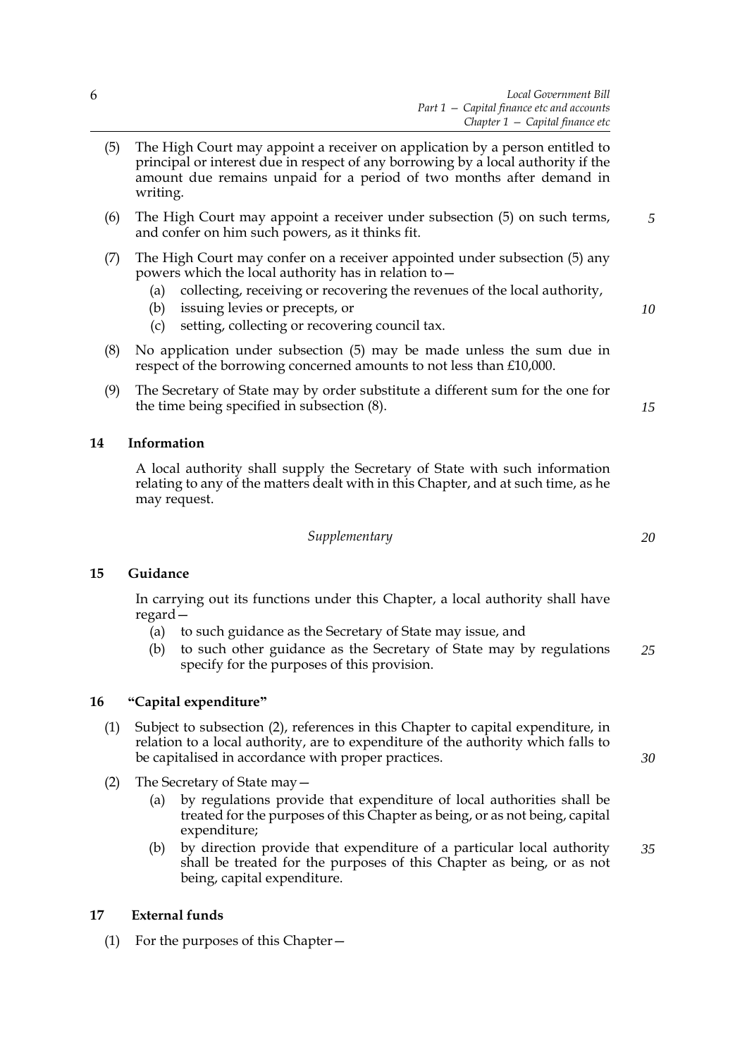(5) The High Court may appoint a receiver on application by a person entitled to principal or interest due in respect of any borrowing by a local authority if the amount due remains unpaid for a period of two months after demand in writing.

(6) The High Court may appoint a receiver under subsection (5) on such terms, and confer on him such powers, as it thinks fit.

(7) The High Court may confer on a receiver appointed under subsection (5) any powers which the local authority has in relation to—

   (a) collecting, receiving or recovering the revenues of the local authority,
   (b) issuing levies or precepts, or
   (c) setting, collecting or recovering council tax.

(8) No application under subsection (5) may be made unless the sum due in respect of the borrowing concerned amounts to not less than £10,000.

(9) The Secretary of State may by order substitute a different sum for the one for the time being specified in subsection (8).

## 14 Information

A local authority shall supply the Secretary of State with such information relating to any of the matters dealt with in this Chapter, and at such time, as he may request.

*Supplementary*

## 15 Guidance

In carrying out its functions under this Chapter, a local authority shall have regard—

   (a) to such guidance as the Secretary of State may issue, and
   (b) to such other guidance as the Secretary of State may by regulations specify for the purposes of this provision.

## 16 "Capital expenditure"

(1) Subject to subsection (2), references in this Chapter to capital expenditure, in relation to a local authority, are to expenditure of the authority which falls to be capitalised in accordance with proper practices.

(2) The Secretary of State may—

   (a) by regulations provide that expenditure of local authorities shall be treated for the purposes of this Chapter as being, or as not being, capital expenditure;
   (b) by direction provide that expenditure of a particular local authority shall be treated for the purposes of this Chapter as being, or as not being, capital expenditure.

## 17 External funds

(1) For the purposes of this Chapter—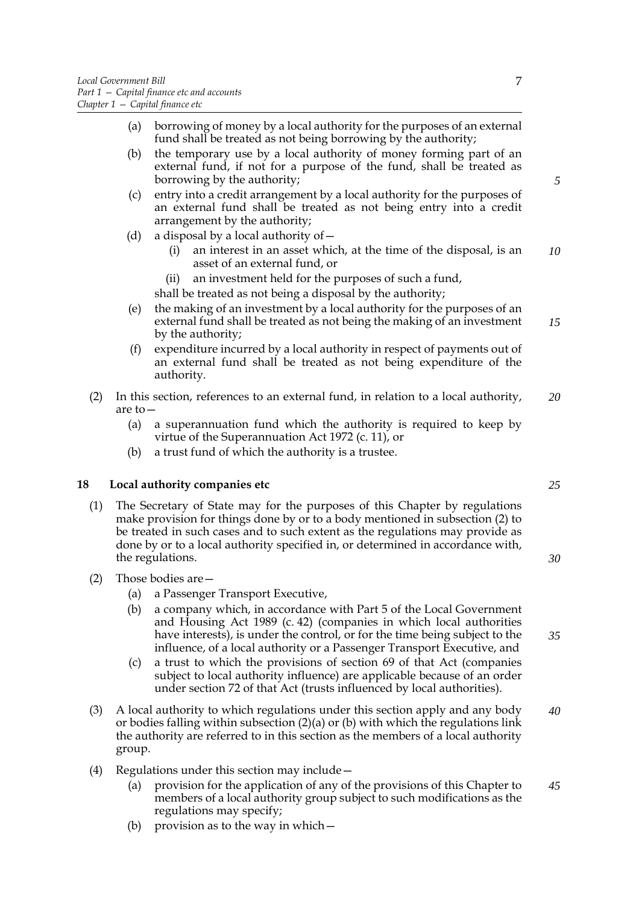(a) borrowing of money by a local authority for the purposes of an external fund shall be treated as not being borrowing by the authority;

(b) the temporary use by a local authority of money forming part of an external fund, if not for a purpose of the fund, shall be treated as borrowing by the authority;

(c) entry into a credit arrangement by a local authority for the purposes of an external fund shall be treated as not being entry into a credit arrangement by the authority;

(d) a disposal by a local authority of—

(i) an interest in an asset which, at the time of the disposal, is an asset of an external fund, or

(ii) an investment held for the purposes of such a fund,

shall be treated as not being a disposal by the authority;

(e) the making of an investment by a local authority for the purposes of an external fund shall be treated as not being the making of an investment by the authority;

(f) expenditure incurred by a local authority in respect of payments out of an external fund shall be treated as not being expenditure of the authority.

(2) In this section, references to an external fund, in relation to a local authority, are to—

(a) a superannuation fund which the authority is required to keep by virtue of the Superannuation Act 1972 (c. 11), or

(b) a trust fund of which the authority is a trustee.

## 18 Local authority companies etc

(1) The Secretary of State may for the purposes of this Chapter by regulations make provision for things done by or to a body mentioned in subsection (2) to be treated in such cases and to such extent as the regulations may provide as done by or to a local authority specified in, or determined in accordance with, the regulations.

(2) Those bodies are—

(a) a Passenger Transport Executive,

(b) a company which, in accordance with Part 5 of the Local Government and Housing Act 1989 (c. 42) (companies in which local authorities have interests), is under the control, or for the time being subject to the influence, of a local authority or a Passenger Transport Executive, and

(c) a trust to which the provisions of section 69 of that Act (companies subject to local authority influence) are applicable because of an order under section 72 of that Act (trusts influenced by local authorities).

(3) A local authority to which regulations under this section apply and any body or bodies falling within subsection (2)(a) or (b) with which the regulations link the authority are referred to in this section as the members of a local authority group.

(4) Regulations under this section may include—

(a) provision for the application of any of the provisions of this Chapter to members of a local authority group subject to such modifications as the regulations may specify;

(b) provision as to the way in which—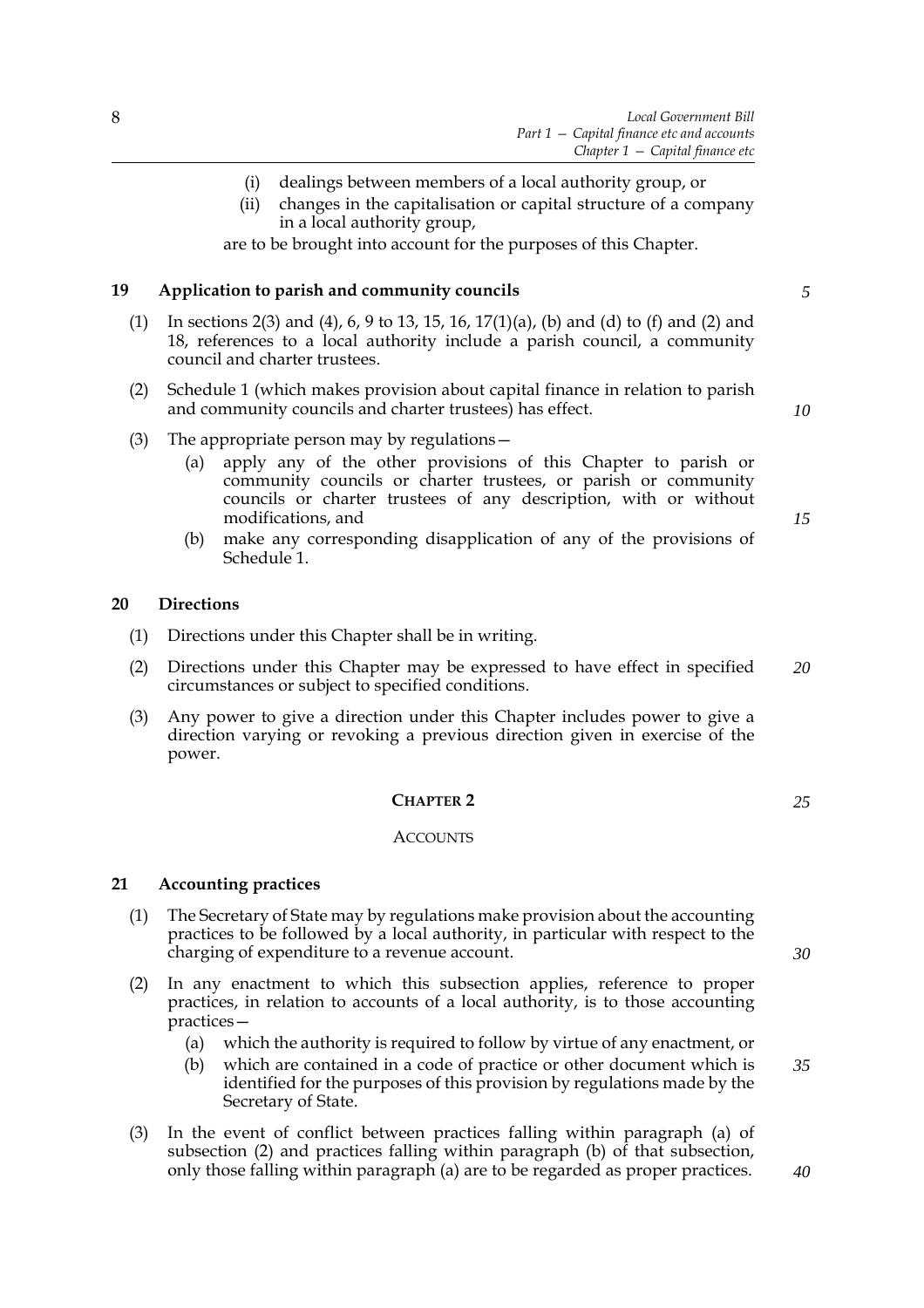(i) dealings between members of a local authority group, or

(ii) changes in the capitalisation or capital structure of a company in a local authority group,

are to be brought into account for the purposes of this Chapter.

### 19 Application to parish and community councils

(1) In sections 2(3) and (4), 6, 9 to 13, 15, 16, 17(1)(a), (b) and (d) to (f) and (2) and 18, references to a local authority include a parish council, a community council and charter trustees.

(2) Schedule 1 (which makes provision about capital finance in relation to parish and community councils and charter trustees) has effect.

(3) The appropriate person may by regulations—

(a) apply any of the other provisions of this Chapter to parish or community councils or charter trustees, or parish or community councils or charter trustees of any description, with or without modifications, and

(b) make any corresponding disapplication of any of the provisions of Schedule 1.

### 20 Directions

(1) Directions under this Chapter shall be in writing.

(2) Directions under this Chapter may be expressed to have effect in specified circumstances or subject to specified conditions.

(3) Any power to give a direction under this Chapter includes power to give a direction varying or revoking a previous direction given in exercise of the power.

## CHAPTER 2

## ACCOUNTS

### 21 Accounting practices

(1) The Secretary of State may by regulations make provision about the accounting practices to be followed by a local authority, in particular with respect to the charging of expenditure to a revenue account.

(2) In any enactment to which this subsection applies, reference to proper practices, in relation to accounts of a local authority, is to those accounting practices—

(a) which the authority is required to follow by virtue of any enactment, or

(b) which are contained in a code of practice or other document which is identified for the purposes of this provision by regulations made by the Secretary of State.

(3) In the event of conflict between practices falling within paragraph (a) of subsection (2) and practices falling within paragraph (b) of that subsection, only those falling within paragraph (a) are to be regarded as proper practices.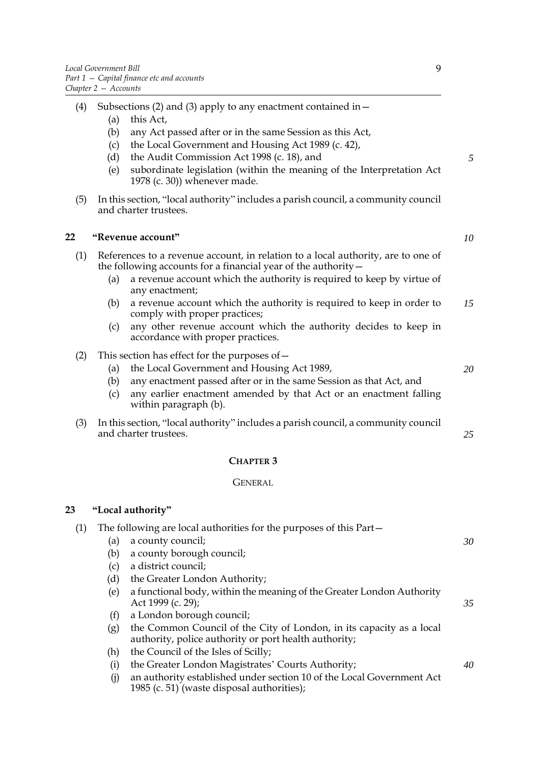(4) Subsections (2) and (3) apply to any enactment contained in—

- (a) this Act,
- (b) any Act passed after or in the same Session as this Act,
- (c) the Local Government and Housing Act 1989 (c. 42),
- (d) the Audit Commission Act 1998 (c. 18), and
- (e) subordinate legislation (within the meaning of the Interpretation Act 1978 (c. 30)) whenever made.

(5) In this section, "local authority" includes a parish council, a community council and charter trustees.

### 22 "Revenue account"

(1) References to a revenue account, in relation to a local authority, are to one of the following accounts for a financial year of the authority—

- (a) a revenue account which the authority is required to keep by virtue of any enactment;
- (b) a revenue account which the authority is required to keep in order to comply with proper practices;
- (c) any other revenue account which the authority decides to keep in accordance with proper practices.

(2) This section has effect for the purposes of—

- (a) the Local Government and Housing Act 1989,
- (b) any enactment passed after or in the same Session as that Act, and
- (c) any earlier enactment amended by that Act or an enactment falling within paragraph (b).

(3) In this section, "local authority" includes a parish council, a community council and charter trustees.

## CHAPTER 3

## GENERAL

### 23 "Local authority"

(1) The following are local authorities for the purposes of this Part—

- (a) a county council;
- (b) a county borough council;
- (c) a district council;
- (d) the Greater London Authority;
- (e) a functional body, within the meaning of the Greater London Authority Act 1999 (c. 29);
- (f) a London borough council;
- (g) the Common Council of the City of London, in its capacity as a local authority, police authority or port health authority;
- (h) the Council of the Isles of Scilly;
- (i) the Greater London Magistrates' Courts Authority;
- (j) an authority established under section 10 of the Local Government Act 1985 (c. 51) (waste disposal authorities);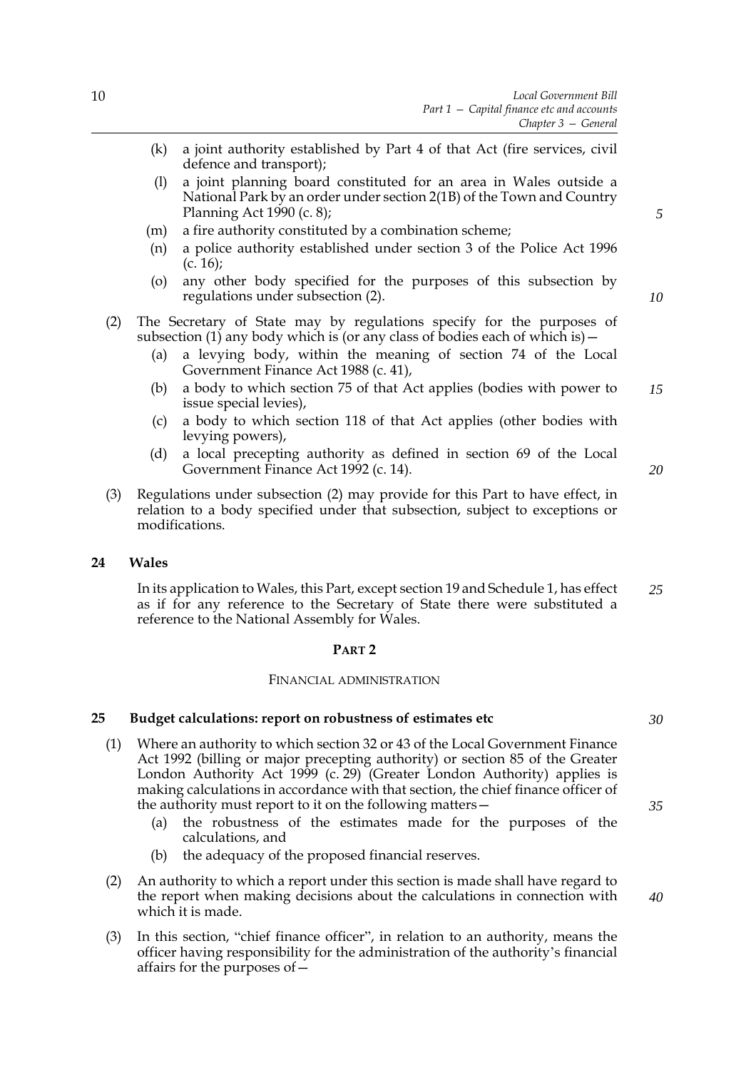(k) a joint authority established by Part 4 of that Act (fire services, civil defence and transport);

(l) a joint planning board constituted for an area in Wales outside a National Park by an order under section 2(1B) of the Town and Country Planning Act 1990 (c. 8);

(m) a fire authority constituted by a combination scheme;

(n) a police authority established under section 3 of the Police Act 1996 (c. 16);

(o) any other body specified for the purposes of this subsection by regulations under subsection (2).

(2) The Secretary of State may by regulations specify for the purposes of subsection (1) any body which is (or any class of bodies each of which is)—

(a) a levying body, within the meaning of section 74 of the Local Government Finance Act 1988 (c. 41),

(b) a body to which section 75 of that Act applies (bodies with power to issue special levies),

(c) a body to which section 118 of that Act applies (other bodies with levying powers),

(d) a local precepting authority as defined in section 69 of the Local Government Finance Act 1992 (c. 14).

(3) Regulations under subsection (2) may provide for this Part to have effect, in relation to a body specified under that subsection, subject to exceptions or modifications.

### 24 Wales

In its application to Wales, this Part, except section 19 and Schedule 1, has effect as if for any reference to the Secretary of State there were substituted a reference to the National Assembly for Wales.

## PART 2

## FINANCIAL ADMINISTRATION

### 25 Budget calculations: report on robustness of estimates etc

(1) Where an authority to which section 32 or 43 of the Local Government Finance Act 1992 (billing or major precepting authority) or section 85 of the Greater London Authority Act 1999 (c. 29) (Greater London Authority) applies is making calculations in accordance with that section, the chief finance officer of the authority must report to it on the following matters—

(a) the robustness of the estimates made for the purposes of the calculations, and

(b) the adequacy of the proposed financial reserves.

(2) An authority to which a report under this section is made shall have regard to the report when making decisions about the calculations in connection with which it is made.

(3) In this section, "chief finance officer", in relation to an authority, means the officer having responsibility for the administration of the authority's financial affairs for the purposes of—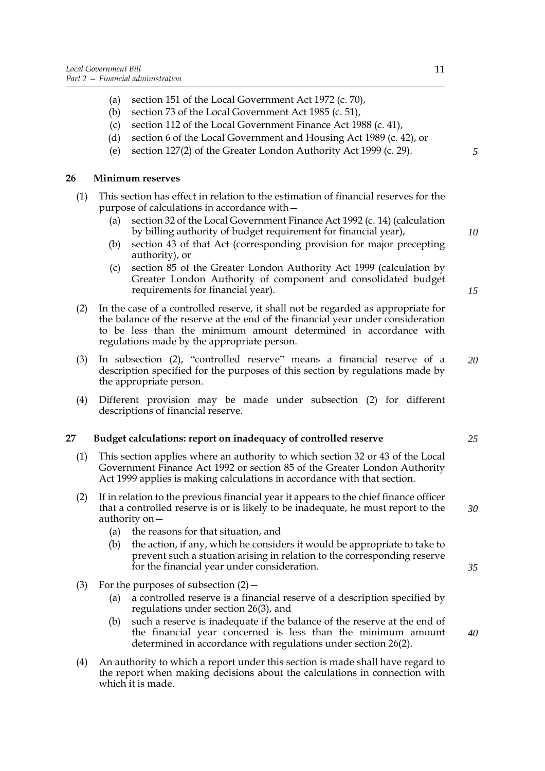(a) section 151 of the Local Government Act 1972 (c. 70),

(b) section 73 of the Local Government Act 1985 (c. 51),

(c) section 112 of the Local Government Finance Act 1988 (c. 41),

(d) section 6 of the Local Government and Housing Act 1989 (c. 42), or

(e) section 127(2) of the Greater London Authority Act 1999 (c. 29).

## 26 Minimum reserves

(1) This section has effect in relation to the estimation of financial reserves for the purpose of calculations in accordance with—

(a) section 32 of the Local Government Finance Act 1992 (c. 14) (calculation by billing authority of budget requirement for financial year),

(b) section 43 of that Act (corresponding provision for major precepting authority), or

(c) section 85 of the Greater London Authority Act 1999 (calculation by Greater London Authority of component and consolidated budget requirements for financial year).

(2) In the case of a controlled reserve, it shall not be regarded as appropriate for the balance of the reserve at the end of the financial year under consideration to be less than the minimum amount determined in accordance with regulations made by the appropriate person.

(3) In subsection (2), "controlled reserve" means a financial reserve of a description specified for the purposes of this section by regulations made by the appropriate person.

(4) Different provision may be made under subsection (2) for different descriptions of financial reserve.

## 27 Budget calculations: report on inadequacy of controlled reserve

(1) This section applies where an authority to which section 32 or 43 of the Local Government Finance Act 1992 or section 85 of the Greater London Authority Act 1999 applies is making calculations in accordance with that section.

(2) If in relation to the previous financial year it appears to the chief finance officer that a controlled reserve is or is likely to be inadequate, he must report to the authority on—

(a) the reasons for that situation, and

(b) the action, if any, which he considers it would be appropriate to take to prevent such a stuation arising in relation to the corresponding reserve for the financial year under consideration.

(3) For the purposes of subsection (2)—

(a) a controlled reserve is a financial reserve of a description specified by regulations under section 26(3), and

(b) such a reserve is inadequate if the balance of the reserve at the end of the financial year concerned is less than the minimum amount determined in accordance with regulations under section 26(2).

(4) An authority to which a report under this section is made shall have regard to the report when making decisions about the calculations in connection with which it is made.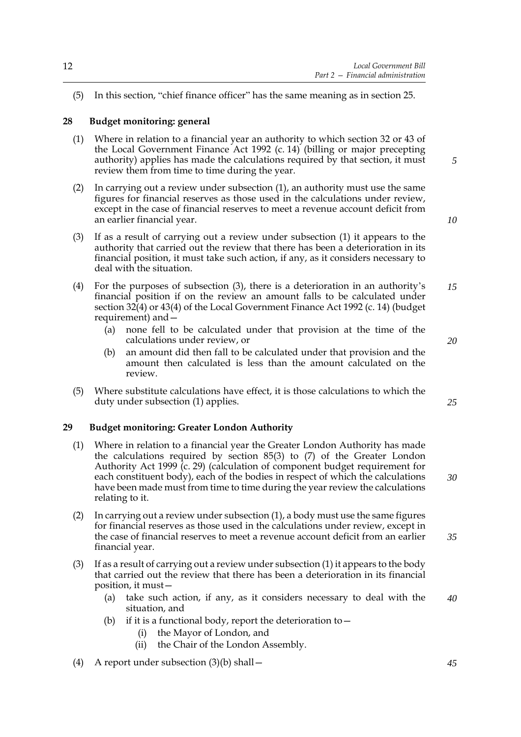(5) In this section, "chief finance officer" has the same meaning as in section 25.

### 28 Budget monitoring: general

(1) Where in relation to a financial year an authority to which section 32 or 43 of the Local Government Finance Act 1992 (c. 14) (billing or major precepting authority) applies has made the calculations required by that section, it must review them from time to time during the year.

(2) In carrying out a review under subsection (1), an authority must use the same figures for financial reserves as those used in the calculations under review, except in the case of financial reserves to meet a revenue account deficit from an earlier financial year.

(3) If as a result of carrying out a review under subsection (1) it appears to the authority that carried out the review that there has been a deterioration in its financial position, it must take such action, if any, as it considers necessary to deal with the situation.

(4) For the purposes of subsection (3), there is a deterioration in an authority's financial position if on the review an amount falls to be calculated under section 32(4) or 43(4) of the Local Government Finance Act 1992 (c. 14) (budget requirement) and—

- (a) none fell to be calculated under that provision at the time of the calculations under review, or
- (b) an amount did then fall to be calculated under that provision and the amount then calculated is less than the amount calculated on the review.

(5) Where substitute calculations have effect, it is those calculations to which the duty under subsection (1) applies.

### 29 Budget monitoring: Greater London Authority

(1) Where in relation to a financial year the Greater London Authority has made the calculations required by section 85(3) to (7) of the Greater London Authority Act 1999 (c. 29) (calculation of component budget requirement for each constituent body), each of the bodies in respect of which the calculations have been made must from time to time during the year review the calculations relating to it.

(2) In carrying out a review under subsection (1), a body must use the same figures for financial reserves as those used in the calculations under review, except in the case of financial reserves to meet a revenue account deficit from an earlier financial year.

(3) If as a result of carrying out a review under subsection (1) it appears to the body that carried out the review that there has been a deterioration in its financial position, it must—

- (a) take such action, if any, as it considers necessary to deal with the situation, and
- (b) if it is a functional body, report the deterioration to—
  - (i) the Mayor of London, and
  - (ii) the Chair of the London Assembly.

(4) A report under subsection (3)(b) shall—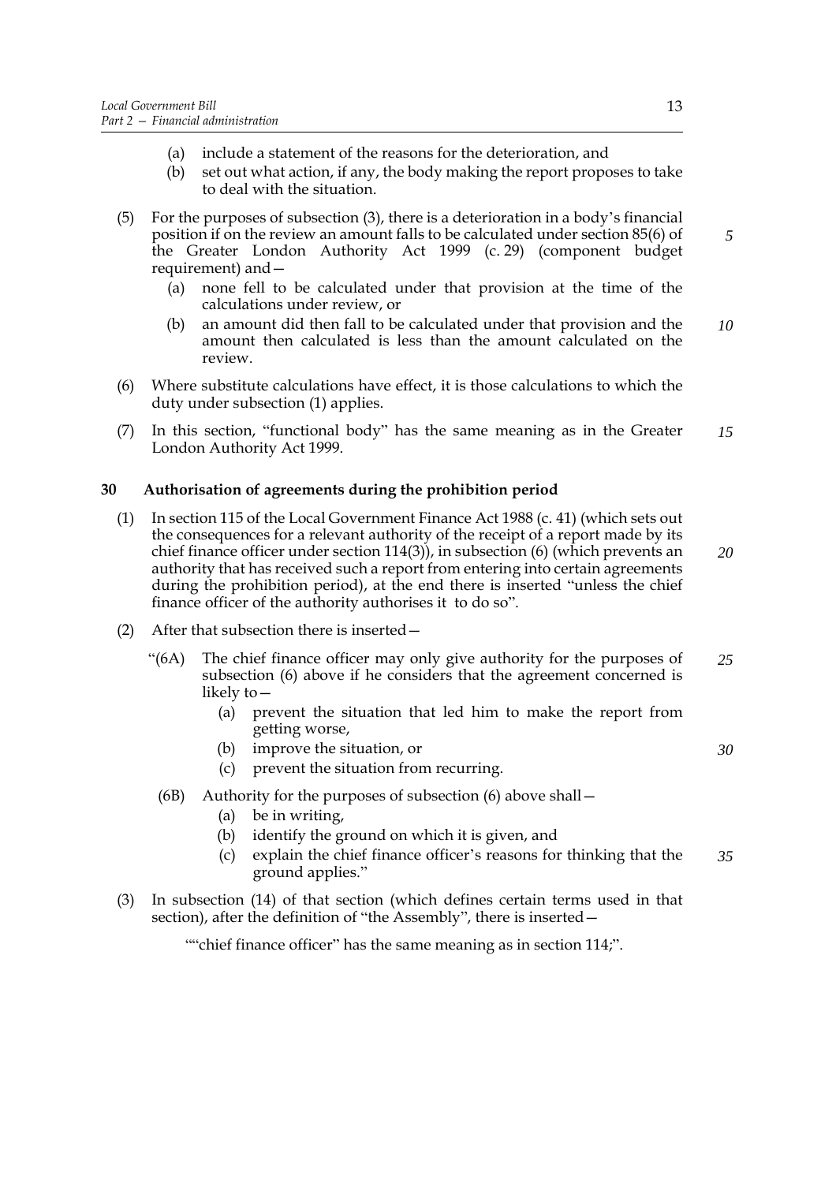(a) include a statement of the reasons for the deterioration, and

(b) set out what action, if any, the body making the report proposes to take to deal with the situation.

(5) For the purposes of subsection (3), there is a deterioration in a body's financial position if on the review an amount falls to be calculated under section 85(6) of the Greater London Authority Act 1999 (c. 29) (component budget requirement) and—

(a) none fell to be calculated under that provision at the time of the calculations under review, or

(b) an amount did then fall to be calculated under that provision and the amount then calculated is less than the amount calculated on the review.

(6) Where substitute calculations have effect, it is those calculations to which the duty under subsection (1) applies.

(7) In this section, "functional body" has the same meaning as in the Greater London Authority Act 1999.

## 30 Authorisation of agreements during the prohibition period

(1) In section 115 of the Local Government Finance Act 1988 (c. 41) (which sets out the consequences for a relevant authority of the receipt of a report made by its chief finance officer under section 114(3)), in subsection (6) (which prevents an authority that has received such a report from entering into certain agreements during the prohibition period), at the end there is inserted "unless the chief finance officer of the authority authorises it to do so".

(2) After that subsection there is inserted—

"(6A) The chief finance officer may only give authority for the purposes of subsection (6) above if he considers that the agreement concerned is likely to—

(a) prevent the situation that led him to make the report from getting worse,

(b) improve the situation, or

(c) prevent the situation from recurring.

(6B) Authority for the purposes of subsection (6) above shall—

(a) be in writing,

(b) identify the ground on which it is given, and

(c) explain the chief finance officer's reasons for thinking that the ground applies."

(3) In subsection (14) of that section (which defines certain terms used in that section), after the definition of "the Assembly", there is inserted—

""chief finance officer" has the same meaning as in section 114;".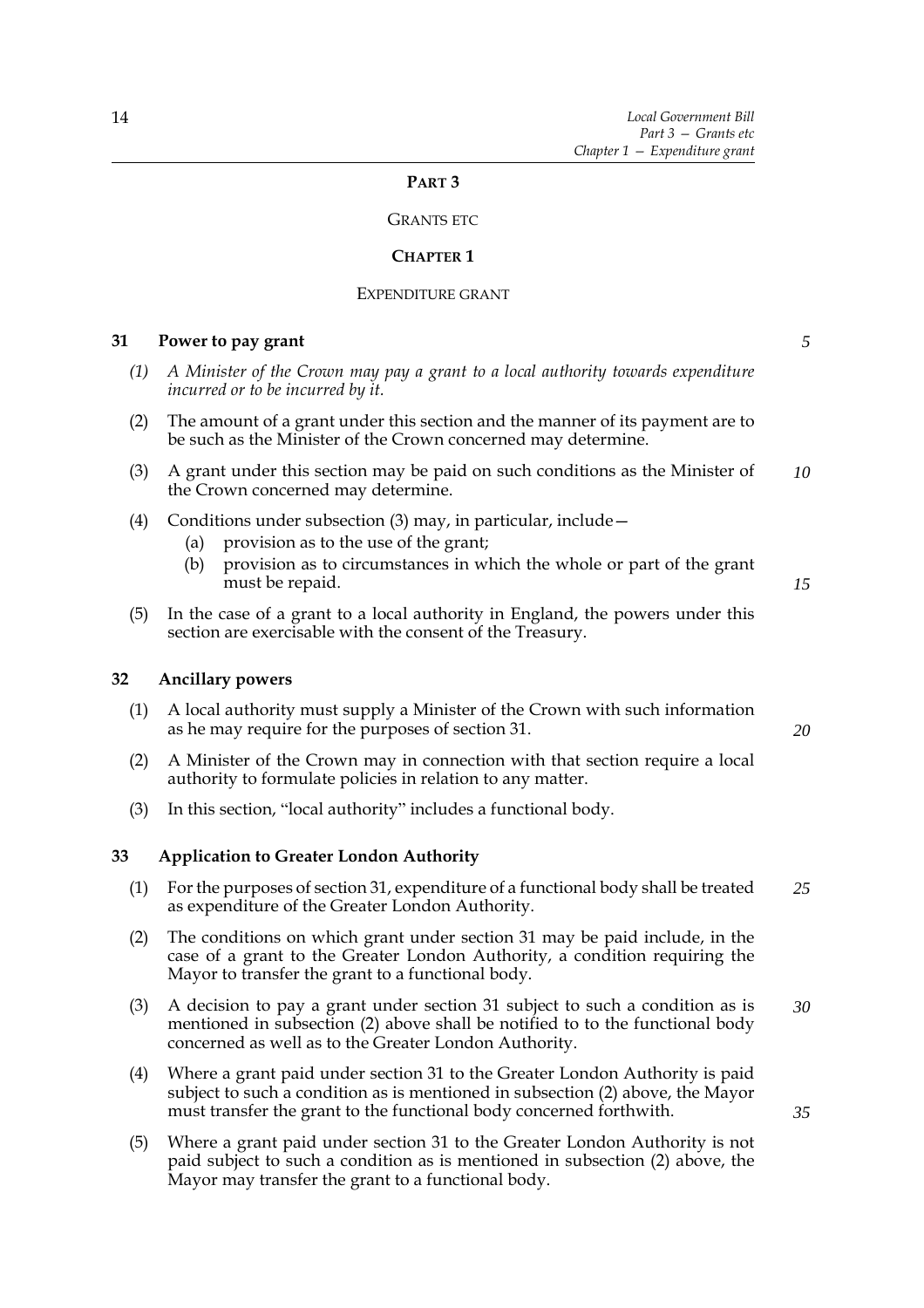## PART 3

### GRANTS ETC

### CHAPTER 1

### EXPENDITURE GRANT

**31 Power to pay grant**

*(1) A Minister of the Crown may pay a grant to a local authority towards expenditure incurred or to be incurred by it.*

(2) The amount of a grant under this section and the manner of its payment are to be such as the Minister of the Crown concerned may determine.

(3) A grant under this section may be paid on such conditions as the Minister of the Crown concerned may determine.

(4) Conditions under subsection (3) may, in particular, include—

(a) provision as to the use of the grant;

(b) provision as to circumstances in which the whole or part of the grant must be repaid.

(5) In the case of a grant to a local authority in England, the powers under this section are exercisable with the consent of the Treasury.

**32 Ancillary powers**

(1) A local authority must supply a Minister of the Crown with such information as he may require for the purposes of section 31.

(2) A Minister of the Crown may in connection with that section require a local authority to formulate policies in relation to any matter.

(3) In this section, "local authority" includes a functional body.

**33 Application to Greater London Authority**

(1) For the purposes of section 31, expenditure of a functional body shall be treated as expenditure of the Greater London Authority.

(2) The conditions on which grant under section 31 may be paid include, in the case of a grant to the Greater London Authority, a condition requiring the Mayor to transfer the grant to a functional body.

(3) A decision to pay a grant under section 31 subject to such a condition as is mentioned in subsection (2) above shall be notified to to the functional body concerned as well as to the Greater London Authority.

(4) Where a grant paid under section 31 to the Greater London Authority is paid subject to such a condition as is mentioned in subsection (2) above, the Mayor must transfer the grant to the functional body concerned forthwith.

(5) Where a grant paid under section 31 to the Greater London Authority is not paid subject to such a condition as is mentioned in subsection (2) above, the Mayor may transfer the grant to a functional body.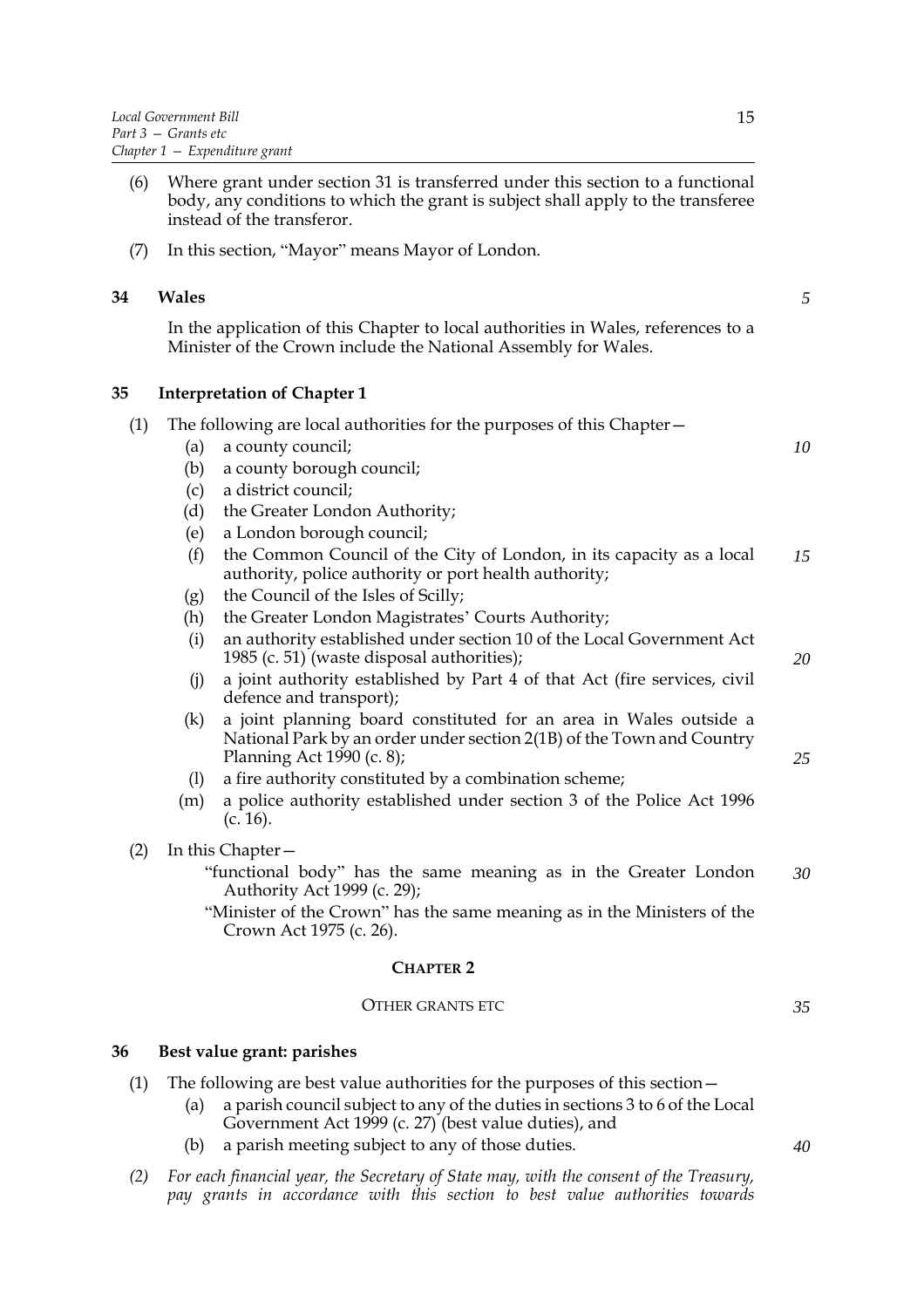(6) Where grant under section 31 is transferred under this section to a functional body, any conditions to which the grant is subject shall apply to the transferee instead of the transferor.

(7) In this section, "Mayor" means Mayor of London.

### 34 Wales

In the application of this Chapter to local authorities in Wales, references to a Minister of the Crown include the National Assembly for Wales.

### 35 Interpretation of Chapter 1

(1) The following are local authorities for the purposes of this Chapter—

- (a) a county council;
- (b) a county borough council;
- (c) a district council;
- (d) the Greater London Authority;
- (e) a London borough council;
- (f) the Common Council of the City of London, in its capacity as a local authority, police authority or port health authority;
- (g) the Council of the Isles of Scilly;
- (h) the Greater London Magistrates' Courts Authority;
- (i) an authority established under section 10 of the Local Government Act 1985 (c. 51) (waste disposal authorities);
- (j) a joint authority established by Part 4 of that Act (fire services, civil defence and transport);
- (k) a joint planning board constituted for an area in Wales outside a National Park by an order under section 2(1B) of the Town and Country Planning Act 1990 (c. 8);
- (l) a fire authority constituted by a combination scheme;
- (m) a police authority established under section 3 of the Police Act 1996 (c. 16).

(2) In this Chapter—

"functional body" has the same meaning as in the Greater London Authority Act 1999 (c. 29);

"Minister of the Crown" has the same meaning as in the Ministers of the Crown Act 1975 (c. 26).

## CHAPTER 2

OTHER GRANTS ETC

### 36 Best value grant: parishes

(1) The following are best value authorities for the purposes of this section—

- (a) a parish council subject to any of the duties in sections 3 to 6 of the Local Government Act 1999 (c. 27) (best value duties), and
- (b) a parish meeting subject to any of those duties.

*(2) For each financial year, the Secretary of State may, with the consent of the Treasury, pay grants in accordance with this section to best value authorities towards*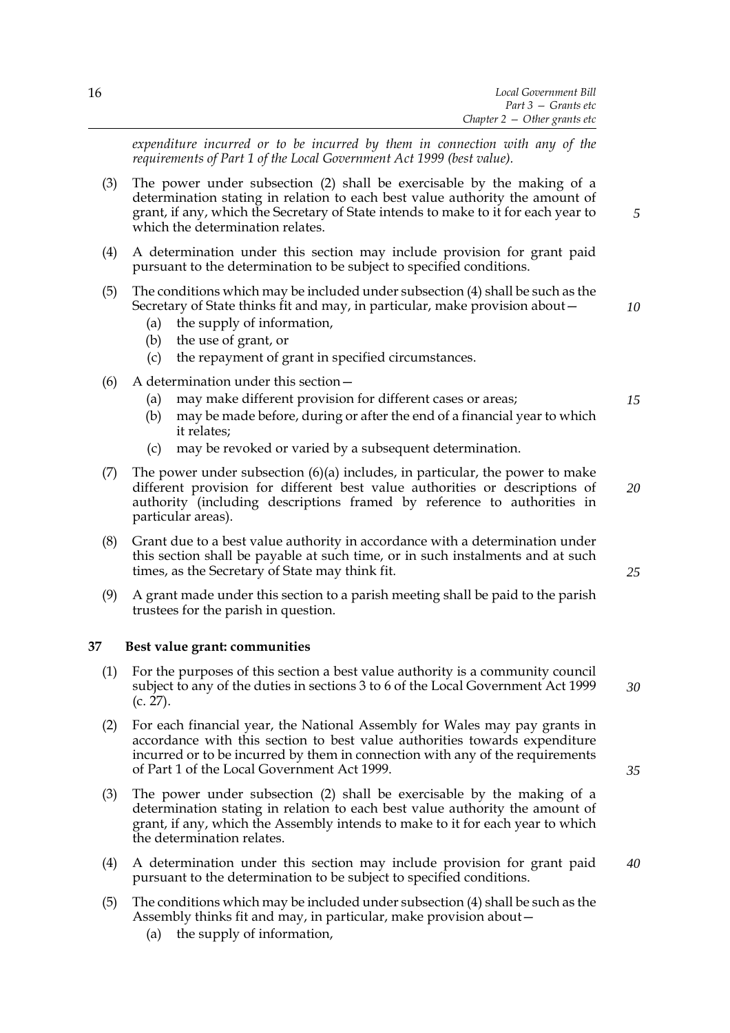*expenditure incurred or to be incurred by them in connection with any of the requirements of Part 1 of the Local Government Act 1999 (best value).*

(3) The power under subsection (2) shall be exercisable by the making of a determination stating in relation to each best value authority the amount of grant, if any, which the Secretary of State intends to make to it for each year to which the determination relates.

(4) A determination under this section may include provision for grant paid pursuant to the determination to be subject to specified conditions.

(5) The conditions which may be included under subsection (4) shall be such as the Secretary of State thinks fit and may, in particular, make provision about—

- (a) the supply of information,
- (b) the use of grant, or
- (c) the repayment of grant in specified circumstances.

(6) A determination under this section—

- (a) may make different provision for different cases or areas;
- (b) may be made before, during or after the end of a financial year to which it relates;
- (c) may be revoked or varied by a subsequent determination.

(7) The power under subsection (6)(a) includes, in particular, the power to make different provision for different best value authorities or descriptions of authority (including descriptions framed by reference to authorities in particular areas).

(8) Grant due to a best value authority in accordance with a determination under this section shall be payable at such time, or in such instalments and at such times, as the Secretary of State may think fit.

(9) A grant made under this section to a parish meeting shall be paid to the parish trustees for the parish in question.

### 37 Best value grant: communities

(1) For the purposes of this section a best value authority is a community council subject to any of the duties in sections 3 to 6 of the Local Government Act 1999 (c. 27).

(2) For each financial year, the National Assembly for Wales may pay grants in accordance with this section to best value authorities towards expenditure incurred or to be incurred by them in connection with any of the requirements of Part 1 of the Local Government Act 1999.

(3) The power under subsection (2) shall be exercisable by the making of a determination stating in relation to each best value authority the amount of grant, if any, which the Assembly intends to make to it for each year to which the determination relates.

(4) A determination under this section may include provision for grant paid pursuant to the determination to be subject to specified conditions.

(5) The conditions which may be included under subsection (4) shall be such as the Assembly thinks fit and may, in particular, make provision about—

- (a) the supply of information,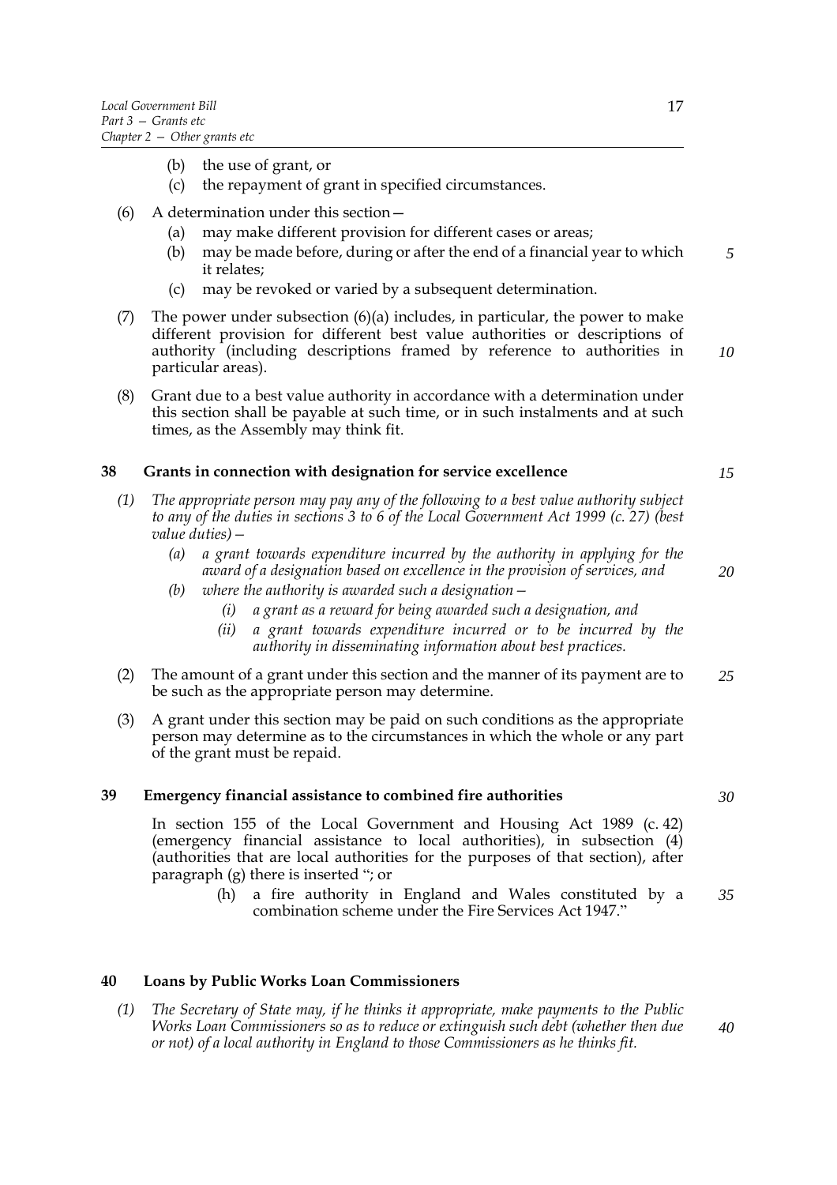(b) the use of grant, or

(c) the repayment of grant in specified circumstances.

(6) A determination under this section—

(a) may make different provision for different cases or areas;

(b) may be made before, during or after the end of a financial year to which it relates;

(c) may be revoked or varied by a subsequent determination.

(7) The power under subsection (6)(a) includes, in particular, the power to make different provision for different best value authorities or descriptions of authority (including descriptions framed by reference to authorities in particular areas).

(8) Grant due to a best value authority in accordance with a determination under this section shall be payable at such time, or in such instalments and at such times, as the Assembly may think fit.

## 38 Grants in connection with designation for service excellence

*(1) The appropriate person may pay any of the following to a best value authority subject to any of the duties in sections 3 to 6 of the Local Government Act 1999 (c. 27) (best value duties)—*

*(a) a grant towards expenditure incurred by the authority in applying for the award of a designation based on excellence in the provision of services, and*

*(b) where the authority is awarded such a designation—*

*(i) a grant as a reward for being awarded such a designation, and*

*(ii) a grant towards expenditure incurred or to be incurred by the authority in disseminating information about best practices.*

(2) The amount of a grant under this section and the manner of its payment are to be such as the appropriate person may determine.

(3) A grant under this section may be paid on such conditions as the appropriate person may determine as to the circumstances in which the whole or any part of the grant must be repaid.

## 39 Emergency financial assistance to combined fire authorities

In section 155 of the Local Government and Housing Act 1989 (c. 42) (emergency financial assistance to local authorities), in subsection (4) (authorities that are local authorities for the purposes of that section), after paragraph (g) there is inserted "; or

(h) a fire authority in England and Wales constituted by a combination scheme under the Fire Services Act 1947."

## 40 Loans by Public Works Loan Commissioners

*(1) The Secretary of State may, if he thinks it appropriate, make payments to the Public Works Loan Commissioners so as to reduce or extinguish such debt (whether then due or not) of a local authority in England to those Commissioners as he thinks fit.*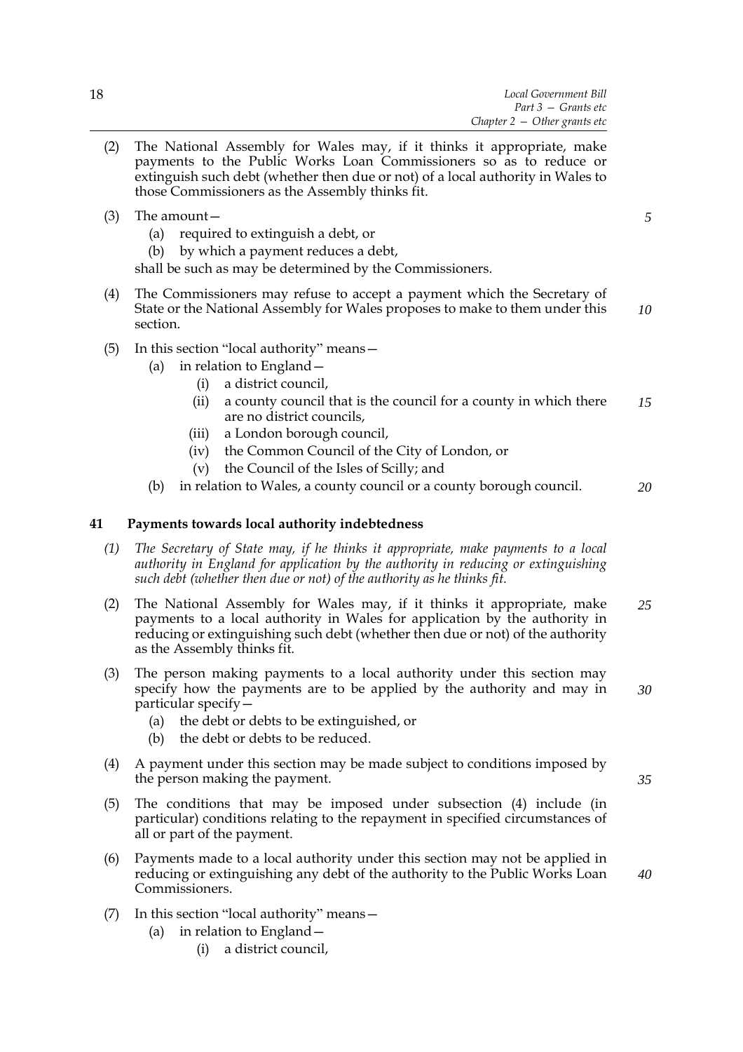(2) The National Assembly for Wales may, if it thinks it appropriate, make payments to the Public Works Loan Commissioners so as to reduce or extinguish such debt (whether then due or not) of a local authority in Wales to those Commissioners as the Assembly thinks fit.

(3) The amount—
   (a) required to extinguish a debt, or
   (b) by which a payment reduces a debt,

   shall be such as may be determined by the Commissioners.

(4) The Commissioners may refuse to accept a payment which the Secretary of State or the National Assembly for Wales proposes to make to them under this section.

(5) In this section "local authority" means—
   (a) in relation to England—
      (i) a district council,
      (ii) a county council that is the council for a county in which there are no district councils,
      (iii) a London borough council,
      (iv) the Common Council of the City of London, or
      (v) the Council of the Isles of Scilly; and
   (b) in relation to Wales, a county council or a county borough council.

## 41 Payments towards local authority indebtedness

*(1) The Secretary of State may, if he thinks it appropriate, make payments to a local authority in England for application by the authority in reducing or extinguishing such debt (whether then due or not) of the authority as he thinks fit.*

(2) The National Assembly for Wales may, if it thinks it appropriate, make payments to a local authority in Wales for application by the authority in reducing or extinguishing such debt (whether then due or not) of the authority as the Assembly thinks fit.

(3) The person making payments to a local authority under this section may specify how the payments are to be applied by the authority and may in particular specify—
   (a) the debt or debts to be extinguished, or
   (b) the debt or debts to be reduced.

(4) A payment under this section may be made subject to conditions imposed by the person making the payment.

(5) The conditions that may be imposed under subsection (4) include (in particular) conditions relating to the repayment in specified circumstances of all or part of the payment.

(6) Payments made to a local authority under this section may not be applied in reducing or extinguishing any debt of the authority to the Public Works Loan Commissioners.

(7) In this section "local authority" means—
   (a) in relation to England—
      (i) a district council,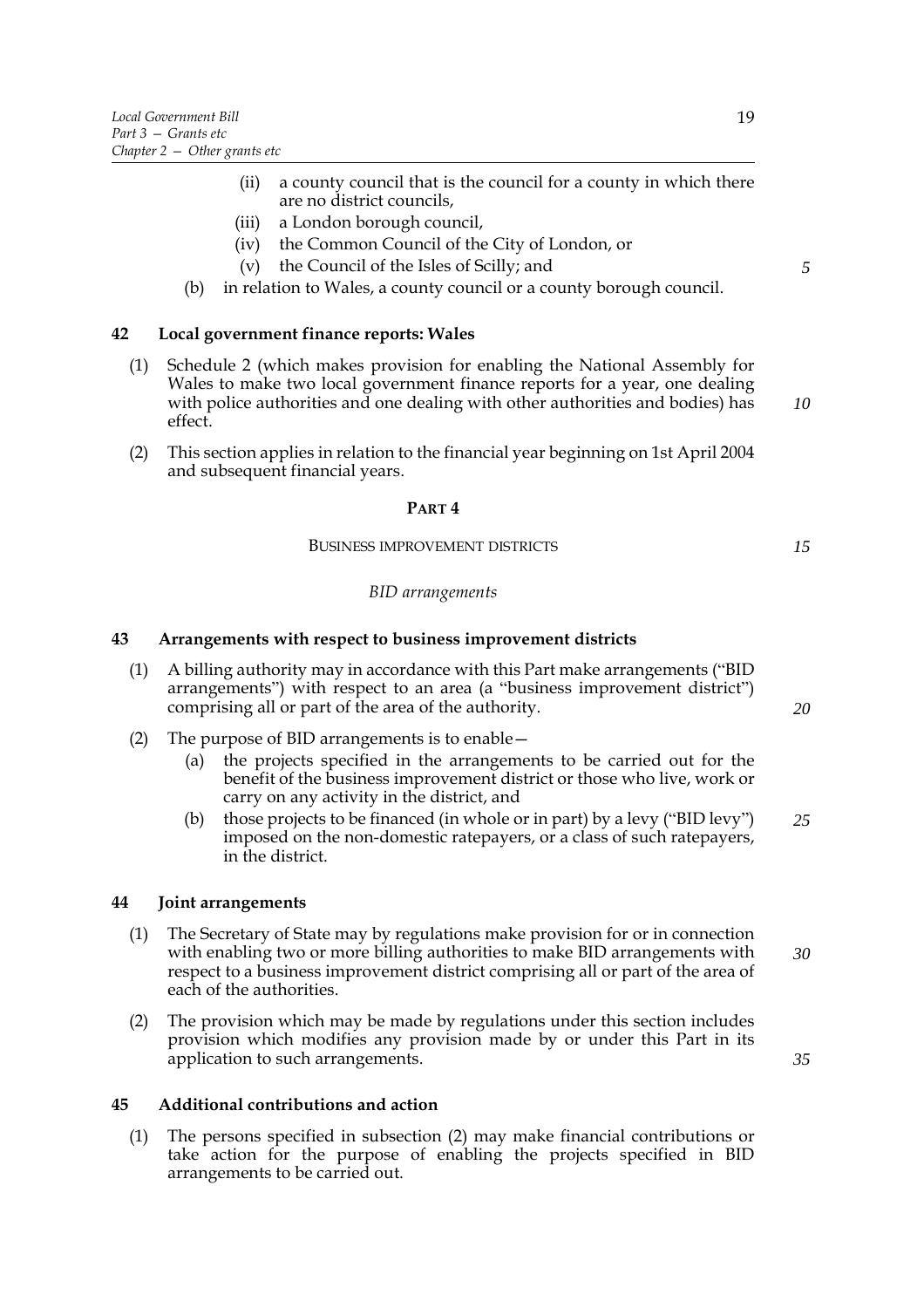(ii) a county council that is the council for a county in which there are no district councils,

(iii) a London borough council,

(iv) the Common Council of the City of London, or

(v) the Council of the Isles of Scilly; and

(b) in relation to Wales, a county council or a county borough council.

### 42 Local government finance reports: Wales

(1) Schedule 2 (which makes provision for enabling the National Assembly for Wales to make two local government finance reports for a year, one dealing with police authorities and one dealing with other authorities and bodies) has effect.

(2) This section applies in relation to the financial year beginning on 1st April 2004 and subsequent financial years.

## PART 4

## BUSINESS IMPROVEMENT DISTRICTS

*BID arrangements*

### 43 Arrangements with respect to business improvement districts

(1) A billing authority may in accordance with this Part make arrangements ("BID arrangements") with respect to an area (a "business improvement district") comprising all or part of the area of the authority.

(2) The purpose of BID arrangements is to enable—

(a) the projects specified in the arrangements to be carried out for the benefit of the business improvement district or those who live, work or carry on any activity in the district, and

(b) those projects to be financed (in whole or in part) by a levy ("BID levy") imposed on the non-domestic ratepayers, or a class of such ratepayers, in the district.

### 44 Joint arrangements

(1) The Secretary of State may by regulations make provision for or in connection with enabling two or more billing authorities to make BID arrangements with respect to a business improvement district comprising all or part of the area of each of the authorities.

(2) The provision which may be made by regulations under this section includes provision which modifies any provision made by or under this Part in its application to such arrangements.

### 45 Additional contributions and action

(1) The persons specified in subsection (2) may make financial contributions or take action for the purpose of enabling the projects specified in BID arrangements to be carried out.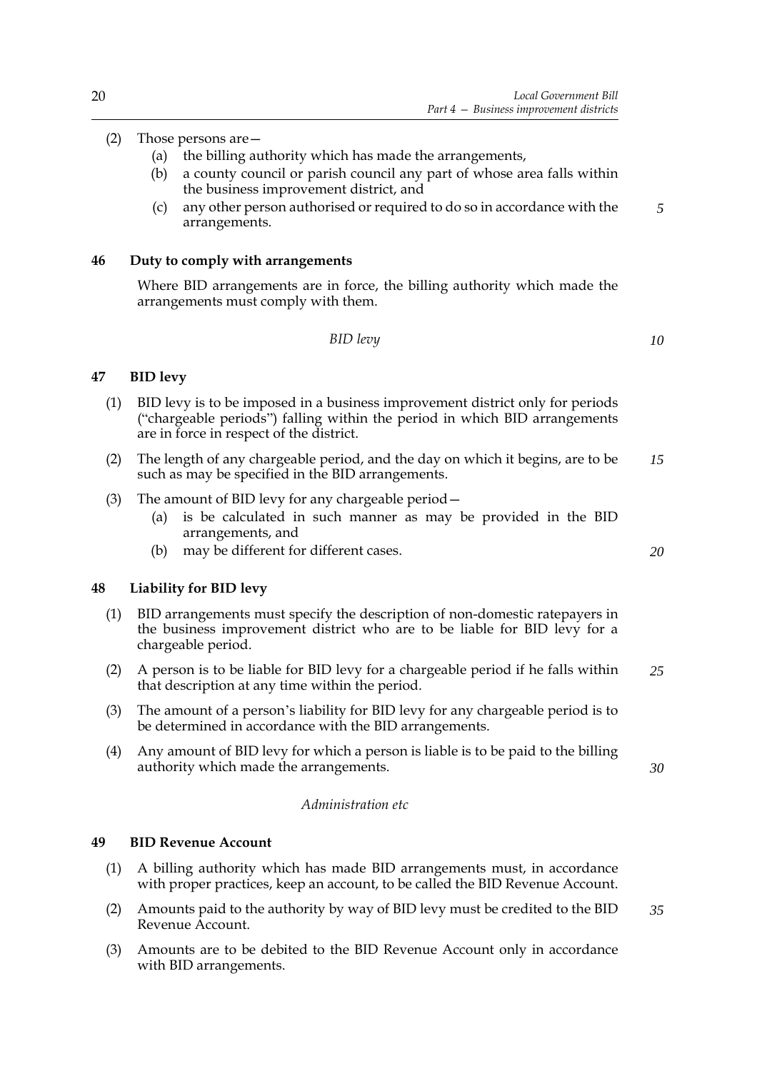(2) Those persons are—
   (a) the billing authority which has made the arrangements,
   (b) a county council or parish council any part of whose area falls within the business improvement district, and
   (c) any other person authorised or required to do so in accordance with the arrangements.

**46 Duty to comply with arrangements**

Where BID arrangements are in force, the billing authority which made the arrangements must comply with them.

*BID levy*

**47 BID levy**

(1) BID levy is to be imposed in a business improvement district only for periods ("chargeable periods") falling within the period in which BID arrangements are in force in respect of the district.

(2) The length of any chargeable period, and the day on which it begins, are to be such as may be specified in the BID arrangements.

(3) The amount of BID levy for any chargeable period—
   (a) is be calculated in such manner as may be provided in the BID arrangements, and
   (b) may be different for different cases.

**48 Liability for BID levy**

(1) BID arrangements must specify the description of non-domestic ratepayers in the business improvement district who are to be liable for BID levy for a chargeable period.

(2) A person is to be liable for BID levy for a chargeable period if he falls within that description at any time within the period.

(3) The amount of a person's liability for BID levy for any chargeable period is to be determined in accordance with the BID arrangements.

(4) Any amount of BID levy for which a person is liable is to be paid to the billing authority which made the arrangements.

*Administration etc*

**49 BID Revenue Account**

(1) A billing authority which has made BID arrangements must, in accordance with proper practices, keep an account, to be called the BID Revenue Account.

(2) Amounts paid to the authority by way of BID levy must be credited to the BID Revenue Account.

(3) Amounts are to be debited to the BID Revenue Account only in accordance with BID arrangements.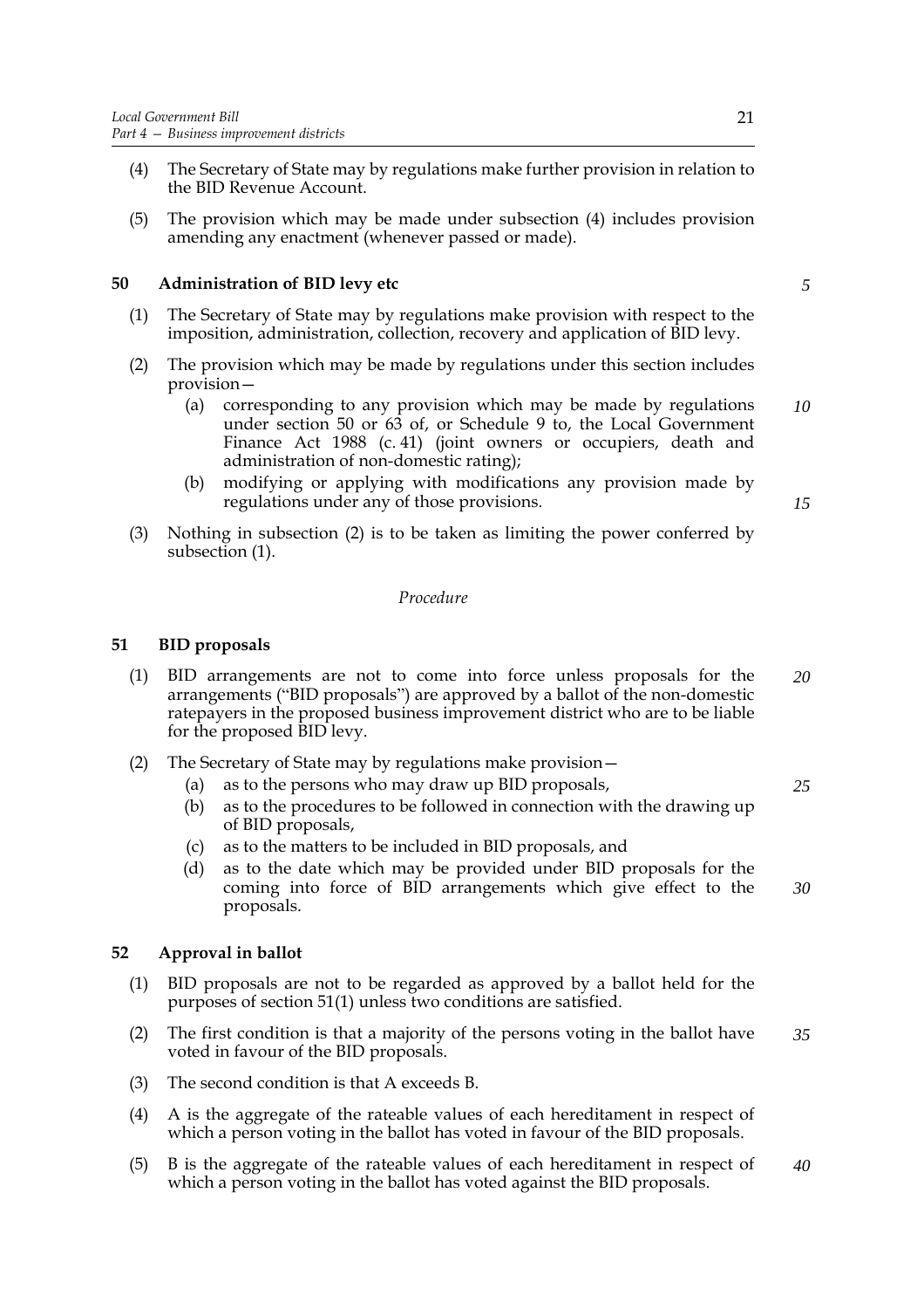(4) The Secretary of State may by regulations make further provision in relation to the BID Revenue Account.

(5) The provision which may be made under subsection (4) includes provision amending any enactment (whenever passed or made).

### 50 Administration of BID levy etc

(1) The Secretary of State may by regulations make provision with respect to the imposition, administration, collection, recovery and application of BID levy.

(2) The provision which may be made by regulations under this section includes provision—

   (a) corresponding to any provision which may be made by regulations under section 50 or 63 of, or Schedule 9 to, the Local Government Finance Act 1988 (c. 41) (joint owners or occupiers, death and administration of non-domestic rating);

   (b) modifying or applying with modifications any provision made by regulations under any of those provisions.

(3) Nothing in subsection (2) is to be taken as limiting the power conferred by subsection (1).

*Procedure*

### 51 BID proposals

(1) BID arrangements are not to come into force unless proposals for the arrangements ("BID proposals") are approved by a ballot of the non-domestic ratepayers in the proposed business improvement district who are to be liable for the proposed BID levy.

(2) The Secretary of State may by regulations make provision—

   (a) as to the persons who may draw up BID proposals,

   (b) as to the procedures to be followed in connection with the drawing up of BID proposals,

   (c) as to the matters to be included in BID proposals, and

   (d) as to the date which may be provided under BID proposals for the coming into force of BID arrangements which give effect to the proposals.

### 52 Approval in ballot

(1) BID proposals are not to be regarded as approved by a ballot held for the purposes of section 51(1) unless two conditions are satisfied.

(2) The first condition is that a majority of the persons voting in the ballot have voted in favour of the BID proposals.

(3) The second condition is that A exceeds B.

(4) A is the aggregate of the rateable values of each hereditament in respect of which a person voting in the ballot has voted in favour of the BID proposals.

(5) B is the aggregate of the rateable values of each hereditament in respect of which a person voting in the ballot has voted against the BID proposals.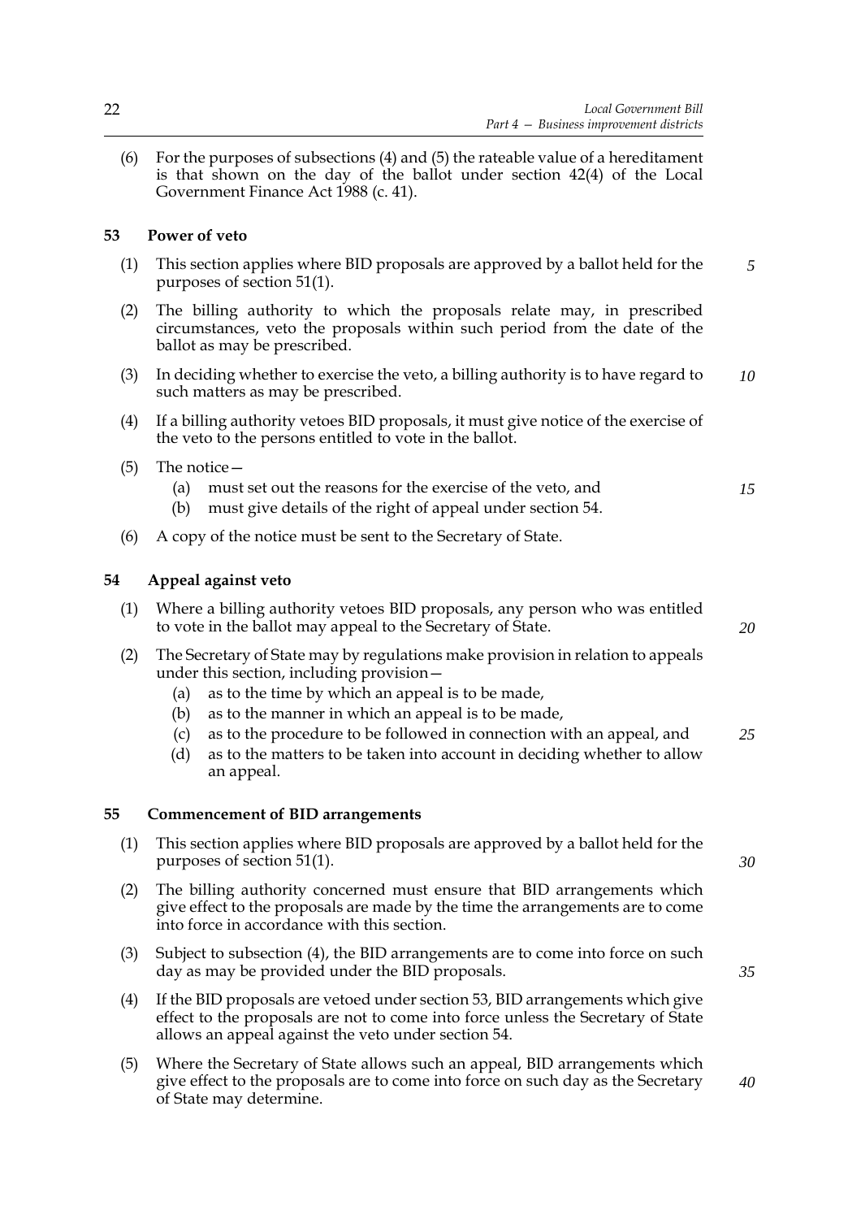(6) For the purposes of subsections (4) and (5) the rateable value of a hereditament is that shown on the day of the ballot under section 42(4) of the Local Government Finance Act 1988 (c. 41).

### 53 Power of veto

(1) This section applies where BID proposals are approved by a ballot held for the purposes of section 51(1).

(2) The billing authority to which the proposals relate may, in prescribed circumstances, veto the proposals within such period from the date of the ballot as may be prescribed.

(3) In deciding whether to exercise the veto, a billing authority is to have regard to such matters as may be prescribed.

(4) If a billing authority vetoes BID proposals, it must give notice of the exercise of the veto to the persons entitled to vote in the ballot.

(5) The notice—

  (a) must set out the reasons for the exercise of the veto, and

  (b) must give details of the right of appeal under section 54.

(6) A copy of the notice must be sent to the Secretary of State.

### 54 Appeal against veto

(1) Where a billing authority vetoes BID proposals, any person who was entitled to vote in the ballot may appeal to the Secretary of State.

(2) The Secretary of State may by regulations make provision in relation to appeals under this section, including provision—

  (a) as to the time by which an appeal is to be made,

  (b) as to the manner in which an appeal is to be made,

  (c) as to the procedure to be followed in connection with an appeal, and

  (d) as to the matters to be taken into account in deciding whether to allow an appeal.

### 55 Commencement of BID arrangements

(1) This section applies where BID proposals are approved by a ballot held for the purposes of section 51(1).

(2) The billing authority concerned must ensure that BID arrangements which give effect to the proposals are made by the time the arrangements are to come into force in accordance with this section.

(3) Subject to subsection (4), the BID arrangements are to come into force on such day as may be provided under the BID proposals.

(4) If the BID proposals are vetoed under section 53, BID arrangements which give effect to the proposals are not to come into force unless the Secretary of State allows an appeal against the veto under section 54.

(5) Where the Secretary of State allows such an appeal, BID arrangements which give effect to the proposals are to come into force on such day as the Secretary of State may determine.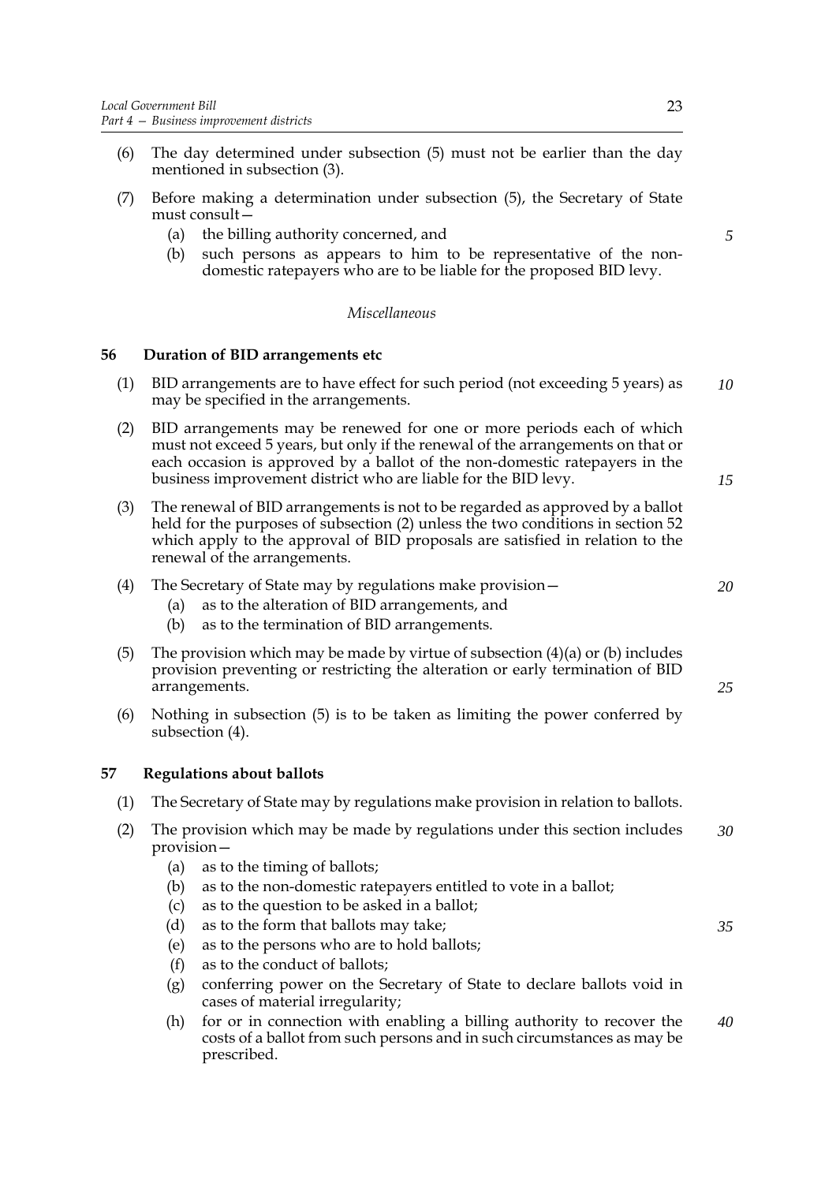(6) The day determined under subsection (5) must not be earlier than the day mentioned in subsection (3).

(7) Before making a determination under subsection (5), the Secretary of State must consult—

 (a) the billing authority concerned, and

 (b) such persons as appears to him to be representative of the non-domestic ratepayers who are to be liable for the proposed BID levy.

*Miscellaneous*

**56 Duration of BID arrangements etc**

(1) BID arrangements are to have effect for such period (not exceeding 5 years) as may be specified in the arrangements.

(2) BID arrangements may be renewed for one or more periods each of which must not exceed 5 years, but only if the renewal of the arrangements on that or each occasion is approved by a ballot of the non-domestic ratepayers in the business improvement district who are liable for the BID levy.

(3) The renewal of BID arrangements is not to be regarded as approved by a ballot held for the purposes of subsection (2) unless the two conditions in section 52 which apply to the approval of BID proposals are satisfied in relation to the renewal of the arrangements.

(4) The Secretary of State may by regulations make provision—

 (a) as to the alteration of BID arrangements, and

 (b) as to the termination of BID arrangements.

(5) The provision which may be made by virtue of subsection (4)(a) or (b) includes provision preventing or restricting the alteration or early termination of BID arrangements.

(6) Nothing in subsection (5) is to be taken as limiting the power conferred by subsection (4).

**57 Regulations about ballots**

(1) The Secretary of State may by regulations make provision in relation to ballots.

(2) The provision which may be made by regulations under this section includes provision—

 (a) as to the timing of ballots;

 (b) as to the non-domestic ratepayers entitled to vote in a ballot;

 (c) as to the question to be asked in a ballot;

 (d) as to the form that ballots may take;

 (e) as to the persons who are to hold ballots;

 (f) as to the conduct of ballots;

 (g) conferring power on the Secretary of State to declare ballots void in cases of material irregularity;

 (h) for or in connection with enabling a billing authority to recover the costs of a ballot from such persons and in such circumstances as may be prescribed.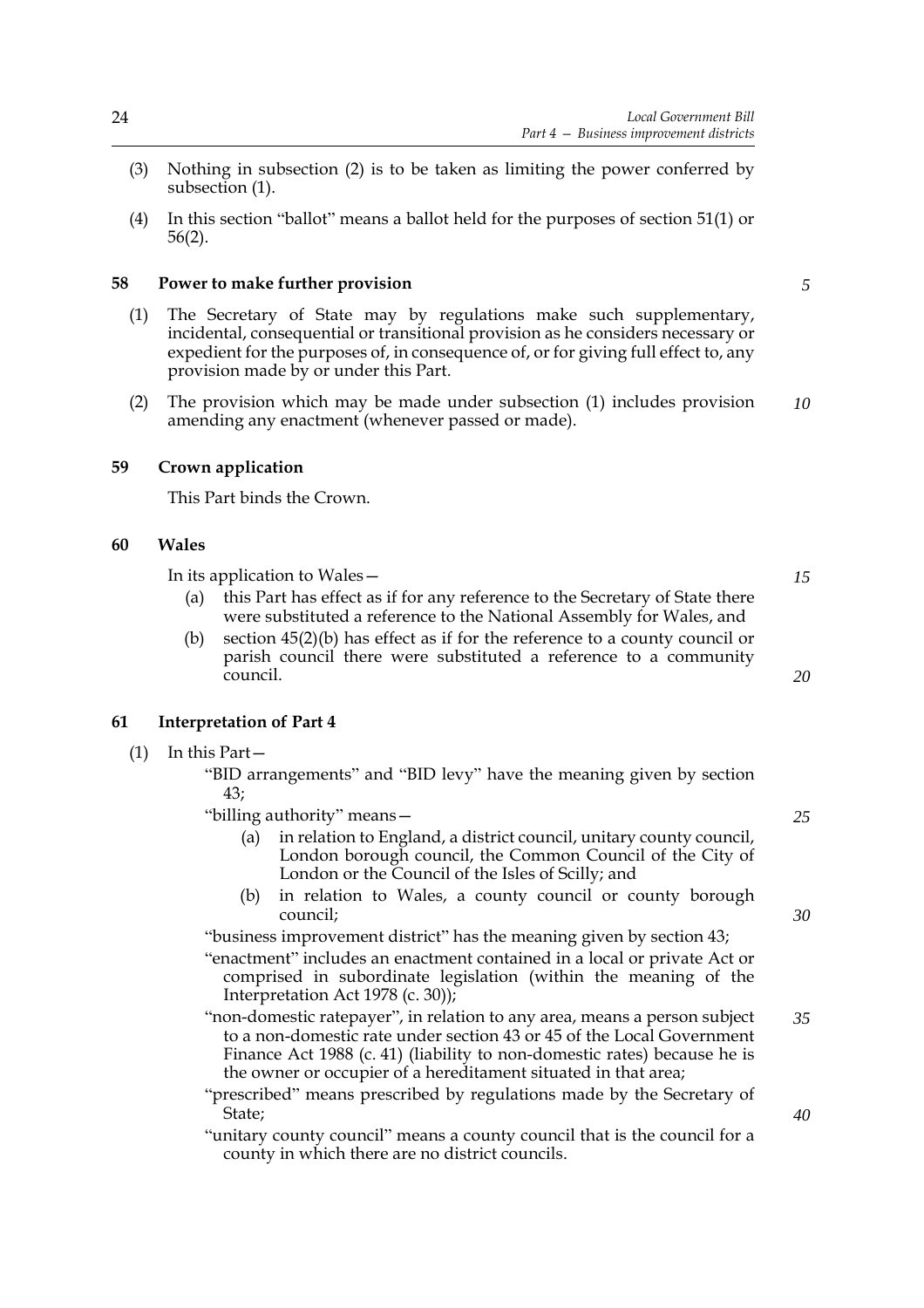(3) Nothing in subsection (2) is to be taken as limiting the power conferred by subsection (1).

(4) In this section "ballot" means a ballot held for the purposes of section 51(1) or 56(2).

### 58 Power to make further provision

(1) The Secretary of State may by regulations make such supplementary, incidental, consequential or transitional provision as he considers necessary or expedient for the purposes of, in consequence of, or for giving full effect to, any provision made by or under this Part.

(2) The provision which may be made under subsection (1) includes provision amending any enactment (whenever passed or made).

### 59 Crown application

This Part binds the Crown.

### 60 Wales

In its application to Wales—

(a) this Part has effect as if for any reference to the Secretary of State there were substituted a reference to the National Assembly for Wales, and

(b) section 45(2)(b) has effect as if for the reference to a county council or parish council there were substituted a reference to a community council.

### 61 Interpretation of Part 4

(1) In this Part—

"BID arrangements" and "BID levy" have the meaning given by section 43;

"billing authority" means—

(a) in relation to England, a district council, unitary county council, London borough council, the Common Council of the City of London or the Council of the Isles of Scilly; and

(b) in relation to Wales, a county council or county borough council;

"business improvement district" has the meaning given by section 43;

"enactment" includes an enactment contained in a local or private Act or comprised in subordinate legislation (within the meaning of the Interpretation Act 1978 (c. 30));

"non-domestic ratepayer", in relation to any area, means a person subject to a non-domestic rate under section 43 or 45 of the Local Government Finance Act 1988 (c. 41) (liability to non-domestic rates) because he is the owner or occupier of a hereditament situated in that area;

"prescribed" means prescribed by regulations made by the Secretary of State;

"unitary county council" means a county council that is the council for a county in which there are no district councils.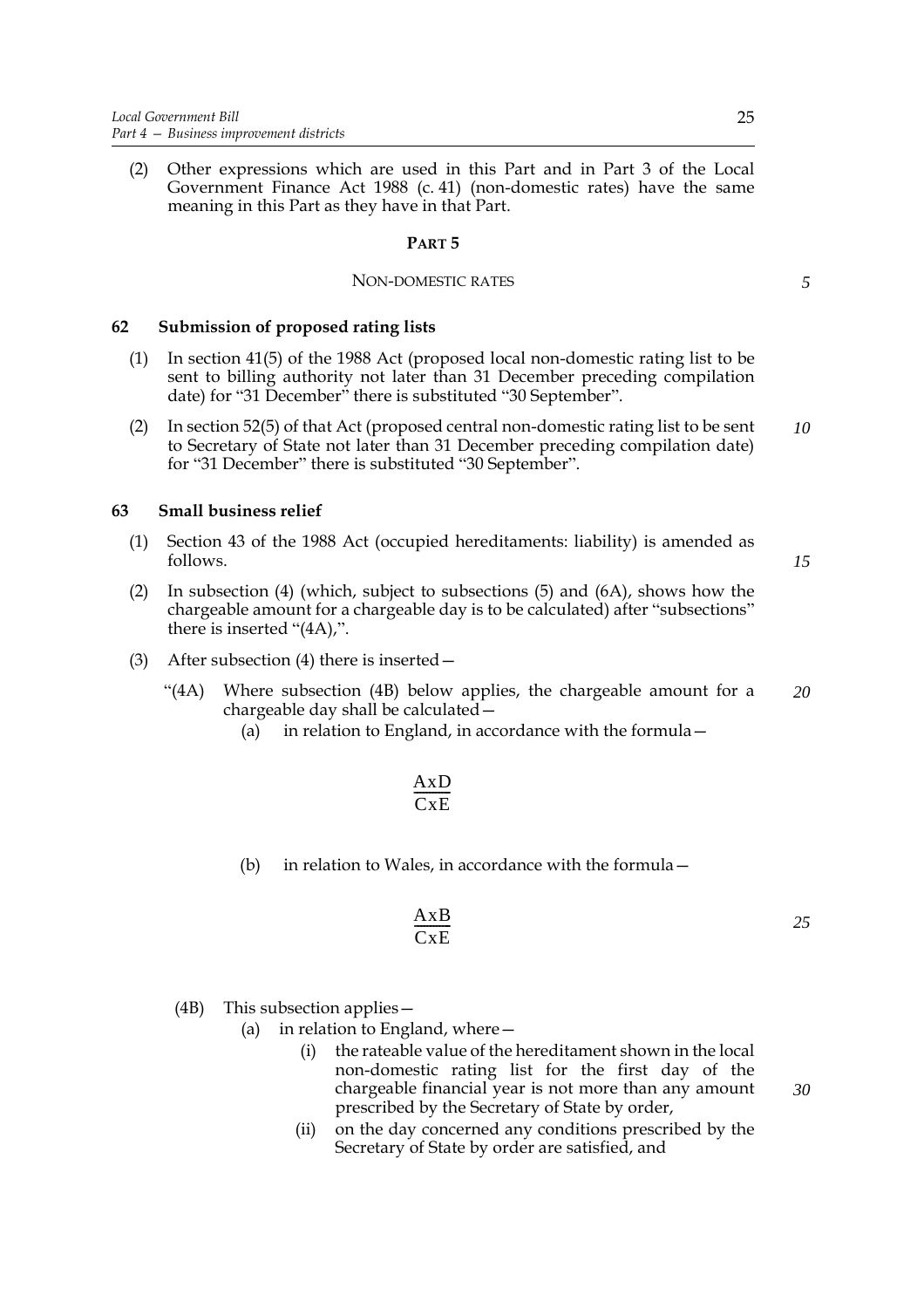(2) Other expressions which are used in this Part and in Part 3 of the Local Government Finance Act 1988 (c. 41) (non-domestic rates) have the same meaning in this Part as they have in that Part.

## PART 5

### NON-DOMESTIC RATES

#### 62 Submission of proposed rating lists

(1) In section 41(5) of the 1988 Act (proposed local non-domestic rating list to be sent to billing authority not later than 31 December preceding compilation date) for "31 December" there is substituted "30 September".

(2) In section 52(5) of that Act (proposed central non-domestic rating list to be sent to Secretary of State not later than 31 December preceding compilation date) for "31 December" there is substituted "30 September".

#### 63 Small business relief

(1) Section 43 of the 1988 Act (occupied hereditaments: liability) is amended as follows.

(2) In subsection (4) (which, subject to subsections (5) and (6A), shows how the chargeable amount for a chargeable day is to be calculated) after "subsections" there is inserted "(4A),".

(3) After subsection (4) there is inserted—

"(4A) Where subsection (4B) below applies, the chargeable amount for a chargeable day shall be calculated—

(a) in relation to England, in accordance with the formula—

$$\frac{A x D}{C x E}$$

(b) in relation to Wales, in accordance with the formula—

$$\frac{A x B}{C x E}$$

(4B) This subsection applies—

(a) in relation to England, where—

(i) the rateable value of the hereditament shown in the local non-domestic rating list for the first day of the chargeable financial year is not more than any amount prescribed by the Secretary of State by order,

(ii) on the day concerned any conditions prescribed by the Secretary of State by order are satisfied, and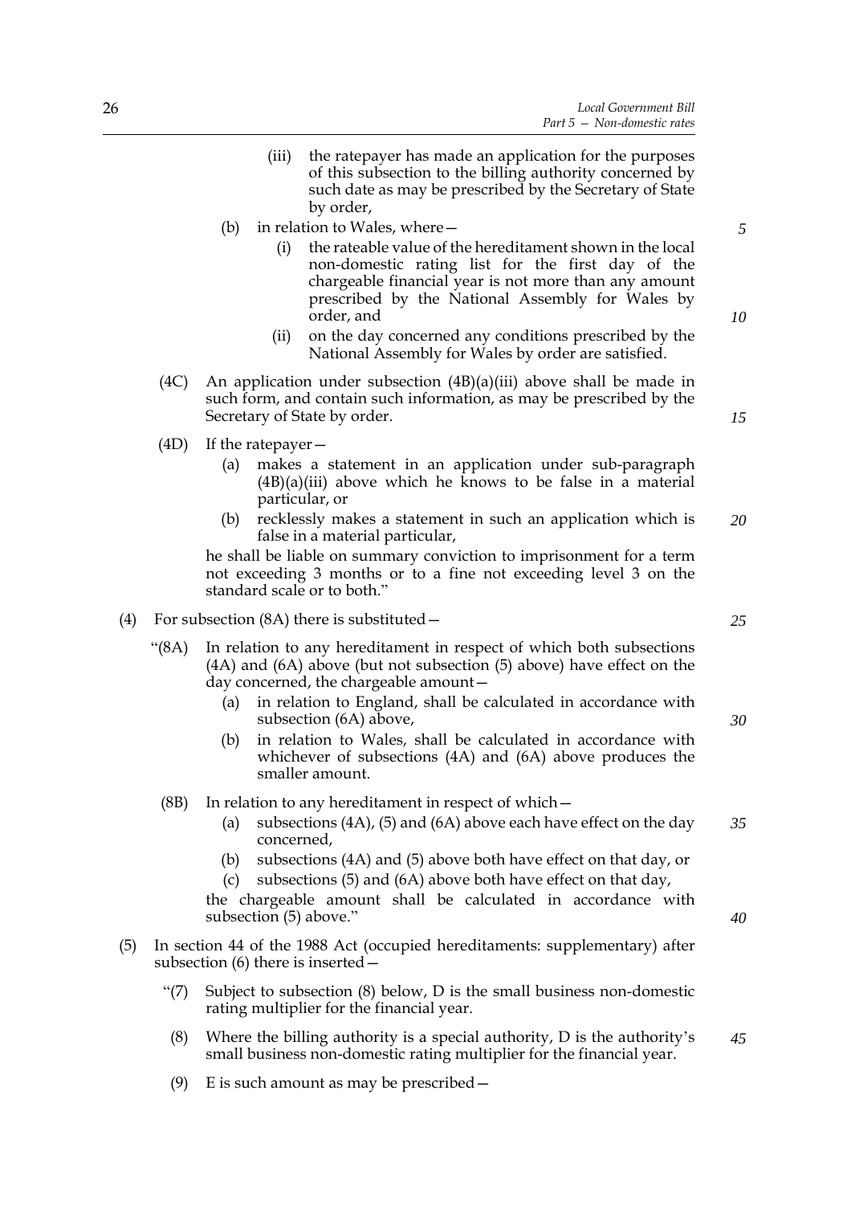(iii) the ratepayer has made an application for the purposes of this subsection to the billing authority concerned by such date as may be prescribed by the Secretary of State by order,

(b) in relation to Wales, where—

(i) the rateable value of the hereditament shown in the local non-domestic rating list for the first day of the chargeable financial year is not more than any amount prescribed by the National Assembly for Wales by order, and

(ii) on the day concerned any conditions prescribed by the National Assembly for Wales by order are satisfied.

(4C) An application under subsection (4B)(a)(iii) above shall be made in such form, and contain such information, as may be prescribed by the Secretary of State by order.

(4D) If the ratepayer—

(a) makes a statement in an application under sub-paragraph (4B)(a)(iii) above which he knows to be false in a material particular, or

(b) recklessly makes a statement in such an application which is false in a material particular,

he shall be liable on summary conviction to imprisonment for a term not exceeding 3 months or to a fine not exceeding level 3 on the standard scale or to both."

(4) For subsection (8A) there is substituted—

"(8A) In relation to any hereditament in respect of which both subsections (4A) and (6A) above (but not subsection (5) above) have effect on the day concerned, the chargeable amount—

(a) in relation to England, shall be calculated in accordance with subsection (6A) above,

(b) in relation to Wales, shall be calculated in accordance with whichever of subsections (4A) and (6A) above produces the smaller amount.

(8B) In relation to any hereditament in respect of which—

(a) subsections (4A), (5) and (6A) above each have effect on the day concerned,

(b) subsections (4A) and (5) above both have effect on that day, or

(c) subsections (5) and (6A) above both have effect on that day,

the chargeable amount shall be calculated in accordance with subsection (5) above."

(5) In section 44 of the 1988 Act (occupied hereditaments: supplementary) after subsection (6) there is inserted—

"(7) Subject to subsection (8) below, D is the small business non-domestic rating multiplier for the financial year.

(8) Where the billing authority is a special authority, D is the authority's small business non-domestic rating multiplier for the financial year.

(9) E is such amount as may be prescribed—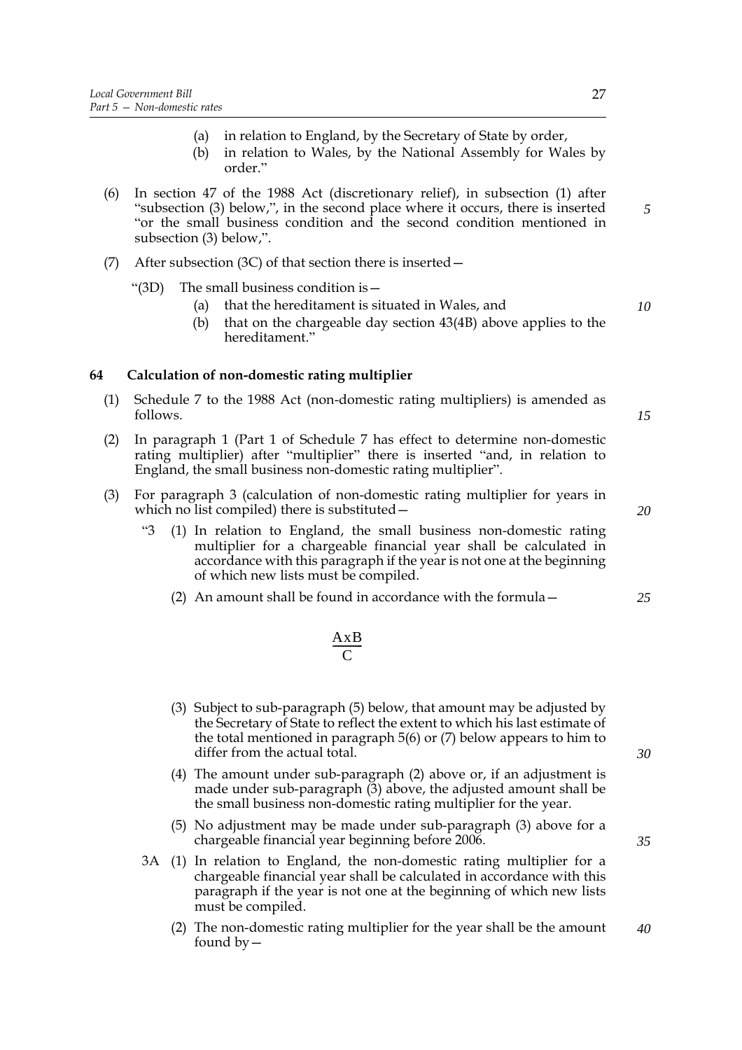(a) in relation to England, by the Secretary of State by order,

(b) in relation to Wales, by the National Assembly for Wales by order."

(6) In section 47 of the 1988 Act (discretionary relief), in subsection (1) after "subsection (3) below,", in the second place where it occurs, there is inserted "or the small business condition and the second condition mentioned in subsection (3) below,".

(7) After subsection (3C) of that section there is inserted—

"(3D) The small business condition is—

(a) that the hereditament is situated in Wales, and

(b) that on the chargeable day section 43(4B) above applies to the hereditament."

## 64 Calculation of non-domestic rating multiplier

(1) Schedule 7 to the 1988 Act (non-domestic rating multipliers) is amended as follows.

(2) In paragraph 1 (Part 1 of Schedule 7 has effect to determine non-domestic rating multiplier) after "multiplier" there is inserted "and, in relation to England, the small business non-domestic rating multiplier".

(3) For paragraph 3 (calculation of non-domestic rating multiplier for years in which no list compiled) there is substituted—

"3 (1) In relation to England, the small business non-domestic rating multiplier for a chargeable financial year shall be calculated in accordance with this paragraph if the year is not one at the beginning of which new lists must be compiled.

(2) An amount shall be found in accordance with the formula—

$$\frac{A x B}{C}$$

(3) Subject to sub-paragraph (5) below, that amount may be adjusted by the Secretary of State to reflect the extent to which his last estimate of the total mentioned in paragraph 5(6) or (7) below appears to him to differ from the actual total.

(4) The amount under sub-paragraph (2) above or, if an adjustment is made under sub-paragraph (3) above, the adjusted amount shall be the small business non-domestic rating multiplier for the year.

(5) No adjustment may be made under sub-paragraph (3) above for a chargeable financial year beginning before 2006.

3A (1) In relation to England, the non-domestic rating multiplier for a chargeable financial year shall be calculated in accordance with this paragraph if the year is not one at the beginning of which new lists must be compiled.

(2) The non-domestic rating multiplier for the year shall be the amount found by—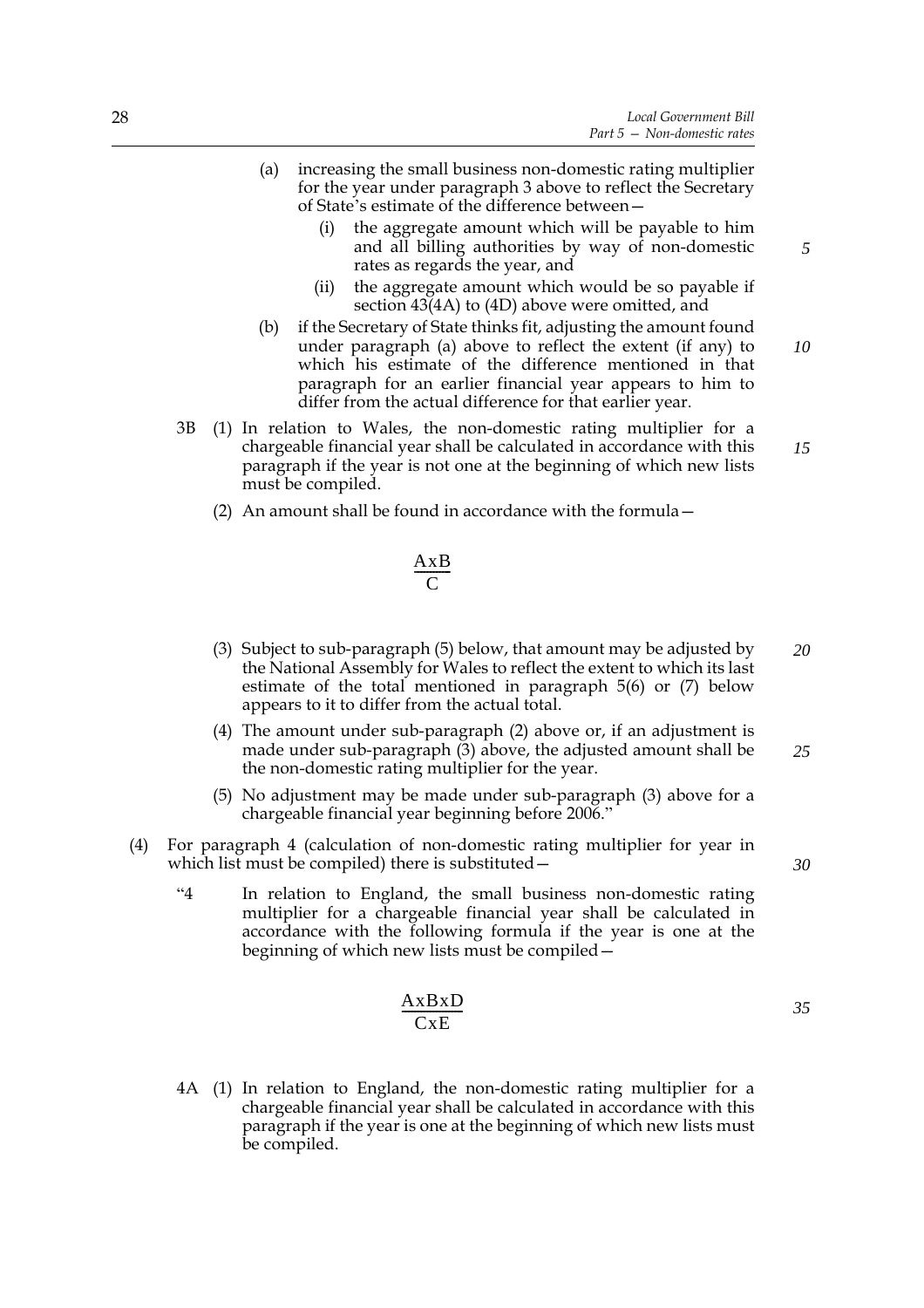(a) increasing the small business non-domestic rating multiplier for the year under paragraph 3 above to reflect the Secretary of State's estimate of the difference between—

(i) the aggregate amount which will be payable to him and all billing authorities by way of non-domestic rates as regards the year, and

(ii) the aggregate amount which would be so payable if section 43(4A) to (4D) above were omitted, and

(b) if the Secretary of State thinks fit, adjusting the amount found under paragraph (a) above to reflect the extent (if any) to which his estimate of the difference mentioned in that paragraph for an earlier financial year appears to him to differ from the actual difference for that earlier year.

3B (1) In relation to Wales, the non-domestic rating multiplier for a chargeable financial year shall be calculated in accordance with this paragraph if the year is not one at the beginning of which new lists must be compiled.

(2) An amount shall be found in accordance with the formula—

$$\frac{A \times B}{C}$$

(3) Subject to sub-paragraph (5) below, that amount may be adjusted by the National Assembly for Wales to reflect the extent to which its last estimate of the total mentioned in paragraph 5(6) or (7) below appears to it to differ from the actual total.

(4) The amount under sub-paragraph (2) above or, if an adjustment is made under sub-paragraph (3) above, the adjusted amount shall be the non-domestic rating multiplier for the year.

(5) No adjustment may be made under sub-paragraph (3) above for a chargeable financial year beginning before 2006."

(4) For paragraph 4 (calculation of non-domestic rating multiplier for year in which list must be compiled) there is substituted—

"4 In relation to England, the small business non-domestic rating multiplier for a chargeable financial year shall be calculated in accordance with the following formula if the year is one at the beginning of which new lists must be compiled—

$$\frac{A \times B \times D}{C \times E}$$

4A (1) In relation to England, the non-domestic rating multiplier for a chargeable financial year shall be calculated in accordance with this paragraph if the year is one at the beginning of which new lists must be compiled.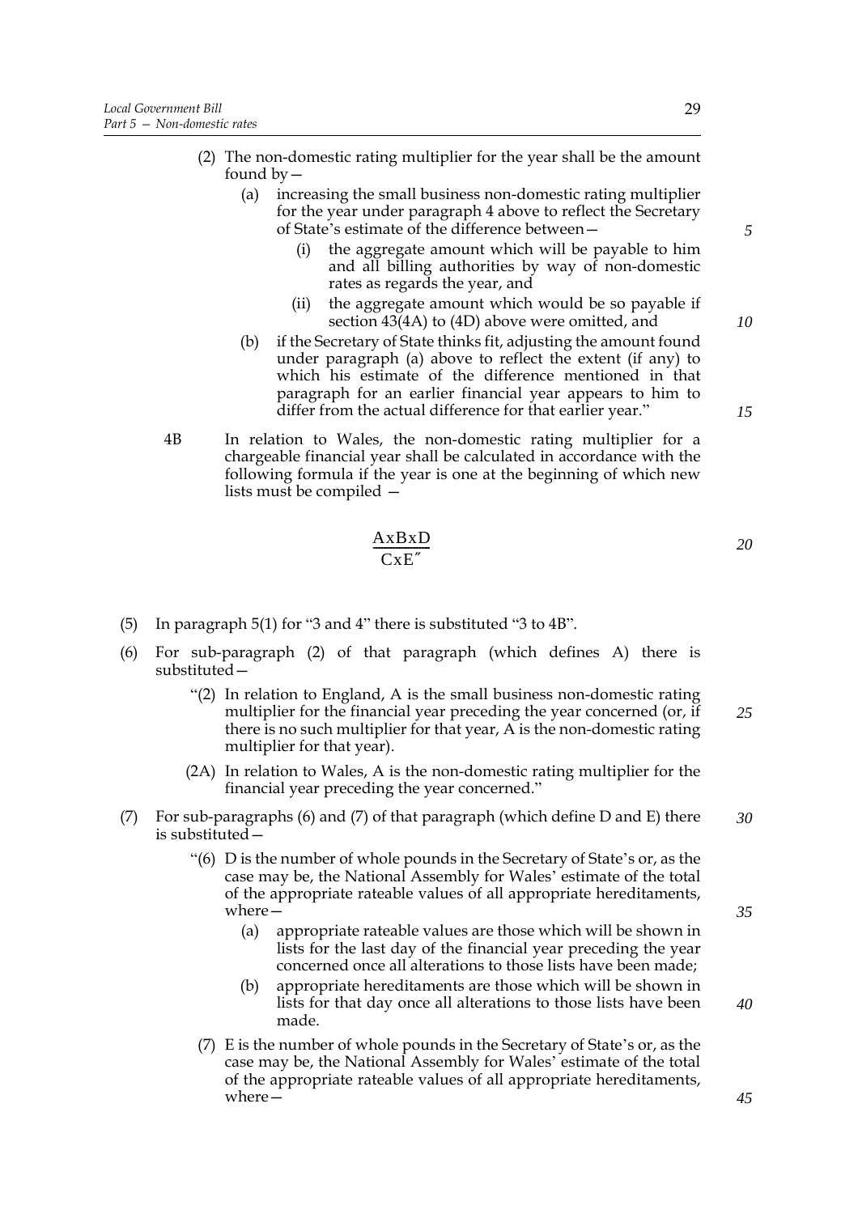(2) The non-domestic rating multiplier for the year shall be the amount found by—

   (a) increasing the small business non-domestic rating multiplier for the year under paragraph 4 above to reflect the Secretary of State's estimate of the difference between—

      (i) the aggregate amount which will be payable to him and all billing authorities by way of non-domestic rates as regards the year, and

      (ii) the aggregate amount which would be so payable if section 43(4A) to (4D) above were omitted, and

   (b) if the Secretary of State thinks fit, adjusting the amount found under paragraph (a) above to reflect the extent (if any) to which his estimate of the difference mentioned in that paragraph for an earlier financial year appears to him to differ from the actual difference for that earlier year."

4B In relation to Wales, the non-domestic rating multiplier for a chargeable financial year shall be calculated in accordance with the following formula if the year is one at the beginning of which new lists must be compiled —

$$\frac{A x B x D}{C x E}"$$

(5) In paragraph 5(1) for "3 and 4" there is substituted "3 to 4B".

(6) For sub-paragraph (2) of that paragraph (which defines A) there is substituted—

"(2) In relation to England, A is the small business non-domestic rating multiplier for the financial year preceding the year concerned (or, if there is no such multiplier for that year, A is the non-domestic rating multiplier for that year).

(2A) In relation to Wales, A is the non-domestic rating multiplier for the financial year preceding the year concerned."

(7) For sub-paragraphs (6) and (7) of that paragraph (which define D and E) there is substituted—

"(6) D is the number of whole pounds in the Secretary of State's or, as the case may be, the National Assembly for Wales' estimate of the total of the appropriate rateable values of all appropriate hereditaments, where—

   (a) appropriate rateable values are those which will be shown in lists for the last day of the financial year preceding the year concerned once all alterations to those lists have been made;

   (b) appropriate hereditaments are those which will be shown in lists for that day once all alterations to those lists have been made.

(7) E is the number of whole pounds in the Secretary of State's or, as the case may be, the National Assembly for Wales' estimate of the total of the appropriate rateable values of all appropriate hereditaments, where—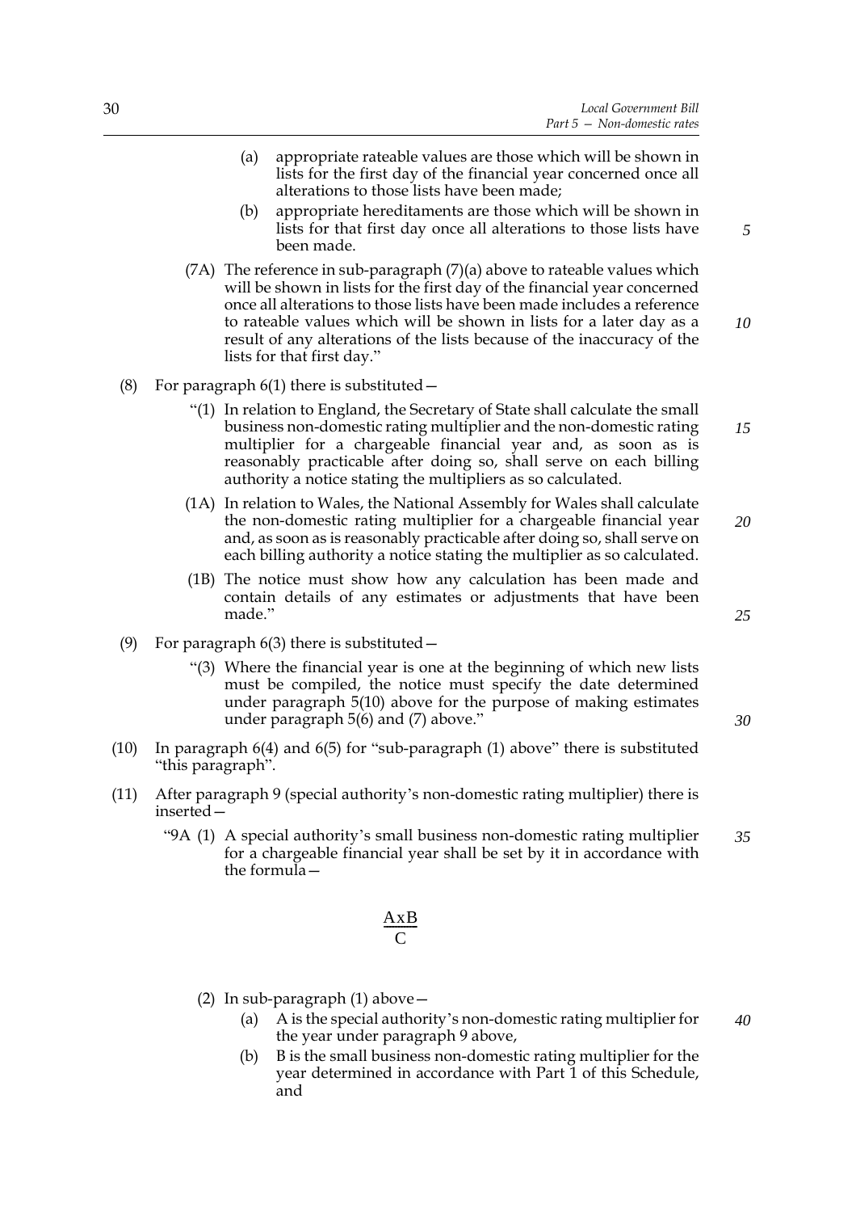(a) appropriate rateable values are those which will be shown in lists for the first day of the financial year concerned once all alterations to those lists have been made;

(b) appropriate hereditaments are those which will be shown in lists for that first day once all alterations to those lists have been made.

(7A) The reference in sub-paragraph (7)(a) above to rateable values which will be shown in lists for the first day of the financial year concerned once all alterations to those lists have been made includes a reference to rateable values which will be shown in lists for a later day as a result of any alterations of the lists because of the inaccuracy of the lists for that first day."

(8) For paragraph 6(1) there is substituted—

"(1) In relation to England, the Secretary of State shall calculate the small business non-domestic rating multiplier and the non-domestic rating multiplier for a chargeable financial year and, as soon as is reasonably practicable after doing so, shall serve on each billing authority a notice stating the multipliers as so calculated.

(1A) In relation to Wales, the National Assembly for Wales shall calculate the non-domestic rating multiplier for a chargeable financial year and, as soon as is reasonably practicable after doing so, shall serve on each billing authority a notice stating the multiplier as so calculated.

(1B) The notice must show how any calculation has been made and contain details of any estimates or adjustments that have been made."

(9) For paragraph 6(3) there is substituted—

"(3) Where the financial year is one at the beginning of which new lists must be compiled, the notice must specify the date determined under paragraph 5(10) above for the purpose of making estimates under paragraph 5(6) and (7) above."

(10) In paragraph 6(4) and 6(5) for "sub-paragraph (1) above" there is substituted "this paragraph".

(11) After paragraph 9 (special authority's non-domestic rating multiplier) there is inserted—

"9A (1) A special authority's small business non-domestic rating multiplier for a chargeable financial year shall be set by it in accordance with the formula—

$$\frac{A \times B}{C}$$

(2) In sub-paragraph (1) above—

(a) A is the special authority's non-domestic rating multiplier for the year under paragraph 9 above,

(b) B is the small business non-domestic rating multiplier for the year determined in accordance with Part 1 of this Schedule, and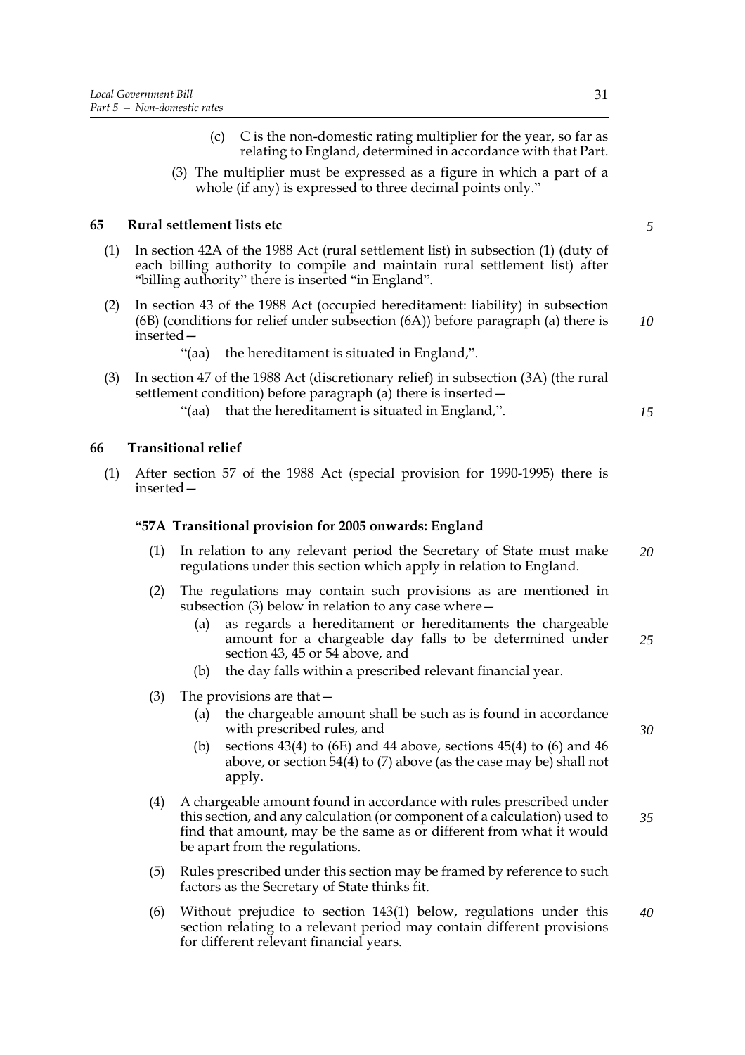(c) C is the non-domestic rating multiplier for the year, so far as relating to England, determined in accordance with that Part.

(3) The multiplier must be expressed as a figure in which a part of a whole (if any) is expressed to three decimal points only."

### 65 Rural settlement lists etc

(1) In section 42A of the 1988 Act (rural settlement list) in subsection (1) (duty of each billing authority to compile and maintain rural settlement list) after "billing authority" there is inserted "in England".

(2) In section 43 of the 1988 Act (occupied hereditament: liability) in subsection (6B) (conditions for relief under subsection (6A)) before paragraph (a) there is inserted—

"(aa) the hereditament is situated in England,".

(3) In section 47 of the 1988 Act (discretionary relief) in subsection (3A) (the rural settlement condition) before paragraph (a) there is inserted—

"(aa) that the hereditament is situated in England,".

### 66 Transitional relief

(1) After section 57 of the 1988 Act (special provision for 1990-1995) there is inserted—

**"57A Transitional provision for 2005 onwards: England**

(1) In relation to any relevant period the Secretary of State must make regulations under this section which apply in relation to England.

(2) The regulations may contain such provisions as are mentioned in subsection (3) below in relation to any case where—

(a) as regards a hereditament or hereditaments the chargeable amount for a chargeable day falls to be determined under section 43, 45 or 54 above, and

(b) the day falls within a prescribed relevant financial year.

(3) The provisions are that—

(a) the chargeable amount shall be such as is found in accordance with prescribed rules, and

(b) sections 43(4) to (6E) and 44 above, sections 45(4) to (6) and 46 above, or section 54(4) to (7) above (as the case may be) shall not apply.

(4) A chargeable amount found in accordance with rules prescribed under this section, and any calculation (or component of a calculation) used to find that amount, may be the same as or different from what it would be apart from the regulations.

(5) Rules prescribed under this section may be framed by reference to such factors as the Secretary of State thinks fit.

(6) Without prejudice to section 143(1) below, regulations under this section relating to a relevant period may contain different provisions for different relevant financial years.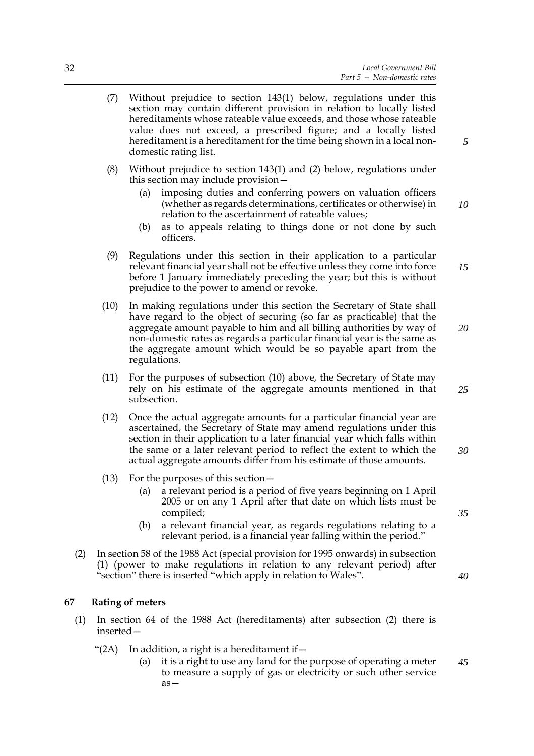(7) Without prejudice to section 143(1) below, regulations under this section may contain different provision in relation to locally listed hereditaments whose rateable value exceeds, and those whose rateable value does not exceed, a prescribed figure; and a locally listed hereditament is a hereditament for the time being shown in a local non-domestic rating list.

(8) Without prejudice to section 143(1) and (2) below, regulations under this section may include provision—

(a) imposing duties and conferring powers on valuation officers (whether as regards determinations, certificates or otherwise) in relation to the ascertainment of rateable values;

(b) as to appeals relating to things done or not done by such officers.

(9) Regulations under this section in their application to a particular relevant financial year shall not be effective unless they come into force before 1 January immediately preceding the year; but this is without prejudice to the power to amend or revoke.

(10) In making regulations under this section the Secretary of State shall have regard to the object of securing (so far as practicable) that the aggregate amount payable to him and all billing authorities by way of non-domestic rates as regards a particular financial year is the same as the aggregate amount which would be so payable apart from the regulations.

(11) For the purposes of subsection (10) above, the Secretary of State may rely on his estimate of the aggregate amounts mentioned in that subsection.

(12) Once the actual aggregate amounts for a particular financial year are ascertained, the Secretary of State may amend regulations under this section in their application to a later financial year which falls within the same or a later relevant period to reflect the extent to which the actual aggregate amounts differ from his estimate of those amounts.

(13) For the purposes of this section—

(a) a relevant period is a period of five years beginning on 1 April 2005 or on any 1 April after that date on which lists must be compiled;

(b) a relevant financial year, as regards regulations relating to a relevant period, is a financial year falling within the period."

(2) In section 58 of the 1988 Act (special provision for 1995 onwards) in subsection (1) (power to make regulations in relation to any relevant period) after "section" there is inserted "which apply in relation to Wales".

### 67 Rating of meters

(1) In section 64 of the 1988 Act (hereditaments) after subsection (2) there is inserted—

"(2A) In addition, a right is a hereditament if—

(a) it is a right to use any land for the purpose of operating a meter to measure a supply of gas or electricity or such other service as—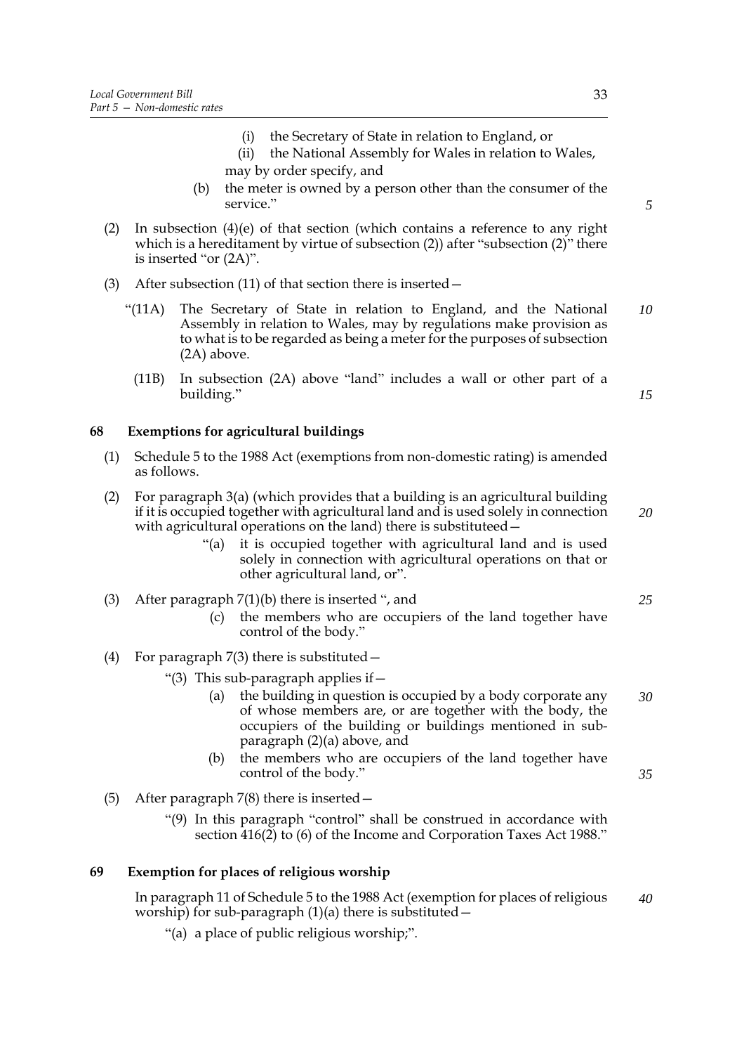(i) the Secretary of State in relation to England, or

(ii) the National Assembly for Wales in relation to Wales,

may by order specify, and

(b) the meter is owned by a person other than the consumer of the service."

(2) In subsection (4)(e) of that section (which contains a reference to any right which is a hereditament by virtue of subsection (2)) after "subsection (2)" there is inserted "or (2A)".

(3) After subsection (11) of that section there is inserted—

"(11A) The Secretary of State in relation to England, and the National Assembly in relation to Wales, may by regulations make provision as to what is to be regarded as being a meter for the purposes of subsection (2A) above.

(11B) In subsection (2A) above "land" includes a wall or other part of a building."

## 68 Exemptions for agricultural buildings

(1) Schedule 5 to the 1988 Act (exemptions from non-domestic rating) is amended as follows.

(2) For paragraph 3(a) (which provides that a building is an agricultural building if it is occupied together with agricultural land and is used solely in connection with agricultural operations on the land) there is substituted—

"(a) it is occupied together with agricultural land and is used solely in connection with agricultural operations on that or other agricultural land, or".

(3) After paragraph 7(1)(b) there is inserted ", and

(c) the members who are occupiers of the land together have control of the body."

(4) For paragraph 7(3) there is substituted—

"(3) This sub-paragraph applies if—

(a) the building in question is occupied by a body corporate any of whose members are, or are together with the body, the occupiers of the building or buildings mentioned in sub-paragraph (2)(a) above, and

(b) the members who are occupiers of the land together have control of the body."

(5) After paragraph 7(8) there is inserted—

"(9) In this paragraph "control" shall be construed in accordance with section 416(2) to (6) of the Income and Corporation Taxes Act 1988."

## 69 Exemption for places of religious worship

In paragraph 11 of Schedule 5 to the 1988 Act (exemption for places of religious worship) for sub-paragraph (1)(a) there is substituted—

"(a) a place of public religious worship;".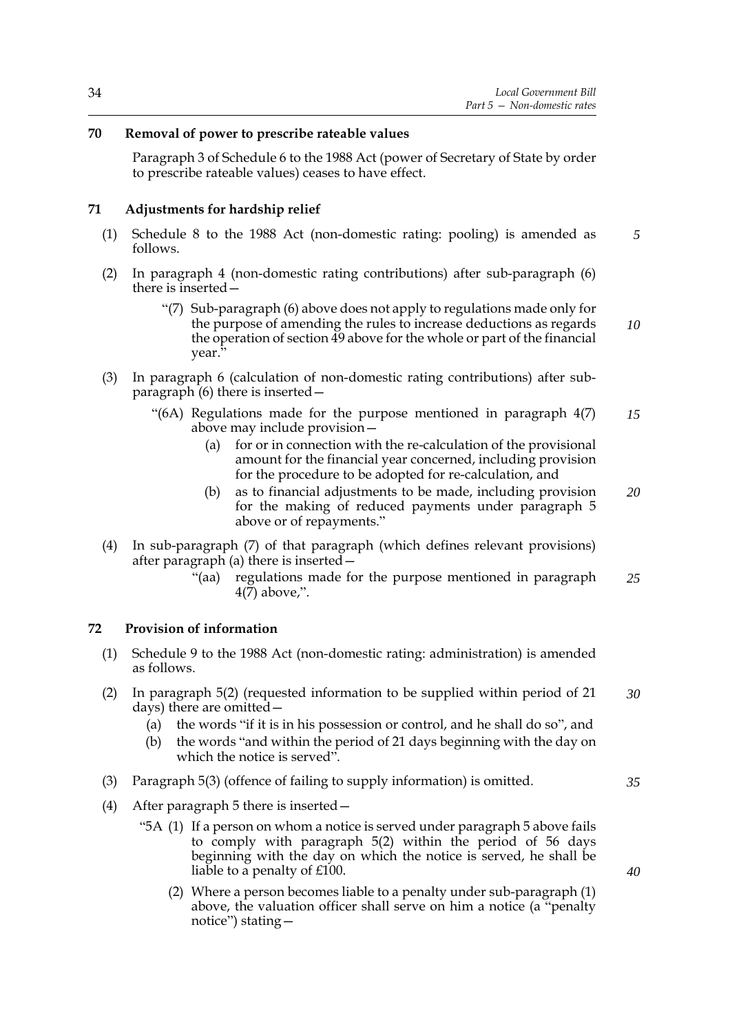### 70 Removal of power to prescribe rateable values

Paragraph 3 of Schedule 6 to the 1988 Act (power of Secretary of State by order to prescribe rateable values) ceases to have effect.

### 71 Adjustments for hardship relief

(1) Schedule 8 to the 1988 Act (non-domestic rating: pooling) is amended as follows.

(2) In paragraph 4 (non-domestic rating contributions) after sub-paragraph (6) there is inserted—

> "(7) Sub-paragraph (6) above does not apply to regulations made only for the purpose of amending the rules to increase deductions as regards the operation of section 49 above for the whole or part of the financial year."

(3) In paragraph 6 (calculation of non-domestic rating contributions) after sub-paragraph (6) there is inserted—

> "(6A) Regulations made for the purpose mentioned in paragraph 4(7) above may include provision—
>
> (a) for or in connection with the re-calculation of the provisional amount for the financial year concerned, including provision for the procedure to be adopted for re-calculation, and
>
> (b) as to financial adjustments to be made, including provision for the making of reduced payments under paragraph 5 above or of repayments."

(4) In sub-paragraph (7) of that paragraph (which defines relevant provisions) after paragraph (a) there is inserted—

> "(aa) regulations made for the purpose mentioned in paragraph 4(7) above,".

### 72 Provision of information

(1) Schedule 9 to the 1988 Act (non-domestic rating: administration) is amended as follows.

(2) In paragraph 5(2) (requested information to be supplied within period of 21 days) there are omitted—

(a) the words "if it is in his possession or control, and he shall do so", and

(b) the words "and within the period of 21 days beginning with the day on which the notice is served".

(3) Paragraph 5(3) (offence of failing to supply information) is omitted.

(4) After paragraph 5 there is inserted—

> "5A (1) If a person on whom a notice is served under paragraph 5 above fails to comply with paragraph 5(2) within the period of 56 days beginning with the day on which the notice is served, he shall be liable to a penalty of £100.
>
> (2) Where a person becomes liable to a penalty under sub-paragraph (1) above, the valuation officer shall serve on him a notice (a "penalty notice") stating—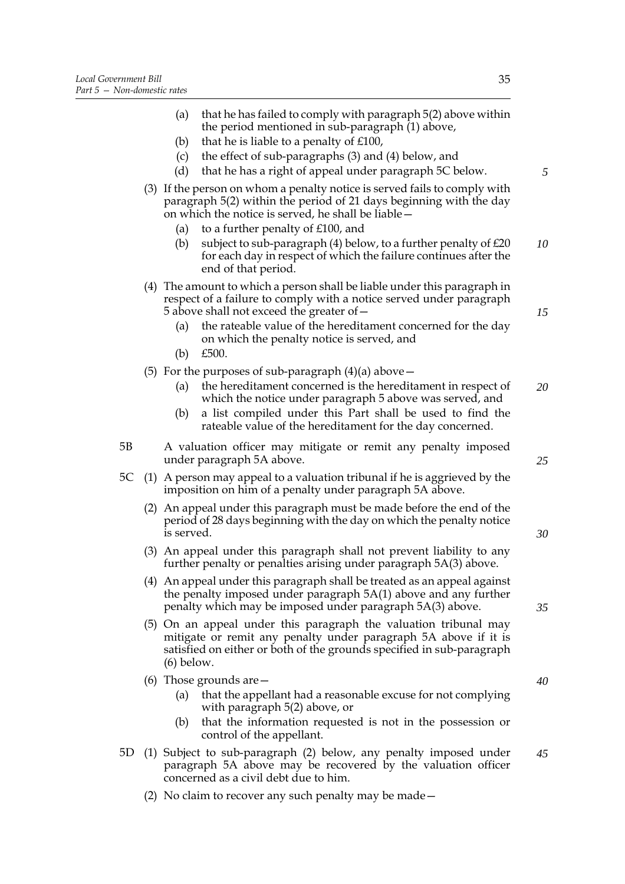(a) that he has failed to comply with paragraph 5(2) above within the period mentioned in sub-paragraph (1) above,

(b) that he is liable to a penalty of £100,

(c) the effect of sub-paragraphs (3) and (4) below, and

(d) that he has a right of appeal under paragraph 5C below.

(3) If the person on whom a penalty notice is served fails to comply with paragraph 5(2) within the period of 21 days beginning with the day on which the notice is served, he shall be liable—

(a) to a further penalty of £100, and

(b) subject to sub-paragraph (4) below, to a further penalty of £20 for each day in respect of which the failure continues after the end of that period.

(4) The amount to which a person shall be liable under this paragraph in respect of a failure to comply with a notice served under paragraph 5 above shall not exceed the greater of—

(a) the rateable value of the hereditament concerned for the day on which the penalty notice is served, and

(b) £500.

(5) For the purposes of sub-paragraph (4)(a) above—

(a) the hereditament concerned is the hereditament in respect of which the notice under paragraph 5 above was served, and

(b) a list compiled under this Part shall be used to find the rateable value of the hereditament for the day concerned.

5B A valuation officer may mitigate or remit any penalty imposed under paragraph 5A above.

5C (1) A person may appeal to a valuation tribunal if he is aggrieved by the imposition on him of a penalty under paragraph 5A above.

(2) An appeal under this paragraph must be made before the end of the period of 28 days beginning with the day on which the penalty notice is served.

(3) An appeal under this paragraph shall not prevent liability to any further penalty or penalties arising under paragraph 5A(3) above.

(4) An appeal under this paragraph shall be treated as an appeal against the penalty imposed under paragraph 5A(1) above and any further penalty which may be imposed under paragraph 5A(3) above.

(5) On an appeal under this paragraph the valuation tribunal may mitigate or remit any penalty under paragraph 5A above if it is satisfied on either or both of the grounds specified in sub-paragraph (6) below.

(6) Those grounds are—

(a) that the appellant had a reasonable excuse for not complying with paragraph 5(2) above, or

(b) that the information requested is not in the possession or control of the appellant.

5D (1) Subject to sub-paragraph (2) below, any penalty imposed under paragraph 5A above may be recovered by the valuation officer concerned as a civil debt due to him.

(2) No claim to recover any such penalty may be made—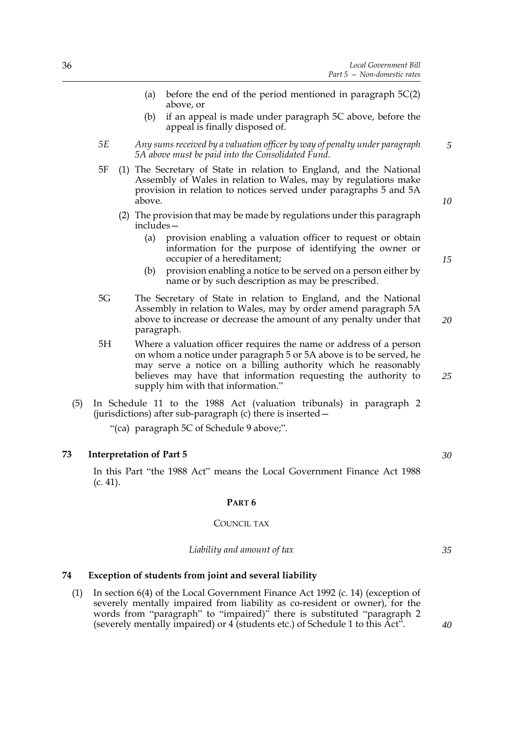(a) before the end of the period mentioned in paragraph 5C(2) above, or

(b) if an appeal is made under paragraph 5C above, before the appeal is finally disposed of.

*5E Any sums received by a valuation officer by way of penalty under paragraph 5A above must be paid into the Consolidated Fund.*

5F (1) The Secretary of State in relation to England, and the National Assembly of Wales in relation to Wales, may by regulations make provision in relation to notices served under paragraphs 5 and 5A above.

(2) The provision that may be made by regulations under this paragraph includes—

(a) provision enabling a valuation officer to request or obtain information for the purpose of identifying the owner or occupier of a hereditament;

(b) provision enabling a notice to be served on a person either by name or by such description as may be prescribed.

5G The Secretary of State in relation to England, and the National Assembly in relation to Wales, may by order amend paragraph 5A above to increase or decrease the amount of any penalty under that paragraph.

5H Where a valuation officer requires the name or address of a person on whom a notice under paragraph 5 or 5A above is to be served, he may serve a notice on a billing authority which he reasonably believes may have that information requesting the authority to supply him with that information."

(5) In Schedule 11 to the 1988 Act (valuation tribunals) in paragraph 2 (jurisdictions) after sub-paragraph (c) there is inserted—

"(ca) paragraph 5C of Schedule 9 above;".

**73 Interpretation of Part 5**

In this Part "the 1988 Act" means the Local Government Finance Act 1988 (c. 41).

## PART 6

### COUNCIL TAX

*Liability and amount of tax*

**74 Exception of students from joint and several liability**

(1) In section 6(4) of the Local Government Finance Act 1992 (c. 14) (exception of severely mentally impaired from liability as co-resident or owner), for the words from "paragraph" to "impaired)" there is substituted "paragraph 2 (severely mentally impaired) or 4 (students etc.) of Schedule 1 to this Act".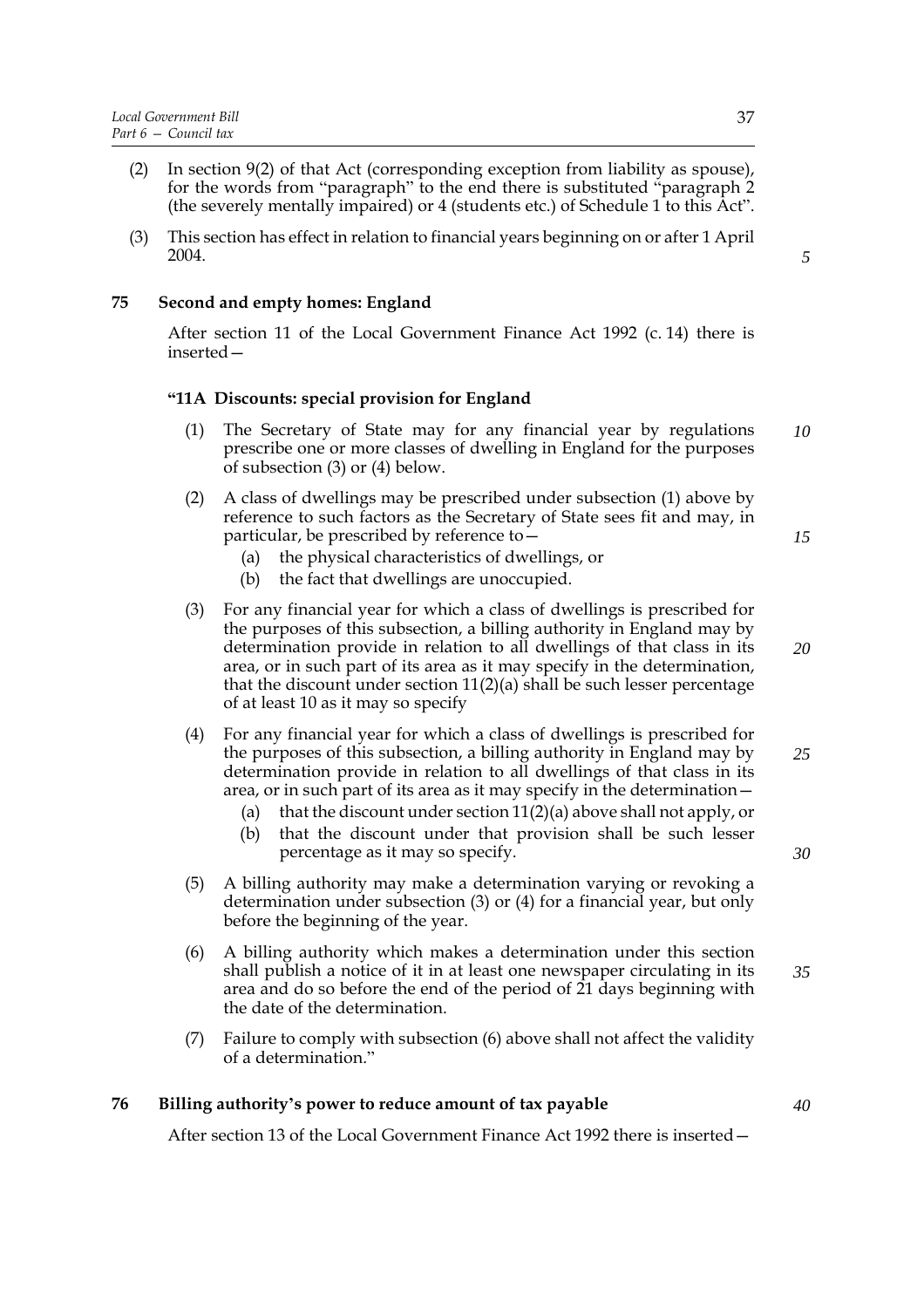(2) In section 9(2) of that Act (corresponding exception from liability as spouse), for the words from "paragraph" to the end there is substituted "paragraph 2 (the severely mentally impaired) or 4 (students etc.) of Schedule 1 to this Act".

(3) This section has effect in relation to financial years beginning on or after 1 April 2004.

### 75 Second and empty homes: England

After section 11 of the Local Government Finance Act 1992 (c. 14) there is inserted—

**"11A Discounts: special provision for England**

(1) The Secretary of State may for any financial year by regulations prescribe one or more classes of dwelling in England for the purposes of subsection (3) or (4) below.

(2) A class of dwellings may be prescribed under subsection (1) above by reference to such factors as the Secretary of State sees fit and may, in particular, be prescribed by reference to—

- (a) the physical characteristics of dwellings, or
- (b) the fact that dwellings are unoccupied.

(3) For any financial year for which a class of dwellings is prescribed for the purposes of this subsection, a billing authority in England may by determination provide in relation to all dwellings of that class in its area, or in such part of its area as it may specify in the determination, that the discount under section 11(2)(a) shall be such lesser percentage of at least 10 as it may so specify

(4) For any financial year for which a class of dwellings is prescribed for the purposes of this subsection, a billing authority in England may by determination provide in relation to all dwellings of that class in its area, or in such part of its area as it may specify in the determination—

- (a) that the discount under section 11(2)(a) above shall not apply, or
- (b) that the discount under that provision shall be such lesser percentage as it may so specify.

(5) A billing authority may make a determination varying or revoking a determination under subsection (3) or (4) for a financial year, but only before the beginning of the year.

(6) A billing authority which makes a determination under this section shall publish a notice of it in at least one newspaper circulating in its area and do so before the end of the period of 21 days beginning with the date of the determination.

(7) Failure to comply with subsection (6) above shall not affect the validity of a determination."

### 76 Billing authority's power to reduce amount of tax payable

After section 13 of the Local Government Finance Act 1992 there is inserted—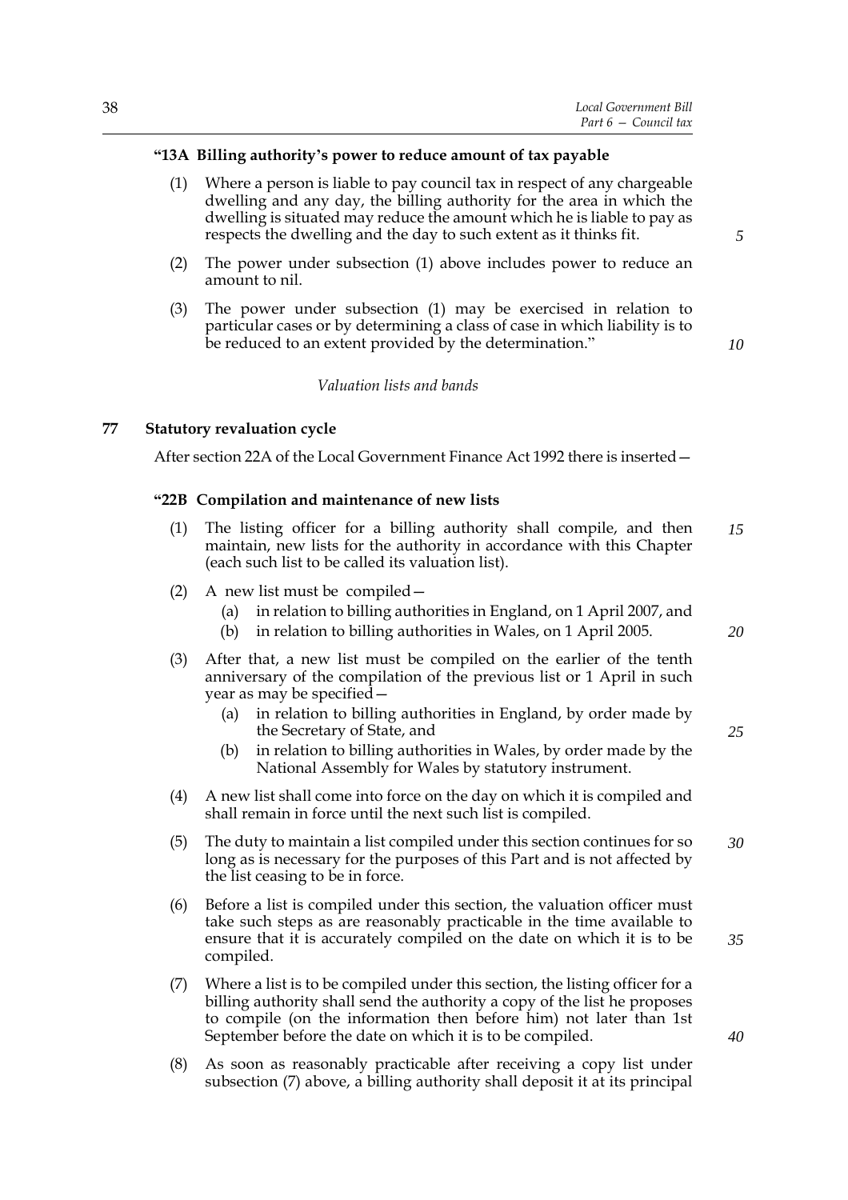**"13A Billing authority's power to reduce amount of tax payable**

(1) Where a person is liable to pay council tax in respect of any chargeable dwelling and any day, the billing authority for the area in which the dwelling is situated may reduce the amount which he is liable to pay as respects the dwelling and the day to such extent as it thinks fit.

(2) The power under subsection (1) above includes power to reduce an amount to nil.

(3) The power under subsection (1) may be exercised in relation to particular cases or by determining a class of case in which liability is to be reduced to an extent provided by the determination."

*Valuation lists and bands*

**77 Statutory revaluation cycle**

After section 22A of the Local Government Finance Act 1992 there is inserted—

**"22B Compilation and maintenance of new lists**

(1) The listing officer for a billing authority shall compile, and then maintain, new lists for the authority in accordance with this Chapter (each such list to be called its valuation list).

(2) A new list must be compiled—

(a) in relation to billing authorities in England, on 1 April 2007, and

(b) in relation to billing authorities in Wales, on 1 April 2005.

(3) After that, a new list must be compiled on the earlier of the tenth anniversary of the compilation of the previous list or 1 April in such year as may be specified—

(a) in relation to billing authorities in England, by order made by the Secretary of State, and

(b) in relation to billing authorities in Wales, by order made by the National Assembly for Wales by statutory instrument.

(4) A new list shall come into force on the day on which it is compiled and shall remain in force until the next such list is compiled.

(5) The duty to maintain a list compiled under this section continues for so long as is necessary for the purposes of this Part and is not affected by the list ceasing to be in force.

(6) Before a list is compiled under this section, the valuation officer must take such steps as are reasonably practicable in the time available to ensure that it is accurately compiled on the date on which it is to be compiled.

(7) Where a list is to be compiled under this section, the listing officer for a billing authority shall send the authority a copy of the list he proposes to compile (on the information then before him) not later than 1st September before the date on which it is to be compiled.

(8) As soon as reasonably practicable after receiving a copy list under subsection (7) above, a billing authority shall deposit it at its principal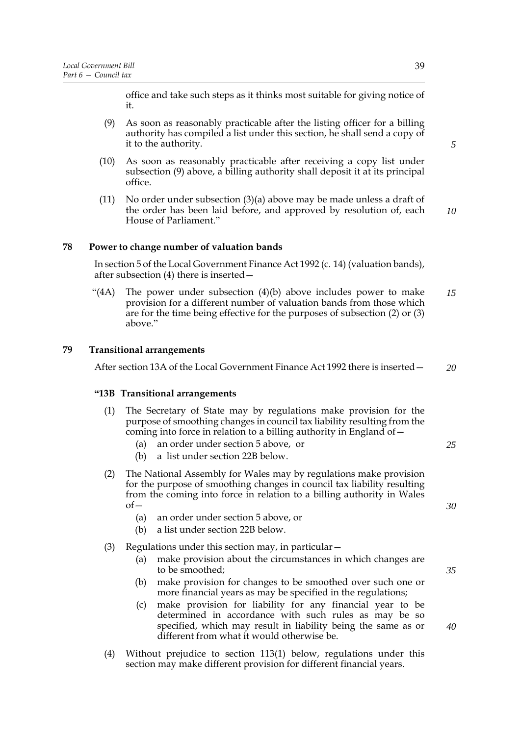office and take such steps as it thinks most suitable for giving notice of it.

(9) As soon as reasonably practicable after the listing officer for a billing authority has compiled a list under this section, he shall send a copy of it to the authority.

(10) As soon as reasonably practicable after receiving a copy list under subsection (9) above, a billing authority shall deposit it at its principal office.

(11) No order under subsection (3)(a) above may be made unless a draft of the order has been laid before, and approved by resolution of, each House of Parliament."

### 78 Power to change number of valuation bands

In section 5 of the Local Government Finance Act 1992 (c. 14) (valuation bands), after subsection (4) there is inserted—

"(4A) The power under subsection (4)(b) above includes power to make provision for a different number of valuation bands from those which are for the time being effective for the purposes of subsection (2) or (3) above."

### 79 Transitional arrangements

After section 13A of the Local Government Finance Act 1992 there is inserted—

**"13B Transitional arrangements**

(1) The Secretary of State may by regulations make provision for the purpose of smoothing changes in council tax liability resulting from the coming into force in relation to a billing authority in England of—

(a) an order under section 5 above, or

(b) a list under section 22B below.

(2) The National Assembly for Wales may by regulations make provision for the purpose of smoothing changes in council tax liability resulting from the coming into force in relation to a billing authority in Wales of—

(a) an order under section 5 above, or

(b) a list under section 22B below.

(3) Regulations under this section may, in particular—

(a) make provision about the circumstances in which changes are to be smoothed;

(b) make provision for changes to be smoothed over such one or more financial years as may be specified in the regulations;

(c) make provision for liability for any financial year to be determined in accordance with such rules as may be so specified, which may result in liability being the same as or different from what it would otherwise be.

(4) Without prejudice to section 113(1) below, regulations under this section may make different provision for different financial years.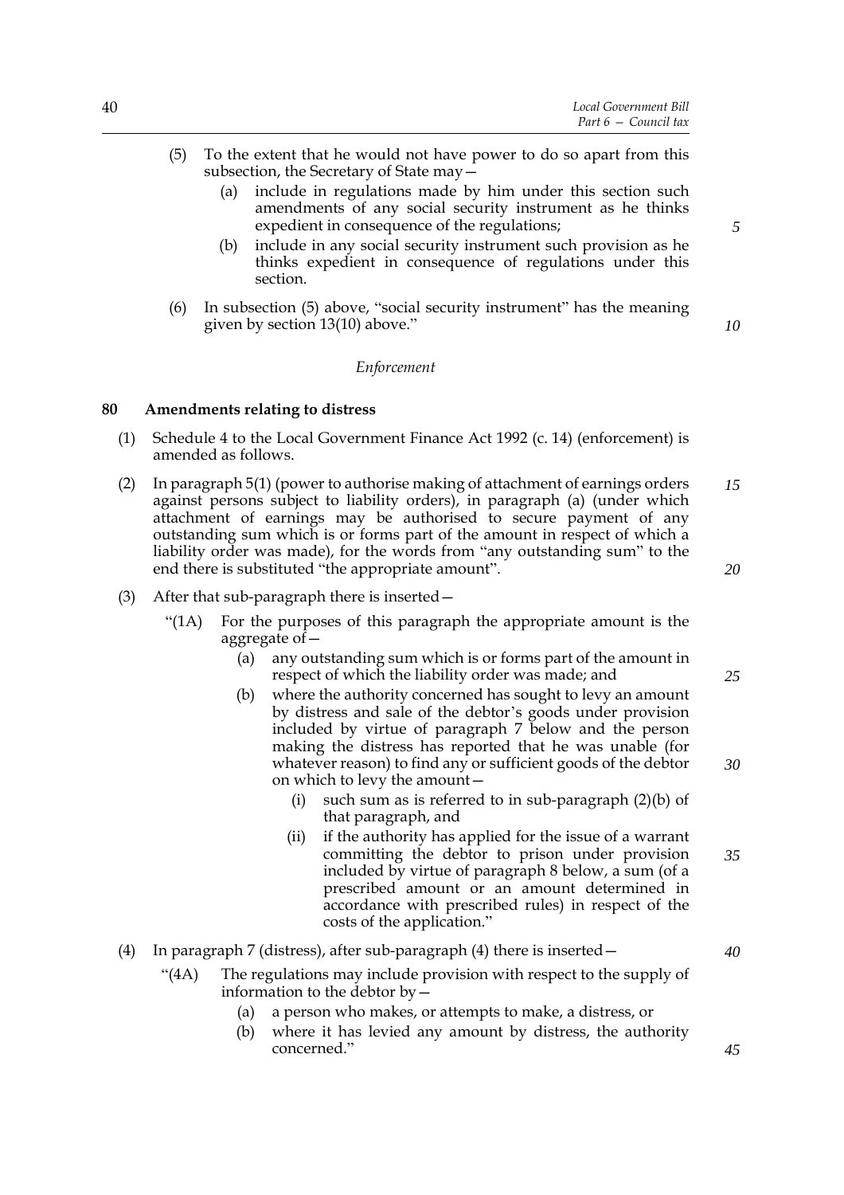(5) To the extent that he would not have power to do so apart from this subsection, the Secretary of State may—

(a) include in regulations made by him under this section such amendments of any social security instrument as he thinks expedient in consequence of the regulations;

(b) include in any social security instrument such provision as he thinks expedient in consequence of regulations under this section.

(6) In subsection (5) above, "social security instrument" has the meaning given by section 13(10) above."

*Enforcement*

**80 Amendments relating to distress**

(1) Schedule 4 to the Local Government Finance Act 1992 (c. 14) (enforcement) is amended as follows.

(2) In paragraph 5(1) (power to authorise making of attachment of earnings orders against persons subject to liability orders), in paragraph (a) (under which attachment of earnings may be authorised to secure payment of any outstanding sum which is or forms part of the amount in respect of which a liability order was made), for the words from "any outstanding sum" to the end there is substituted "the appropriate amount".

(3) After that sub-paragraph there is inserted—

"(1A) For the purposes of this paragraph the appropriate amount is the aggregate of—

(a) any outstanding sum which is or forms part of the amount in respect of which the liability order was made; and

(b) where the authority concerned has sought to levy an amount by distress and sale of the debtor's goods under provision included by virtue of paragraph 7 below and the person making the distress has reported that he was unable (for whatever reason) to find any or sufficient goods of the debtor on which to levy the amount—

(i) such sum as is referred to in sub-paragraph (2)(b) of that paragraph, and

(ii) if the authority has applied for the issue of a warrant committing the debtor to prison under provision included by virtue of paragraph 8 below, a sum (of a prescribed amount or an amount determined in accordance with prescribed rules) in respect of the costs of the application."

(4) In paragraph 7 (distress), after sub-paragraph (4) there is inserted—

"(4A) The regulations may include provision with respect to the supply of information to the debtor by—

(a) a person who makes, or attempts to make, a distress, or

(b) where it has levied any amount by distress, the authority concerned."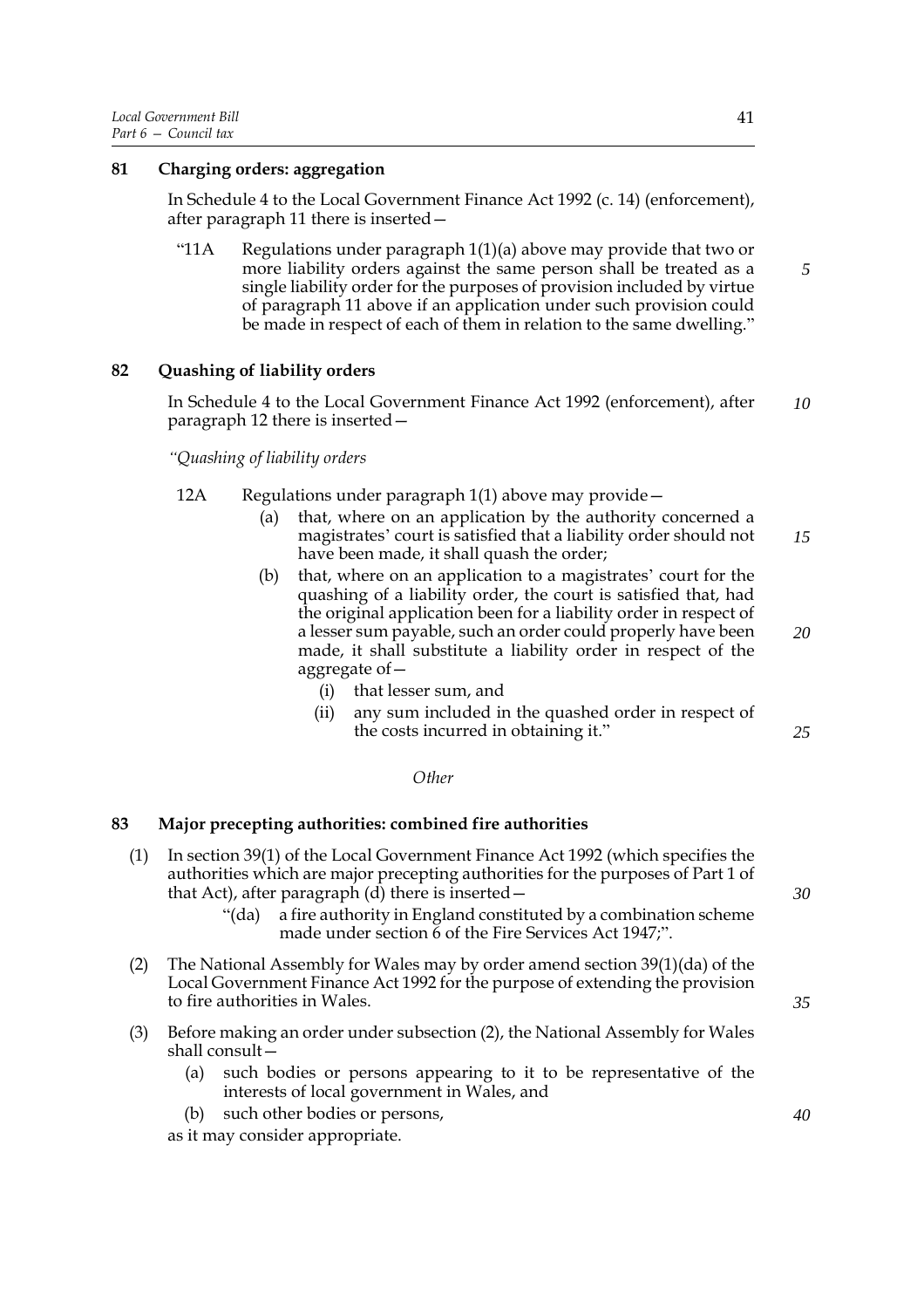### 81 Charging orders: aggregation

In Schedule 4 to the Local Government Finance Act 1992 (c. 14) (enforcement), after paragraph 11 there is inserted—

"11A Regulations under paragraph 1(1)(a) above may provide that two or more liability orders against the same person shall be treated as a single liability order for the purposes of provision included by virtue of paragraph 11 above if an application under such provision could be made in respect of each of them in relation to the same dwelling."

### 82 Quashing of liability orders

In Schedule 4 to the Local Government Finance Act 1992 (enforcement), after paragraph 12 there is inserted—

*"Quashing of liability orders*

12A Regulations under paragraph 1(1) above may provide—

- (a) that, where on an application by the authority concerned a magistrates' court is satisfied that a liability order should not have been made, it shall quash the order;
- (b) that, where on an application to a magistrates' court for the quashing of a liability order, the court is satisfied that, had the original application been for a liability order in respect of a lesser sum payable, such an order could properly have been made, it shall substitute a liability order in respect of the aggregate of—
  - (i) that lesser sum, and
  - (ii) any sum included in the quashed order in respect of the costs incurred in obtaining it."

*Other*

### 83 Major precepting authorities: combined fire authorities

(1) In section 39(1) of the Local Government Finance Act 1992 (which specifies the authorities which are major precepting authorities for the purposes of Part 1 of that Act), after paragraph (d) there is inserted—

"(da) a fire authority in England constituted by a combination scheme made under section 6 of the Fire Services Act 1947;".

(2) The National Assembly for Wales may by order amend section 39(1)(da) of the Local Government Finance Act 1992 for the purpose of extending the provision to fire authorities in Wales.

(3) Before making an order under subsection (2), the National Assembly for Wales shall consult—

- (a) such bodies or persons appearing to it to be representative of the interests of local government in Wales, and
- (b) such other bodies or persons,

as it may consider appropriate.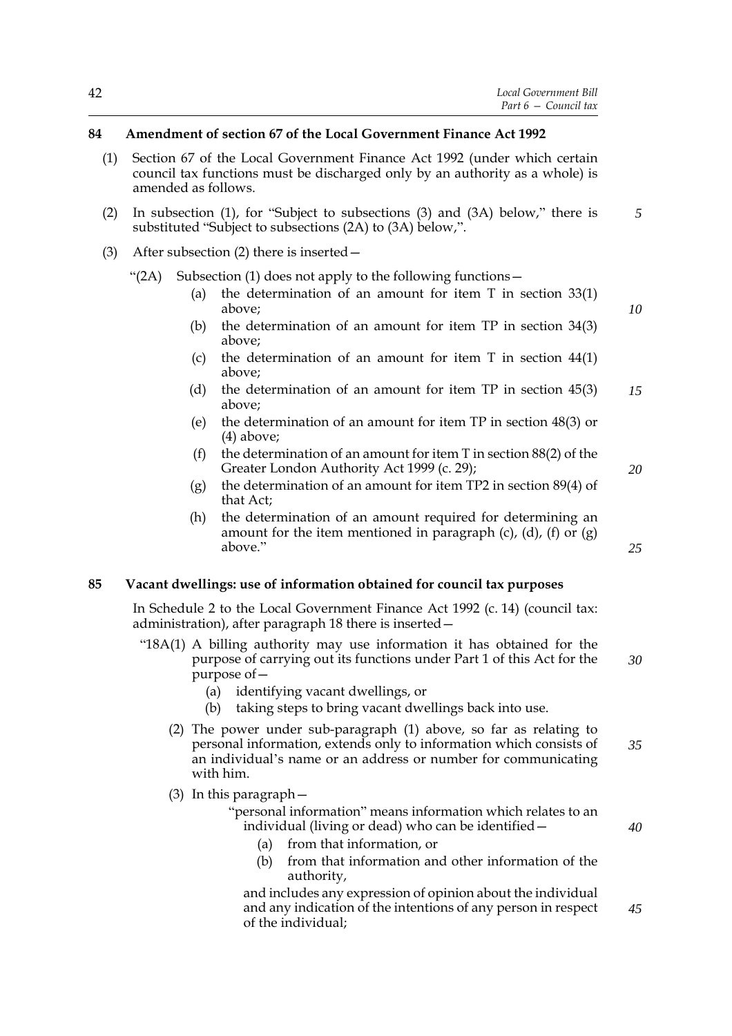### 84 Amendment of section 67 of the Local Government Finance Act 1992

(1) Section 67 of the Local Government Finance Act 1992 (under which certain council tax functions must be discharged only by an authority as a whole) is amended as follows.

(2) In subsection (1), for "Subject to subsections (3) and (3A) below," there is substituted "Subject to subsections (2A) to (3A) below,".

(3) After subsection (2) there is inserted—

"(2A) Subsection (1) does not apply to the following functions—

(a) the determination of an amount for item T in section 33(1) above;

(b) the determination of an amount for item TP in section 34(3) above;

(c) the determination of an amount for item T in section 44(1) above;

(d) the determination of an amount for item TP in section 45(3) above;

(e) the determination of an amount for item TP in section 48(3) or (4) above;

(f) the determination of an amount for item T in section 88(2) of the Greater London Authority Act 1999 (c. 29);

(g) the determination of an amount for item TP2 in section 89(4) of that Act;

(h) the determination of an amount required for determining an amount for the item mentioned in paragraph (c), (d), (f) or (g) above."

### 85 Vacant dwellings: use of information obtained for council tax purposes

In Schedule 2 to the Local Government Finance Act 1992 (c. 14) (council tax: administration), after paragraph 18 there is inserted—

"18A(1) A billing authority may use information it has obtained for the purpose of carrying out its functions under Part 1 of this Act for the purpose of—

(a) identifying vacant dwellings, or

(b) taking steps to bring vacant dwellings back into use.

(2) The power under sub-paragraph (1) above, so far as relating to personal information, extends only to information which consists of an individual's name or an address or number for communicating with him.

(3) In this paragraph—

"personal information" means information which relates to an individual (living or dead) who can be identified—

(a) from that information, or

(b) from that information and other information of the authority,

and includes any expression of opinion about the individual and any indication of the intentions of any person in respect of the individual;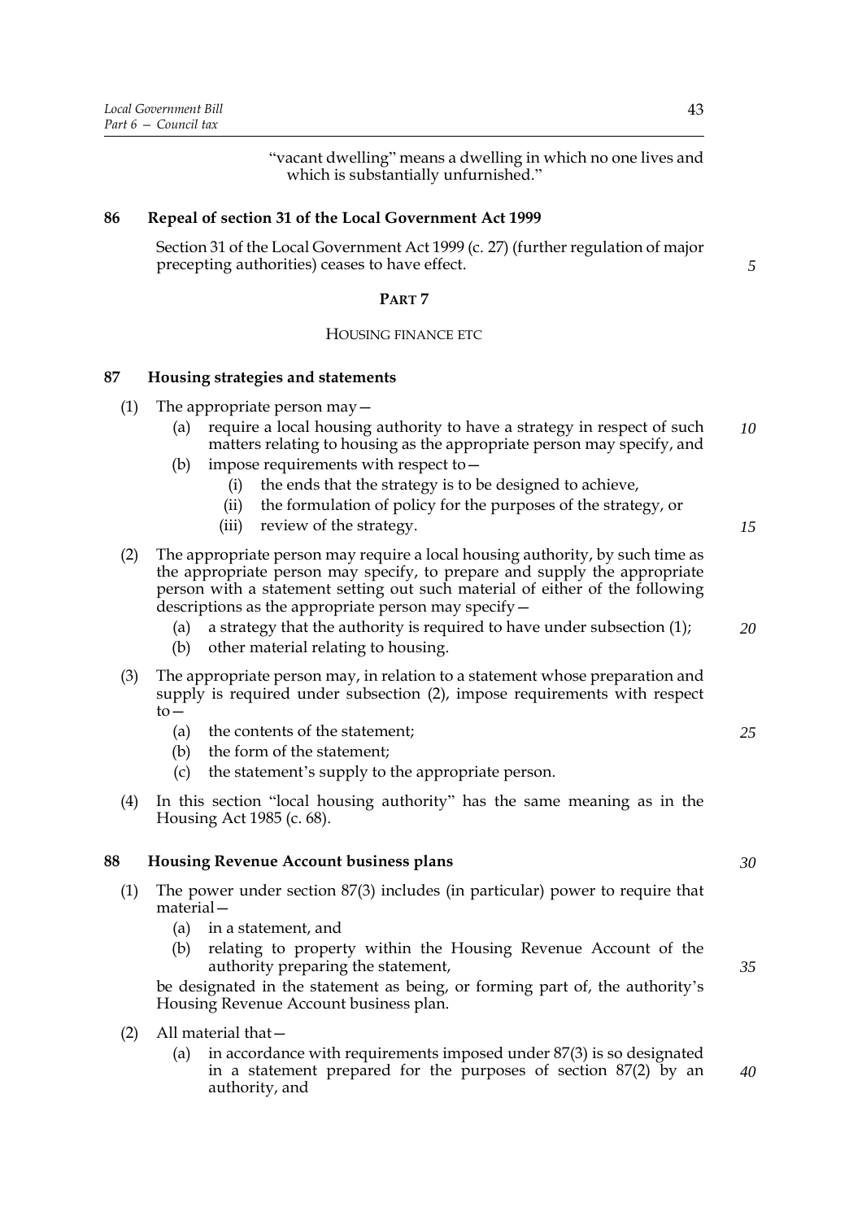"vacant dwelling" means a dwelling in which no one lives and which is substantially unfurnished."

**86 Repeal of section 31 of the Local Government Act 1999**

Section 31 of the Local Government Act 1999 (c. 27) (further regulation of major precepting authorities) ceases to have effect.

## PART 7

### HOUSING FINANCE ETC

**87 Housing strategies and statements**

(1) The appropriate person may—

(a) require a local housing authority to have a strategy in respect of such matters relating to housing as the appropriate person may specify, and

(b) impose requirements with respect to—

(i) the ends that the strategy is to be designed to achieve,

(ii) the formulation of policy for the purposes of the strategy, or

(iii) review of the strategy.

(2) The appropriate person may require a local housing authority, by such time as the appropriate person may specify, to prepare and supply the appropriate person with a statement setting out such material of either of the following descriptions as the appropriate person may specify—

(a) a strategy that the authority is required to have under subsection (1);

(b) other material relating to housing.

(3) The appropriate person may, in relation to a statement whose preparation and supply is required under subsection (2), impose requirements with respect to—

(a) the contents of the statement;

(b) the form of the statement;

(c) the statement's supply to the appropriate person.

(4) In this section "local housing authority" has the same meaning as in the Housing Act 1985 (c. 68).

**88 Housing Revenue Account business plans**

(1) The power under section 87(3) includes (in particular) power to require that material—

(a) in a statement, and

(b) relating to property within the Housing Revenue Account of the authority preparing the statement,

be designated in the statement as being, or forming part of, the authority's Housing Revenue Account business plan.

(2) All material that—

(a) in accordance with requirements imposed under 87(3) is so designated in a statement prepared for the purposes of section 87(2) by an authority, and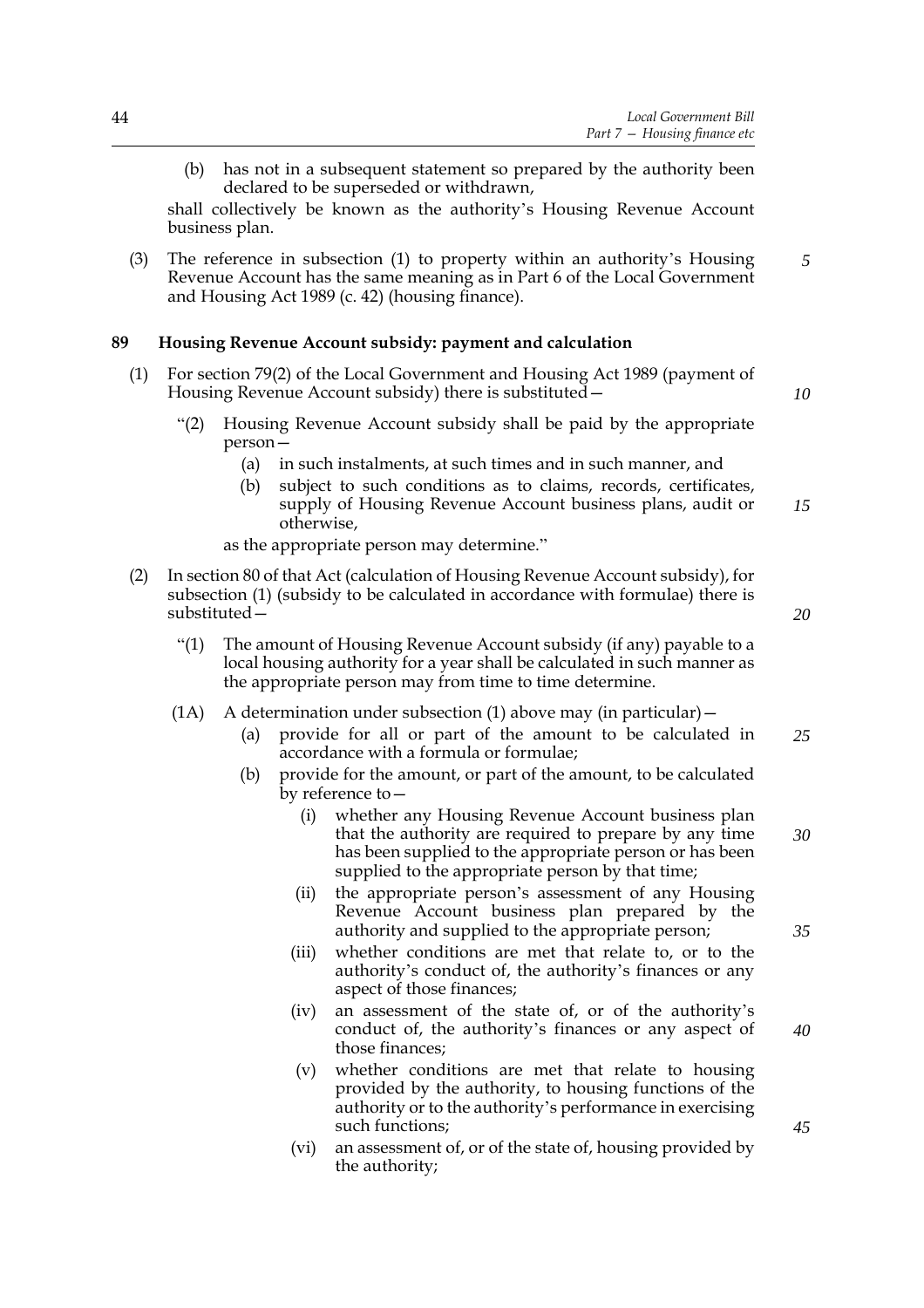(b) has not in a subsequent statement so prepared by the authority been declared to be superseded or withdrawn,

shall collectively be known as the authority's Housing Revenue Account business plan.

(3) The reference in subsection (1) to property within an authority's Housing Revenue Account has the same meaning as in Part 6 of the Local Government and Housing Act 1989 (c. 42) (housing finance).

**89 Housing Revenue Account subsidy: payment and calculation**

(1) For section 79(2) of the Local Government and Housing Act 1989 (payment of Housing Revenue Account subsidy) there is substituted—

"(2) Housing Revenue Account subsidy shall be paid by the appropriate person—

(a) in such instalments, at such times and in such manner, and

(b) subject to such conditions as to claims, records, certificates, supply of Housing Revenue Account business plans, audit or otherwise,

as the appropriate person may determine."

(2) In section 80 of that Act (calculation of Housing Revenue Account subsidy), for subsection (1) (subsidy to be calculated in accordance with formulae) there is substituted—

"(1) The amount of Housing Revenue Account subsidy (if any) payable to a local housing authority for a year shall be calculated in such manner as the appropriate person may from time to time determine.

(1A) A determination under subsection (1) above may (in particular)—

(a) provide for all or part of the amount to be calculated in accordance with a formula or formulae;

(b) provide for the amount, or part of the amount, to be calculated by reference to—

(i) whether any Housing Revenue Account business plan that the authority are required to prepare by any time has been supplied to the appropriate person or has been supplied to the appropriate person by that time;

(ii) the appropriate person's assessment of any Housing Revenue Account business plan prepared by the authority and supplied to the appropriate person;

(iii) whether conditions are met that relate to, or to the authority's conduct of, the authority's finances or any aspect of those finances;

(iv) an assessment of the state of, or of the authority's conduct of, the authority's finances or any aspect of those finances;

(v) whether conditions are met that relate to housing provided by the authority, to housing functions of the authority or to the authority's performance in exercising such functions;

(vi) an assessment of, or of the state of, housing provided by the authority;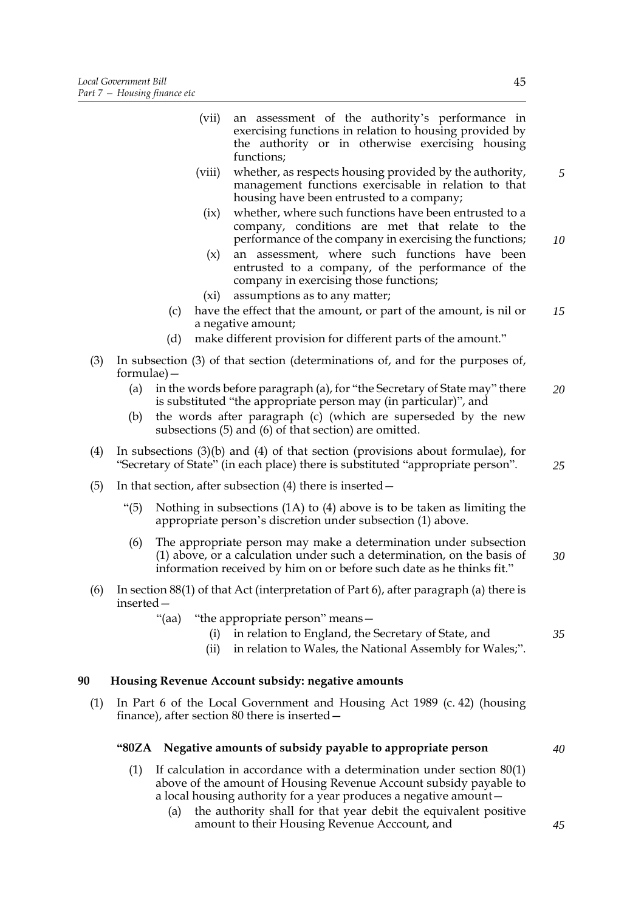(vii) an assessment of the authority's performance in exercising functions in relation to housing provided by the authority or in otherwise exercising housing functions;

(viii) whether, as respects housing provided by the authority, management functions exercisable in relation to that housing have been entrusted to a company;

(ix) whether, where such functions have been entrusted to a company, conditions are met that relate to the performance of the company in exercising the functions;

(x) an assessment, where such functions have been entrusted to a company, of the performance of the company in exercising those functions;

(xi) assumptions as to any matter;

(c) have the effect that the amount, or part of the amount, is nil or a negative amount;

(d) make different provision for different parts of the amount."

(3) In subsection (3) of that section (determinations of, and for the purposes of, formulae)—

(a) in the words before paragraph (a), for "the Secretary of State may" there is substituted "the appropriate person may (in particular)", and

(b) the words after paragraph (c) (which are superseded by the new subsections (5) and (6) of that section) are omitted.

(4) In subsections (3)(b) and (4) of that section (provisions about formulae), for "Secretary of State" (in each place) there is substituted "appropriate person".

(5) In that section, after subsection (4) there is inserted—

"(5) Nothing in subsections (1A) to (4) above is to be taken as limiting the appropriate person's discretion under subsection (1) above.

(6) The appropriate person may make a determination under subsection (1) above, or a calculation under such a determination, on the basis of information received by him on or before such date as he thinks fit."

(6) In section 88(1) of that Act (interpretation of Part 6), after paragraph (a) there is inserted—

"(aa) "the appropriate person" means—

(i) in relation to England, the Secretary of State, and

(ii) in relation to Wales, the National Assembly for Wales;".

## 90 Housing Revenue Account subsidy: negative amounts

(1) In Part 6 of the Local Government and Housing Act 1989 (c. 42) (housing finance), after section 80 there is inserted—

### "80ZA Negative amounts of subsidy payable to appropriate person

(1) If calculation in accordance with a determination under section 80(1) above of the amount of Housing Revenue Account subsidy payable to a local housing authority for a year produces a negative amount—

(a) the authority shall for that year debit the equivalent positive amount to their Housing Revenue Acccount, and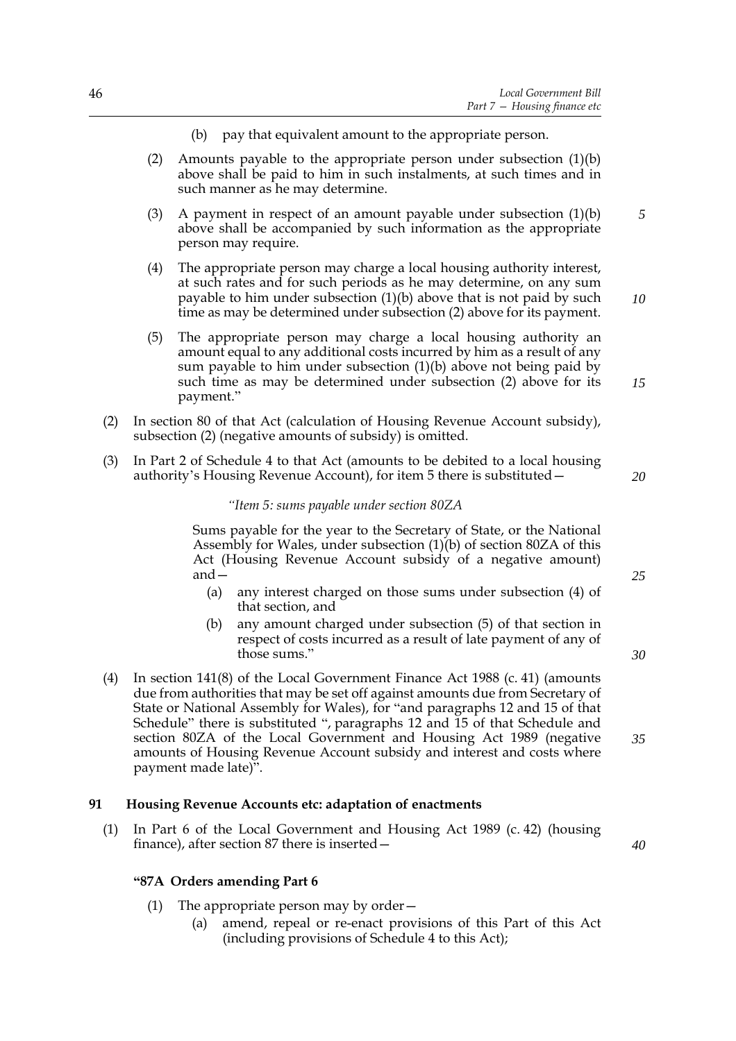(b) pay that equivalent amount to the appropriate person.

(2) Amounts payable to the appropriate person under subsection (1)(b) above shall be paid to him in such instalments, at such times and in such manner as he may determine.

(3) A payment in respect of an amount payable under subsection (1)(b) above shall be accompanied by such information as the appropriate person may require.

(4) The appropriate person may charge a local housing authority interest, at such rates and for such periods as he may determine, on any sum payable to him under subsection (1)(b) above that is not paid by such time as may be determined under subsection (2) above for its payment.

(5) The appropriate person may charge a local housing authority an amount equal to any additional costs incurred by him as a result of any sum payable to him under subsection (1)(b) above not being paid by such time as may be determined under subsection (2) above for its payment."

(2) In section 80 of that Act (calculation of Housing Revenue Account subsidy), subsection (2) (negative amounts of subsidy) is omitted.

(3) In Part 2 of Schedule 4 to that Act (amounts to be debited to a local housing authority's Housing Revenue Account), for item 5 there is substituted—

*"Item 5: sums payable under section 80ZA*

Sums payable for the year to the Secretary of State, or the National Assembly for Wales, under subsection (1)(b) of section 80ZA of this Act (Housing Revenue Account subsidy of a negative amount) and—

(a) any interest charged on those sums under subsection (4) of that section, and

(b) any amount charged under subsection (5) of that section in respect of costs incurred as a result of late payment of any of those sums."

(4) In section 141(8) of the Local Government Finance Act 1988 (c. 41) (amounts due from authorities that may be set off against amounts due from Secretary of State or National Assembly for Wales), for "and paragraphs 12 and 15 of that Schedule" there is substituted ", paragraphs 12 and 15 of that Schedule and section 80ZA of the Local Government and Housing Act 1989 (negative amounts of Housing Revenue Account subsidy and interest and costs where payment made late)".

## 91 Housing Revenue Accounts etc: adaptation of enactments

(1) In Part 6 of the Local Government and Housing Act 1989 (c. 42) (housing finance), after section 87 there is inserted—

**"87A Orders amending Part 6**

(1) The appropriate person may by order—

(a) amend, repeal or re-enact provisions of this Part of this Act (including provisions of Schedule 4 to this Act);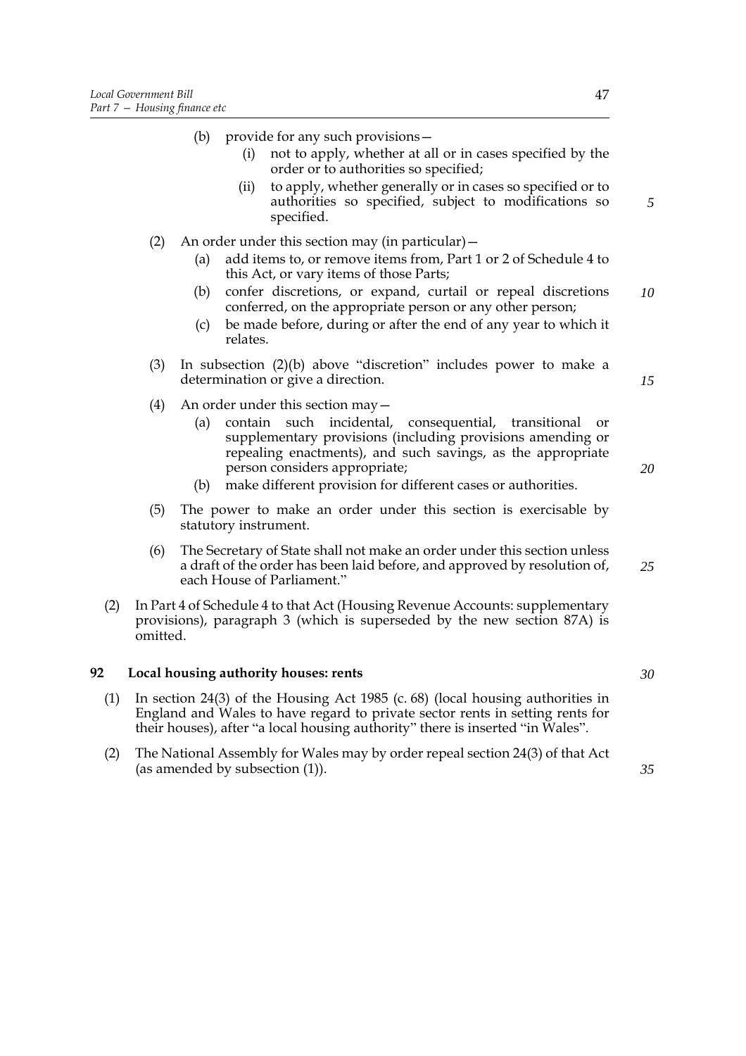(b) provide for any such provisions—

(i) not to apply, whether at all or in cases specified by the order or to authorities so specified;

(ii) to apply, whether generally or in cases so specified or to authorities so specified, subject to modifications so specified.

(2) An order under this section may (in particular)—

(a) add items to, or remove items from, Part 1 or 2 of Schedule 4 to this Act, or vary items of those Parts;

(b) confer discretions, or expand, curtail or repeal discretions conferred, on the appropriate person or any other person;

(c) be made before, during or after the end of any year to which it relates.

(3) In subsection (2)(b) above "discretion" includes power to make a determination or give a direction.

(4) An order under this section may—

(a) contain such incidental, consequential, transitional or supplementary provisions (including provisions amending or repealing enactments), and such savings, as the appropriate person considers appropriate;

(b) make different provision for different cases or authorities.

(5) The power to make an order under this section is exercisable by statutory instrument.

(6) The Secretary of State shall not make an order under this section unless a draft of the order has been laid before, and approved by resolution of, each House of Parliament."

(2) In Part 4 of Schedule 4 to that Act (Housing Revenue Accounts: supplementary provisions), paragraph 3 (which is superseded by the new section 87A) is omitted.

## 92 Local housing authority houses: rents

(1) In section 24(3) of the Housing Act 1985 (c. 68) (local housing authorities in England and Wales to have regard to private sector rents in setting rents for their houses), after "a local housing authority" there is inserted "in Wales".

(2) The National Assembly for Wales may by order repeal section 24(3) of that Act (as amended by subsection (1)).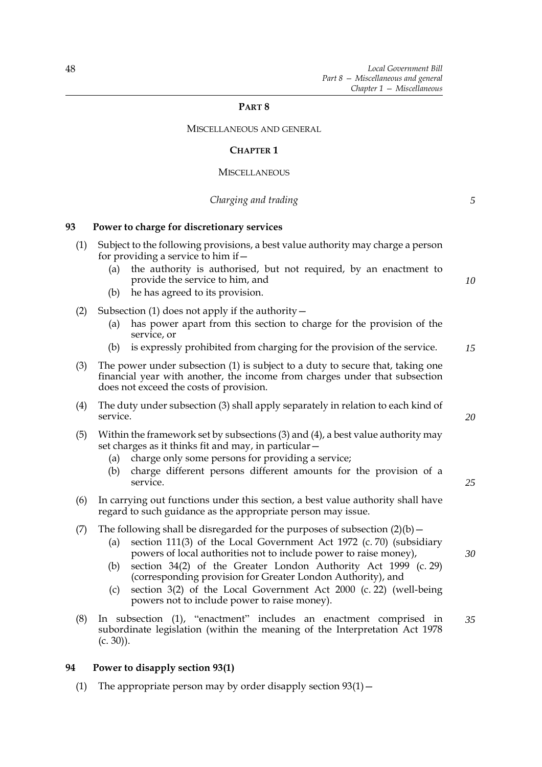# PART 8

## MISCELLANEOUS AND GENERAL

### CHAPTER 1

### MISCELLANEOUS

*Charging and trading*

**93 Power to charge for discretionary services**

(1) Subject to the following provisions, a best value authority may charge a person for providing a service to him if—

(a) the authority is authorised, but not required, by an enactment to provide the service to him, and

(b) he has agreed to its provision.

(2) Subsection (1) does not apply if the authority—

(a) has power apart from this section to charge for the provision of the service, or

(b) is expressly prohibited from charging for the provision of the service.

(3) The power under subsection (1) is subject to a duty to secure that, taking one financial year with another, the income from charges under that subsection does not exceed the costs of provision.

(4) The duty under subsection (3) shall apply separately in relation to each kind of service.

(5) Within the framework set by subsections (3) and (4), a best value authority may set charges as it thinks fit and may, in particular—

(a) charge only some persons for providing a service;

(b) charge different persons different amounts for the provision of a service.

(6) In carrying out functions under this section, a best value authority shall have regard to such guidance as the appropriate person may issue.

(7) The following shall be disregarded for the purposes of subsection (2)(b)—

(a) section 111(3) of the Local Government Act 1972 (c. 70) (subsidiary powers of local authorities not to include power to raise money),

(b) section 34(2) of the Greater London Authority Act 1999 (c. 29) (corresponding provision for Greater London Authority), and

(c) section 3(2) of the Local Government Act 2000 (c. 22) (well-being powers not to include power to raise money).

(8) In subsection (1), "enactment" includes an enactment comprised in subordinate legislation (within the meaning of the Interpretation Act 1978 (c. 30)).

**94 Power to disapply section 93(1)**

(1) The appropriate person may by order disapply section 93(1)—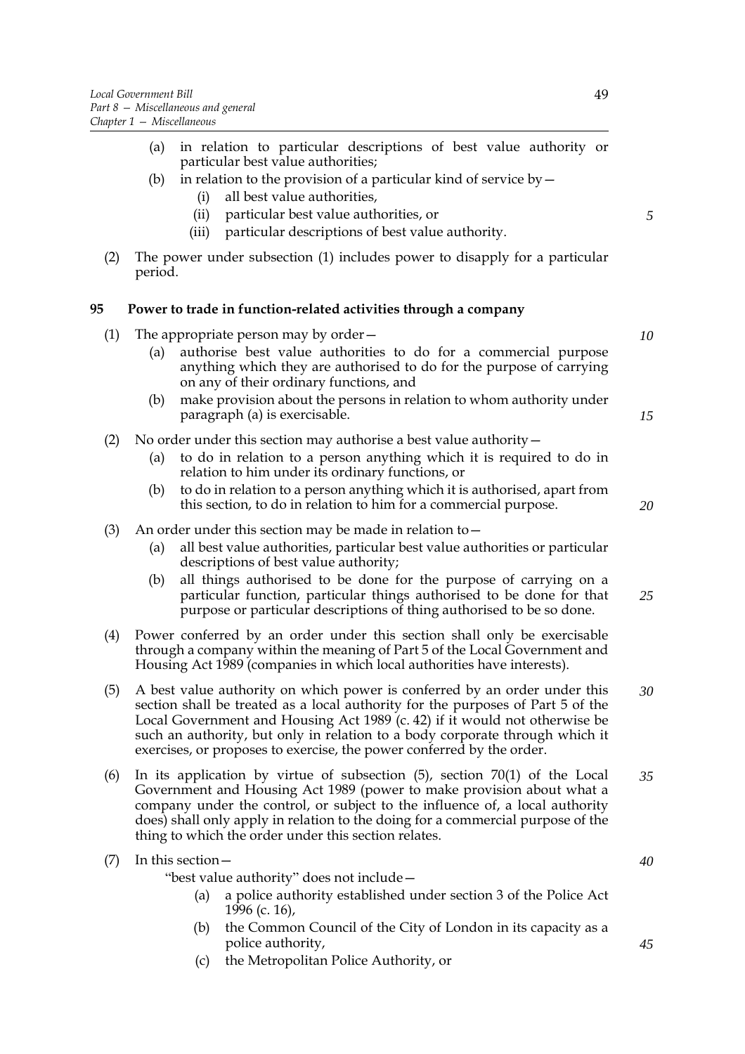(a) in relation to particular descriptions of best value authority or particular best value authorities;

(b) in relation to the provision of a particular kind of service by—

   (i) all best value authorities,

   (ii) particular best value authorities, or

   (iii) particular descriptions of best value authority.

(2) The power under subsection (1) includes power to disapply for a particular period.

**95 Power to trade in function-related activities through a company**

(1) The appropriate person may by order—

   (a) authorise best value authorities to do for a commercial purpose anything which they are authorised to do for the purpose of carrying on any of their ordinary functions, and

   (b) make provision about the persons in relation to whom authority under paragraph (a) is exercisable.

(2) No order under this section may authorise a best value authority—

   (a) to do in relation to a person anything which it is required to do in relation to him under its ordinary functions, or

   (b) to do in relation to a person anything which it is authorised, apart from this section, to do in relation to him for a commercial purpose.

(3) An order under this section may be made in relation to—

   (a) all best value authorities, particular best value authorities or particular descriptions of best value authority;

   (b) all things authorised to be done for the purpose of carrying on a particular function, particular things authorised to be done for that purpose or particular descriptions of thing authorised to be so done.

(4) Power conferred by an order under this section shall only be exercisable through a company within the meaning of Part 5 of the Local Government and Housing Act 1989 (companies in which local authorities have interests).

(5) A best value authority on which power is conferred by an order under this section shall be treated as a local authority for the purposes of Part 5 of the Local Government and Housing Act 1989 (c. 42) if it would not otherwise be such an authority, but only in relation to a body corporate through which it exercises, or proposes to exercise, the power conferred by the order.

(6) In its application by virtue of subsection (5), section 70(1) of the Local Government and Housing Act 1989 (power to make provision about what a company under the control, or subject to the influence of, a local authority does) shall only apply in relation to the doing for a commercial purpose of the thing to which the order under this section relates.

(7) In this section—

   "best value authority" does not include—

   (a) a police authority established under section 3 of the Police Act 1996 (c. 16),

   (b) the Common Council of the City of London in its capacity as a police authority,

   (c) the Metropolitan Police Authority, or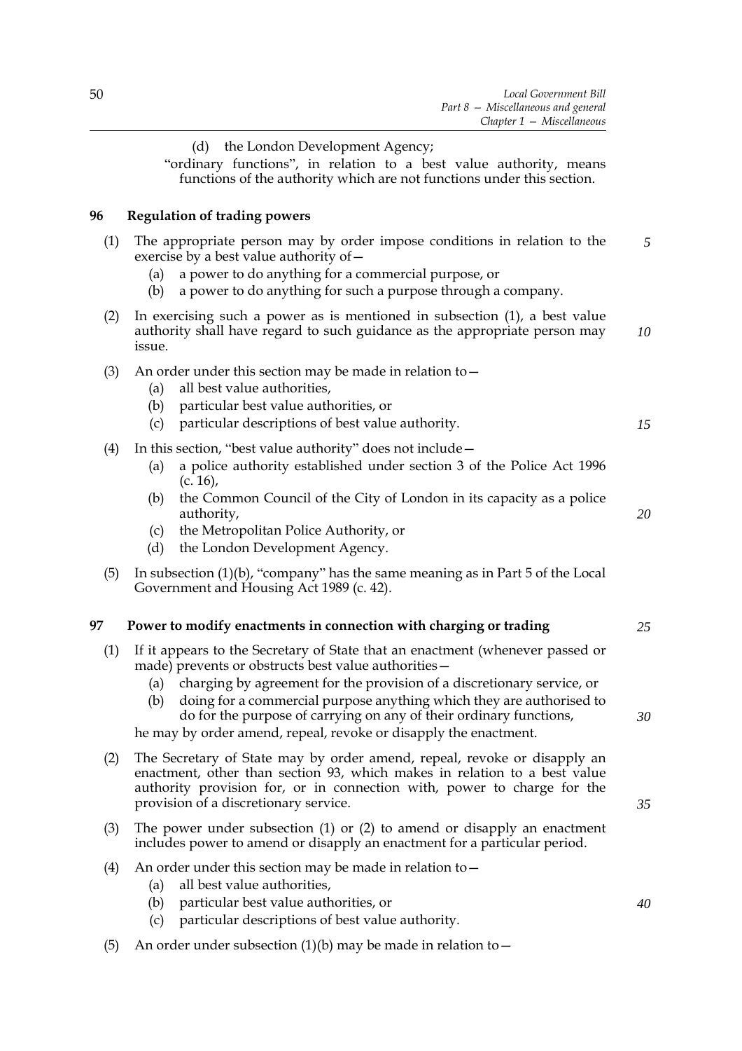(d) the London Development Agency;

"ordinary functions", in relation to a best value authority, means functions of the authority which are not functions under this section.

## 96 Regulation of trading powers

(1) The appropriate person may by order impose conditions in relation to the exercise by a best value authority of—

- (a) a power to do anything for a commercial purpose, or
- (b) a power to do anything for such a purpose through a company.

(2) In exercising such a power as is mentioned in subsection (1), a best value authority shall have regard to such guidance as the appropriate person may issue.

(3) An order under this section may be made in relation to—

- (a) all best value authorities,
- (b) particular best value authorities, or
- (c) particular descriptions of best value authority.

(4) In this section, "best value authority" does not include—

- (a) a police authority established under section 3 of the Police Act 1996 (c. 16),
- (b) the Common Council of the City of London in its capacity as a police authority,
- (c) the Metropolitan Police Authority, or
- (d) the London Development Agency.

(5) In subsection (1)(b), "company" has the same meaning as in Part 5 of the Local Government and Housing Act 1989 (c. 42).

## 97 Power to modify enactments in connection with charging or trading

(1) If it appears to the Secretary of State that an enactment (whenever passed or made) prevents or obstructs best value authorities—

- (a) charging by agreement for the provision of a discretionary service, or
- (b) doing for a commercial purpose anything which they are authorised to do for the purpose of carrying on any of their ordinary functions,

he may by order amend, repeal, revoke or disapply the enactment.

(2) The Secretary of State may by order amend, repeal, revoke or disapply an enactment, other than section 93, which makes in relation to a best value authority provision for, or in connection with, power to charge for the provision of a discretionary service.

(3) The power under subsection (1) or (2) to amend or disapply an enactment includes power to amend or disapply an enactment for a particular period.

(4) An order under this section may be made in relation to—

- (a) all best value authorities,
- (b) particular best value authorities, or
- (c) particular descriptions of best value authority.

(5) An order under subsection (1)(b) may be made in relation to—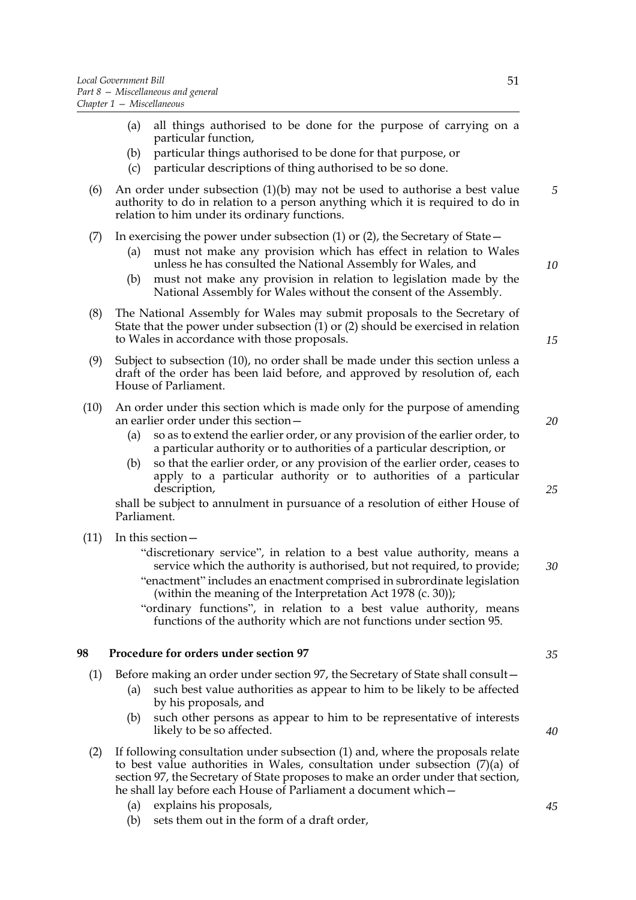(a) all things authorised to be done for the purpose of carrying on a particular function,

(b) particular things authorised to be done for that purpose, or

(c) particular descriptions of thing authorised to be so done.

(6) An order under subsection (1)(b) may not be used to authorise a best value authority to do in relation to a person anything which it is required to do in relation to him under its ordinary functions.

(7) In exercising the power under subsection (1) or (2), the Secretary of State—

(a) must not make any provision which has effect in relation to Wales unless he has consulted the National Assembly for Wales, and

(b) must not make any provision in relation to legislation made by the National Assembly for Wales without the consent of the Assembly.

(8) The National Assembly for Wales may submit proposals to the Secretary of State that the power under subsection (1) or (2) should be exercised in relation to Wales in accordance with those proposals.

(9) Subject to subsection (10), no order shall be made under this section unless a draft of the order has been laid before, and approved by resolution of, each House of Parliament.

(10) An order under this section which is made only for the purpose of amending an earlier order under this section—

(a) so as to extend the earlier order, or any provision of the earlier order, to a particular authority or to authorities of a particular description, or

(b) so that the earlier order, or any provision of the earlier order, ceases to apply to a particular authority or to authorities of a particular description,

shall be subject to annulment in pursuance of a resolution of either House of Parliament.

(11) In this section—

"discretionary service", in relation to a best value authority, means a service which the authority is authorised, but not required, to provide;

"enactment" includes an enactment comprised in subrordinate legislation (within the meaning of the Interpretation Act 1978 (c. 30));

"ordinary functions", in relation to a best value authority, means functions of the authority which are not functions under section 95.

### 98 Procedure for orders under section 97

(1) Before making an order under section 97, the Secretary of State shall consult—

(a) such best value authorities as appear to him to be likely to be affected by his proposals, and

(b) such other persons as appear to him to be representative of interests likely to be so affected.

(2) If following consultation under subsection (1) and, where the proposals relate to best value authorities in Wales, consultation under subsection (7)(a) of section 97, the Secretary of State proposes to make an order under that section, he shall lay before each House of Parliament a document which—

(a) explains his proposals,

(b) sets them out in the form of a draft order,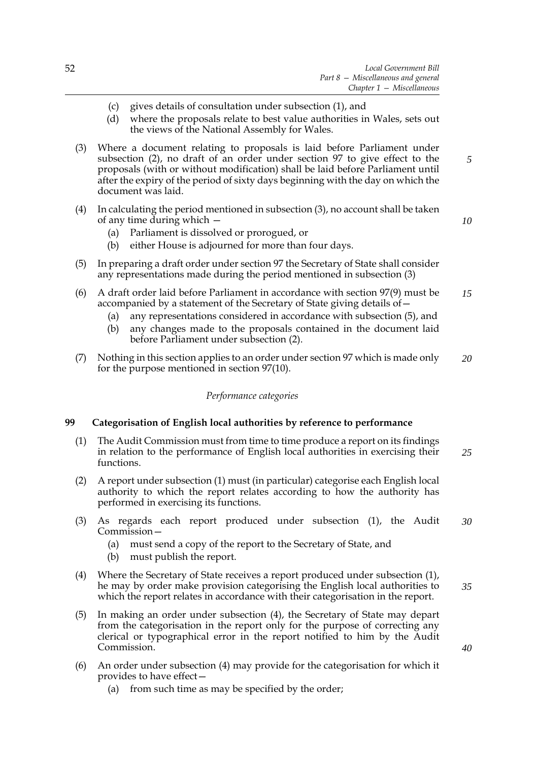(c) gives details of consultation under subsection (1), and

(d) where the proposals relate to best value authorities in Wales, sets out the views of the National Assembly for Wales.

(3) Where a document relating to proposals is laid before Parliament under subsection (2), no draft of an order under section 97 to give effect to the proposals (with or without modification) shall be laid before Parliament until after the expiry of the period of sixty days beginning with the day on which the document was laid.

(4) In calculating the period mentioned in subsection (3), no account shall be taken of any time during which —

(a) Parliament is dissolved or prorogued, or

(b) either House is adjourned for more than four days.

(5) In preparing a draft order under section 97 the Secretary of State shall consider any representations made during the period mentioned in subsection (3)

(6) A draft order laid before Parliament in accordance with section 97(9) must be accompanied by a statement of the Secretary of State giving details of—

(a) any representations considered in accordance with subsection (5), and

(b) any changes made to the proposals contained in the document laid before Parliament under subsection (2).

(7) Nothing in this section applies to an order under section 97 which is made only for the purpose mentioned in section 97(10).

*Performance categories*

### 99 Categorisation of English local authorities by reference to performance

(1) The Audit Commission must from time to time produce a report on its findings in relation to the performance of English local authorities in exercising their functions.

(2) A report under subsection (1) must (in particular) categorise each English local authority to which the report relates according to how the authority has performed in exercising its functions.

(3) As regards each report produced under subsection (1), the Audit Commission—

(a) must send a copy of the report to the Secretary of State, and

(b) must publish the report.

(4) Where the Secretary of State receives a report produced under subsection (1), he may by order make provision categorising the English local authorities to which the report relates in accordance with their categorisation in the report.

(5) In making an order under subsection (4), the Secretary of State may depart from the categorisation in the report only for the purpose of correcting any clerical or typographical error in the report notified to him by the Audit Commission.

(6) An order under subsection (4) may provide for the categorisation for which it provides to have effect—

(a) from such time as may be specified by the order;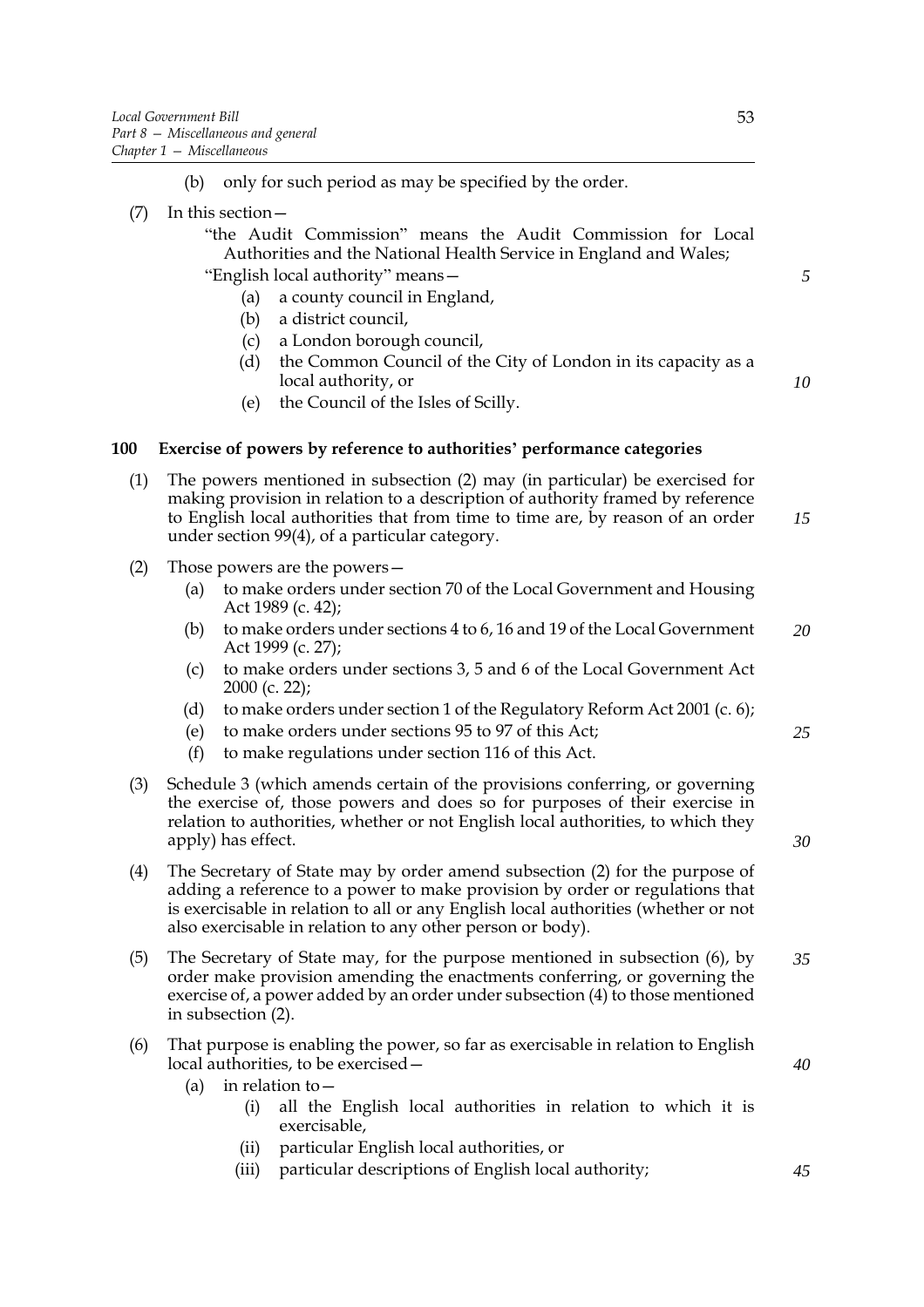(b) only for such period as may be specified by the order.

(7) In this section—

"the Audit Commission" means the Audit Commission for Local Authorities and the National Health Service in England and Wales;

"English local authority" means—

(a) a county council in England,

(b) a district council,

(c) a London borough council,

(d) the Common Council of the City of London in its capacity as a local authority, or

(e) the Council of the Isles of Scilly.

## 100 Exercise of powers by reference to authorities' performance categories

(1) The powers mentioned in subsection (2) may (in particular) be exercised for making provision in relation to a description of authority framed by reference to English local authorities that from time to time are, by reason of an order under section 99(4), of a particular category.

(2) Those powers are the powers—

(a) to make orders under section 70 of the Local Government and Housing Act 1989 (c. 42);

(b) to make orders under sections 4 to 6, 16 and 19 of the Local Government Act 1999 (c. 27);

(c) to make orders under sections 3, 5 and 6 of the Local Government Act 2000 (c. 22);

(d) to make orders under section 1 of the Regulatory Reform Act 2001 (c. 6);

(e) to make orders under sections 95 to 97 of this Act;

(f) to make regulations under section 116 of this Act.

(3) Schedule 3 (which amends certain of the provisions conferring, or governing the exercise of, those powers and does so for purposes of their exercise in relation to authorities, whether or not English local authorities, to which they apply) has effect.

(4) The Secretary of State may by order amend subsection (2) for the purpose of adding a reference to a power to make provision by order or regulations that is exercisable in relation to all or any English local authorities (whether or not also exercisable in relation to any other person or body).

(5) The Secretary of State may, for the purpose mentioned in subsection (6), by order make provision amending the enactments conferring, or governing the exercise of, a power added by an order under subsection (4) to those mentioned in subsection (2).

(6) That purpose is enabling the power, so far as exercisable in relation to English local authorities, to be exercised—

(a) in relation to—

(i) all the English local authorities in relation to which it is exercisable,

(ii) particular English local authorities, or

(iii) particular descriptions of English local authority;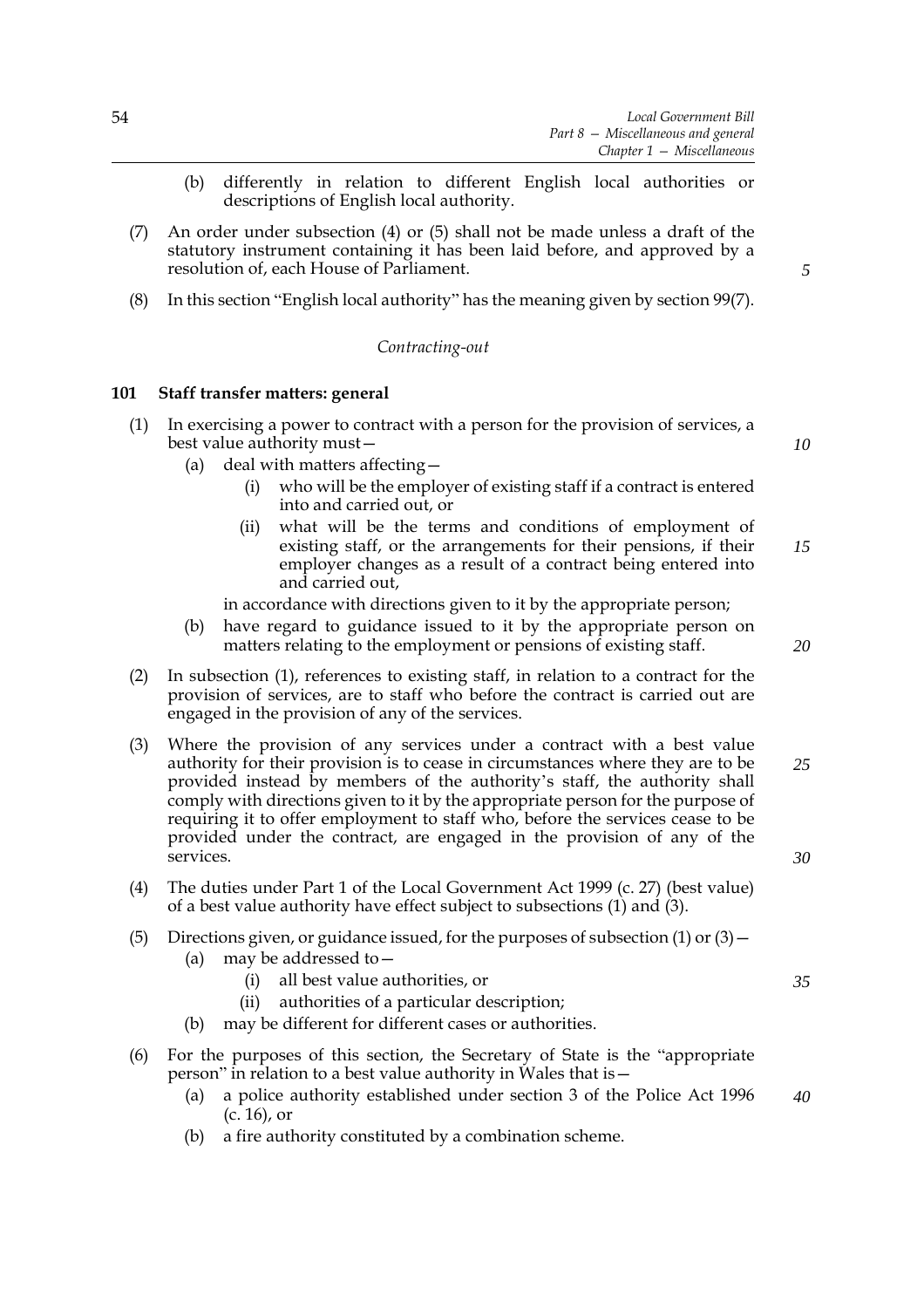(b) differently in relation to different English local authorities or descriptions of English local authority.

(7) An order under subsection (4) or (5) shall not be made unless a draft of the statutory instrument containing it has been laid before, and approved by a resolution of, each House of Parliament.

(8) In this section "English local authority" has the meaning given by section 99(7).

*Contracting-out*

### 101 Staff transfer matters: general

(1) In exercising a power to contract with a person for the provision of services, a best value authority must—

- (a) deal with matters affecting—
  - (i) who will be the employer of existing staff if a contract is entered into and carried out, or
  - (ii) what will be the terms and conditions of employment of existing staff, or the arrangements for their pensions, if their employer changes as a result of a contract being entered into and carried out,

  in accordance with directions given to it by the appropriate person;
- (b) have regard to guidance issued to it by the appropriate person on matters relating to the employment or pensions of existing staff.

(2) In subsection (1), references to existing staff, in relation to a contract for the provision of services, are to staff who before the contract is carried out are engaged in the provision of any of the services.

(3) Where the provision of any services under a contract with a best value authority for their provision is to cease in circumstances where they are to be provided instead by members of the authority's staff, the authority shall comply with directions given to it by the appropriate person for the purpose of requiring it to offer employment to staff who, before the services cease to be provided under the contract, are engaged in the provision of any of the services.

(4) The duties under Part 1 of the Local Government Act 1999 (c. 27) (best value) of a best value authority have effect subject to subsections (1) and (3).

(5) Directions given, or guidance issued, for the purposes of subsection (1) or (3)—

- (a) may be addressed to—
  - (i) all best value authorities, or
  - (ii) authorities of a particular description;
- (b) may be different for different cases or authorities.

(6) For the purposes of this section, the Secretary of State is the "appropriate person" in relation to a best value authority in Wales that is—

- (a) a police authority established under section 3 of the Police Act 1996 (c. 16), or
- (b) a fire authority constituted by a combination scheme.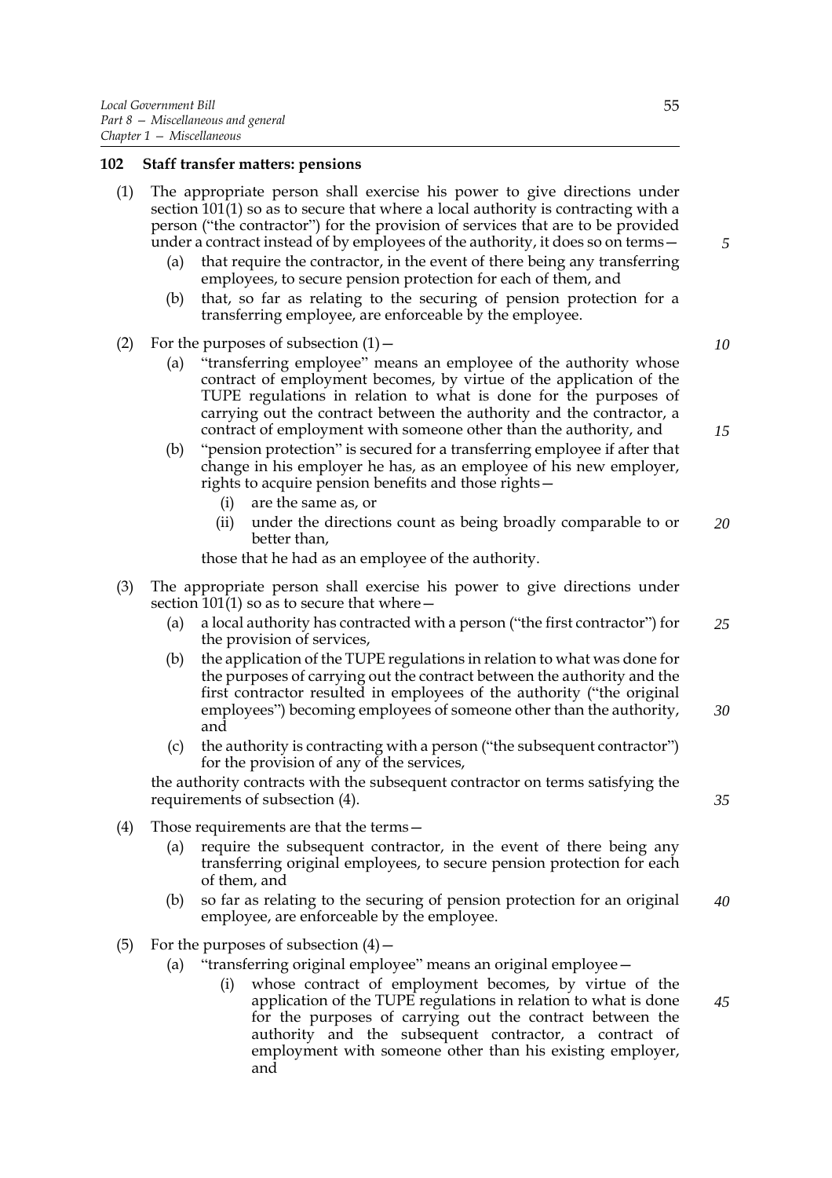### 102 Staff transfer matters: pensions

(1) The appropriate person shall exercise his power to give directions under section 101(1) so as to secure that where a local authority is contracting with a person ("the contractor") for the provision of services that are to be provided under a contract instead of by employees of the authority, it does so on terms—

- (a) that require the contractor, in the event of there being any transferring employees, to secure pension protection for each of them, and
- (b) that, so far as relating to the securing of pension protection for a transferring employee, are enforceable by the employee.

(2) For the purposes of subsection (1)—

- (a) "transferring employee" means an employee of the authority whose contract of employment becomes, by virtue of the application of the TUPE regulations in relation to what is done for the purposes of carrying out the contract between the authority and the contractor, a contract of employment with someone other than the authority, and
- (b) "pension protection" is secured for a transferring employee if after that change in his employer he has, as an employee of his new employer, rights to acquire pension benefits and those rights—
  - (i) are the same as, or
  - (ii) under the directions count as being broadly comparable to or better than,

  those that he had as an employee of the authority.

(3) The appropriate person shall exercise his power to give directions under section 101(1) so as to secure that where—

- (a) a local authority has contracted with a person ("the first contractor") for the provision of services,
- (b) the application of the TUPE regulations in relation to what was done for the purposes of carrying out the contract between the authority and the first contractor resulted in employees of the authority ("the original employees") becoming employees of someone other than the authority, and
- (c) the authority is contracting with a person ("the subsequent contractor") for the provision of any of the services,

the authority contracts with the subsequent contractor on terms satisfying the requirements of subsection (4).

(4) Those requirements are that the terms—

- (a) require the subsequent contractor, in the event of there being any transferring original employees, to secure pension protection for each of them, and
- (b) so far as relating to the securing of pension protection for an original employee, are enforceable by the employee.

(5) For the purposes of subsection (4)—

- (a) "transferring original employee" means an original employee—
  - (i) whose contract of employment becomes, by virtue of the application of the TUPE regulations in relation to what is done for the purposes of carrying out the contract between the authority and the subsequent contractor, a contract of employment with someone other than his existing employer, and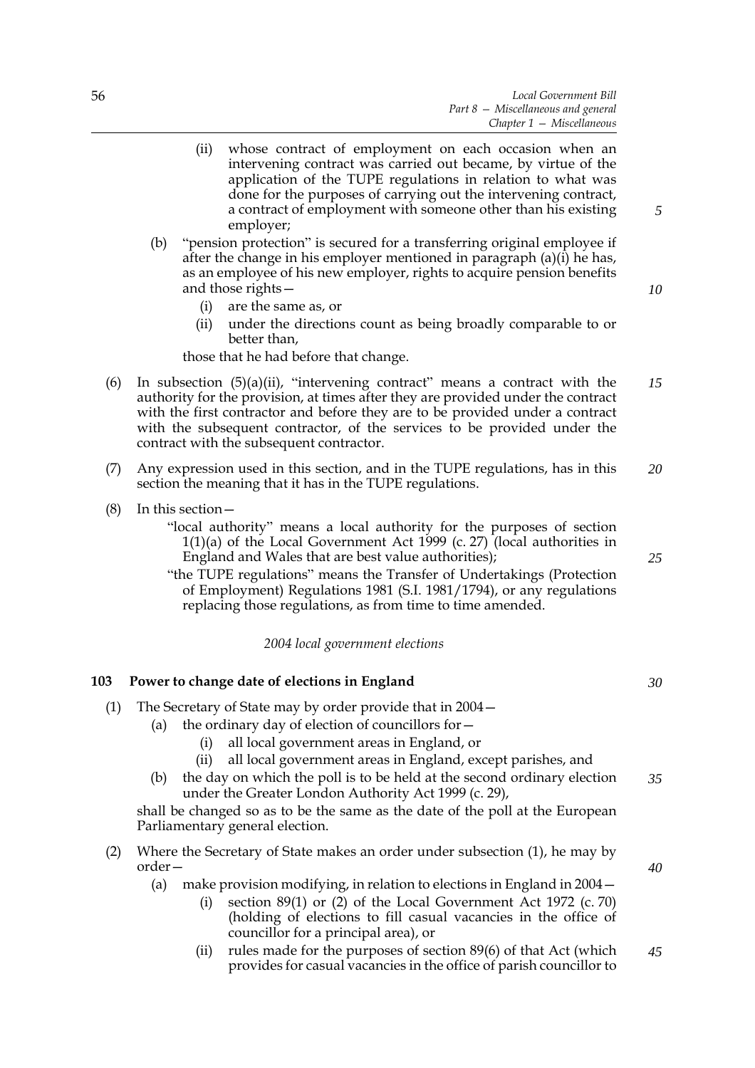(ii) whose contract of employment on each occasion when an intervening contract was carried out became, by virtue of the application of the TUPE regulations in relation to what was done for the purposes of carrying out the intervening contract, a contract of employment with someone other than his existing employer;

(b) "pension protection" is secured for a transferring original employee if after the change in his employer mentioned in paragraph (a)(i) he has, as an employee of his new employer, rights to acquire pension benefits and those rights—

(i) are the same as, or

(ii) under the directions count as being broadly comparable to or better than,

those that he had before that change.

(6) In subsection (5)(a)(ii), "intervening contract" means a contract with the authority for the provision, at times after they are provided under the contract with the first contractor and before they are to be provided under a contract with the subsequent contractor, of the services to be provided under the contract with the subsequent contractor.

(7) Any expression used in this section, and in the TUPE regulations, has in this section the meaning that it has in the TUPE regulations.

(8) In this section—

"local authority" means a local authority for the purposes of section 1(1)(a) of the Local Government Act 1999 (c. 27) (local authorities in England and Wales that are best value authorities);

"the TUPE regulations" means the Transfer of Undertakings (Protection of Employment) Regulations 1981 (S.I. 1981/1794), or any regulations replacing those regulations, as from time to time amended.

*2004 local government elections*

**103 Power to change date of elections in England**

(1) The Secretary of State may by order provide that in 2004—

(a) the ordinary day of election of councillors for—

(i) all local government areas in England, or

(ii) all local government areas in England, except parishes, and

(b) the day on which the poll is to be held at the second ordinary election under the Greater London Authority Act 1999 (c. 29),

shall be changed so as to be the same as the date of the poll at the European Parliamentary general election.

(2) Where the Secretary of State makes an order under subsection (1), he may by order—

(a) make provision modifying, in relation to elections in England in 2004—

(i) section 89(1) or (2) of the Local Government Act 1972 (c. 70) (holding of elections to fill casual vacancies in the office of councillor for a principal area), or

(ii) rules made for the purposes of section 89(6) of that Act (which provides for casual vacancies in the office of parish councillor to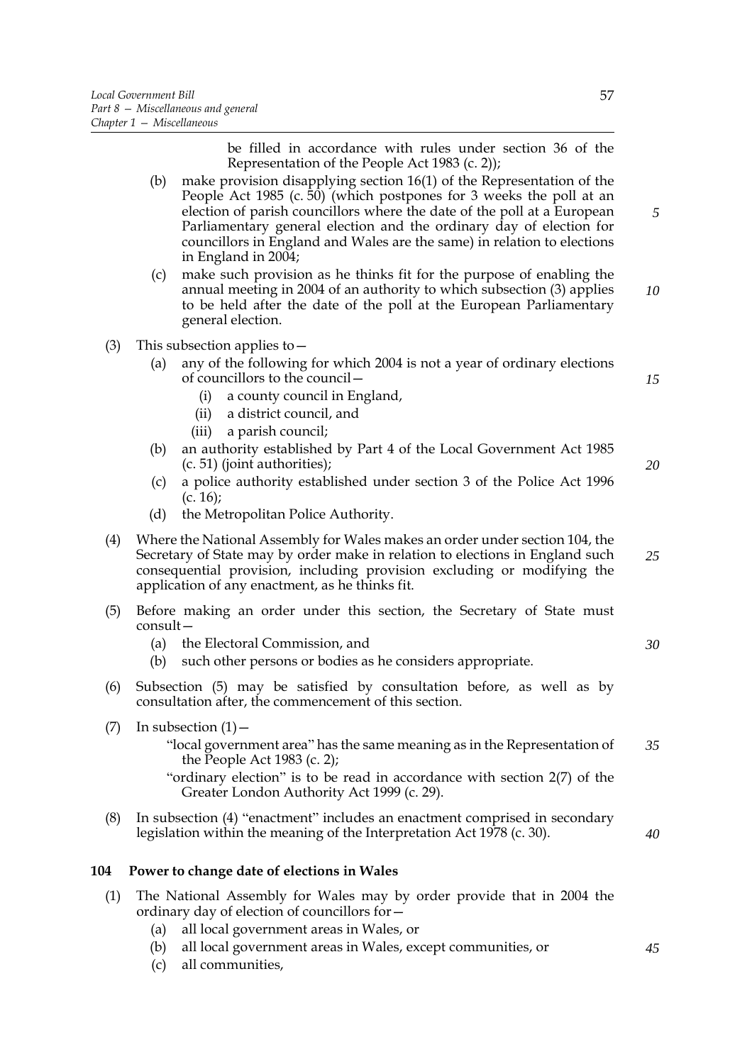be filled in accordance with rules under section 36 of the Representation of the People Act 1983 (c. 2));

(b) make provision disapplying section 16(1) of the Representation of the People Act 1985 (c. 50) (which postpones for 3 weeks the poll at an election of parish councillors where the date of the poll at a European Parliamentary general election and the ordinary day of election for councillors in England and Wales are the same) in relation to elections in England in 2004;

(c) make such provision as he thinks fit for the purpose of enabling the annual meeting in 2004 of an authority to which subsection (3) applies to be held after the date of the poll at the European Parliamentary general election.

(3) This subsection applies to—

(a) any of the following for which 2004 is not a year of ordinary elections of councillors to the council—

(i) a county council in England,

(ii) a district council, and

(iii) a parish council;

(b) an authority established by Part 4 of the Local Government Act 1985 (c. 51) (joint authorities);

(c) a police authority established under section 3 of the Police Act 1996 (c. 16);

(d) the Metropolitan Police Authority.

(4) Where the National Assembly for Wales makes an order under section 104, the Secretary of State may by order make in relation to elections in England such consequential provision, including provision excluding or modifying the application of any enactment, as he thinks fit.

(5) Before making an order under this section, the Secretary of State must consult—

(a) the Electoral Commission, and

(b) such other persons or bodies as he considers appropriate.

(6) Subsection (5) may be satisfied by consultation before, as well as by consultation after, the commencement of this section.

(7) In subsection (1)—

"local government area" has the same meaning as in the Representation of the People Act 1983 (c. 2);

"ordinary election" is to be read in accordance with section 2(7) of the Greater London Authority Act 1999 (c. 29).

(8) In subsection (4) "enactment" includes an enactment comprised in secondary legislation within the meaning of the Interpretation Act 1978 (c. 30).

**104 Power to change date of elections in Wales**

(1) The National Assembly for Wales may by order provide that in 2004 the ordinary day of election of councillors for—

(a) all local government areas in Wales, or

(b) all local government areas in Wales, except communities, or

(c) all communities,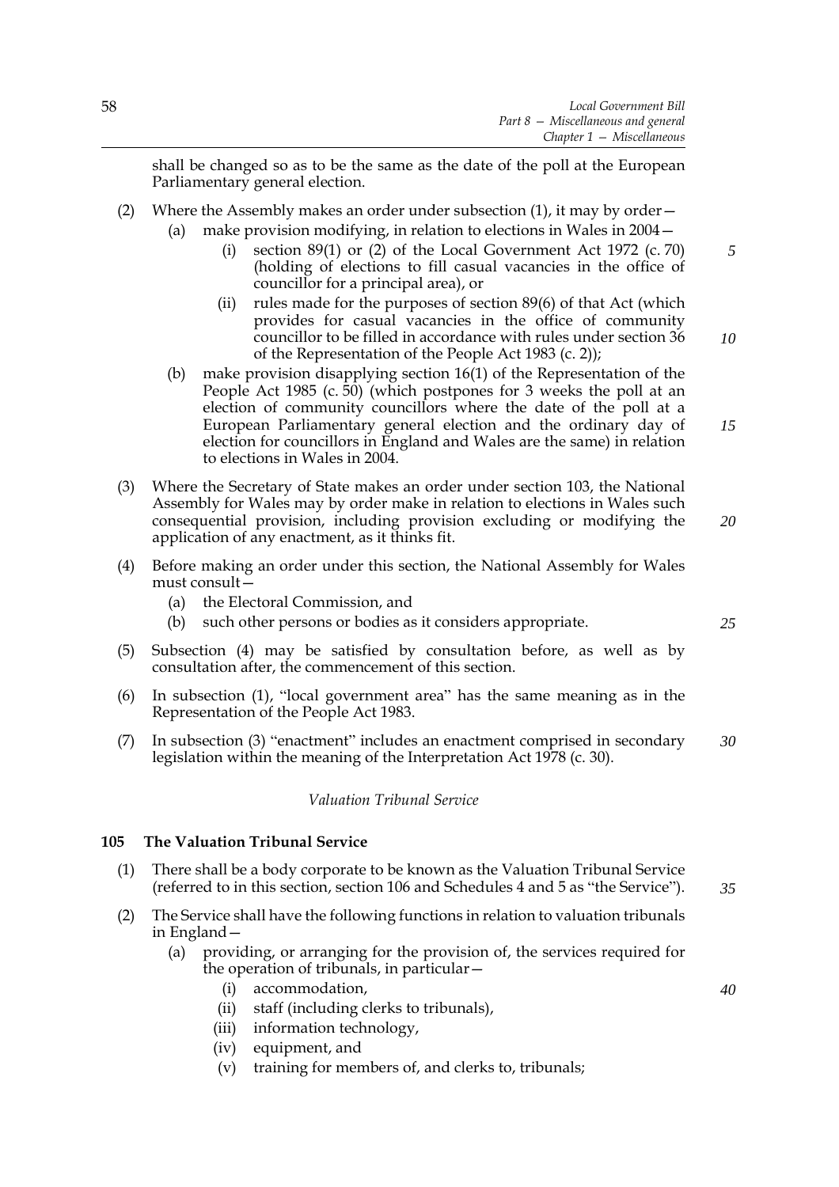shall be changed so as to be the same as the date of the poll at the European Parliamentary general election.

(2) Where the Assembly makes an order under subsection (1), it may by order—

(a) make provision modifying, in relation to elections in Wales in 2004—

(i) section 89(1) or (2) of the Local Government Act 1972 (c. 70) (holding of elections to fill casual vacancies in the office of councillor for a principal area), or

(ii) rules made for the purposes of section 89(6) of that Act (which provides for casual vacancies in the office of community councillor to be filled in accordance with rules under section 36 of the Representation of the People Act 1983 (c. 2));

(b) make provision disapplying section 16(1) of the Representation of the People Act 1985 (c. 50) (which postpones for 3 weeks the poll at an election of community councillors where the date of the poll at a European Parliamentary general election and the ordinary day of election for councillors in England and Wales are the same) in relation to elections in Wales in 2004.

(3) Where the Secretary of State makes an order under section 103, the National Assembly for Wales may by order make in relation to elections in Wales such consequential provision, including provision excluding or modifying the application of any enactment, as it thinks fit.

(4) Before making an order under this section, the National Assembly for Wales must consult—

(a) the Electoral Commission, and

(b) such other persons or bodies as it considers appropriate.

(5) Subsection (4) may be satisfied by consultation before, as well as by consultation after, the commencement of this section.

(6) In subsection (1), "local government area" has the same meaning as in the Representation of the People Act 1983.

(7) In subsection (3) "enactment" includes an enactment comprised in secondary legislation within the meaning of the Interpretation Act 1978 (c. 30).

*Valuation Tribunal Service*

### 105 The Valuation Tribunal Service

(1) There shall be a body corporate to be known as the Valuation Tribunal Service (referred to in this section, section 106 and Schedules 4 and 5 as "the Service").

(2) The Service shall have the following functions in relation to valuation tribunals in England—

(a) providing, or arranging for the provision of, the services required for the operation of tribunals, in particular—

(i) accommodation,

(ii) staff (including clerks to tribunals),

(iii) information technology,

(iv) equipment, and

(v) training for members of, and clerks to, tribunals;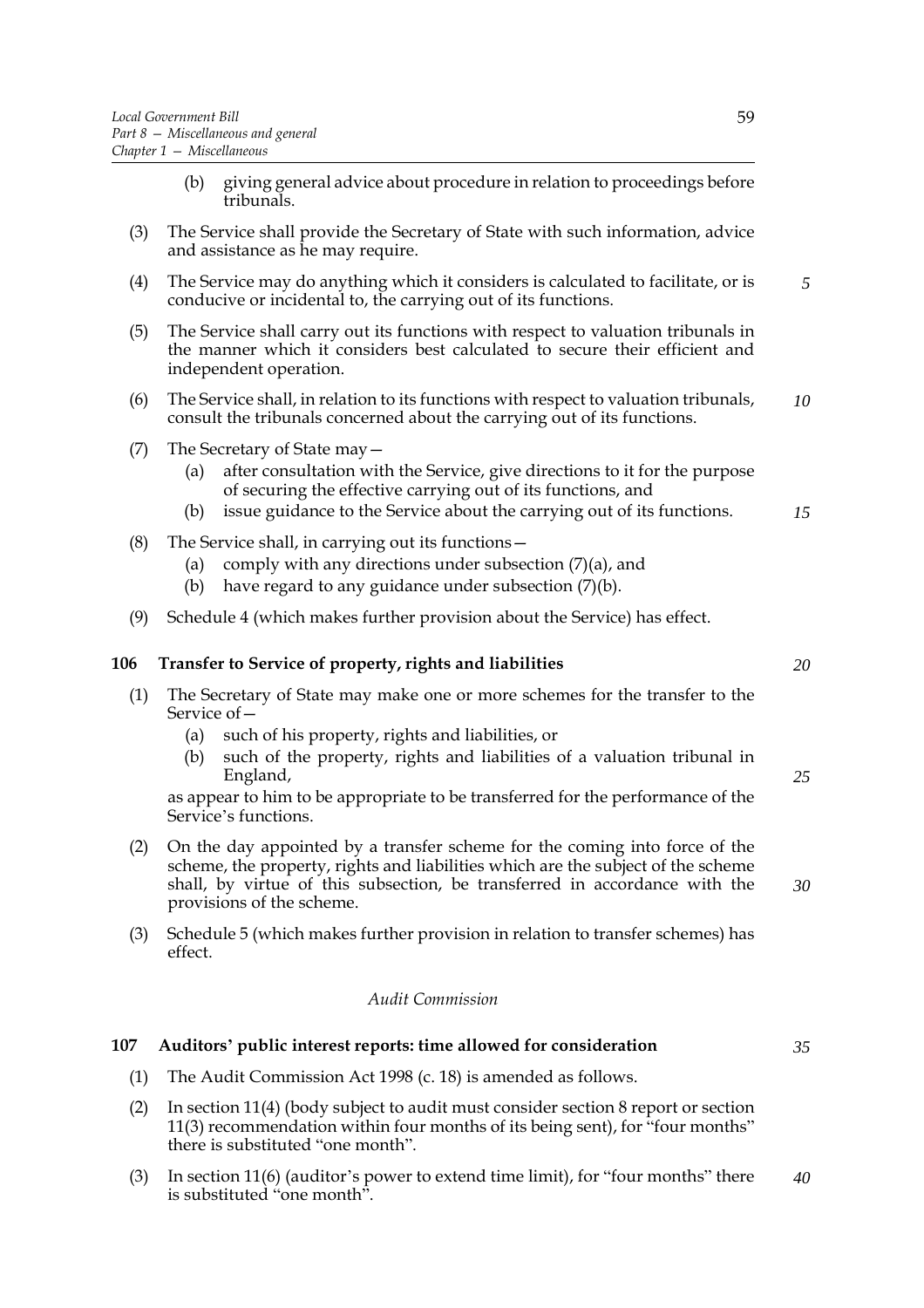(b) giving general advice about procedure in relation to proceedings before tribunals.

(3) The Service shall provide the Secretary of State with such information, advice and assistance as he may require.

(4) The Service may do anything which it considers is calculated to facilitate, or is conducive or incidental to, the carrying out of its functions.

(5) The Service shall carry out its functions with respect to valuation tribunals in the manner which it considers best calculated to secure their efficient and independent operation.

(6) The Service shall, in relation to its functions with respect to valuation tribunals, consult the tribunals concerned about the carrying out of its functions.

(7) The Secretary of State may—

  (a) after consultation with the Service, give directions to it for the purpose of securing the effective carrying out of its functions, and

  (b) issue guidance to the Service about the carrying out of its functions.

(8) The Service shall, in carrying out its functions—

  (a) comply with any directions under subsection (7)(a), and

  (b) have regard to any guidance under subsection (7)(b).

(9) Schedule 4 (which makes further provision about the Service) has effect.

### 106 Transfer to Service of property, rights and liabilities

(1) The Secretary of State may make one or more schemes for the transfer to the Service of—

  (a) such of his property, rights and liabilities, or

  (b) such of the property, rights and liabilities of a valuation tribunal in England,

as appear to him to be appropriate to be transferred for the performance of the Service's functions.

(2) On the day appointed by a transfer scheme for the coming into force of the scheme, the property, rights and liabilities which are the subject of the scheme shall, by virtue of this subsection, be transferred in accordance with the provisions of the scheme.

(3) Schedule 5 (which makes further provision in relation to transfer schemes) has effect.

*Audit Commission*

### 107 Auditors' public interest reports: time allowed for consideration

(1) The Audit Commission Act 1998 (c. 18) is amended as follows.

(2) In section 11(4) (body subject to audit must consider section 8 report or section 11(3) recommendation within four months of its being sent), for "four months" there is substituted "one month".

(3) In section 11(6) (auditor's power to extend time limit), for "four months" there is substituted "one month".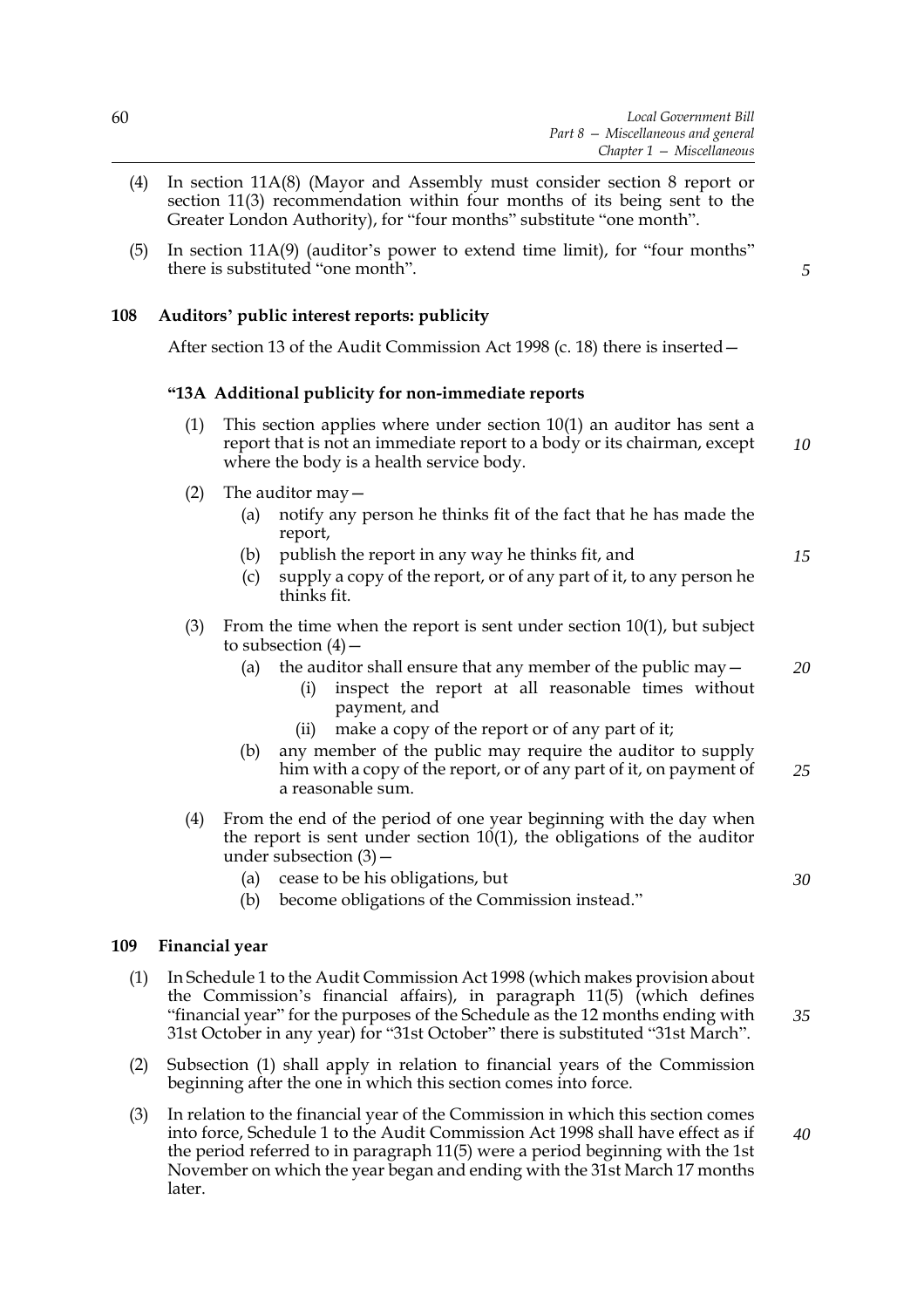(4) In section 11A(8) (Mayor and Assembly must consider section 8 report or section 11(3) recommendation within four months of its being sent to the Greater London Authority), for "four months" substitute "one month".

(5) In section 11A(9) (auditor's power to extend time limit), for "four months" there is substituted "one month".

### 108 Auditors' public interest reports: publicity

After section 13 of the Audit Commission Act 1998 (c. 18) there is inserted—

**"13A Additional publicity for non-immediate reports**

(1) This section applies where under section 10(1) an auditor has sent a report that is not an immediate report to a body or its chairman, except where the body is a health service body.

(2) The auditor may—

- (a) notify any person he thinks fit of the fact that he has made the report,
- (b) publish the report in any way he thinks fit, and
- (c) supply a copy of the report, or of any part of it, to any person he thinks fit.

(3) From the time when the report is sent under section 10(1), but subject to subsection (4)—

- (a) the auditor shall ensure that any member of the public may—
  - (i) inspect the report at all reasonable times without payment, and
  - (ii) make a copy of the report or of any part of it;
- (b) any member of the public may require the auditor to supply him with a copy of the report, or of any part of it, on payment of a reasonable sum.

(4) From the end of the period of one year beginning with the day when the report is sent under section 10(1), the obligations of the auditor under subsection (3)—

- (a) cease to be his obligations, but
- (b) become obligations of the Commission instead."

### 109 Financial year

(1) In Schedule 1 to the Audit Commission Act 1998 (which makes provision about the Commission's financial affairs), in paragraph 11(5) (which defines "financial year" for the purposes of the Schedule as the 12 months ending with 31st October in any year) for "31st October" there is substituted "31st March".

(2) Subsection (1) shall apply in relation to financial years of the Commission beginning after the one in which this section comes into force.

(3) In relation to the financial year of the Commission in which this section comes into force, Schedule 1 to the Audit Commission Act 1998 shall have effect as if the period referred to in paragraph 11(5) were a period beginning with the 1st November on which the year began and ending with the 31st March 17 months later.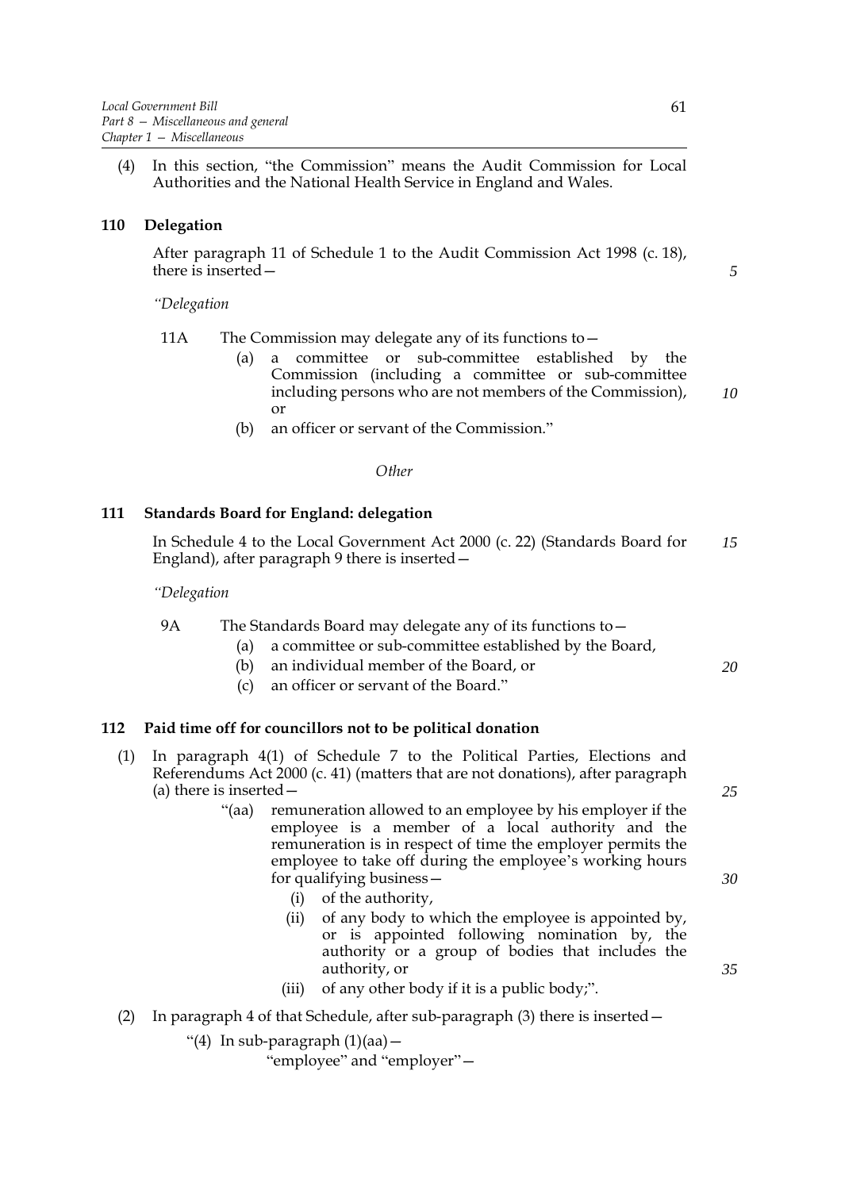(4) In this section, "the Commission" means the Audit Commission for Local Authorities and the National Health Service in England and Wales.

### 110 Delegation

After paragraph 11 of Schedule 1 to the Audit Commission Act 1998 (c. 18), there is inserted—

*"Delegation*

11A The Commission may delegate any of its functions to—

(a) a committee or sub-committee established by the Commission (including a committee or sub-committee including persons who are not members of the Commission), or

(b) an officer or servant of the Commission."

*Other*

### 111 Standards Board for England: delegation

In Schedule 4 to the Local Government Act 2000 (c. 22) (Standards Board for England), after paragraph 9 there is inserted—

*"Delegation*

9A The Standards Board may delegate any of its functions to—

(a) a committee or sub-committee established by the Board,

(b) an individual member of the Board, or

(c) an officer or servant of the Board."

### 112 Paid time off for councillors not to be political donation

(1) In paragraph 4(1) of Schedule 7 to the Political Parties, Elections and Referendums Act 2000 (c. 41) (matters that are not donations), after paragraph (a) there is inserted—

"(aa) remuneration allowed to an employee by his employer if the employee is a member of a local authority and the remuneration is in respect of time the employer permits the employee to take off during the employee's working hours for qualifying business—

(i) of the authority,

(ii) of any body to which the employee is appointed by, or is appointed following nomination by, the authority or a group of bodies that includes the authority, or

(iii) of any other body if it is a public body;".

(2) In paragraph 4 of that Schedule, after sub-paragraph (3) there is inserted—

"(4) In sub-paragraph (1)(aa)—

"employee" and "employer"—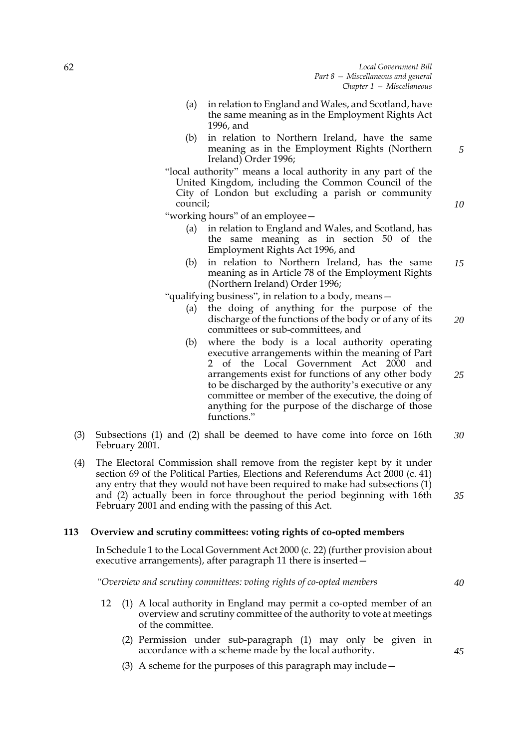(a) in relation to England and Wales, and Scotland, have the same meaning as in the Employment Rights Act 1996, and

(b) in relation to Northern Ireland, have the same meaning as in the Employment Rights (Northern Ireland) Order 1996;

"local authority" means a local authority in any part of the United Kingdom, including the Common Council of the City of London but excluding a parish or community council;

"working hours" of an employee—

(a) in relation to England and Wales, and Scotland, has the same meaning as in section 50 of the Employment Rights Act 1996, and

(b) in relation to Northern Ireland, has the same meaning as in Article 78 of the Employment Rights (Northern Ireland) Order 1996;

"qualifying business", in relation to a body, means—

(a) the doing of anything for the purpose of the discharge of the functions of the body or of any of its committees or sub-committees, and

(b) where the body is a local authority operating executive arrangements within the meaning of Part 2 of the Local Government Act 2000 and arrangements exist for functions of any other body to be discharged by the authority's executive or any committee or member of the executive, the doing of anything for the purpose of the discharge of those functions."

(3) Subsections (1) and (2) shall be deemed to have come into force on 16th February 2001.

(4) The Electoral Commission shall remove from the register kept by it under section 69 of the Political Parties, Elections and Referendums Act 2000 (c. 41) any entry that they would not have been required to make had subsections (1) and (2) actually been in force throughout the period beginning with 16th February 2001 and ending with the passing of this Act.

**113 Overview and scrutiny committees: voting rights of co-opted members**

In Schedule 1 to the Local Government Act 2000 (c. 22) (further provision about executive arrangements), after paragraph 11 there is inserted—

*"Overview and scrutiny committees: voting rights of co-opted members*

12 (1) A local authority in England may permit a co-opted member of an overview and scrutiny committee of the authority to vote at meetings of the committee.

(2) Permission under sub-paragraph (1) may only be given in accordance with a scheme made by the local authority.

(3) A scheme for the purposes of this paragraph may include—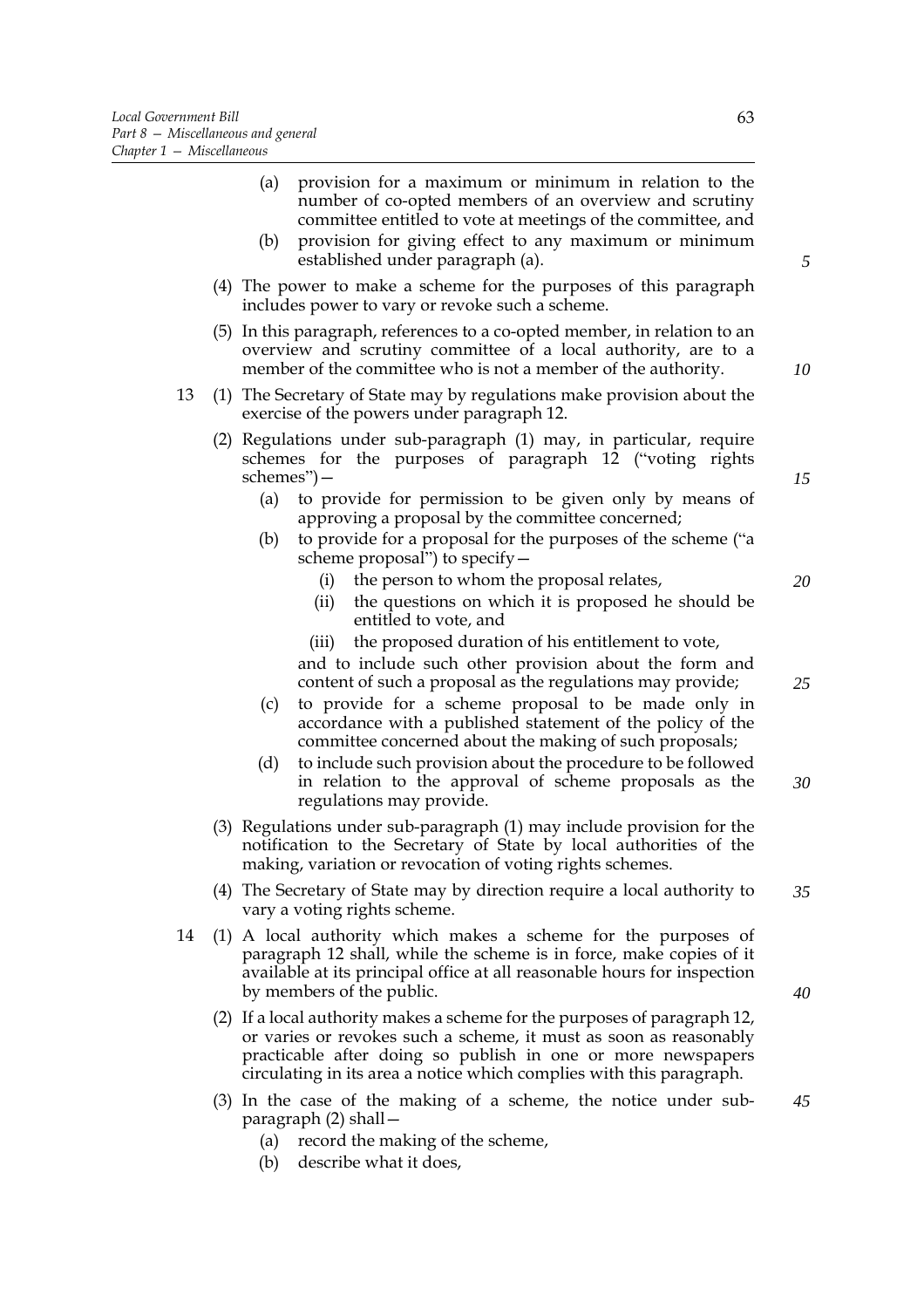(a) provision for a maximum or minimum in relation to the number of co-opted members of an overview and scrutiny committee entitled to vote at meetings of the committee, and

(b) provision for giving effect to any maximum or minimum established under paragraph (a).

(4) The power to make a scheme for the purposes of this paragraph includes power to vary or revoke such a scheme.

(5) In this paragraph, references to a co-opted member, in relation to an overview and scrutiny committee of a local authority, are to a member of the committee who is not a member of the authority.

13 (1) The Secretary of State may by regulations make provision about the exercise of the powers under paragraph 12.

(2) Regulations under sub-paragraph (1) may, in particular, require schemes for the purposes of paragraph 12 ("voting rights schemes")—

(a) to provide for permission to be given only by means of approving a proposal by the committee concerned;

(b) to provide for a proposal for the purposes of the scheme ("a scheme proposal") to specify—

(i) the person to whom the proposal relates,

(ii) the questions on which it is proposed he should be entitled to vote, and

(iii) the proposed duration of his entitlement to vote,

and to include such other provision about the form and content of such a proposal as the regulations may provide;

(c) to provide for a scheme proposal to be made only in accordance with a published statement of the policy of the committee concerned about the making of such proposals;

(d) to include such provision about the procedure to be followed in relation to the approval of scheme proposals as the regulations may provide.

(3) Regulations under sub-paragraph (1) may include provision for the notification to the Secretary of State by local authorities of the making, variation or revocation of voting rights schemes.

(4) The Secretary of State may by direction require a local authority to vary a voting rights scheme.

14 (1) A local authority which makes a scheme for the purposes of paragraph 12 shall, while the scheme is in force, make copies of it available at its principal office at all reasonable hours for inspection by members of the public.

(2) If a local authority makes a scheme for the purposes of paragraph 12, or varies or revokes such a scheme, it must as soon as reasonably practicable after doing so publish in one or more newspapers circulating in its area a notice which complies with this paragraph.

(3) In the case of the making of a scheme, the notice under sub-paragraph (2) shall—

(a) record the making of the scheme,

(b) describe what it does,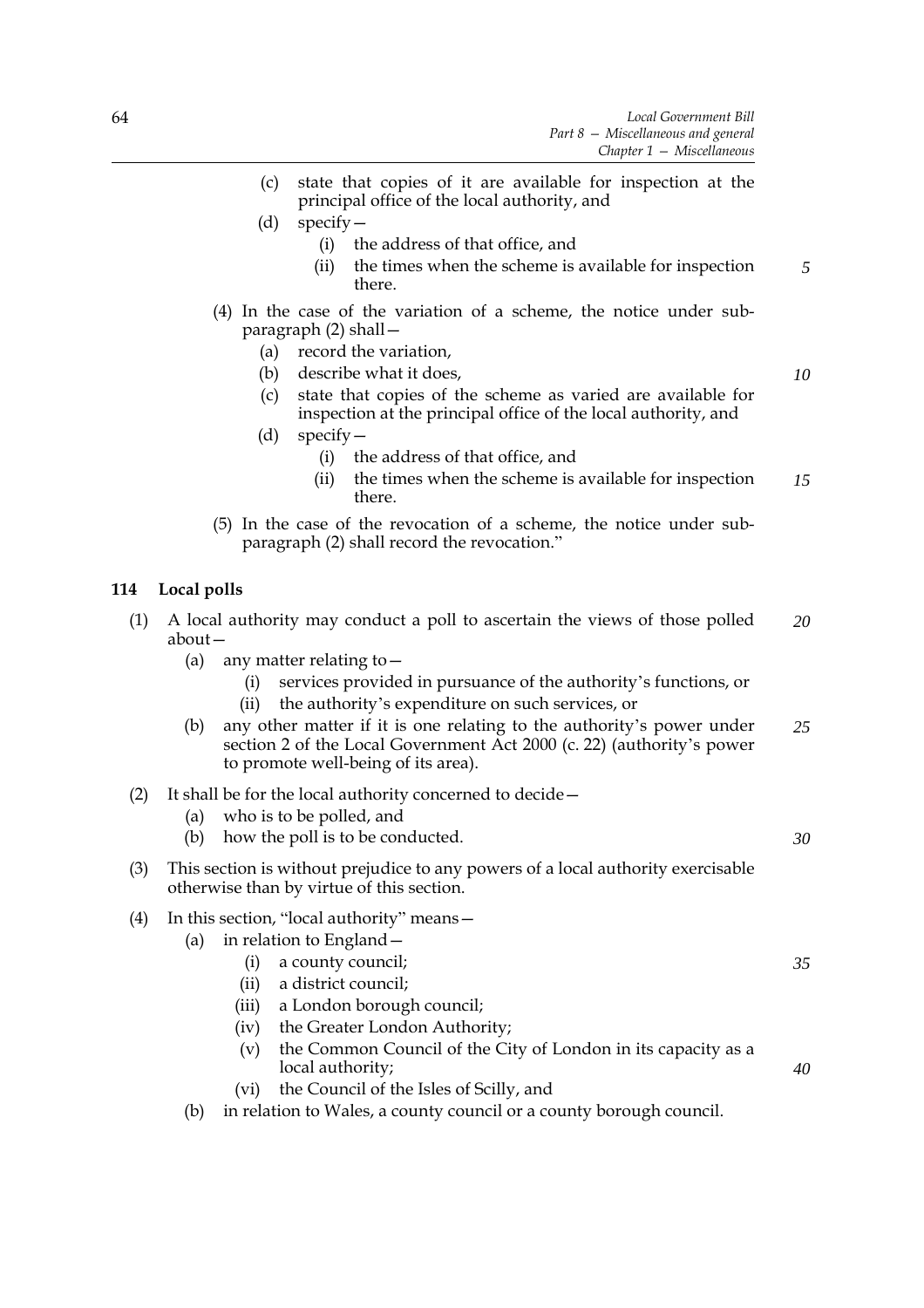(c) state that copies of it are available for inspection at the principal office of the local authority, and

(d) specify—

(i) the address of that office, and

(ii) the times when the scheme is available for inspection there.

(4) In the case of the variation of a scheme, the notice under sub-paragraph (2) shall—

(a) record the variation,

(b) describe what it does,

(c) state that copies of the scheme as varied are available for inspection at the principal office of the local authority, and

(d) specify—

(i) the address of that office, and

(ii) the times when the scheme is available for inspection there.

(5) In the case of the revocation of a scheme, the notice under sub-paragraph (2) shall record the revocation."

### 114 Local polls

(1) A local authority may conduct a poll to ascertain the views of those polled about—

(a) any matter relating to—

(i) services provided in pursuance of the authority's functions, or

(ii) the authority's expenditure on such services, or

(b) any other matter if it is one relating to the authority's power under section 2 of the Local Government Act 2000 (c. 22) (authority's power to promote well-being of its area).

(2) It shall be for the local authority concerned to decide—

(a) who is to be polled, and

(b) how the poll is to be conducted.

(3) This section is without prejudice to any powers of a local authority exercisable otherwise than by virtue of this section.

(4) In this section, "local authority" means—

(a) in relation to England—

(i) a county council;

(ii) a district council;

(iii) a London borough council;

(iv) the Greater London Authority;

(v) the Common Council of the City of London in its capacity as a local authority;

(vi) the Council of the Isles of Scilly, and

(b) in relation to Wales, a county council or a county borough council.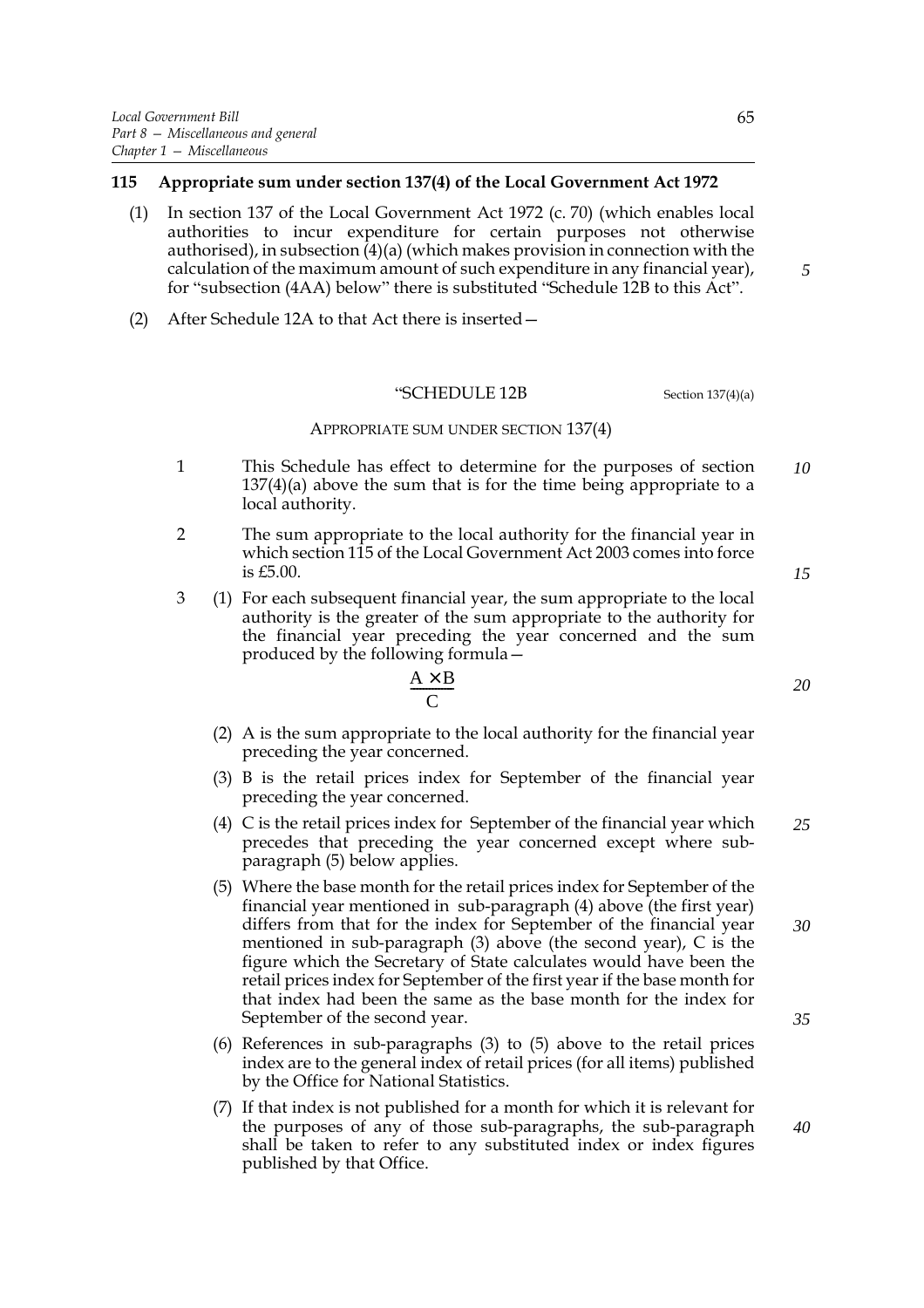### 115 Appropriate sum under section 137(4) of the Local Government Act 1972

(1) In section 137 of the Local Government Act 1972 (c. 70) (which enables local authorities to incur expenditure for certain purposes not otherwise authorised), in subsection (4)(a) (which makes provision in connection with the calculation of the maximum amount of such expenditure in any financial year), for "subsection (4AA) below" there is substituted "Schedule 12B to this Act".

(2) After Schedule 12A to that Act there is inserted—

"SCHEDULE 12B

Section 137(4)(a)

APPROPRIATE SUM UNDER SECTION 137(4)

1 This Schedule has effect to determine for the purposes of section 137(4)(a) above the sum that is for the time being appropriate to a local authority.

2 The sum appropriate to the local authority for the financial year in which section 115 of the Local Government Act 2003 comes into force is £5.00.

3 (1) For each subsequent financial year, the sum appropriate to the local authority is the greater of the sum appropriate to the authority for the financial year preceding the year concerned and the sum produced by the following formula—

$$\frac{A \times B}{C}$$

(2) A is the sum appropriate to the local authority for the financial year preceding the year concerned.

(3) B is the retail prices index for September of the financial year preceding the year concerned.

(4) C is the retail prices index for September of the financial year which precedes that preceding the year concerned except where sub-paragraph (5) below applies.

(5) Where the base month for the retail prices index for September of the financial year mentioned in sub-paragraph (4) above (the first year) differs from that for the index for September of the financial year mentioned in sub-paragraph (3) above (the second year), C is the figure which the Secretary of State calculates would have been the retail prices index for September of the first year if the base month for that index had been the same as the base month for the index for September of the second year.

(6) References in sub-paragraphs (3) to (5) above to the retail prices index are to the general index of retail prices (for all items) published by the Office for National Statistics.

(7) If that index is not published for a month for which it is relevant for the purposes of any of those sub-paragraphs, the sub-paragraph shall be taken to refer to any substituted index or index figures published by that Office.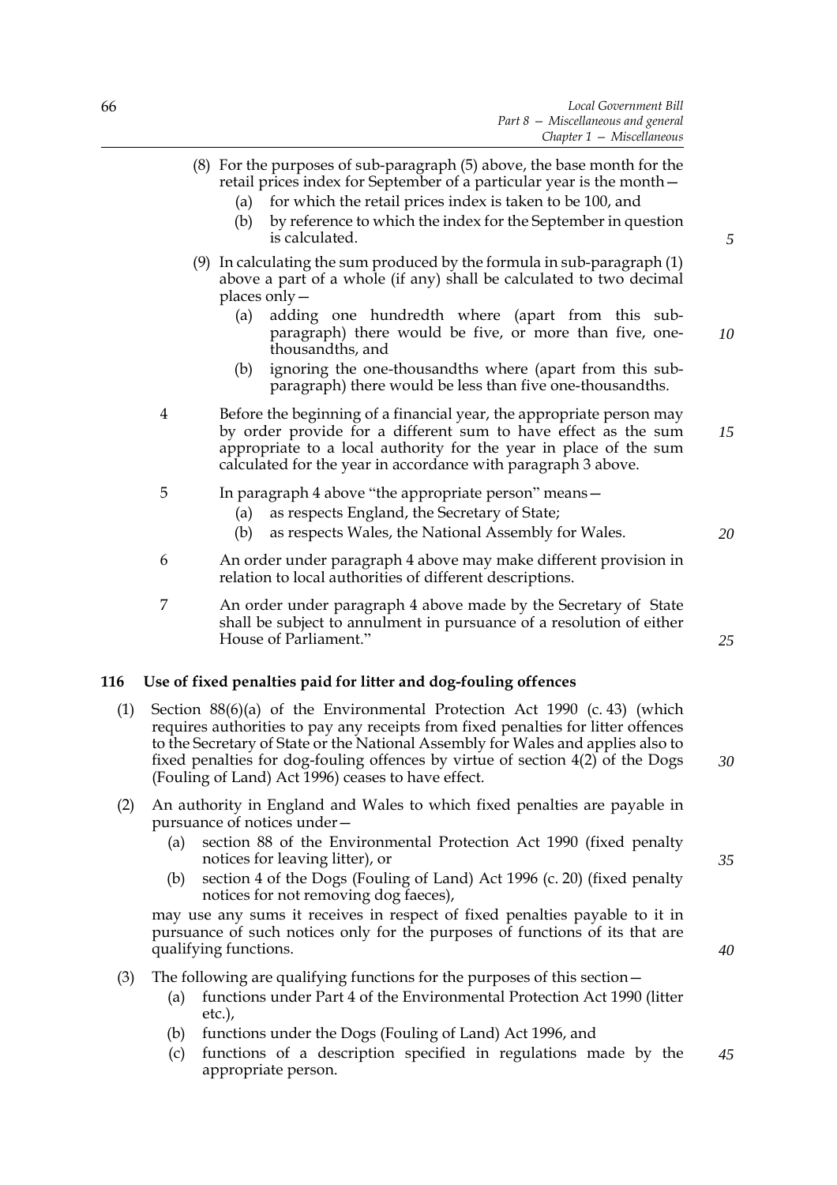(8) For the purposes of sub-paragraph (5) above, the base month for the retail prices index for September of a particular year is the month—

(a) for which the retail prices index is taken to be 100, and

(b) by reference to which the index for the September in question is calculated.

(9) In calculating the sum produced by the formula in sub-paragraph (1) above a part of a whole (if any) shall be calculated to two decimal places only—

(a) adding one hundredth where (apart from this sub-paragraph) there would be five, or more than five, one-thousandths, and

(b) ignoring the one-thousandths where (apart from this sub-paragraph) there would be less than five one-thousandths.

4 Before the beginning of a financial year, the appropriate person may by order provide for a different sum to have effect as the sum appropriate to a local authority for the year in place of the sum calculated for the year in accordance with paragraph 3 above.

5 In paragraph 4 above "the appropriate person" means—

(a) as respects England, the Secretary of State;

(b) as respects Wales, the National Assembly for Wales.

6 An order under paragraph 4 above may make different provision in relation to local authorities of different descriptions.

7 An order under paragraph 4 above made by the Secretary of State shall be subject to annulment in pursuance of a resolution of either House of Parliament."

## 116 Use of fixed penalties paid for litter and dog-fouling offences

(1) Section 88(6)(a) of the Environmental Protection Act 1990 (c. 43) (which requires authorities to pay any receipts from fixed penalties for litter offences to the Secretary of State or the National Assembly for Wales and applies also to fixed penalties for dog-fouling offences by virtue of section 4(2) of the Dogs (Fouling of Land) Act 1996) ceases to have effect.

(2) An authority in England and Wales to which fixed penalties are payable in pursuance of notices under—

(a) section 88 of the Environmental Protection Act 1990 (fixed penalty notices for leaving litter), or

(b) section 4 of the Dogs (Fouling of Land) Act 1996 (c. 20) (fixed penalty notices for not removing dog faeces),

may use any sums it receives in respect of fixed penalties payable to it in pursuance of such notices only for the purposes of functions of its that are qualifying functions.

(3) The following are qualifying functions for the purposes of this section—

(a) functions under Part 4 of the Environmental Protection Act 1990 (litter etc.),

(b) functions under the Dogs (Fouling of Land) Act 1996, and

(c) functions of a description specified in regulations made by the appropriate person.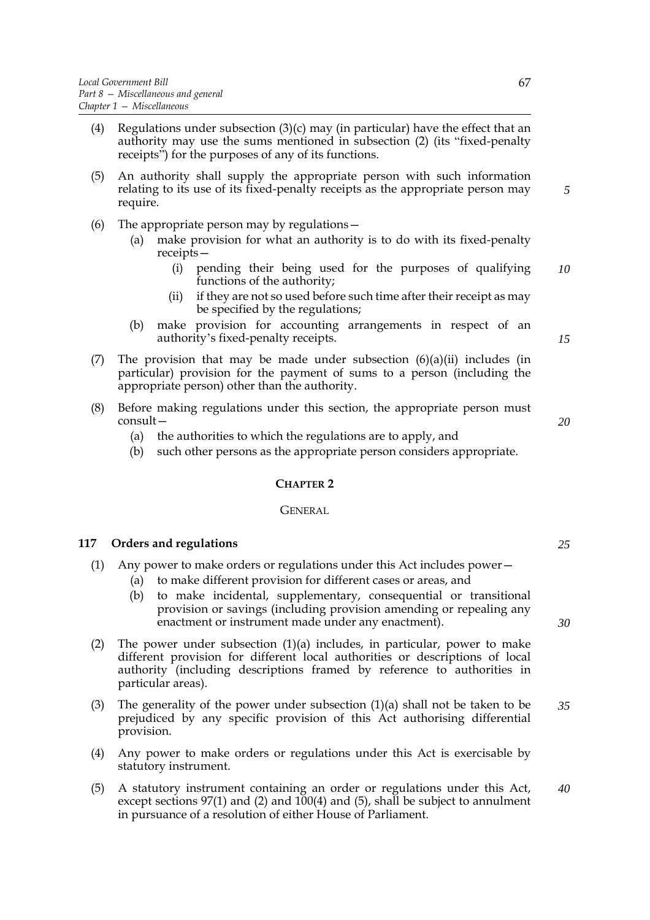(4) Regulations under subsection (3)(c) may (in particular) have the effect that an authority may use the sums mentioned in subsection (2) (its "fixed-penalty receipts") for the purposes of any of its functions.

(5) An authority shall supply the appropriate person with such information relating to its use of its fixed-penalty receipts as the appropriate person may require.

(6) The appropriate person may by regulations—

 (a) make provision for what an authority is to do with its fixed-penalty receipts—

  (i) pending their being used for the purposes of qualifying functions of the authority;

  (ii) if they are not so used before such time after their receipt as may be specified by the regulations;

 (b) make provision for accounting arrangements in respect of an authority's fixed-penalty receipts.

(7) The provision that may be made under subsection (6)(a)(ii) includes (in particular) provision for the payment of sums to a person (including the appropriate person) other than the authority.

(8) Before making regulations under this section, the appropriate person must consult—

 (a) the authorities to which the regulations are to apply, and

 (b) such other persons as the appropriate person considers appropriate.

## CHAPTER 2

## GENERAL

### 117 Orders and regulations

(1) Any power to make orders or regulations under this Act includes power—

 (a) to make different provision for different cases or areas, and

 (b) to make incidental, supplementary, consequential or transitional provision or savings (including provision amending or repealing any enactment or instrument made under any enactment).

(2) The power under subsection (1)(a) includes, in particular, power to make different provision for different local authorities or descriptions of local authority (including descriptions framed by reference to authorities in particular areas).

(3) The generality of the power under subsection (1)(a) shall not be taken to be prejudiced by any specific provision of this Act authorising differential provision.

(4) Any power to make orders or regulations under this Act is exercisable by statutory instrument.

(5) A statutory instrument containing an order or regulations under this Act, except sections 97(1) and (2) and 100(4) and (5), shall be subject to annulment in pursuance of a resolution of either House of Parliament.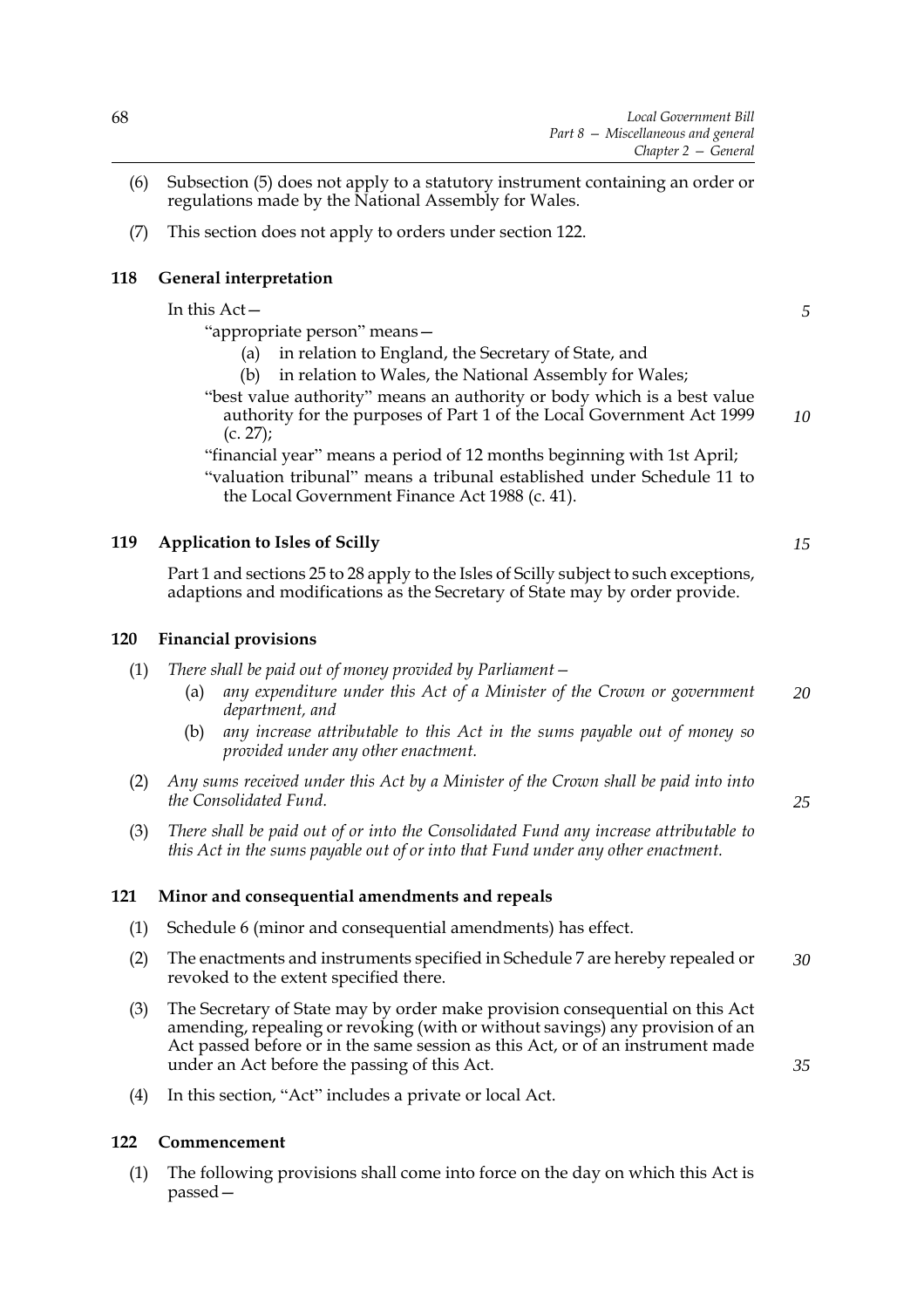(6) Subsection (5) does not apply to a statutory instrument containing an order or regulations made by the National Assembly for Wales.

(7) This section does not apply to orders under section 122.

### 118 General interpretation

In this Act—

"appropriate person" means—

(a) in relation to England, the Secretary of State, and

(b) in relation to Wales, the National Assembly for Wales;

"best value authority" means an authority or body which is a best value authority for the purposes of Part 1 of the Local Government Act 1999 (c. 27);

"financial year" means a period of 12 months beginning with 1st April;

"valuation tribunal" means a tribunal established under Schedule 11 to the Local Government Finance Act 1988 (c. 41).

### 119 Application to Isles of Scilly

Part 1 and sections 25 to 28 apply to the Isles of Scilly subject to such exceptions, adaptions and modifications as the Secretary of State may by order provide.

### 120 Financial provisions

(1) *There shall be paid out of money provided by Parliament—*

(a) *any expenditure under this Act of a Minister of the Crown or government department, and*

(b) *any increase attributable to this Act in the sums payable out of money so provided under any other enactment.*

(2) *Any sums received under this Act by a Minister of the Crown shall be paid into into the Consolidated Fund.*

(3) *There shall be paid out of or into the Consolidated Fund any increase attributable to this Act in the sums payable out of or into that Fund under any other enactment.*

### 121 Minor and consequential amendments and repeals

(1) Schedule 6 (minor and consequential amendments) has effect.

(2) The enactments and instruments specified in Schedule 7 are hereby repealed or revoked to the extent specified there.

(3) The Secretary of State may by order make provision consequential on this Act amending, repealing or revoking (with or without savings) any provision of an Act passed before or in the same session as this Act, or of an instrument made under an Act before the passing of this Act.

(4) In this section, "Act" includes a private or local Act.

### 122 Commencement

(1) The following provisions shall come into force on the day on which this Act is passed—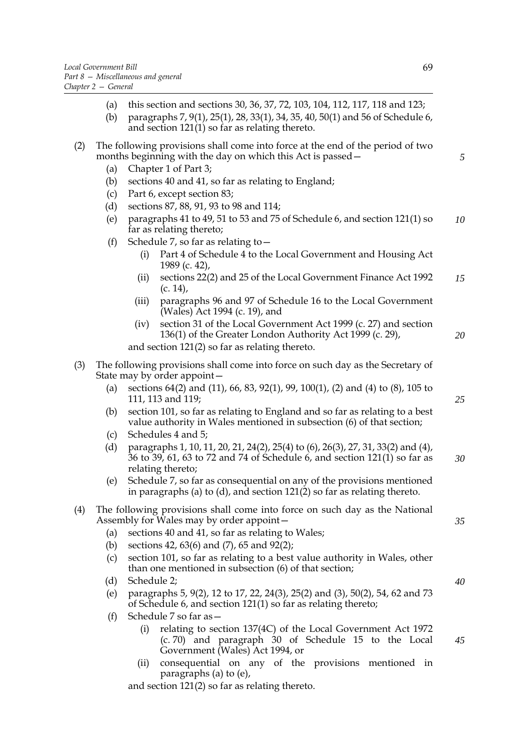(a) this section and sections 30, 36, 37, 72, 103, 104, 112, 117, 118 and 123;

(b) paragraphs 7, 9(1), 25(1), 28, 33(1), 34, 35, 40, 50(1) and 56 of Schedule 6, and section 121(1) so far as relating thereto.

(2) The following provisions shall come into force at the end of the period of two months beginning with the day on which this Act is passed—

(a) Chapter 1 of Part 3;

(b) sections 40 and 41, so far as relating to England;

(c) Part 6, except section 83;

(d) sections 87, 88, 91, 93 to 98 and 114;

(e) paragraphs 41 to 49, 51 to 53 and 75 of Schedule 6, and section 121(1) so far as relating thereto;

(f) Schedule 7, so far as relating to—

(i) Part 4 of Schedule 4 to the Local Government and Housing Act 1989 (c. 42),

(ii) sections 22(2) and 25 of the Local Government Finance Act 1992 (c. 14),

(iii) paragraphs 96 and 97 of Schedule 16 to the Local Government (Wales) Act 1994 (c. 19), and

(iv) section 31 of the Local Government Act 1999 (c. 27) and section 136(1) of the Greater London Authority Act 1999 (c. 29),

and section 121(2) so far as relating thereto.

(3) The following provisions shall come into force on such day as the Secretary of State may by order appoint—

(a) sections 64(2) and (11), 66, 83, 92(1), 99, 100(1), (2) and (4) to (8), 105 to 111, 113 and 119;

(b) section 101, so far as relating to England and so far as relating to a best value authority in Wales mentioned in subsection (6) of that section;

(c) Schedules 4 and 5;

(d) paragraphs 1, 10, 11, 20, 21, 24(2), 25(4) to (6), 26(3), 27, 31, 33(2) and (4), 36 to 39, 61, 63 to 72 and 74 of Schedule 6, and section 121(1) so far as relating thereto;

(e) Schedule 7, so far as consequential on any of the provisions mentioned in paragraphs (a) to (d), and section 121(2) so far as relating thereto.

(4) The following provisions shall come into force on such day as the National Assembly for Wales may by order appoint—

(a) sections 40 and 41, so far as relating to Wales;

(b) sections 42, 63(6) and (7), 65 and 92(2);

(c) section 101, so far as relating to a best value authority in Wales, other than one mentioned in subsection (6) of that section;

(d) Schedule 2;

(e) paragraphs 5, 9(2), 12 to 17, 22, 24(3), 25(2) and (3), 50(2), 54, 62 and 73 of Schedule 6, and section 121(1) so far as relating thereto;

(f) Schedule 7 so far as—

(i) relating to section 137(4C) of the Local Government Act 1972 (c. 70) and paragraph 30 of Schedule 15 to the Local Government (Wales) Act 1994, or

(ii) consequential on any of the provisions mentioned in paragraphs (a) to (e),

and section 121(2) so far as relating thereto.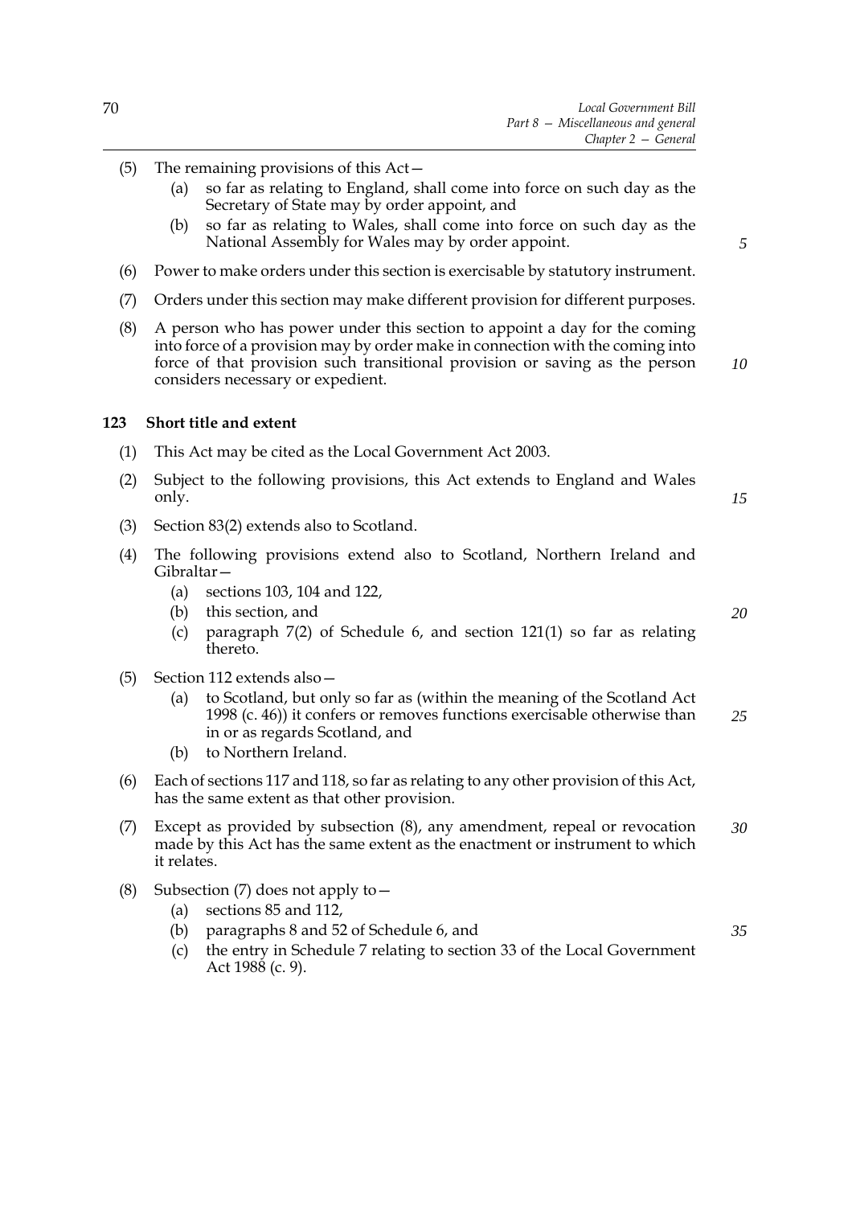(5) The remaining provisions of this Act—
  (a) so far as relating to England, shall come into force on such day as the Secretary of State may by order appoint, and
  (b) so far as relating to Wales, shall come into force on such day as the National Assembly for Wales may by order appoint.

(6) Power to make orders under this section is exercisable by statutory instrument.

(7) Orders under this section may make different provision for different purposes.

(8) A person who has power under this section to appoint a day for the coming into force of a provision may by order make in connection with the coming into force of that provision such transitional provision or saving as the person considers necessary or expedient.

## 123 Short title and extent

(1) This Act may be cited as the Local Government Act 2003.

(2) Subject to the following provisions, this Act extends to England and Wales only.

(3) Section 83(2) extends also to Scotland.

(4) The following provisions extend also to Scotland, Northern Ireland and Gibraltar—
  (a) sections 103, 104 and 122,
  (b) this section, and
  (c) paragraph 7(2) of Schedule 6, and section 121(1) so far as relating thereto.

(5) Section 112 extends also—
  (a) to Scotland, but only so far as (within the meaning of the Scotland Act 1998 (c. 46)) it confers or removes functions exercisable otherwise than in or as regards Scotland, and
  (b) to Northern Ireland.

(6) Each of sections 117 and 118, so far as relating to any other provision of this Act, has the same extent as that other provision.

(7) Except as provided by subsection (8), any amendment, repeal or revocation made by this Act has the same extent as the enactment or instrument to which it relates.

(8) Subsection (7) does not apply to—
  (a) sections 85 and 112,
  (b) paragraphs 8 and 52 of Schedule 6, and
  (c) the entry in Schedule 7 relating to section 33 of the Local Government Act 1988 (c. 9).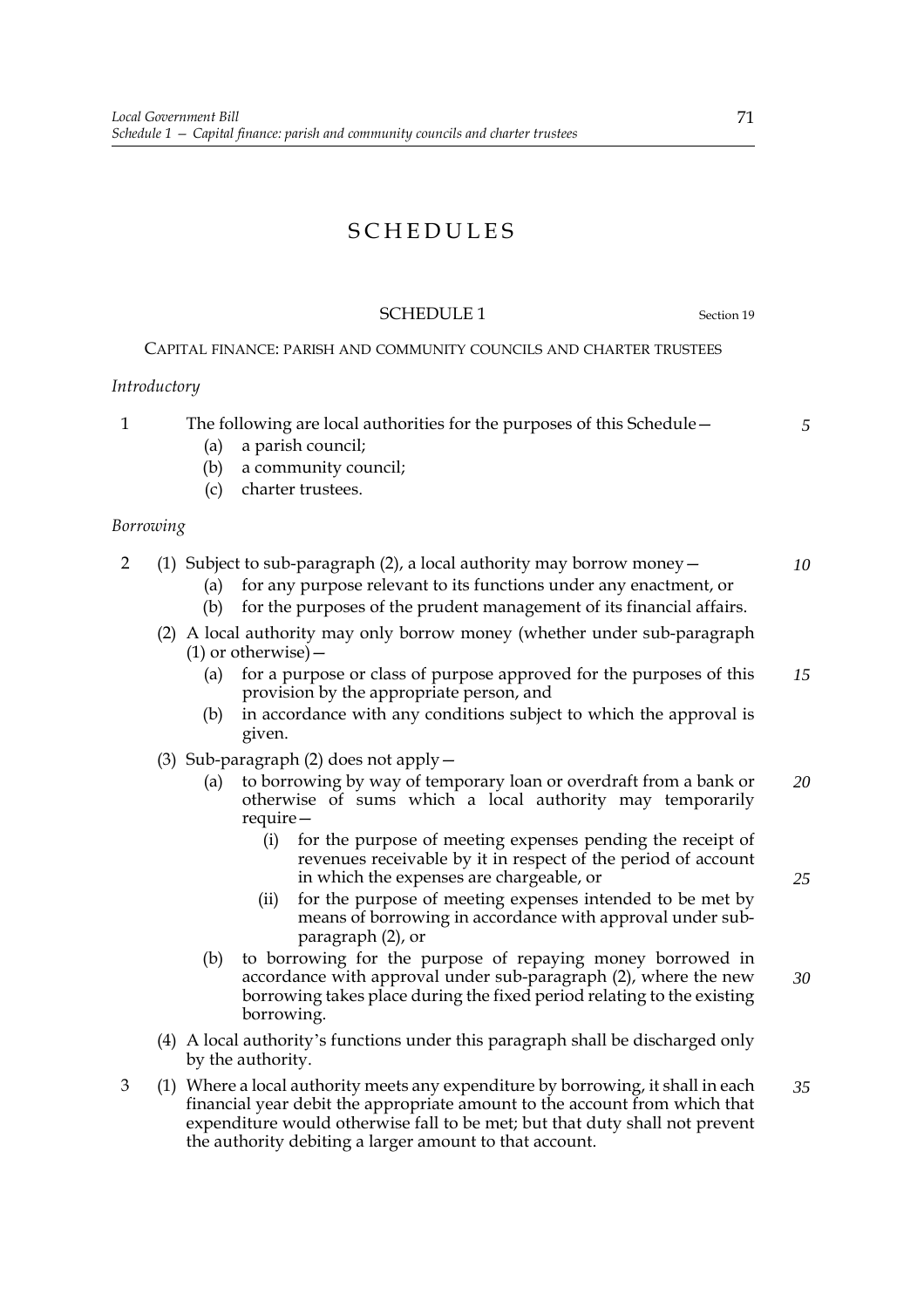# SCHEDULES

## SCHEDULE 1

Section 19

### CAPITAL FINANCE: PARISH AND COMMUNITY COUNCILS AND CHARTER TRUSTEES

*Introductory*

1 The following are local authorities for the purposes of this Schedule—

(a) a parish council;

(b) a community council;

(c) charter trustees.

*Borrowing*

2 (1) Subject to sub-paragraph (2), a local authority may borrow money—

(a) for any purpose relevant to its functions under any enactment, or

(b) for the purposes of the prudent management of its financial affairs.

(2) A local authority may only borrow money (whether under sub-paragraph (1) or otherwise)—

(a) for a purpose or class of purpose approved for the purposes of this provision by the appropriate person, and

(b) in accordance with any conditions subject to which the approval is given.

(3) Sub-paragraph (2) does not apply—

(a) to borrowing by way of temporary loan or overdraft from a bank or otherwise of sums which a local authority may temporarily require—

(i) for the purpose of meeting expenses pending the receipt of revenues receivable by it in respect of the period of account in which the expenses are chargeable, or

(ii) for the purpose of meeting expenses intended to be met by means of borrowing in accordance with approval under sub-paragraph (2), or

(b) to borrowing for the purpose of repaying money borrowed in accordance with approval under sub-paragraph (2), where the new borrowing takes place during the fixed period relating to the existing borrowing.

(4) A local authority's functions under this paragraph shall be discharged only by the authority.

3 (1) Where a local authority meets any expenditure by borrowing, it shall in each financial year debit the appropriate amount to the account from which that expenditure would otherwise fall to be met; but that duty shall not prevent the authority debiting a larger amount to that account.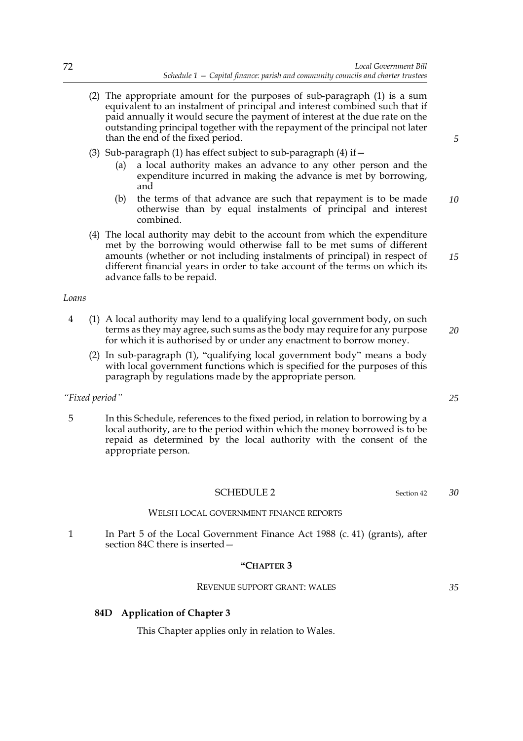(2) The appropriate amount for the purposes of sub-paragraph (1) is a sum equivalent to an instalment of principal and interest combined such that if paid annually it would secure the payment of interest at the due rate on the outstanding principal together with the repayment of the principal not later than the end of the fixed period.

(3) Sub-paragraph (1) has effect subject to sub-paragraph (4) if—

(a) a local authority makes an advance to any other person and the expenditure incurred in making the advance is met by borrowing, and

(b) the terms of that advance are such that repayment is to be made otherwise than by equal instalments of principal and interest combined.

(4) The local authority may debit to the account from which the expenditure met by the borrowing would otherwise fall to be met sums of different amounts (whether or not including instalments of principal) in respect of different financial years in order to take account of the terms on which its advance falls to be repaid.

*Loans*

4 (1) A local authority may lend to a qualifying local government body, on such terms as they may agree, such sums as the body may require for any purpose for which it is authorised by or under any enactment to borrow money.

(2) In sub-paragraph (1), "qualifying local government body" means a body with local government functions which is specified for the purposes of this paragraph by regulations made by the appropriate person.

*"Fixed period"*

5 In this Schedule, references to the fixed period, in relation to borrowing by a local authority, are to the period within which the money borrowed is to be repaid as determined by the local authority with the consent of the appropriate person.

## SCHEDULE 2

Section 42

WELSH LOCAL GOVERNMENT FINANCE REPORTS

1 In Part 5 of the Local Government Finance Act 1988 (c. 41) (grants), after section 84C there is inserted—

**"CHAPTER 3**

REVENUE SUPPORT GRANT: WALES

**84D Application of Chapter 3**

This Chapter applies only in relation to Wales.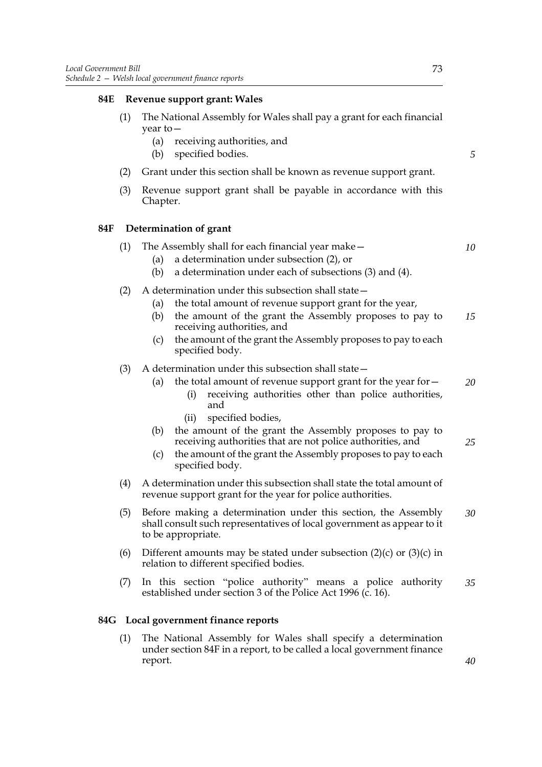### 84E Revenue support grant: Wales

(1) The National Assembly for Wales shall pay a grant for each financial year to—

(a) receiving authorities, and

(b) specified bodies.

(2) Grant under this section shall be known as revenue support grant.

(3) Revenue support grant shall be payable in accordance with this Chapter.

### 84F Determination of grant

(1) The Assembly shall for each financial year make—

(a) a determination under subsection (2), or

(b) a determination under each of subsections (3) and (4).

(2) A determination under this subsection shall state—

(a) the total amount of revenue support grant for the year,

(b) the amount of the grant the Assembly proposes to pay to receiving authorities, and

(c) the amount of the grant the Assembly proposes to pay to each specified body.

(3) A determination under this subsection shall state—

(a) the total amount of revenue support grant for the year for—

(i) receiving authorities other than police authorities, and

(ii) specified bodies,

(b) the amount of the grant the Assembly proposes to pay to receiving authorities that are not police authorities, and

(c) the amount of the grant the Assembly proposes to pay to each specified body.

(4) A determination under this subsection shall state the total amount of revenue support grant for the year for police authorities.

(5) Before making a determination under this section, the Assembly shall consult such representatives of local government as appear to it to be appropriate.

(6) Different amounts may be stated under subsection (2)(c) or (3)(c) in relation to different specified bodies.

(7) In this section "police authority" means a police authority established under section 3 of the Police Act 1996 (c. 16).

### 84G Local government finance reports

(1) The National Assembly for Wales shall specify a determination under section 84F in a report, to be called a local government finance report.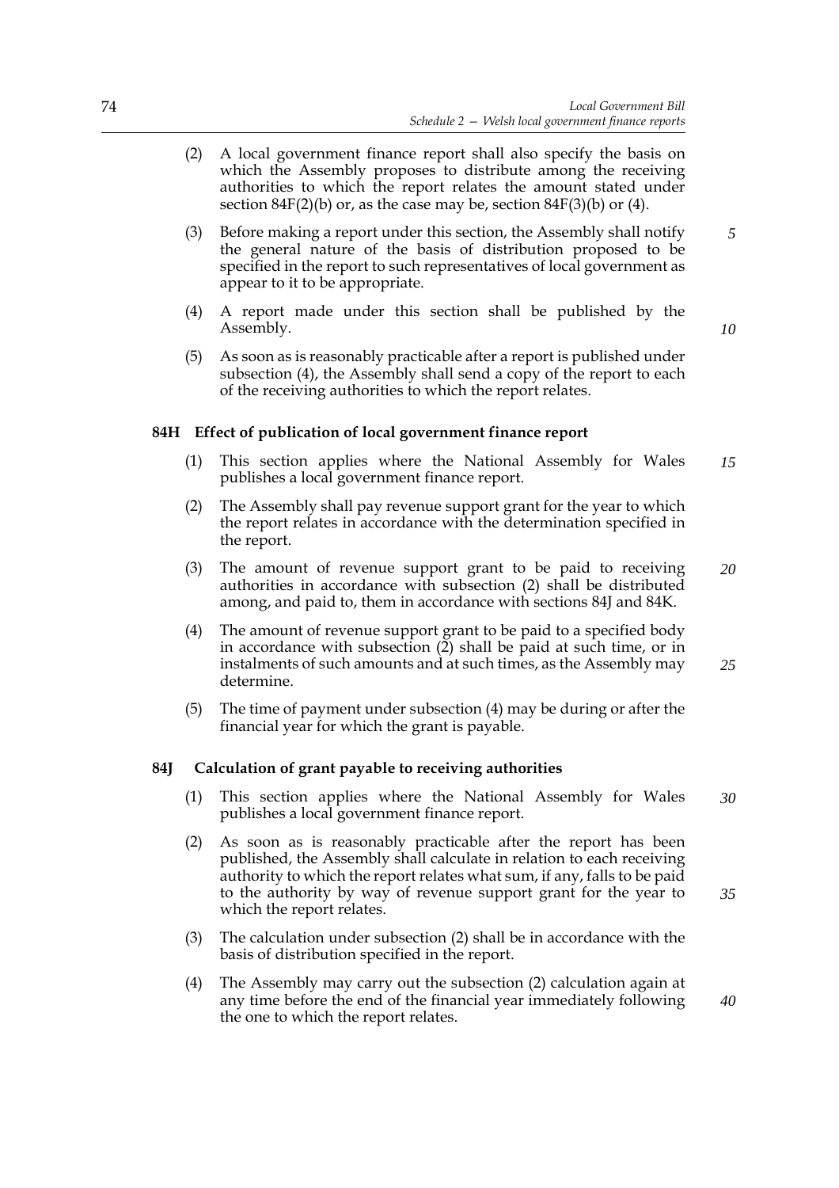(2) A local government finance report shall also specify the basis on which the Assembly proposes to distribute among the receiving authorities to which the report relates the amount stated under section 84F(2)(b) or, as the case may be, section 84F(3)(b) or (4).

(3) Before making a report under this section, the Assembly shall notify the general nature of the basis of distribution proposed to be specified in the report to such representatives of local government as appear to it to be appropriate.

(4) A report made under this section shall be published by the Assembly.

(5) As soon as is reasonably practicable after a report is published under subsection (4), the Assembly shall send a copy of the report to each of the receiving authorities to which the report relates.

### 84H Effect of publication of local government finance report

(1) This section applies where the National Assembly for Wales publishes a local government finance report.

(2) The Assembly shall pay revenue support grant for the year to which the report relates in accordance with the determination specified in the report.

(3) The amount of revenue support grant to be paid to receiving authorities in accordance with subsection (2) shall be distributed among, and paid to, them in accordance with sections 84J and 84K.

(4) The amount of revenue support grant to be paid to a specified body in accordance with subsection (2) shall be paid at such time, or in instalments of such amounts and at such times, as the Assembly may determine.

(5) The time of payment under subsection (4) may be during or after the financial year for which the grant is payable.

### 84J Calculation of grant payable to receiving authorities

(1) This section applies where the National Assembly for Wales publishes a local government finance report.

(2) As soon as is reasonably practicable after the report has been published, the Assembly shall calculate in relation to each receiving authority to which the report relates what sum, if any, falls to be paid to the authority by way of revenue support grant for the year to which the report relates.

(3) The calculation under subsection (2) shall be in accordance with the basis of distribution specified in the report.

(4) The Assembly may carry out the subsection (2) calculation again at any time before the end of the financial year immediately following the one to which the report relates.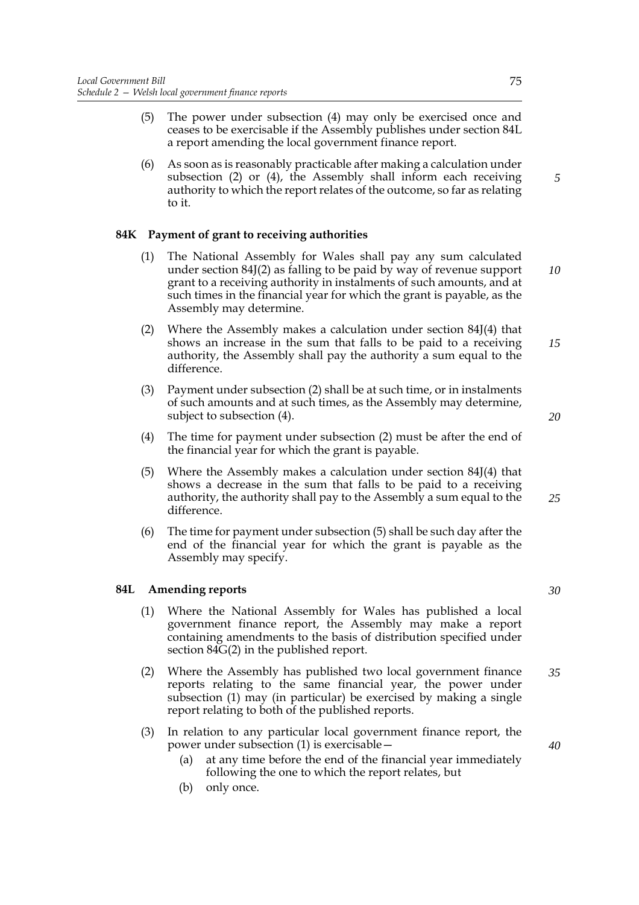(5) The power under subsection (4) may only be exercised once and ceases to be exercisable if the Assembly publishes under section 84L a report amending the local government finance report.

(6) As soon as is reasonably practicable after making a calculation under subsection (2) or (4), the Assembly shall inform each receiving authority to which the report relates of the outcome, so far as relating to it.

### 84K Payment of grant to receiving authorities

(1) The National Assembly for Wales shall pay any sum calculated under section 84J(2) as falling to be paid by way of revenue support grant to a receiving authority in instalments of such amounts, and at such times in the financial year for which the grant is payable, as the Assembly may determine.

(2) Where the Assembly makes a calculation under section 84J(4) that shows an increase in the sum that falls to be paid to a receiving authority, the Assembly shall pay the authority a sum equal to the difference.

(3) Payment under subsection (2) shall be at such time, or in instalments of such amounts and at such times, as the Assembly may determine, subject to subsection (4).

(4) The time for payment under subsection (2) must be after the end of the financial year for which the grant is payable.

(5) Where the Assembly makes a calculation under section 84J(4) that shows a decrease in the sum that falls to be paid to a receiving authority, the authority shall pay to the Assembly a sum equal to the difference.

(6) The time for payment under subsection (5) shall be such day after the end of the financial year for which the grant is payable as the Assembly may specify.

### 84L Amending reports

(1) Where the National Assembly for Wales has published a local government finance report, the Assembly may make a report containing amendments to the basis of distribution specified under section 84G(2) in the published report.

(2) Where the Assembly has published two local government finance reports relating to the same financial year, the power under subsection (1) may (in particular) be exercised by making a single report relating to both of the published reports.

(3) In relation to any particular local government finance report, the power under subsection (1) is exercisable—
   (a) at any time before the end of the financial year immediately following the one to which the report relates, but
   (b) only once.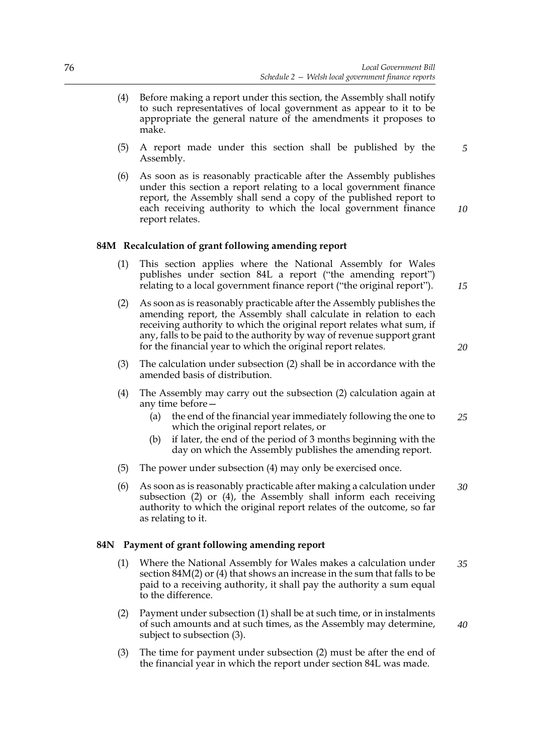(4) Before making a report under this section, the Assembly shall notify to such representatives of local government as appear to it to be appropriate the general nature of the amendments it proposes to make.

(5) A report made under this section shall be published by the Assembly.

(6) As soon as is reasonably practicable after the Assembly publishes under this section a report relating to a local government finance report, the Assembly shall send a copy of the published report to each receiving authority to which the local government finance report relates.

### 84M Recalculation of grant following amending report

(1) This section applies where the National Assembly for Wales publishes under section 84L a report ("the amending report") relating to a local government finance report ("the original report").

(2) As soon as is reasonably practicable after the Assembly publishes the amending report, the Assembly shall calculate in relation to each receiving authority to which the original report relates what sum, if any, falls to be paid to the authority by way of revenue support grant for the financial year to which the original report relates.

(3) The calculation under subsection (2) shall be in accordance with the amended basis of distribution.

(4) The Assembly may carry out the subsection (2) calculation again at any time before—

- (a) the end of the financial year immediately following the one to which the original report relates, or
- (b) if later, the end of the period of 3 months beginning with the day on which the Assembly publishes the amending report.

(5) The power under subsection (4) may only be exercised once.

(6) As soon as is reasonably practicable after making a calculation under subsection (2) or (4), the Assembly shall inform each receiving authority to which the original report relates of the outcome, so far as relating to it.

### 84N Payment of grant following amending report

(1) Where the National Assembly for Wales makes a calculation under section 84M(2) or (4) that shows an increase in the sum that falls to be paid to a receiving authority, it shall pay the authority a sum equal to the difference.

(2) Payment under subsection (1) shall be at such time, or in instalments of such amounts and at such times, as the Assembly may determine, subject to subsection (3).

(3) The time for payment under subsection (2) must be after the end of the financial year in which the report under section 84L was made.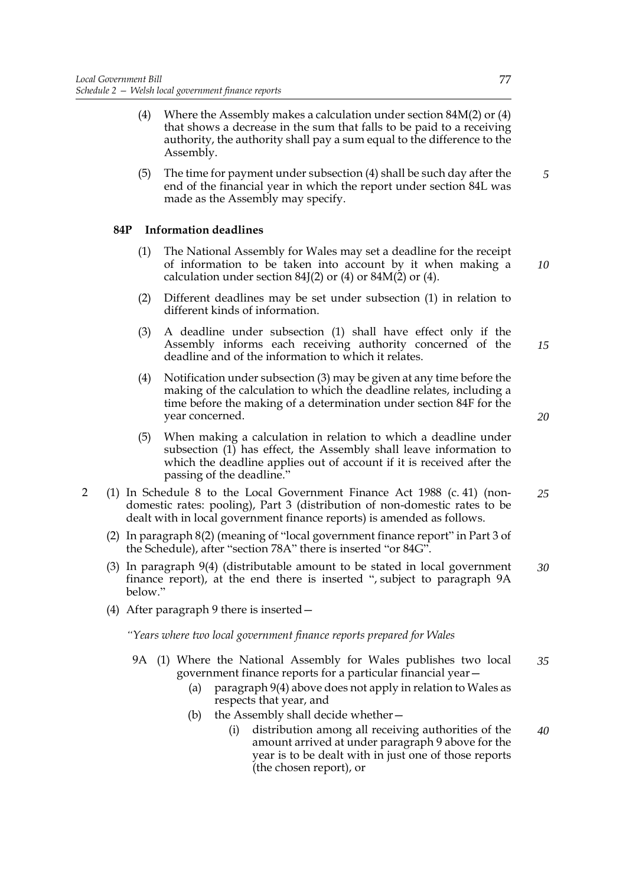(4) Where the Assembly makes a calculation under section 84M(2) or (4) that shows a decrease in the sum that falls to be paid to a receiving authority, the authority shall pay a sum equal to the difference to the Assembly.

(5) The time for payment under subsection (4) shall be such day after the end of the financial year in which the report under section 84L was made as the Assembly may specify.

**84P Information deadlines**

(1) The National Assembly for Wales may set a deadline for the receipt of information to be taken into account by it when making a calculation under section 84J(2) or (4) or 84M(2) or (4).

(2) Different deadlines may be set under subsection (1) in relation to different kinds of information.

(3) A deadline under subsection (1) shall have effect only if the Assembly informs each receiving authority concerned of the deadline and of the information to which it relates.

(4) Notification under subsection (3) may be given at any time before the making of the calculation to which the deadline relates, including a time before the making of a determination under section 84F for the year concerned.

(5) When making a calculation in relation to which a deadline under subsection (1) has effect, the Assembly shall leave information to which the deadline applies out of account if it is received after the passing of the deadline."

2 (1) In Schedule 8 to the Local Government Finance Act 1988 (c. 41) (non-domestic rates: pooling), Part 3 (distribution of non-domestic rates to be dealt with in local government finance reports) is amended as follows.

(2) In paragraph 8(2) (meaning of "local government finance report" in Part 3 of the Schedule), after "section 78A" there is inserted "or 84G".

(3) In paragraph 9(4) (distributable amount to be stated in local government finance report), at the end there is inserted ", subject to paragraph 9A below."

(4) After paragraph 9 there is inserted—

*"Years where two local government finance reports prepared for Wales*

9A (1) Where the National Assembly for Wales publishes two local government finance reports for a particular financial year—

(a) paragraph 9(4) above does not apply in relation to Wales as respects that year, and

(b) the Assembly shall decide whether—

(i) distribution among all receiving authorities of the amount arrived at under paragraph 9 above for the year is to be dealt with in just one of those reports (the chosen report), or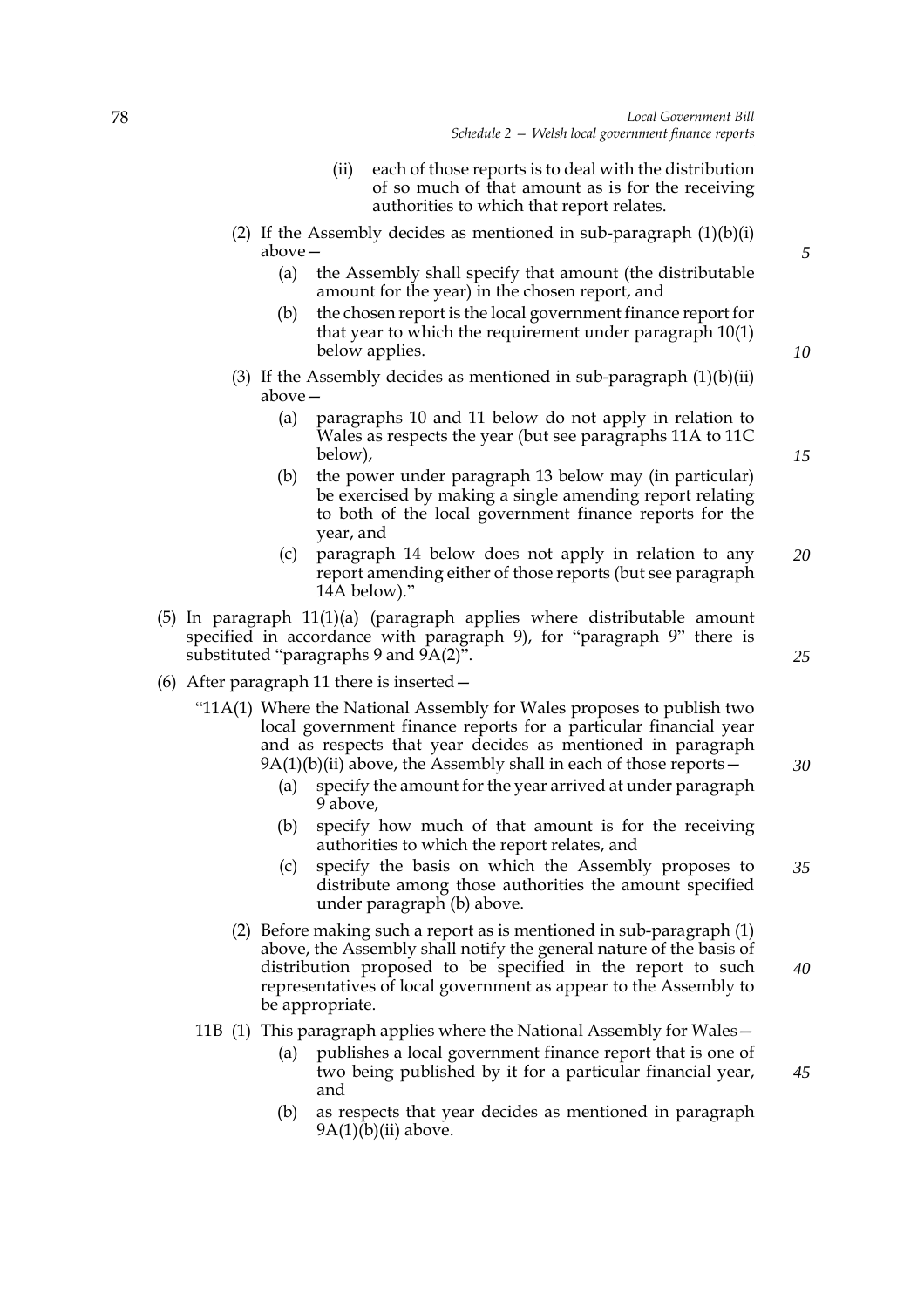(ii) each of those reports is to deal with the distribution of so much of that amount as is for the receiving authorities to which that report relates.

(2) If the Assembly decides as mentioned in sub-paragraph (1)(b)(i) above—

(a) the Assembly shall specify that amount (the distributable amount for the year) in the chosen report, and

(b) the chosen report is the local government finance report for that year to which the requirement under paragraph 10(1) below applies.

(3) If the Assembly decides as mentioned in sub-paragraph (1)(b)(ii) above—

(a) paragraphs 10 and 11 below do not apply in relation to Wales as respects the year (but see paragraphs 11A to 11C below),

(b) the power under paragraph 13 below may (in particular) be exercised by making a single amending report relating to both of the local government finance reports for the year, and

(c) paragraph 14 below does not apply in relation to any report amending either of those reports (but see paragraph 14A below)."

(5) In paragraph 11(1)(a) (paragraph applies where distributable amount specified in accordance with paragraph 9), for "paragraph 9" there is substituted "paragraphs 9 and 9A(2)".

(6) After paragraph 11 there is inserted—

"11A(1) Where the National Assembly for Wales proposes to publish two local government finance reports for a particular financial year and as respects that year decides as mentioned in paragraph 9A(1)(b)(ii) above, the Assembly shall in each of those reports—

(a) specify the amount for the year arrived at under paragraph 9 above,

(b) specify how much of that amount is for the receiving authorities to which the report relates, and

(c) specify the basis on which the Assembly proposes to distribute among those authorities the amount specified under paragraph (b) above.

(2) Before making such a report as is mentioned in sub-paragraph (1) above, the Assembly shall notify the general nature of the basis of distribution proposed to be specified in the report to such representatives of local government as appear to the Assembly to be appropriate.

11B (1) This paragraph applies where the National Assembly for Wales—

(a) publishes a local government finance report that is one of two being published by it for a particular financial year, and

(b) as respects that year decides as mentioned in paragraph 9A(1)(b)(ii) above.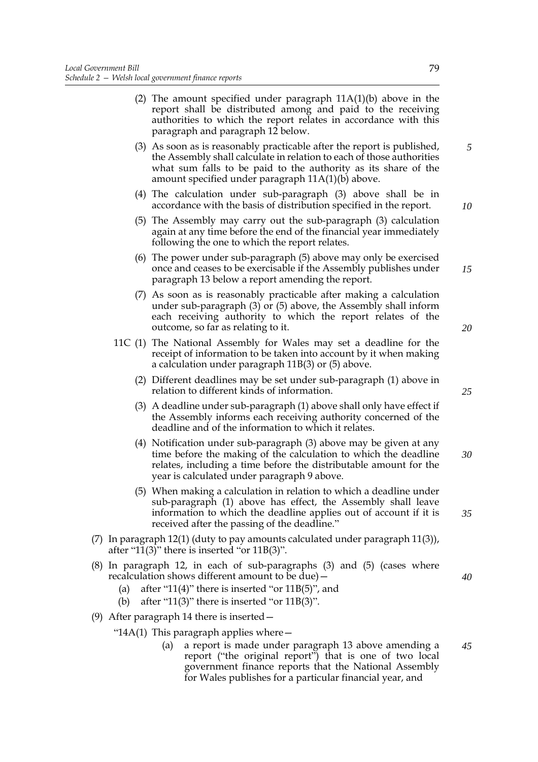(2) The amount specified under paragraph 11A(1)(b) above in the report shall be distributed among and paid to the receiving authorities to which the report relates in accordance with this paragraph and paragraph 12 below.

(3) As soon as is reasonably practicable after the report is published, the Assembly shall calculate in relation to each of those authorities what sum falls to be paid to the authority as its share of the amount specified under paragraph 11A(1)(b) above.

(4) The calculation under sub-paragraph (3) above shall be in accordance with the basis of distribution specified in the report.

(5) The Assembly may carry out the sub-paragraph (3) calculation again at any time before the end of the financial year immediately following the one to which the report relates.

(6) The power under sub-paragraph (5) above may only be exercised once and ceases to be exercisable if the Assembly publishes under paragraph 13 below a report amending the report.

(7) As soon as is reasonably practicable after making a calculation under sub-paragraph (3) or (5) above, the Assembly shall inform each receiving authority to which the report relates of the outcome, so far as relating to it.

11C (1) The National Assembly for Wales may set a deadline for the receipt of information to be taken into account by it when making a calculation under paragraph 11B(3) or (5) above.

(2) Different deadlines may be set under sub-paragraph (1) above in relation to different kinds of information.

(3) A deadline under sub-paragraph (1) above shall only have effect if the Assembly informs each receiving authority concerned of the deadline and of the information to which it relates.

(4) Notification under sub-paragraph (3) above may be given at any time before the making of the calculation to which the deadline relates, including a time before the distributable amount for the year is calculated under paragraph 9 above.

(5) When making a calculation in relation to which a deadline under sub-paragraph (1) above has effect, the Assembly shall leave information to which the deadline applies out of account if it is received after the passing of the deadline."

(7) In paragraph 12(1) (duty to pay amounts calculated under paragraph 11(3)), after "11(3)" there is inserted "or 11B(3)".

(8) In paragraph 12, in each of sub-paragraphs (3) and (5) (cases where recalculation shows different amount to be due)—

(a) after "11(4)" there is inserted "or 11B(5)", and

(b) after "11(3)" there is inserted "or 11B(3)".

(9) After paragraph 14 there is inserted—

"14A(1) This paragraph applies where—

(a) a report is made under paragraph 13 above amending a report ("the original report") that is one of two local government finance reports that the National Assembly for Wales publishes for a particular financial year, and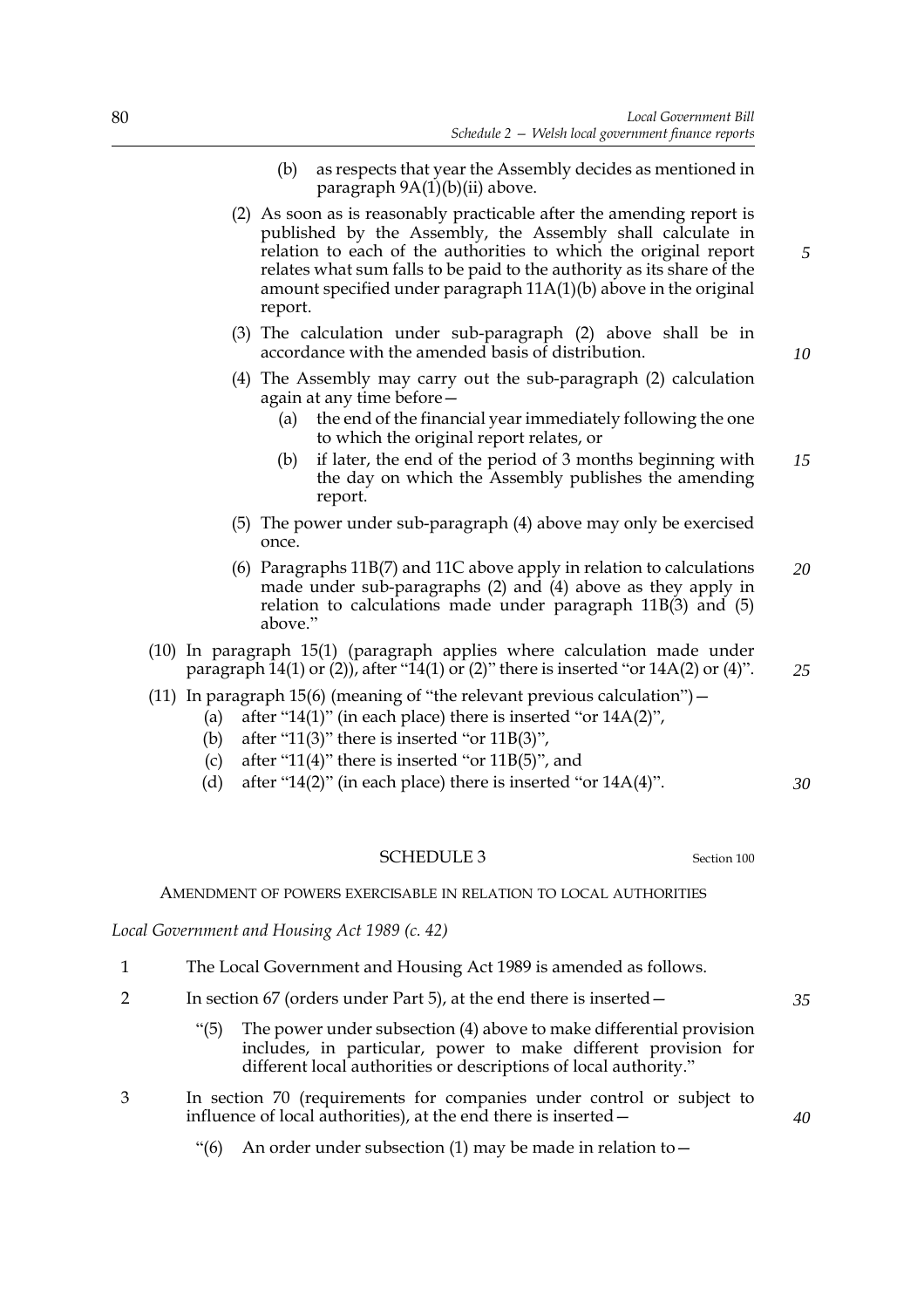(b) as respects that year the Assembly decides as mentioned in paragraph 9A(1)(b)(ii) above.

(2) As soon as is reasonably practicable after the amending report is published by the Assembly, the Assembly shall calculate in relation to each of the authorities to which the original report relates what sum falls to be paid to the authority as its share of the amount specified under paragraph 11A(1)(b) above in the original report.

(3) The calculation under sub-paragraph (2) above shall be in accordance with the amended basis of distribution.

(4) The Assembly may carry out the sub-paragraph (2) calculation again at any time before—

(a) the end of the financial year immediately following the one to which the original report relates, or

(b) if later, the end of the period of 3 months beginning with the day on which the Assembly publishes the amending report.

(5) The power under sub-paragraph (4) above may only be exercised once.

(6) Paragraphs 11B(7) and 11C above apply in relation to calculations made under sub-paragraphs (2) and (4) above as they apply in relation to calculations made under paragraph 11B(3) and (5) above."

(10) In paragraph 15(1) (paragraph applies where calculation made under paragraph 14(1) or (2)), after "14(1) or (2)" there is inserted "or 14A(2) or (4)".

(11) In paragraph 15(6) (meaning of "the relevant previous calculation")—

(a) after "14(1)" (in each place) there is inserted "or 14A(2)",

(b) after "11(3)" there is inserted "or 11B(3)",

(c) after "11(4)" there is inserted "or 11B(5)", and

(d) after "14(2)" (in each place) there is inserted "or 14A(4)".

## SCHEDULE 3

Section 100

AMENDMENT OF POWERS EXERCISABLE IN RELATION TO LOCAL AUTHORITIES

*Local Government and Housing Act 1989 (c. 42)*

1 The Local Government and Housing Act 1989 is amended as follows.

2 In section 67 (orders under Part 5), at the end there is inserted—

"(5) The power under subsection (4) above to make differential provision includes, in particular, power to make different provision for different local authorities or descriptions of local authority."

3 In section 70 (requirements for companies under control or subject to influence of local authorities), at the end there is inserted—

"(6) An order under subsection (1) may be made in relation to—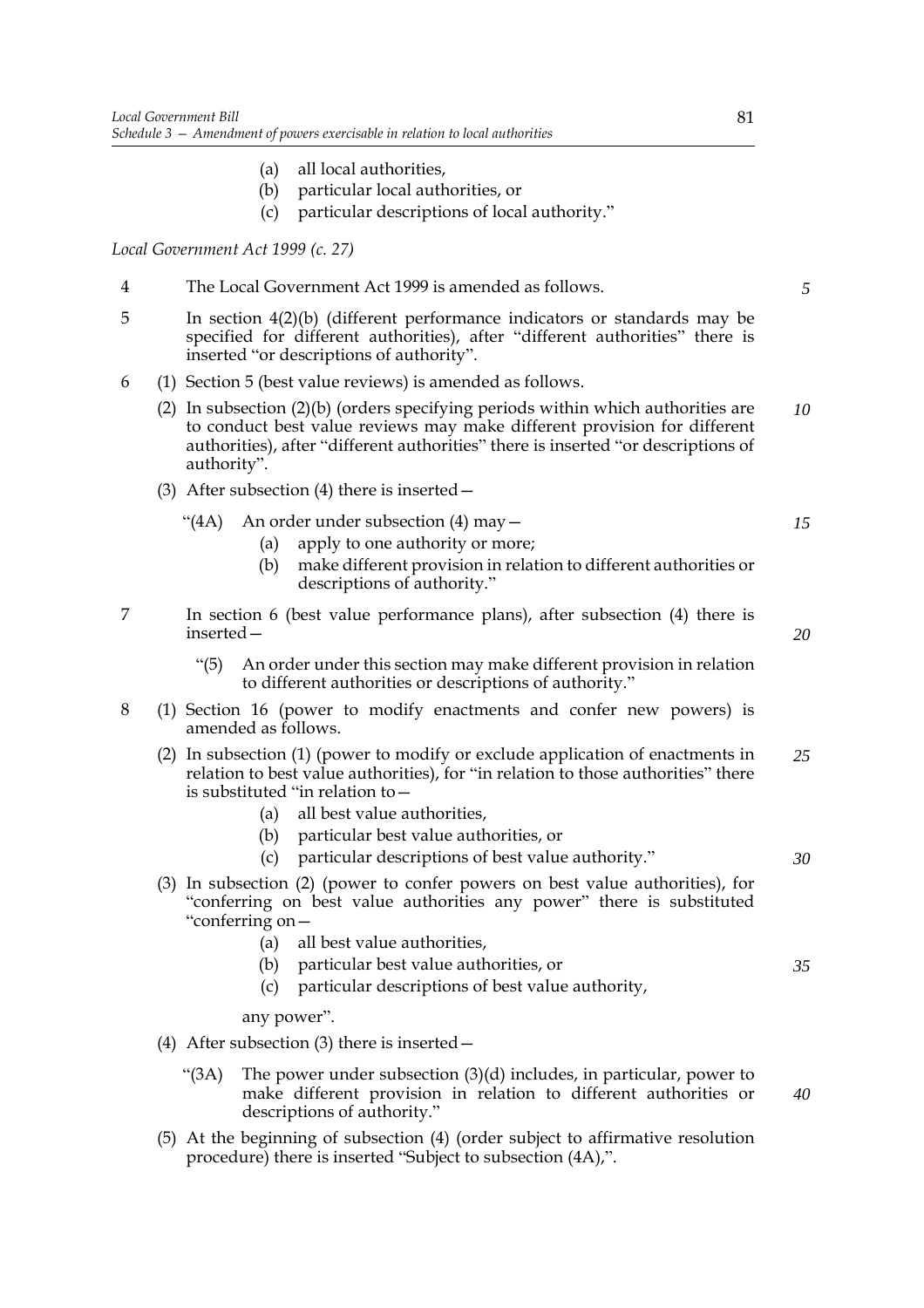(a) all local authorities,
(b) particular local authorities, or
(c) particular descriptions of local authority."

*Local Government Act 1999 (c. 27)*

4 The Local Government Act 1999 is amended as follows.

5 In section 4(2)(b) (different performance indicators or standards may be specified for different authorities), after "different authorities" there is inserted "or descriptions of authority".

6 (1) Section 5 (best value reviews) is amended as follows.

(2) In subsection (2)(b) (orders specifying periods within which authorities are to conduct best value reviews may make different provision for different authorities), after "different authorities" there is inserted "or descriptions of authority".

(3) After subsection (4) there is inserted—

"(4A) An order under subsection (4) may—
(a) apply to one authority or more;
(b) make different provision in relation to different authorities or descriptions of authority."

7 In section 6 (best value performance plans), after subsection (4) there is inserted—

"(5) An order under this section may make different provision in relation to different authorities or descriptions of authority."

8 (1) Section 16 (power to modify enactments and confer new powers) is amended as follows.

(2) In subsection (1) (power to modify or exclude application of enactments in relation to best value authorities), for "in relation to those authorities" there is substituted "in relation to—
(a) all best value authorities,
(b) particular best value authorities, or
(c) particular descriptions of best value authority."

(3) In subsection (2) (power to confer powers on best value authorities), for "conferring on best value authorities any power" there is substituted "conferring on—
(a) all best value authorities,
(b) particular best value authorities, or
(c) particular descriptions of best value authority,

any power".

(4) After subsection (3) there is inserted—

"(3A) The power under subsection (3)(d) includes, in particular, power to make different provision in relation to different authorities or descriptions of authority."

(5) At the beginning of subsection (4) (order subject to affirmative resolution procedure) there is inserted "Subject to subsection (4A),".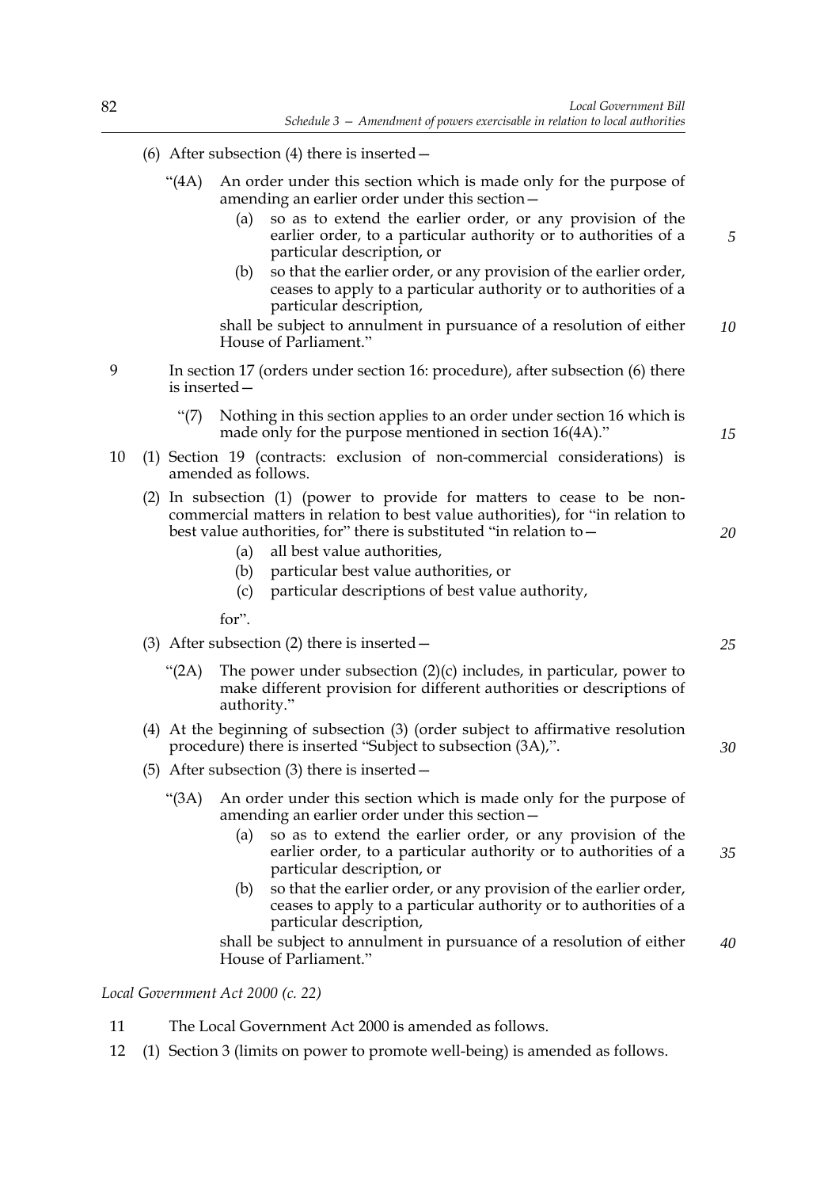(6) After subsection (4) there is inserted—

"(4A) An order under this section which is made only for the purpose of amending an earlier order under this section—

(a) so as to extend the earlier order, or any provision of the earlier order, to a particular authority or to authorities of a particular description, or

(b) so that the earlier order, or any provision of the earlier order, ceases to apply to a particular authority or to authorities of a particular description,

shall be subject to annulment in pursuance of a resolution of either House of Parliament."

9 In section 17 (orders under section 16: procedure), after subsection (6) there is inserted—

"(7) Nothing in this section applies to an order under section 16 which is made only for the purpose mentioned in section 16(4A)."

10 (1) Section 19 (contracts: exclusion of non-commercial considerations) is amended as follows.

(2) In subsection (1) (power to provide for matters to cease to be non-commercial matters in relation to best value authorities), for "in relation to best value authorities, for" there is substituted "in relation to—

(a) all best value authorities,

(b) particular best value authorities, or

(c) particular descriptions of best value authority,

for".

(3) After subsection (2) there is inserted—

"(2A) The power under subsection (2)(c) includes, in particular, power to make different provision for different authorities or descriptions of authority."

(4) At the beginning of subsection (3) (order subject to affirmative resolution procedure) there is inserted "Subject to subsection (3A),".

(5) After subsection (3) there is inserted—

"(3A) An order under this section which is made only for the purpose of amending an earlier order under this section—

(a) so as to extend the earlier order, or any provision of the earlier order, to a particular authority or to authorities of a particular description, or

(b) so that the earlier order, or any provision of the earlier order, ceases to apply to a particular authority or to authorities of a particular description,

shall be subject to annulment in pursuance of a resolution of either House of Parliament."

*Local Government Act 2000 (c. 22)*

11 The Local Government Act 2000 is amended as follows.

12 (1) Section 3 (limits on power to promote well-being) is amended as follows.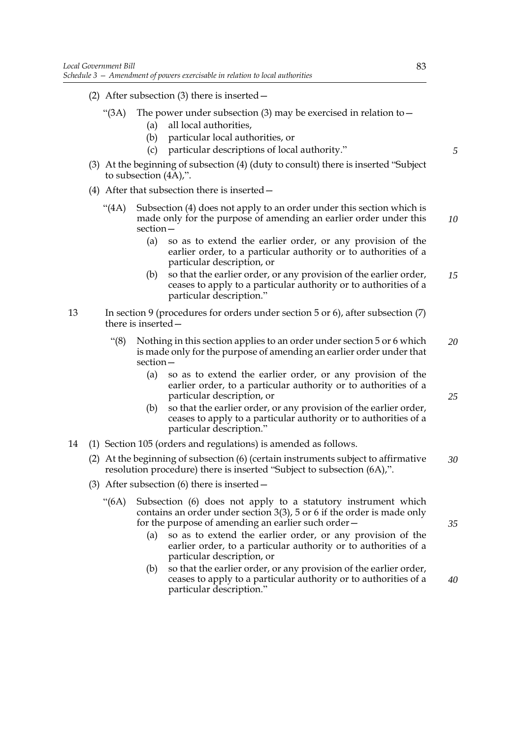(2) After subsection (3) there is inserted—

"(3A) The power under subsection (3) may be exercised in relation to—

(a) all local authorities,

(b) particular local authorities, or

(c) particular descriptions of local authority."

(3) At the beginning of subsection (4) (duty to consult) there is inserted "Subject to subsection (4A),".

(4) After that subsection there is inserted—

"(4A) Subsection (4) does not apply to an order under this section which is made only for the purpose of amending an earlier order under this section—

(a) so as to extend the earlier order, or any provision of the earlier order, to a particular authority or to authorities of a particular description, or

(b) so that the earlier order, or any provision of the earlier order, ceases to apply to a particular authority or to authorities of a particular description."

13 In section 9 (procedures for orders under section 5 or 6), after subsection (7) there is inserted—

"(8) Nothing in this section applies to an order under section 5 or 6 which is made only for the purpose of amending an earlier order under that section—

(a) so as to extend the earlier order, or any provision of the earlier order, to a particular authority or to authorities of a particular description, or

(b) so that the earlier order, or any provision of the earlier order, ceases to apply to a particular authority or to authorities of a particular description."

14 (1) Section 105 (orders and regulations) is amended as follows.

(2) At the beginning of subsection (6) (certain instruments subject to affirmative resolution procedure) there is inserted "Subject to subsection (6A),".

(3) After subsection (6) there is inserted—

"(6A) Subsection (6) does not apply to a statutory instrument which contains an order under section 3(3), 5 or 6 if the order is made only for the purpose of amending an earlier such order—

(a) so as to extend the earlier order, or any provision of the earlier order, to a particular authority or to authorities of a particular description, or

(b) so that the earlier order, or any provision of the earlier order, ceases to apply to a particular authority or to authorities of a particular description."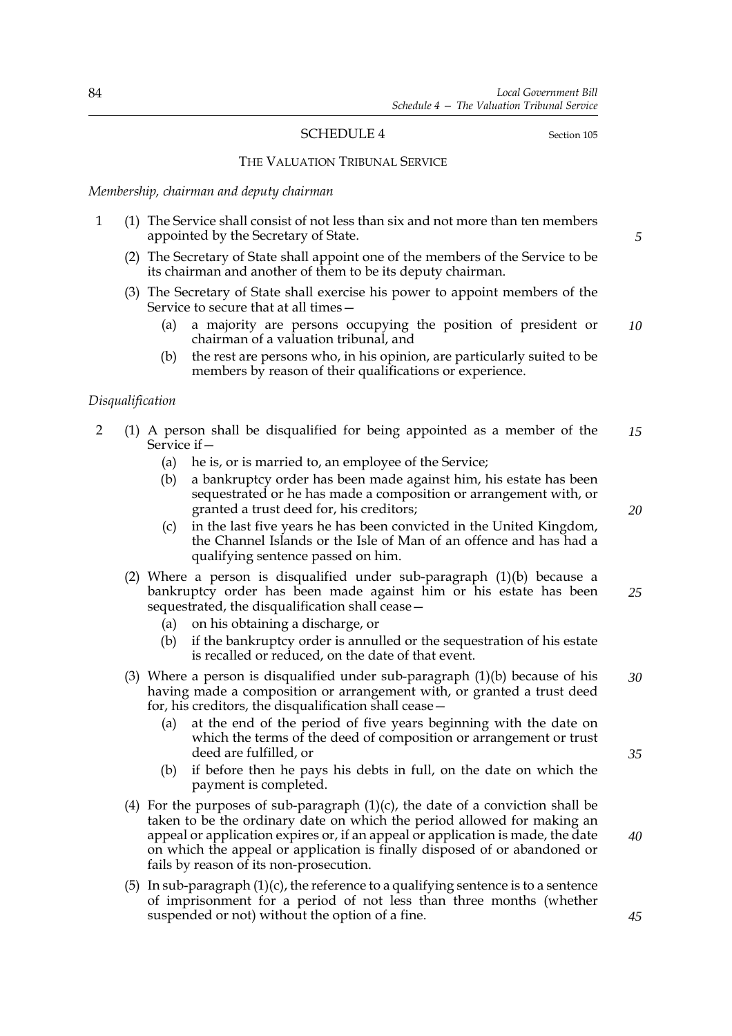## SCHEDULE 4

Section 105

### THE VALUATION TRIBUNAL SERVICE

*Membership, chairman and deputy chairman*

1 (1) The Service shall consist of not less than six and not more than ten members appointed by the Secretary of State.

(2) The Secretary of State shall appoint one of the members of the Service to be its chairman and another of them to be its deputy chairman.

(3) The Secretary of State shall exercise his power to appoint members of the Service to secure that at all times—

(a) a majority are persons occupying the position of president or chairman of a valuation tribunal, and

(b) the rest are persons who, in his opinion, are particularly suited to be members by reason of their qualifications or experience.

*Disqualification*

2 (1) A person shall be disqualified for being appointed as a member of the Service if—

(a) he is, or is married to, an employee of the Service;

(b) a bankruptcy order has been made against him, his estate has been sequestrated or he has made a composition or arrangement with, or granted a trust deed for, his creditors;

(c) in the last five years he has been convicted in the United Kingdom, the Channel Islands or the Isle of Man of an offence and has had a qualifying sentence passed on him.

(2) Where a person is disqualified under sub-paragraph (1)(b) because a bankruptcy order has been made against him or his estate has been sequestrated, the disqualification shall cease—

(a) on his obtaining a discharge, or

(b) if the bankruptcy order is annulled or the sequestration of his estate is recalled or reduced, on the date of that event.

(3) Where a person is disqualified under sub-paragraph (1)(b) because of his having made a composition or arrangement with, or granted a trust deed for, his creditors, the disqualification shall cease—

(a) at the end of the period of five years beginning with the date on which the terms of the deed of composition or arrangement or trust deed are fulfilled, or

(b) if before then he pays his debts in full, on the date on which the payment is completed.

(4) For the purposes of sub-paragraph (1)(c), the date of a conviction shall be taken to be the ordinary date on which the period allowed for making an appeal or application expires or, if an appeal or application is made, the date on which the appeal or application is finally disposed of or abandoned or fails by reason of its non-prosecution.

(5) In sub-paragraph (1)(c), the reference to a qualifying sentence is to a sentence of imprisonment for a period of not less than three months (whether suspended or not) without the option of a fine.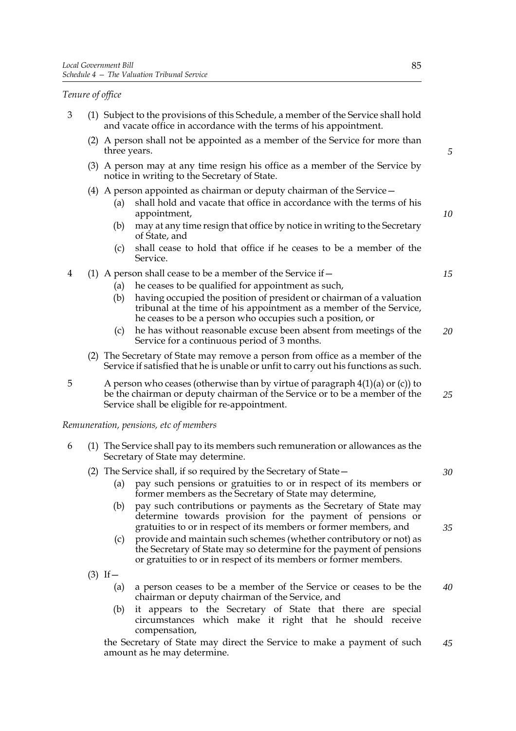*Tenure of office*

3 (1) Subject to the provisions of this Schedule, a member of the Service shall hold and vacate office in accordance with the terms of his appointment.

(2) A person shall not be appointed as a member of the Service for more than three years.

(3) A person may at any time resign his office as a member of the Service by notice in writing to the Secretary of State.

(4) A person appointed as chairman or deputy chairman of the Service—

(a) shall hold and vacate that office in accordance with the terms of his appointment,

(b) may at any time resign that office by notice in writing to the Secretary of State, and

(c) shall cease to hold that office if he ceases to be a member of the Service.

4 (1) A person shall cease to be a member of the Service if—

(a) he ceases to be qualified for appointment as such,

(b) having occupied the position of president or chairman of a valuation tribunal at the time of his appointment as a member of the Service, he ceases to be a person who occupies such a position, or

(c) he has without reasonable excuse been absent from meetings of the Service for a continuous period of 3 months.

(2) The Secretary of State may remove a person from office as a member of the Service if satisfied that he is unable or unfit to carry out his functions as such.

5 A person who ceases (otherwise than by virtue of paragraph 4(1)(a) or (c)) to be the chairman or deputy chairman of the Service or to be a member of the Service shall be eligible for re-appointment.

*Remuneration, pensions, etc of members*

6 (1) The Service shall pay to its members such remuneration or allowances as the Secretary of State may determine.

(2) The Service shall, if so required by the Secretary of State—

(a) pay such pensions or gratuities to or in respect of its members or former members as the Secretary of State may determine,

(b) pay such contributions or payments as the Secretary of State may determine towards provision for the payment of pensions or gratuities to or in respect of its members or former members, and

(c) provide and maintain such schemes (whether contributory or not) as the Secretary of State may so determine for the payment of pensions or gratuities to or in respect of its members or former members.

(3) If—

(a) a person ceases to be a member of the Service or ceases to be the chairman or deputy chairman of the Service, and

(b) it appears to the Secretary of State that there are special circumstances which make it right that he should receive compensation,

the Secretary of State may direct the Service to make a payment of such amount as he may determine.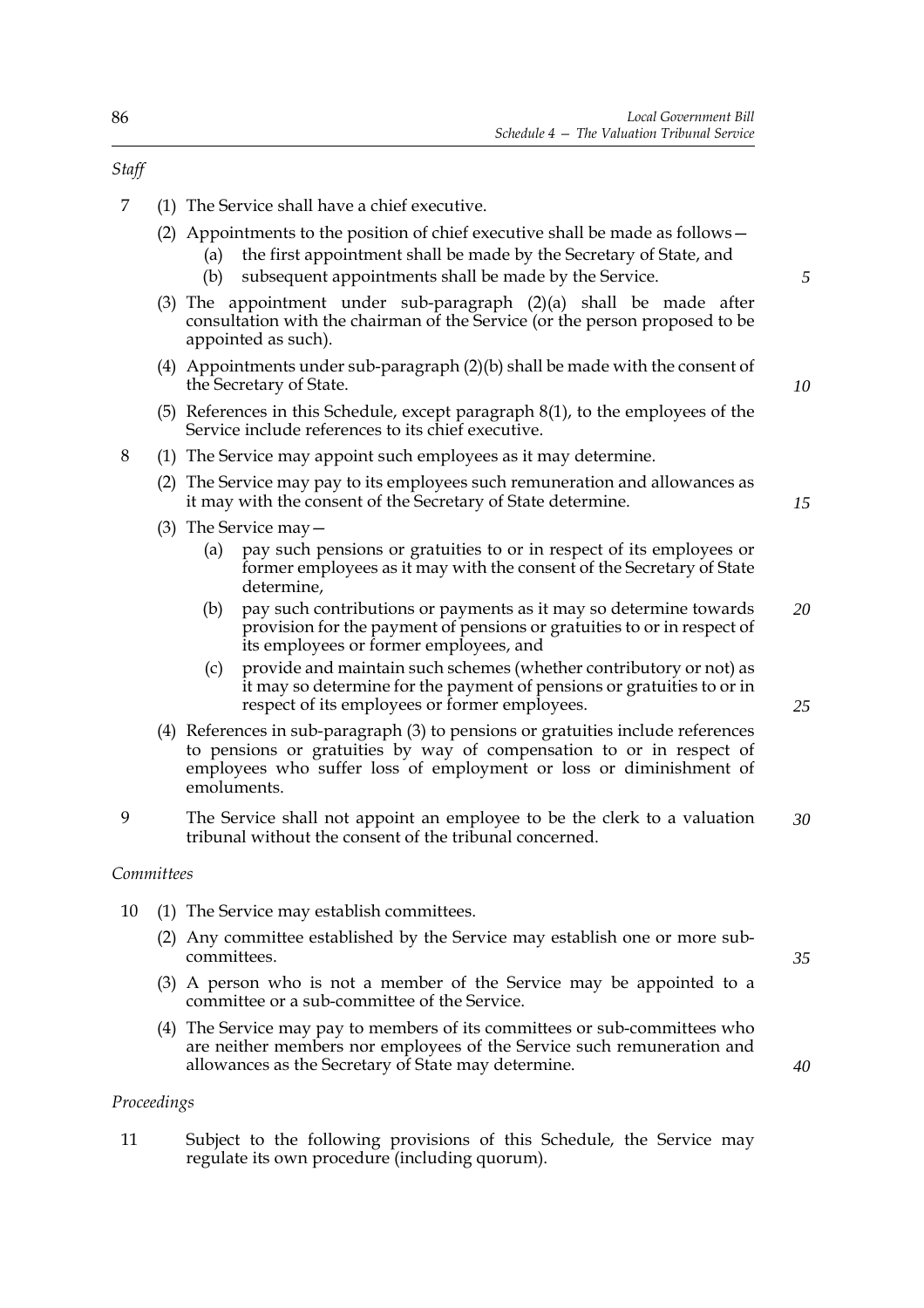*Staff*

7 (1) The Service shall have a chief executive.

(2) Appointments to the position of chief executive shall be made as follows—

(a) the first appointment shall be made by the Secretary of State, and

(b) subsequent appointments shall be made by the Service.

(3) The appointment under sub-paragraph (2)(a) shall be made after consultation with the chairman of the Service (or the person proposed to be appointed as such).

(4) Appointments under sub-paragraph (2)(b) shall be made with the consent of the Secretary of State.

(5) References in this Schedule, except paragraph 8(1), to the employees of the Service include references to its chief executive.

8 (1) The Service may appoint such employees as it may determine.

(2) The Service may pay to its employees such remuneration and allowances as it may with the consent of the Secretary of State determine.

(3) The Service may—

(a) pay such pensions or gratuities to or in respect of its employees or former employees as it may with the consent of the Secretary of State determine,

(b) pay such contributions or payments as it may so determine towards provision for the payment of pensions or gratuities to or in respect of its employees or former employees, and

(c) provide and maintain such schemes (whether contributory or not) as it may so determine for the payment of pensions or gratuities to or in respect of its employees or former employees.

(4) References in sub-paragraph (3) to pensions or gratuities include references to pensions or gratuities by way of compensation to or in respect of employees who suffer loss of employment or loss or diminishment of emoluments.

9 The Service shall not appoint an employee to be the clerk to a valuation tribunal without the consent of the tribunal concerned.

*Committees*

10 (1) The Service may establish committees.

(2) Any committee established by the Service may establish one or more sub-committees.

(3) A person who is not a member of the Service may be appointed to a committee or a sub-committee of the Service.

(4) The Service may pay to members of its committees or sub-committees who are neither members nor employees of the Service such remuneration and allowances as the Secretary of State may determine.

*Proceedings*

11 Subject to the following provisions of this Schedule, the Service may regulate its own procedure (including quorum).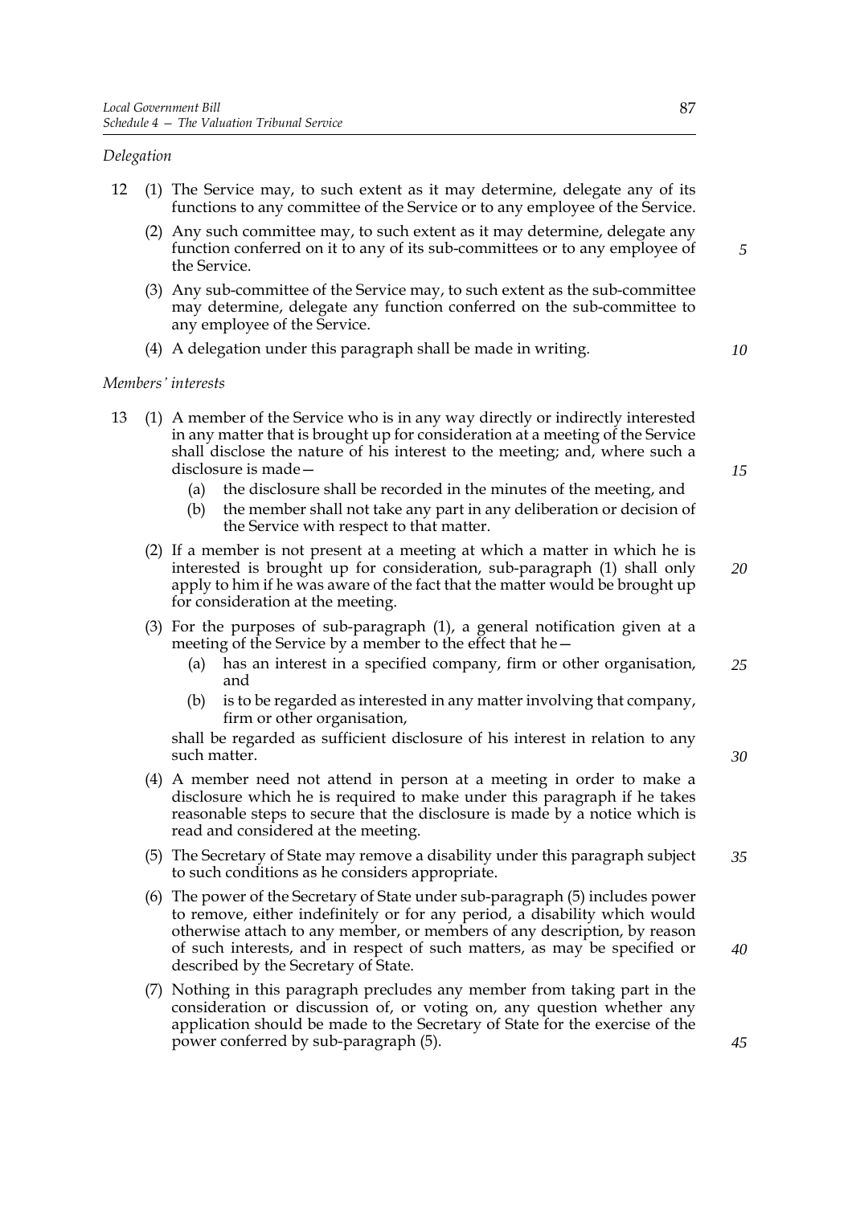*Delegation*

12 (1) The Service may, to such extent as it may determine, delegate any of its functions to any committee of the Service or to any employee of the Service.

(2) Any such committee may, to such extent as it may determine, delegate any function conferred on it to any of its sub-committees or to any employee of the Service.

(3) Any sub-committee of the Service may, to such extent as the sub-committee may determine, delegate any function conferred on the sub-committee to any employee of the Service.

(4) A delegation under this paragraph shall be made in writing.

*Members' interests*

13 (1) A member of the Service who is in any way directly or indirectly interested in any matter that is brought up for consideration at a meeting of the Service shall disclose the nature of his interest to the meeting; and, where such a disclosure is made—

(a) the disclosure shall be recorded in the minutes of the meeting, and

(b) the member shall not take any part in any deliberation or decision of the Service with respect to that matter.

(2) If a member is not present at a meeting at which a matter in which he is interested is brought up for consideration, sub-paragraph (1) shall only apply to him if he was aware of the fact that the matter would be brought up for consideration at the meeting.

(3) For the purposes of sub-paragraph (1), a general notification given at a meeting of the Service by a member to the effect that he—

(a) has an interest in a specified company, firm or other organisation, and

(b) is to be regarded as interested in any matter involving that company, firm or other organisation,

shall be regarded as sufficient disclosure of his interest in relation to any such matter.

(4) A member need not attend in person at a meeting in order to make a disclosure which he is required to make under this paragraph if he takes reasonable steps to secure that the disclosure is made by a notice which is read and considered at the meeting.

(5) The Secretary of State may remove a disability under this paragraph subject to such conditions as he considers appropriate.

(6) The power of the Secretary of State under sub-paragraph (5) includes power to remove, either indefinitely or for any period, a disability which would otherwise attach to any member, or members of any description, by reason of such interests, and in respect of such matters, as may be specified or described by the Secretary of State.

(7) Nothing in this paragraph precludes any member from taking part in the consideration or discussion of, or voting on, any question whether any application should be made to the Secretary of State for the exercise of the power conferred by sub-paragraph (5).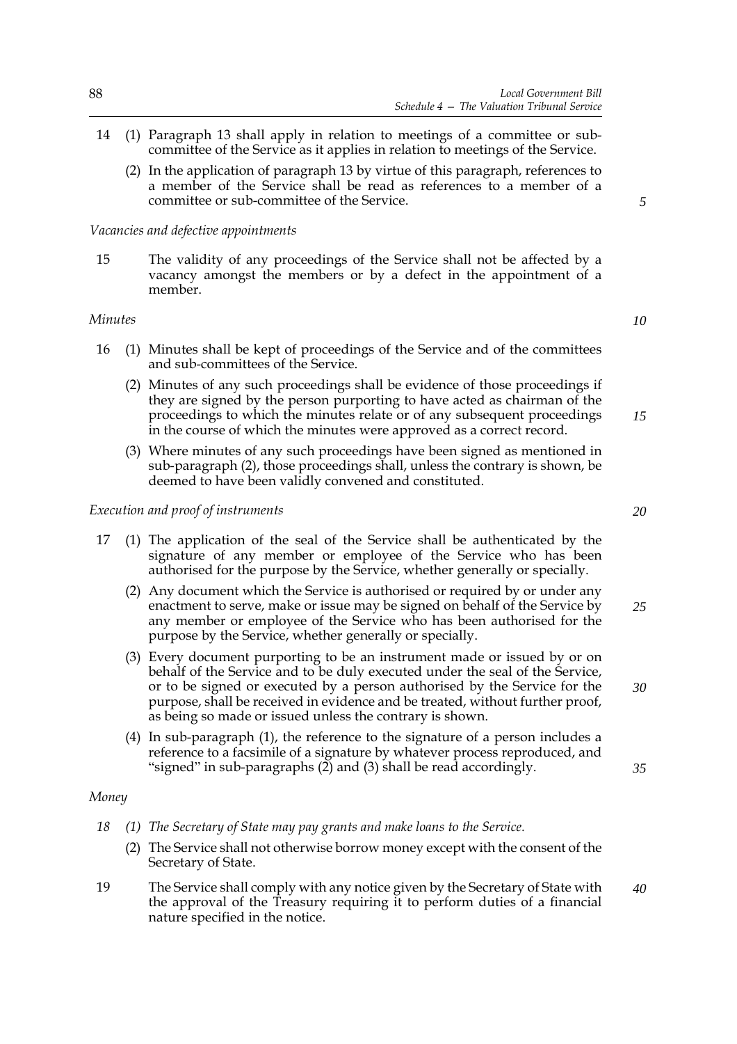14 (1) Paragraph 13 shall apply in relation to meetings of a committee or sub-committee of the Service as it applies in relation to meetings of the Service.

(2) In the application of paragraph 13 by virtue of this paragraph, references to a member of the Service shall be read as references to a member of a committee or sub-committee of the Service.

*Vacancies and defective appointments*

15 The validity of any proceedings of the Service shall not be affected by a vacancy amongst the members or by a defect in the appointment of a member.

*Minutes*

16 (1) Minutes shall be kept of proceedings of the Service and of the committees and sub-committees of the Service.

(2) Minutes of any such proceedings shall be evidence of those proceedings if they are signed by the person purporting to have acted as chairman of the proceedings to which the minutes relate or of any subsequent proceedings in the course of which the minutes were approved as a correct record.

(3) Where minutes of any such proceedings have been signed as mentioned in sub-paragraph (2), those proceedings shall, unless the contrary is shown, be deemed to have been validly convened and constituted.

*Execution and proof of instruments*

17 (1) The application of the seal of the Service shall be authenticated by the signature of any member or employee of the Service who has been authorised for the purpose by the Service, whether generally or specially.

(2) Any document which the Service is authorised or required by or under any enactment to serve, make or issue may be signed on behalf of the Service by any member or employee of the Service who has been authorised for the purpose by the Service, whether generally or specially.

(3) Every document purporting to be an instrument made or issued by or on behalf of the Service and to be duly executed under the seal of the Service, or to be signed or executed by a person authorised by the Service for the purpose, shall be received in evidence and be treated, without further proof, as being so made or issued unless the contrary is shown.

(4) In sub-paragraph (1), the reference to the signature of a person includes a reference to a facsimile of a signature by whatever process reproduced, and "signed" in sub-paragraphs (2) and (3) shall be read accordingly.

*Money*

*18 (1) The Secretary of State may pay grants and make loans to the Service.*

(2) The Service shall not otherwise borrow money except with the consent of the Secretary of State.

19 The Service shall comply with any notice given by the Secretary of State with the approval of the Treasury requiring it to perform duties of a financial nature specified in the notice.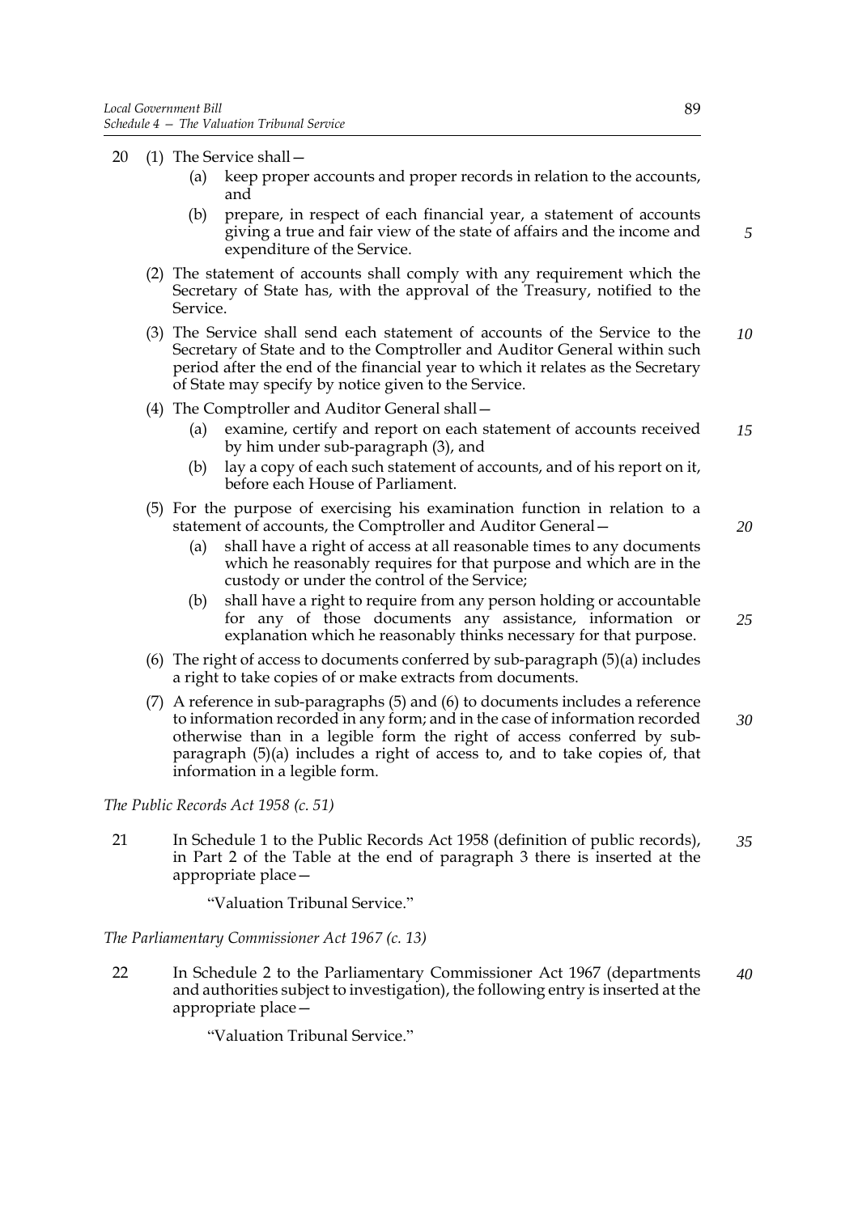20 (1) The Service shall—

  (a) keep proper accounts and proper records in relation to the accounts, and

  (b) prepare, in respect of each financial year, a statement of accounts giving a true and fair view of the state of affairs and the income and expenditure of the Service.

(2) The statement of accounts shall comply with any requirement which the Secretary of State has, with the approval of the Treasury, notified to the Service.

(3) The Service shall send each statement of accounts of the Service to the Secretary of State and to the Comptroller and Auditor General within such period after the end of the financial year to which it relates as the Secretary of State may specify by notice given to the Service.

(4) The Comptroller and Auditor General shall—

  (a) examine, certify and report on each statement of accounts received by him under sub-paragraph (3), and

  (b) lay a copy of each such statement of accounts, and of his report on it, before each House of Parliament.

(5) For the purpose of exercising his examination function in relation to a statement of accounts, the Comptroller and Auditor General—

  (a) shall have a right of access at all reasonable times to any documents which he reasonably requires for that purpose and which are in the custody or under the control of the Service;

  (b) shall have a right to require from any person holding or accountable for any of those documents any assistance, information or explanation which he reasonably thinks necessary for that purpose.

(6) The right of access to documents conferred by sub-paragraph (5)(a) includes a right to take copies of or make extracts from documents.

(7) A reference in sub-paragraphs (5) and (6) to documents includes a reference to information recorded in any form; and in the case of information recorded otherwise than in a legible form the right of access conferred by sub-paragraph (5)(a) includes a right of access to, and to take copies of, that information in a legible form.

*The Public Records Act 1958 (c. 51)*

21 In Schedule 1 to the Public Records Act 1958 (definition of public records), in Part 2 of the Table at the end of paragraph 3 there is inserted at the appropriate place—

"Valuation Tribunal Service."

*The Parliamentary Commissioner Act 1967 (c. 13)*

22 In Schedule 2 to the Parliamentary Commissioner Act 1967 (departments and authorities subject to investigation), the following entry is inserted at the appropriate place—

"Valuation Tribunal Service."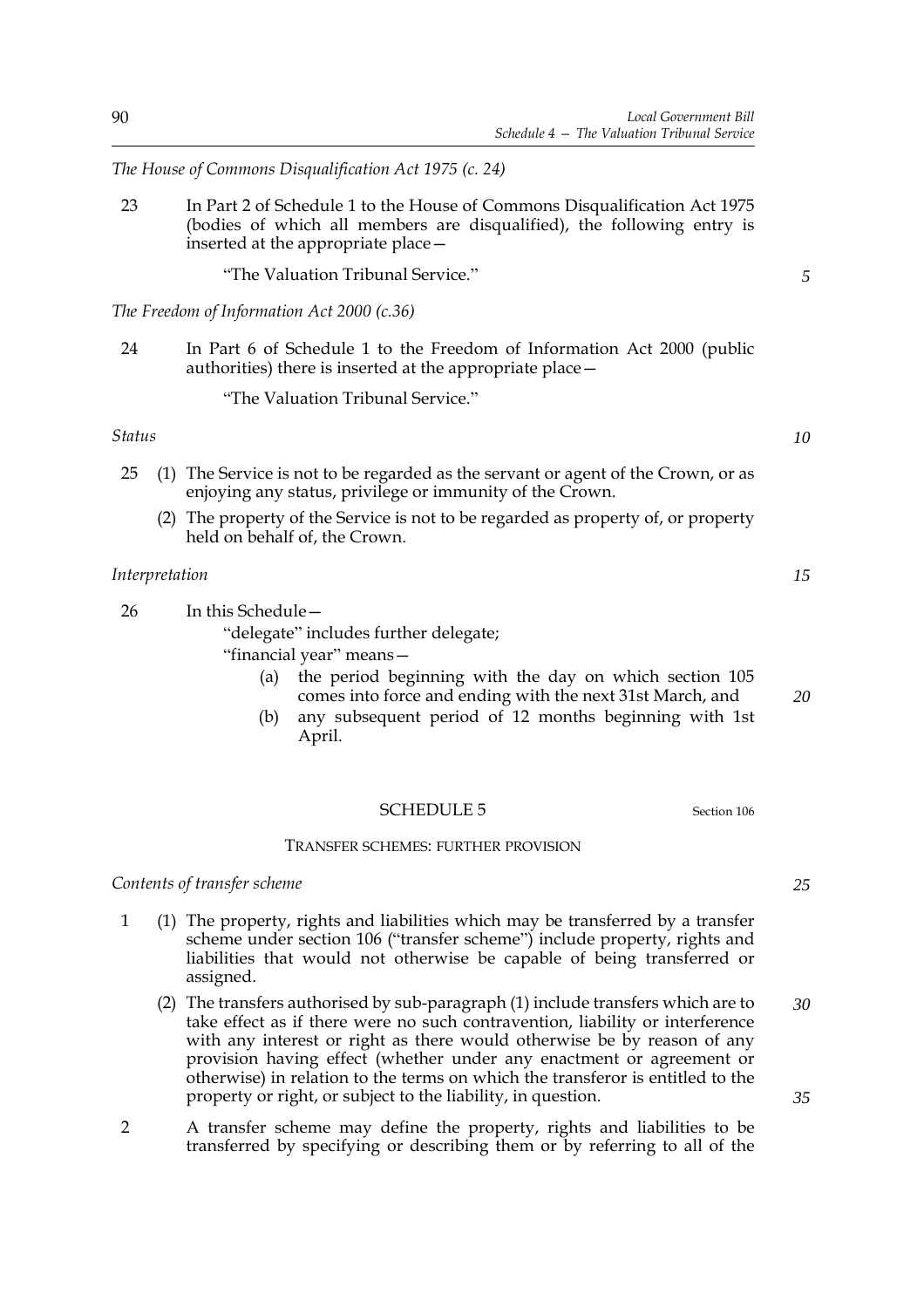*The House of Commons Disqualification Act 1975 (c. 24)*

23 In Part 2 of Schedule 1 to the House of Commons Disqualification Act 1975 (bodies of which all members are disqualified), the following entry is inserted at the appropriate place—

"The Valuation Tribunal Service."

*The Freedom of Information Act 2000 (c.36)*

24 In Part 6 of Schedule 1 to the Freedom of Information Act 2000 (public authorities) there is inserted at the appropriate place—

"The Valuation Tribunal Service."

*Status*

25 (1) The Service is not to be regarded as the servant or agent of the Crown, or as enjoying any status, privilege or immunity of the Crown.

(2) The property of the Service is not to be regarded as property of, or property held on behalf of, the Crown.

*Interpretation*

26 In this Schedule—

"delegate" includes further delegate;

"financial year" means—

(a) the period beginning with the day on which section 105 comes into force and ending with the next 31st March, and

(b) any subsequent period of 12 months beginning with 1st April.

## SCHEDULE 5

Section 106

### TRANSFER SCHEMES: FURTHER PROVISION

*Contents of transfer scheme*

1 (1) The property, rights and liabilities which may be transferred by a transfer scheme under section 106 ("transfer scheme") include property, rights and liabilities that would not otherwise be capable of being transferred or assigned.

(2) The transfers authorised by sub-paragraph (1) include transfers which are to take effect as if there were no such contravention, liability or interference with any interest or right as there would otherwise be by reason of any provision having effect (whether under any enactment or agreement or otherwise) in relation to the terms on which the transferor is entitled to the property or right, or subject to the liability, in question.

2 A transfer scheme may define the property, rights and liabilities to be transferred by specifying or describing them or by referring to all of the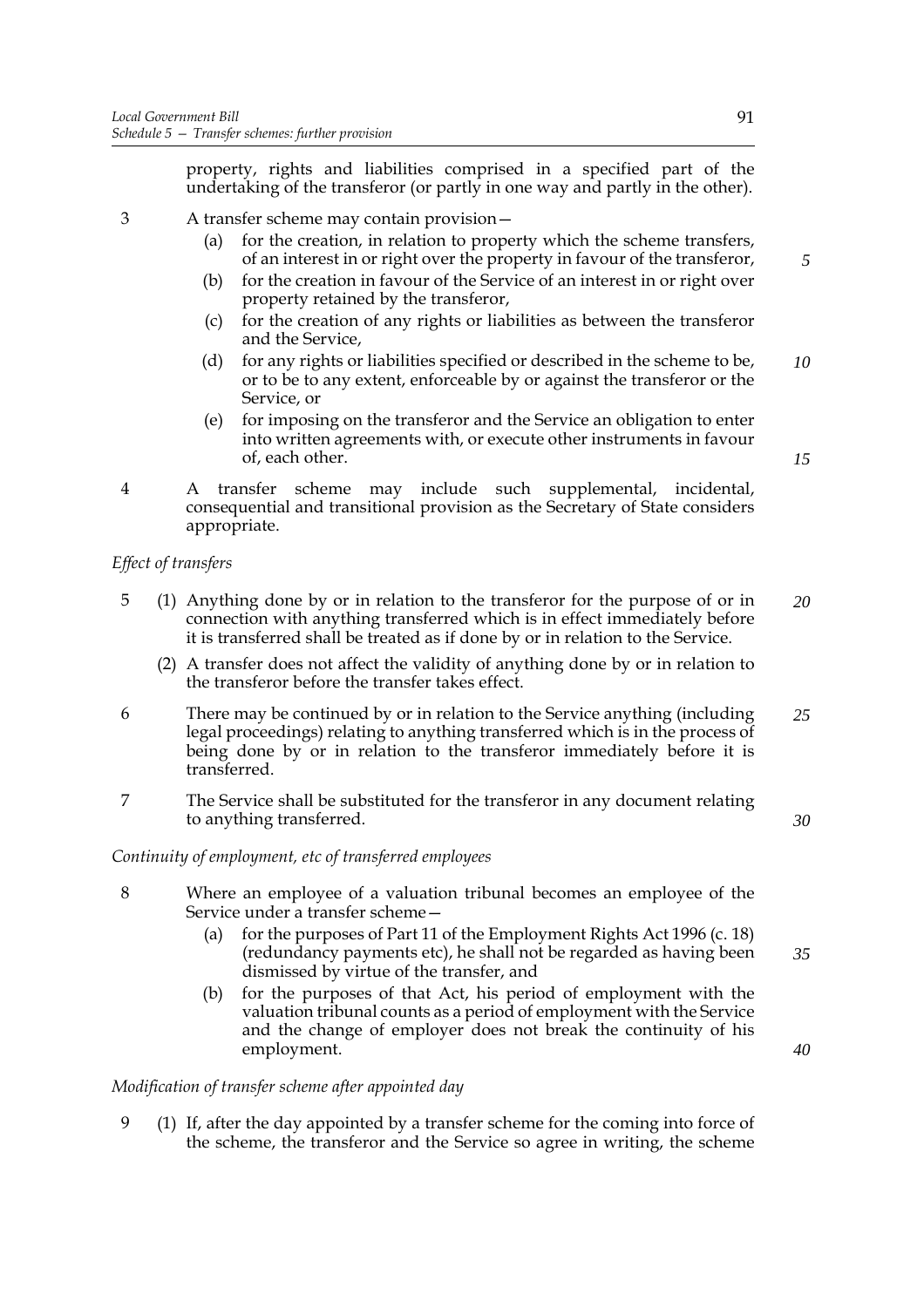property, rights and liabilities comprised in a specified part of the undertaking of the transferor (or partly in one way and partly in the other).

3 A transfer scheme may contain provision—

(a) for the creation, in relation to property which the scheme transfers, of an interest in or right over the property in favour of the transferor,

(b) for the creation in favour of the Service of an interest in or right over property retained by the transferor,

(c) for the creation of any rights or liabilities as between the transferor and the Service,

(d) for any rights or liabilities specified or described in the scheme to be, or to be to any extent, enforceable by or against the transferor or the Service, or

(e) for imposing on the transferor and the Service an obligation to enter into written agreements with, or execute other instruments in favour of, each other.

4 A transfer scheme may include such supplemental, incidental, consequential and transitional provision as the Secretary of State considers appropriate.

*Effect of transfers*

5 (1) Anything done by or in relation to the transferor for the purpose of or in connection with anything transferred which is in effect immediately before it is transferred shall be treated as if done by or in relation to the Service.

(2) A transfer does not affect the validity of anything done by or in relation to the transferor before the transfer takes effect.

6 There may be continued by or in relation to the Service anything (including legal proceedings) relating to anything transferred which is in the process of being done by or in relation to the transferor immediately before it is transferred.

7 The Service shall be substituted for the transferor in any document relating to anything transferred.

*Continuity of employment, etc of transferred employees*

8 Where an employee of a valuation tribunal becomes an employee of the Service under a transfer scheme—

(a) for the purposes of Part 11 of the Employment Rights Act 1996 (c. 18) (redundancy payments etc), he shall not be regarded as having been dismissed by virtue of the transfer, and

(b) for the purposes of that Act, his period of employment with the valuation tribunal counts as a period of employment with the Service and the change of employer does not break the continuity of his employment.

*Modification of transfer scheme after appointed day*

9 (1) If, after the day appointed by a transfer scheme for the coming into force of the scheme, the transferor and the Service so agree in writing, the scheme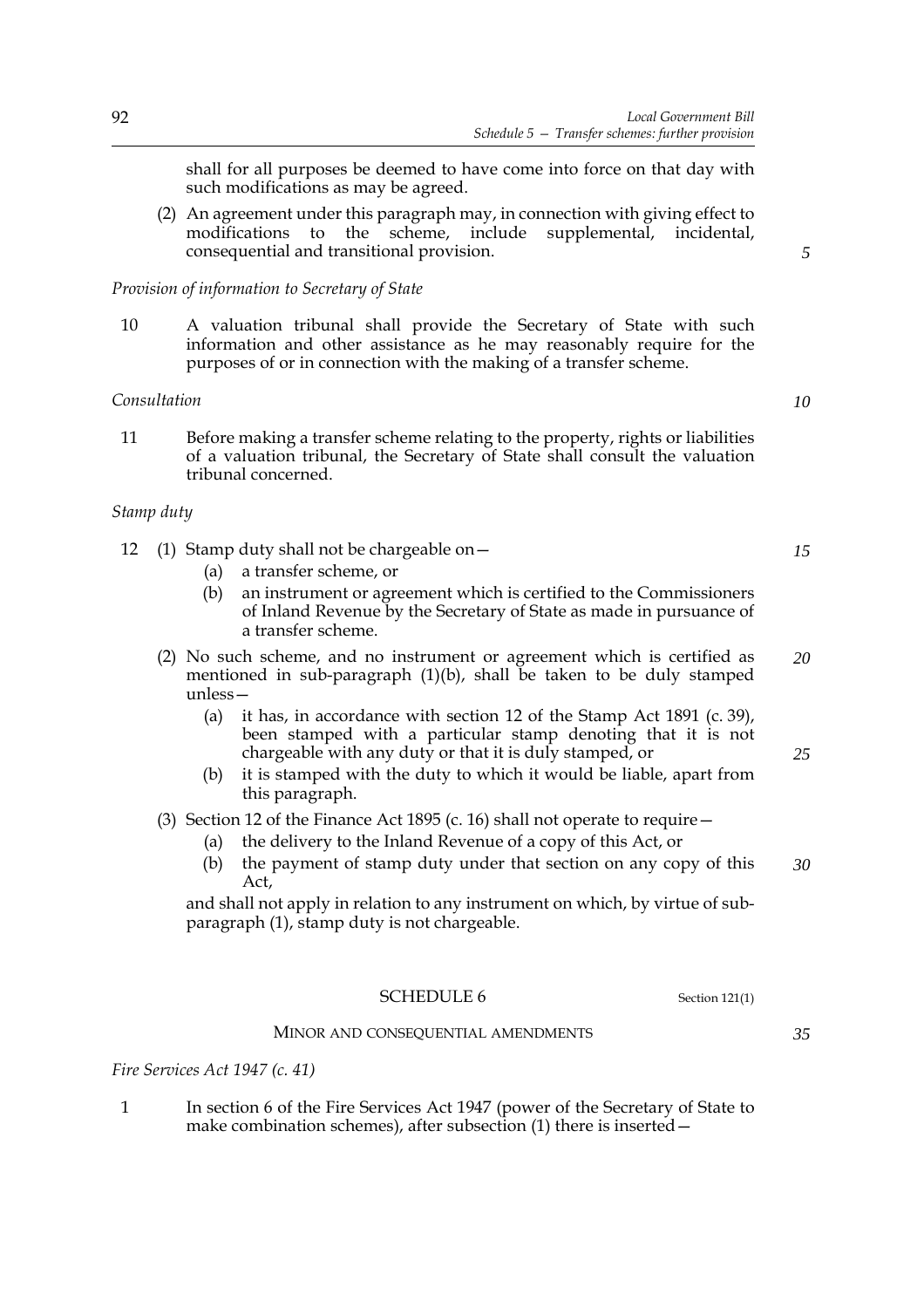shall for all purposes be deemed to have come into force on that day with such modifications as may be agreed.

(2) An agreement under this paragraph may, in connection with giving effect to modifications to the scheme, include supplemental, incidental, consequential and transitional provision.

*Provision of information to Secretary of State*

10 A valuation tribunal shall provide the Secretary of State with such information and other assistance as he may reasonably require for the purposes of or in connection with the making of a transfer scheme.

*Consultation*

11 Before making a transfer scheme relating to the property, rights or liabilities of a valuation tribunal, the Secretary of State shall consult the valuation tribunal concerned.

*Stamp duty*

12 (1) Stamp duty shall not be chargeable on—

(a) a transfer scheme, or

(b) an instrument or agreement which is certified to the Commissioners of Inland Revenue by the Secretary of State as made in pursuance of a transfer scheme.

(2) No such scheme, and no instrument or agreement which is certified as mentioned in sub-paragraph (1)(b), shall be taken to be duly stamped unless—

(a) it has, in accordance with section 12 of the Stamp Act 1891 (c. 39), been stamped with a particular stamp denoting that it is not chargeable with any duty or that it is duly stamped, or

(b) it is stamped with the duty to which it would be liable, apart from this paragraph.

(3) Section 12 of the Finance Act 1895 (c. 16) shall not operate to require—

(a) the delivery to the Inland Revenue of a copy of this Act, or

(b) the payment of stamp duty under that section on any copy of this Act,

and shall not apply in relation to any instrument on which, by virtue of sub-paragraph (1), stamp duty is not chargeable.

## SCHEDULE 6

Section 121(1)

### MINOR AND CONSEQUENTIAL AMENDMENTS

*Fire Services Act 1947 (c. 41)*

1 In section 6 of the Fire Services Act 1947 (power of the Secretary of State to make combination schemes), after subsection (1) there is inserted—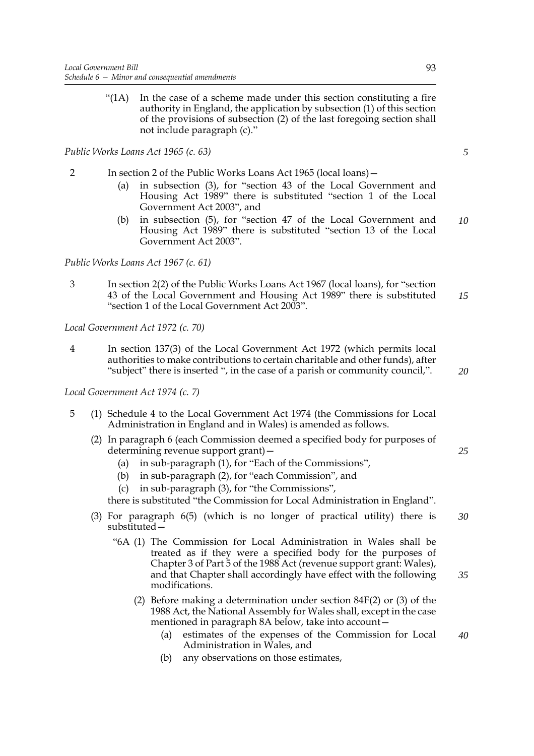"(1A) In the case of a scheme made under this section constituting a fire authority in England, the application by subsection (1) of this section of the provisions of subsection (2) of the last foregoing section shall not include paragraph (c)."

*Public Works Loans Act 1965 (c. 63)*

2 In section 2 of the Public Works Loans Act 1965 (local loans)—

(a) in subsection (3), for "section 43 of the Local Government and Housing Act 1989" there is substituted "section 1 of the Local Government Act 2003", and

(b) in subsection (5), for "section 47 of the Local Government and Housing Act 1989" there is substituted "section 13 of the Local Government Act 2003".

*Public Works Loans Act 1967 (c. 61)*

3 In section 2(2) of the Public Works Loans Act 1967 (local loans), for "section 43 of the Local Government and Housing Act 1989" there is substituted "section 1 of the Local Government Act 2003".

*Local Government Act 1972 (c. 70)*

4 In section 137(3) of the Local Government Act 1972 (which permits local authorities to make contributions to certain charitable and other funds), after "subject" there is inserted ", in the case of a parish or community council,".

*Local Government Act 1974 (c. 7)*

5 (1) Schedule 4 to the Local Government Act 1974 (the Commissions for Local Administration in England and in Wales) is amended as follows.

(2) In paragraph 6 (each Commission deemed a specified body for purposes of determining revenue support grant)—

(a) in sub-paragraph (1), for "Each of the Commissions",

(b) in sub-paragraph (2), for "each Commission", and

(c) in sub-paragraph (3), for "the Commissions",

there is substituted "the Commission for Local Administration in England".

(3) For paragraph 6(5) (which is no longer of practical utility) there is substituted—

"6A (1) The Commission for Local Administration in Wales shall be treated as if they were a specified body for the purposes of Chapter 3 of Part 5 of the 1988 Act (revenue support grant: Wales), and that Chapter shall accordingly have effect with the following modifications.

(2) Before making a determination under section 84F(2) or (3) of the 1988 Act, the National Assembly for Wales shall, except in the case mentioned in paragraph 8A below, take into account—

(a) estimates of the expenses of the Commission for Local Administration in Wales, and

(b) any observations on those estimates,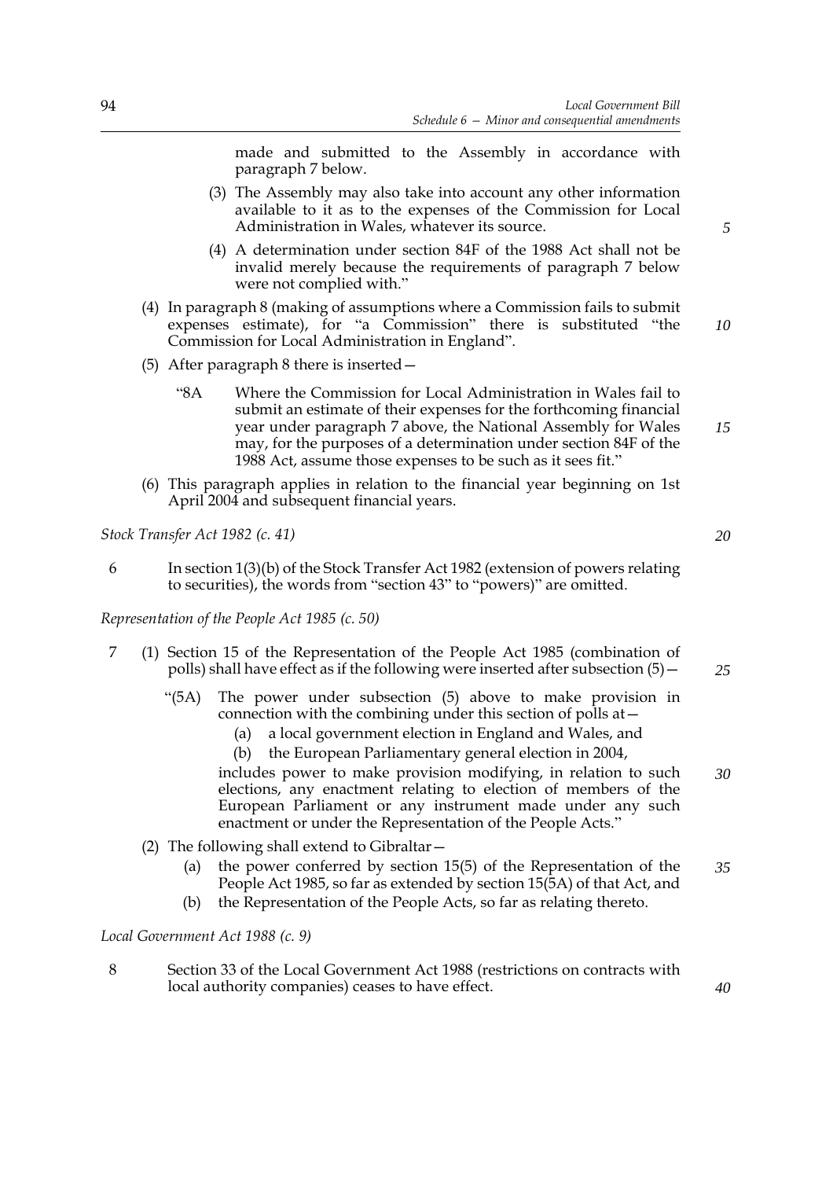made and submitted to the Assembly in accordance with paragraph 7 below.

(3) The Assembly may also take into account any other information available to it as to the expenses of the Commission for Local Administration in Wales, whatever its source.

(4) A determination under section 84F of the 1988 Act shall not be invalid merely because the requirements of paragraph 7 below were not complied with."

(4) In paragraph 8 (making of assumptions where a Commission fails to submit expenses estimate), for "a Commission" there is substituted "the Commission for Local Administration in England".

(5) After paragraph 8 there is inserted—

"8A Where the Commission for Local Administration in Wales fail to submit an estimate of their expenses for the forthcoming financial year under paragraph 7 above, the National Assembly for Wales may, for the purposes of a determination under section 84F of the 1988 Act, assume those expenses to be such as it sees fit."

(6) This paragraph applies in relation to the financial year beginning on 1st April 2004 and subsequent financial years.

*Stock Transfer Act 1982 (c. 41)*

6 In section 1(3)(b) of the Stock Transfer Act 1982 (extension of powers relating to securities), the words from "section 43" to "powers)" are omitted.

*Representation of the People Act 1985 (c. 50)*

7 (1) Section 15 of the Representation of the People Act 1985 (combination of polls) shall have effect as if the following were inserted after subsection (5)—

"(5A) The power under subsection (5) above to make provision in connection with the combining under this section of polls at—

(a) a local government election in England and Wales, and

(b) the European Parliamentary general election in 2004,

includes power to make provision modifying, in relation to such elections, any enactment relating to election of members of the European Parliament or any instrument made under any such enactment or under the Representation of the People Acts."

(2) The following shall extend to Gibraltar—

(a) the power conferred by section 15(5) of the Representation of the People Act 1985, so far as extended by section 15(5A) of that Act, and

(b) the Representation of the People Acts, so far as relating thereto.

*Local Government Act 1988 (c. 9)*

8 Section 33 of the Local Government Act 1988 (restrictions on contracts with local authority companies) ceases to have effect.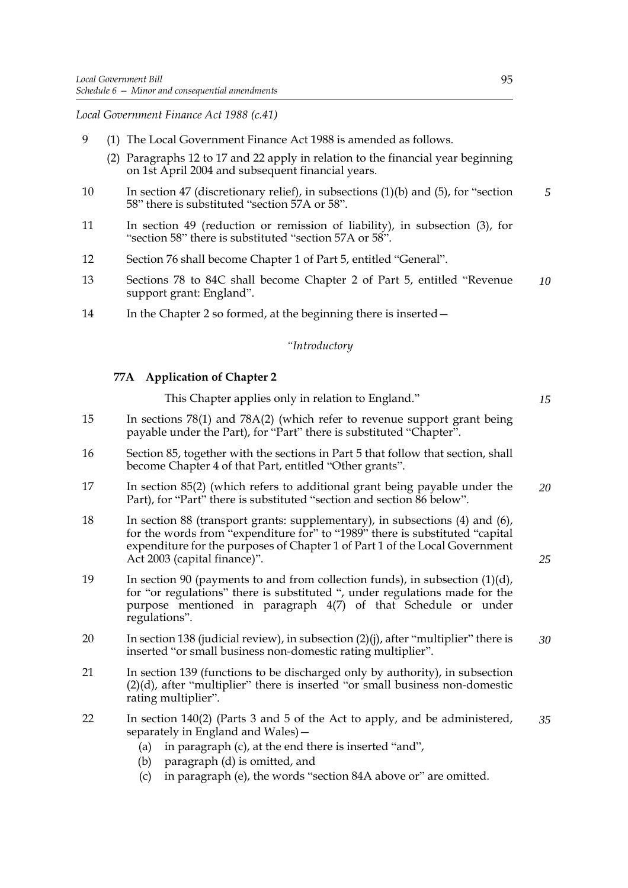*Local Government Finance Act 1988 (c.41)*

9 (1) The Local Government Finance Act 1988 is amended as follows.

(2) Paragraphs 12 to 17 and 22 apply in relation to the financial year beginning on 1st April 2004 and subsequent financial years.

10 In section 47 (discretionary relief), in subsections (1)(b) and (5), for "section 58" there is substituted "section 57A or 58".

11 In section 49 (reduction or remission of liability), in subsection (3), for "section 58" there is substituted "section 57A or 58".

12 Section 76 shall become Chapter 1 of Part 5, entitled "General".

13 Sections 78 to 84C shall become Chapter 2 of Part 5, entitled "Revenue support grant: England".

14 In the Chapter 2 so formed, at the beginning there is inserted—

"*Introductory*

**77A Application of Chapter 2**

This Chapter applies only in relation to England."

15 In sections 78(1) and 78A(2) (which refer to revenue support grant being payable under the Part), for "Part" there is substituted "Chapter".

16 Section 85, together with the sections in Part 5 that follow that section, shall become Chapter 4 of that Part, entitled "Other grants".

17 In section 85(2) (which refers to additional grant being payable under the Part), for "Part" there is substituted "section and section 86 below".

18 In section 88 (transport grants: supplementary), in subsections (4) and (6), for the words from "expenditure for" to "1989" there is substituted "capital expenditure for the purposes of Chapter 1 of Part 1 of the Local Government Act 2003 (capital finance)".

19 In section 90 (payments to and from collection funds), in subsection (1)(d), for "or regulations" there is substituted ", under regulations made for the purpose mentioned in paragraph 4(7) of that Schedule or under regulations".

20 In section 138 (judicial review), in subsection (2)(j), after "multiplier" there is inserted "or small business non-domestic rating multiplier".

21 In section 139 (functions to be discharged only by authority), in subsection (2)(d), after "multiplier" there is inserted "or small business non-domestic rating multiplier".

22 In section 140(2) (Parts 3 and 5 of the Act to apply, and be administered, separately in England and Wales)—

(a) in paragraph (c), at the end there is inserted "and",

(b) paragraph (d) is omitted, and

(c) in paragraph (e), the words "section 84A above or" are omitted.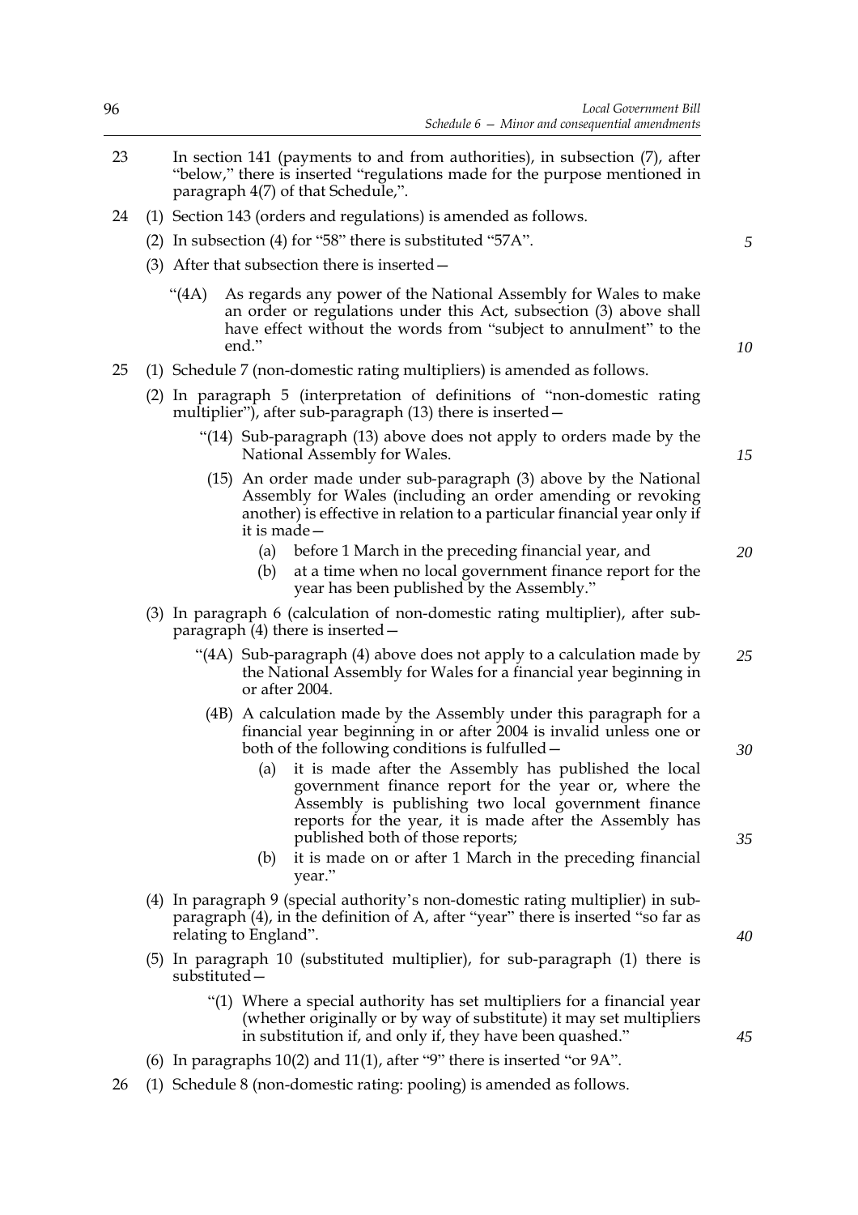23 In section 141 (payments to and from authorities), in subsection (7), after "below," there is inserted "regulations made for the purpose mentioned in paragraph 4(7) of that Schedule,".

24 (1) Section 143 (orders and regulations) is amended as follows.

(2) In subsection (4) for "58" there is substituted "57A".

(3) After that subsection there is inserted—

"(4A) As regards any power of the National Assembly for Wales to make an order or regulations under this Act, subsection (3) above shall have effect without the words from "subject to annulment" to the end."

25 (1) Schedule 7 (non-domestic rating multipliers) is amended as follows.

(2) In paragraph 5 (interpretation of definitions of "non-domestic rating multiplier"), after sub-paragraph (13) there is inserted—

"(14) Sub-paragraph (13) above does not apply to orders made by the National Assembly for Wales.

(15) An order made under sub-paragraph (3) above by the National Assembly for Wales (including an order amending or revoking another) is effective in relation to a particular financial year only if it is made—

(a) before 1 March in the preceding financial year, and

(b) at a time when no local government finance report for the year has been published by the Assembly."

(3) In paragraph 6 (calculation of non-domestic rating multiplier), after sub-paragraph (4) there is inserted—

"(4A) Sub-paragraph (4) above does not apply to a calculation made by the National Assembly for Wales for a financial year beginning in or after 2004.

(4B) A calculation made by the Assembly under this paragraph for a financial year beginning in or after 2004 is invalid unless one or both of the following conditions is fulfilled—

(a) it is made after the Assembly has published the local government finance report for the year or, where the Assembly is publishing two local government finance reports for the year, it is made after the Assembly has published both of those reports;

(b) it is made on or after 1 March in the preceding financial year."

(4) In paragraph 9 (special authority's non-domestic rating multiplier) in sub-paragraph (4), in the definition of A, after "year" there is inserted "so far as relating to England".

(5) In paragraph 10 (substituted multiplier), for sub-paragraph (1) there is substituted—

"(1) Where a special authority has set multipliers for a financial year (whether originally or by way of substitute) it may set multipliers in substitution if, and only if, they have been quashed."

(6) In paragraphs 10(2) and 11(1), after "9" there is inserted "or 9A".

26 (1) Schedule 8 (non-domestic rating: pooling) is amended as follows.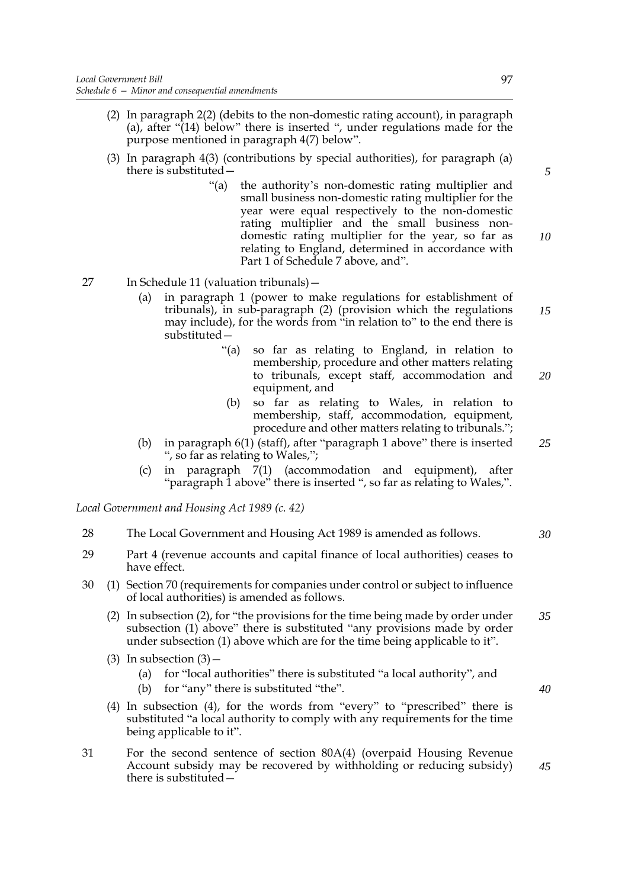(2) In paragraph 2(2) (debits to the non-domestic rating account), in paragraph (a), after "(14) below" there is inserted ", under regulations made for the purpose mentioned in paragraph 4(7) below".

(3) In paragraph 4(3) (contributions by special authorities), for paragraph (a) there is substituted—

> "(a) the authority's non-domestic rating multiplier and small business non-domestic rating multiplier for the year were equal respectively to the non-domestic rating multiplier and the small business non-domestic rating multiplier for the year, so far as relating to England, determined in accordance with Part 1 of Schedule 7 above, and".

27 In Schedule 11 (valuation tribunals)—

(a) in paragraph 1 (power to make regulations for establishment of tribunals), in sub-paragraph (2) (provision which the regulations may include), for the words from "in relation to" to the end there is substituted—

> "(a) so far as relating to England, in relation to membership, procedure and other matters relating to tribunals, except staff, accommodation and equipment, and
>
> (b) so far as relating to Wales, in relation to membership, staff, accommodation, equipment, procedure and other matters relating to tribunals.";

(b) in paragraph 6(1) (staff), after "paragraph 1 above" there is inserted ", so far as relating to Wales,";

(c) in paragraph 7(1) (accommodation and equipment), after "paragraph 1 above" there is inserted ", so far as relating to Wales,".

*Local Government and Housing Act 1989 (c. 42)*

28 The Local Government and Housing Act 1989 is amended as follows.

29 Part 4 (revenue accounts and capital finance of local authorities) ceases to have effect.

30 (1) Section 70 (requirements for companies under control or subject to influence of local authorities) is amended as follows.

(2) In subsection (2), for "the provisions for the time being made by order under subsection (1) above" there is substituted "any provisions made by order under subsection (1) above which are for the time being applicable to it".

(3) In subsection (3)—

(a) for "local authorities" there is substituted "a local authority", and

(b) for "any" there is substituted "the".

(4) In subsection (4), for the words from "every" to "prescribed" there is substituted "a local authority to comply with any requirements for the time being applicable to it".

31 For the second sentence of section 80A(4) (overpaid Housing Revenue Account subsidy may be recovered by withholding or reducing subsidy) there is substituted—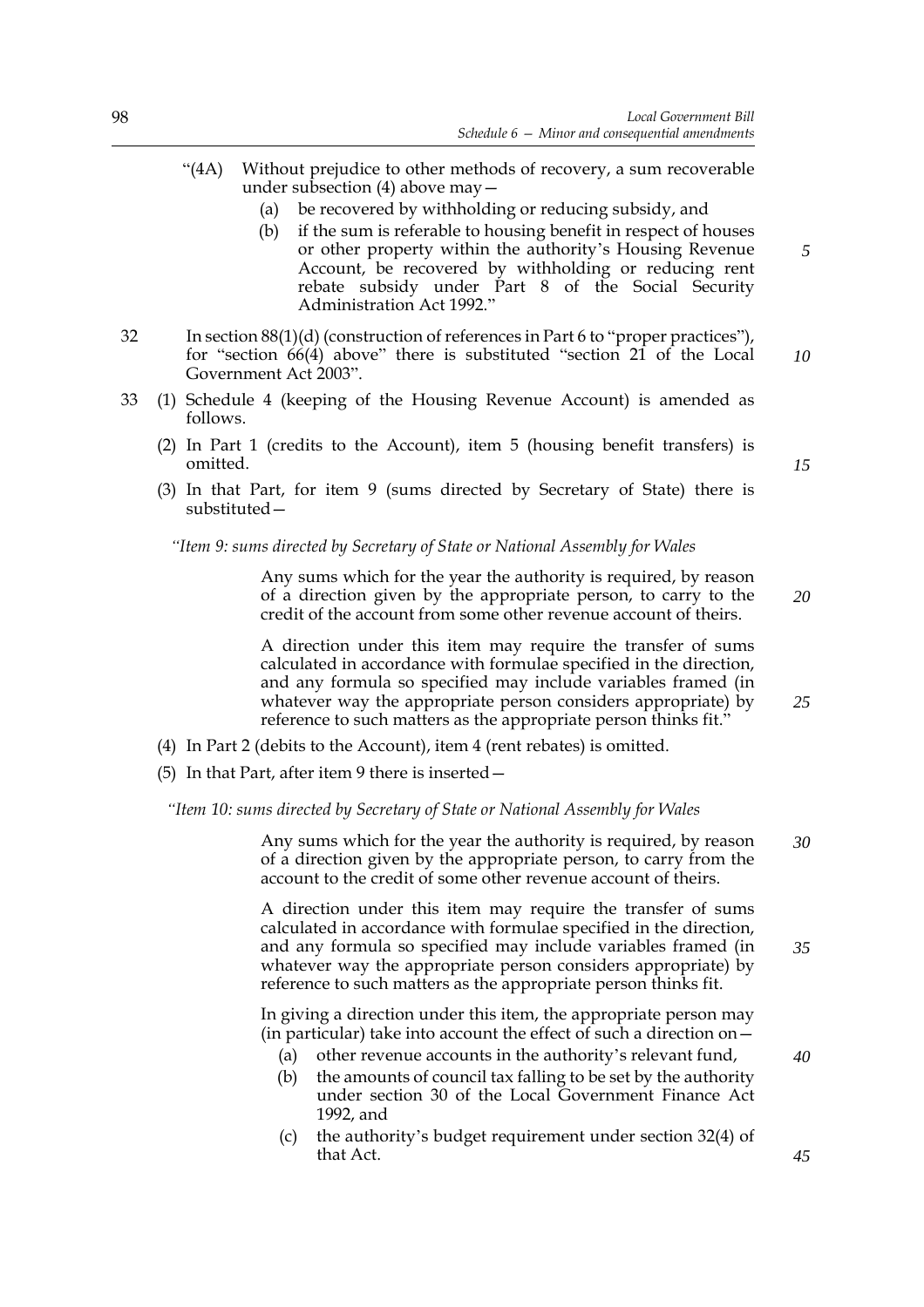"(4A) Without prejudice to other methods of recovery, a sum recoverable under subsection (4) above may—

(a) be recovered by withholding or reducing subsidy, and

(b) if the sum is referable to housing benefit in respect of houses or other property within the authority's Housing Revenue Account, be recovered by withholding or reducing rent rebate subsidy under Part 8 of the Social Security Administration Act 1992."

32 In section 88(1)(d) (construction of references in Part 6 to "proper practices"), for "section 66(4) above" there is substituted "section 21 of the Local Government Act 2003".

33 (1) Schedule 4 (keeping of the Housing Revenue Account) is amended as follows.

(2) In Part 1 (credits to the Account), item 5 (housing benefit transfers) is omitted.

(3) In that Part, for item 9 (sums directed by Secretary of State) there is substituted—

*"Item 9: sums directed by Secretary of State or National Assembly for Wales*

Any sums which for the year the authority is required, by reason of a direction given by the appropriate person, to carry to the credit of the account from some other revenue account of theirs.

A direction under this item may require the transfer of sums calculated in accordance with formulae specified in the direction, and any formula so specified may include variables framed (in whatever way the appropriate person considers appropriate) by reference to such matters as the appropriate person thinks fit."

(4) In Part 2 (debits to the Account), item 4 (rent rebates) is omitted.

(5) In that Part, after item 9 there is inserted—

*"Item 10: sums directed by Secretary of State or National Assembly for Wales*

Any sums which for the year the authority is required, by reason of a direction given by the appropriate person, to carry from the account to the credit of some other revenue account of theirs.

A direction under this item may require the transfer of sums calculated in accordance with formulae specified in the direction, and any formula so specified may include variables framed (in whatever way the appropriate person considers appropriate) by reference to such matters as the appropriate person thinks fit.

In giving a direction under this item, the appropriate person may (in particular) take into account the effect of such a direction on—

(a) other revenue accounts in the authority's relevant fund,

(b) the amounts of council tax falling to be set by the authority under section 30 of the Local Government Finance Act 1992, and

(c) the authority's budget requirement under section 32(4) of that Act.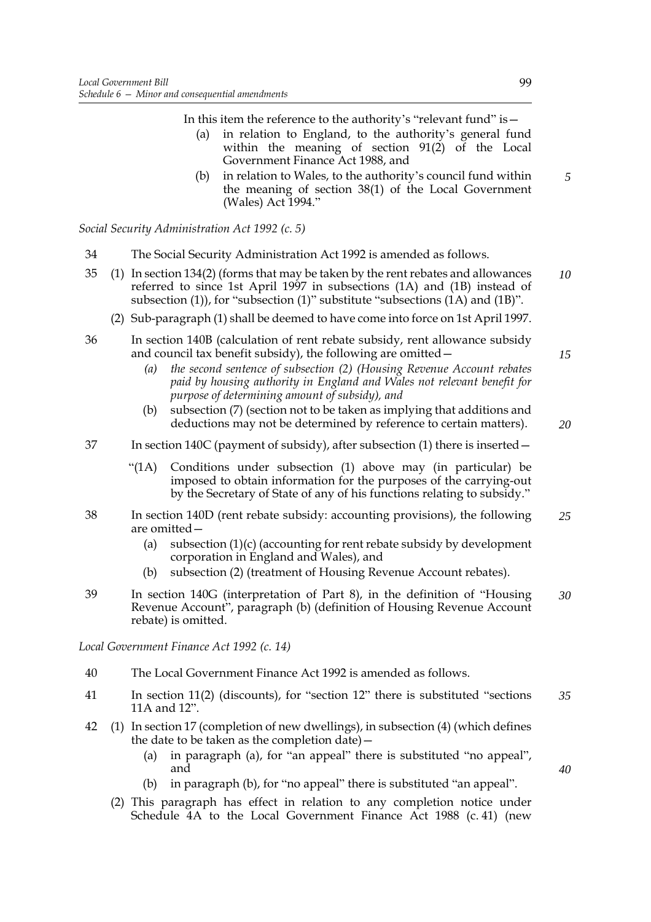In this item the reference to the authority's "relevant fund" is—

(a) in relation to England, to the authority's general fund within the meaning of section 91(2) of the Local Government Finance Act 1988, and

(b) in relation to Wales, to the authority's council fund within the meaning of section 38(1) of the Local Government (Wales) Act 1994."

*Social Security Administration Act 1992 (c. 5)*

34 The Social Security Administration Act 1992 is amended as follows.

35 (1) In section 134(2) (forms that may be taken by the rent rebates and allowances referred to since 1st April 1997 in subsections (1A) and (1B) instead of subsection (1)), for "subsection (1)" substitute "subsections (1A) and (1B)".

(2) Sub-paragraph (1) shall be deemed to have come into force on 1st April 1997.

36 In section 140B (calculation of rent rebate subsidy, rent allowance subsidy and council tax benefit subsidy), the following are omitted—

*(a) the second sentence of subsection (2) (Housing Revenue Account rebates paid by housing authority in England and Wales not relevant benefit for purpose of determining amount of subsidy), and*

(b) subsection (7) (section not to be taken as implying that additions and deductions may not be determined by reference to certain matters).

37 In section 140C (payment of subsidy), after subsection (1) there is inserted—

"(1A) Conditions under subsection (1) above may (in particular) be imposed to obtain information for the purposes of the carrying-out by the Secretary of State of any of his functions relating to subsidy."

38 In section 140D (rent rebate subsidy: accounting provisions), the following are omitted—

(a) subsection (1)(c) (accounting for rent rebate subsidy by development corporation in England and Wales), and

(b) subsection (2) (treatment of Housing Revenue Account rebates).

39 In section 140G (interpretation of Part 8), in the definition of "Housing Revenue Account", paragraph (b) (definition of Housing Revenue Account rebate) is omitted.

*Local Government Finance Act 1992 (c. 14)*

40 The Local Government Finance Act 1992 is amended as follows.

41 In section 11(2) (discounts), for "section 12" there is substituted "sections 11A and 12".

42 (1) In section 17 (completion of new dwellings), in subsection (4) (which defines the date to be taken as the completion date)—

(a) in paragraph (a), for "an appeal" there is substituted "no appeal", and

(b) in paragraph (b), for "no appeal" there is substituted "an appeal".

(2) This paragraph has effect in relation to any completion notice under Schedule 4A to the Local Government Finance Act 1988 (c. 41) (new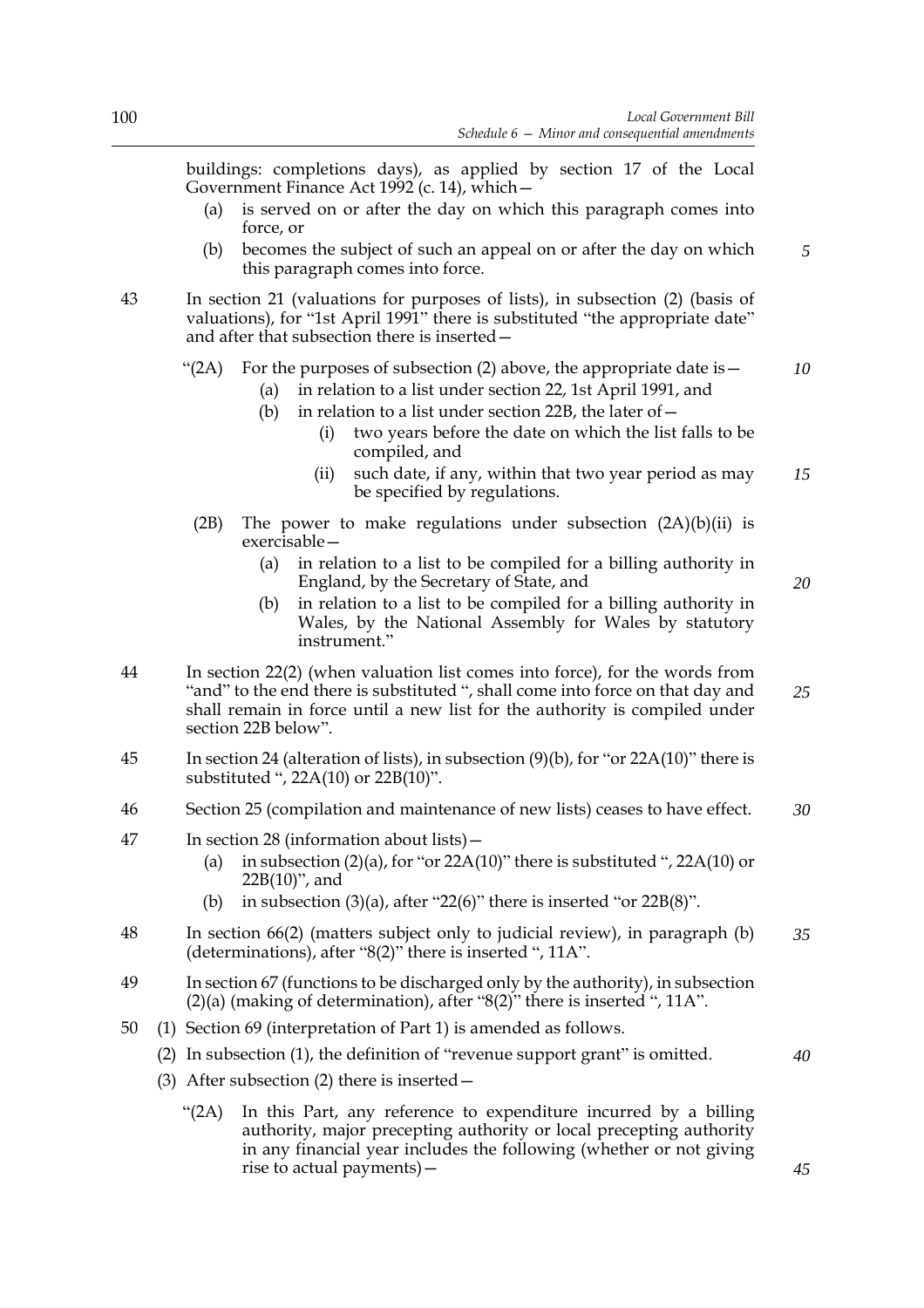buildings: completions days), as applied by section 17 of the Local Government Finance Act 1992 (c. 14), which—

(a) is served on or after the day on which this paragraph comes into force, or

(b) becomes the subject of such an appeal on or after the day on which this paragraph comes into force.

43 In section 21 (valuations for purposes of lists), in subsection (2) (basis of valuations), for "1st April 1991" there is substituted "the appropriate date" and after that subsection there is inserted—

"(2A) For the purposes of subsection (2) above, the appropriate date is—

(a) in relation to a list under section 22, 1st April 1991, and

(b) in relation to a list under section 22B, the later of—

(i) two years before the date on which the list falls to be compiled, and

(ii) such date, if any, within that two year period as may be specified by regulations.

(2B) The power to make regulations under subsection (2A)(b)(ii) is exercisable—

(a) in relation to a list to be compiled for a billing authority in England, by the Secretary of State, and

(b) in relation to a list to be compiled for a billing authority in Wales, by the National Assembly for Wales by statutory instrument."

44 In section 22(2) (when valuation list comes into force), for the words from "and" to the end there is substituted ", shall come into force on that day and shall remain in force until a new list for the authority is compiled under section 22B below".

45 In section 24 (alteration of lists), in subsection (9)(b), for "or 22A(10)" there is substituted ", 22A(10) or 22B(10)".

46 Section 25 (compilation and maintenance of new lists) ceases to have effect.

47 In section 28 (information about lists)—

(a) in subsection (2)(a), for "or 22A(10)" there is substituted ", 22A(10) or 22B(10)", and

(b) in subsection (3)(a), after "22(6)" there is inserted "or 22B(8)".

48 In section 66(2) (matters subject only to judicial review), in paragraph (b) (determinations), after "8(2)" there is inserted ", 11A".

49 In section 67 (functions to be discharged only by the authority), in subsection (2)(a) (making of determination), after "8(2)" there is inserted ", 11A".

50 (1) Section 69 (interpretation of Part 1) is amended as follows.

(2) In subsection (1), the definition of "revenue support grant" is omitted.

(3) After subsection (2) there is inserted—

"(2A) In this Part, any reference to expenditure incurred by a billing authority, major precepting authority or local precepting authority in any financial year includes the following (whether or not giving rise to actual payments)—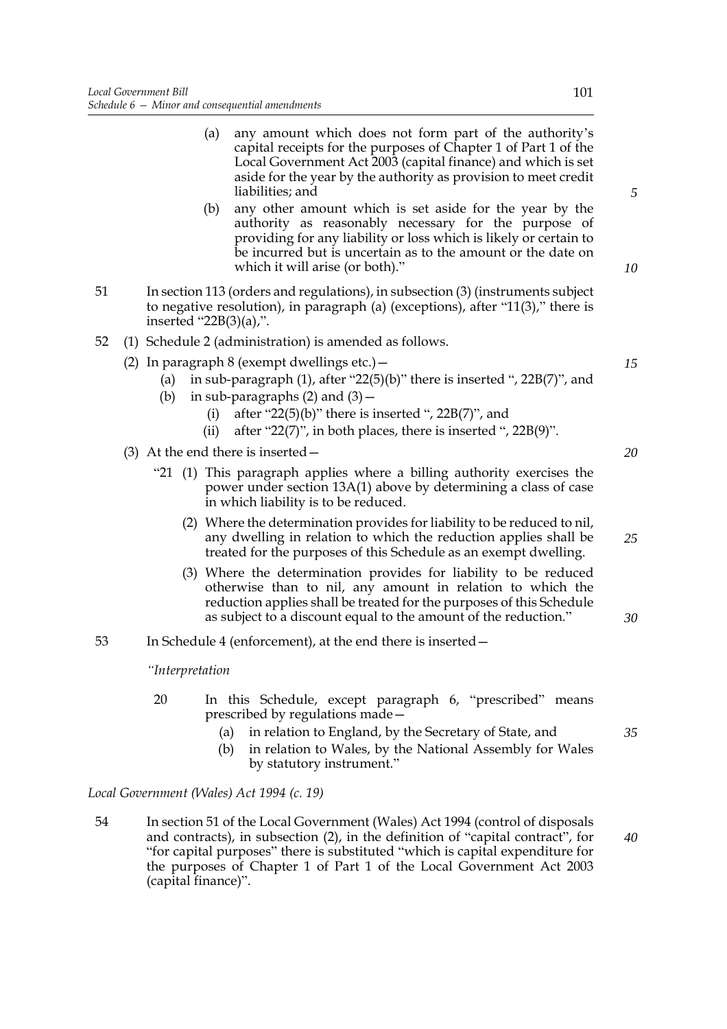(a) any amount which does not form part of the authority's capital receipts for the purposes of Chapter 1 of Part 1 of the Local Government Act 2003 (capital finance) and which is set aside for the year by the authority as provision to meet credit liabilities; and

(b) any other amount which is set aside for the year by the authority as reasonably necessary for the purpose of providing for any liability or loss which is likely or certain to be incurred but is uncertain as to the amount or the date on which it will arise (or both)."

51 In section 113 (orders and regulations), in subsection (3) (instruments subject to negative resolution), in paragraph (a) (exceptions), after "11(3)," there is inserted "22B(3)(a),".

52 (1) Schedule 2 (administration) is amended as follows.

(2) In paragraph 8 (exempt dwellings etc.)—

(a) in sub-paragraph (1), after "22(5)(b)" there is inserted ", 22B(7)", and

(b) in sub-paragraphs (2) and (3)—

(i) after "22(5)(b)" there is inserted ", 22B(7)", and

(ii) after "22(7)", in both places, there is inserted ", 22B(9)".

(3) At the end there is inserted—

"21 (1) This paragraph applies where a billing authority exercises the power under section 13A(1) above by determining a class of case in which liability is to be reduced.

(2) Where the determination provides for liability to be reduced to nil, any dwelling in relation to which the reduction applies shall be treated for the purposes of this Schedule as an exempt dwelling.

(3) Where the determination provides for liability to be reduced otherwise than to nil, any amount in relation to which the reduction applies shall be treated for the purposes of this Schedule as subject to a discount equal to the amount of the reduction."

53 In Schedule 4 (enforcement), at the end there is inserted—

*"Interpretation*

20 In this Schedule, except paragraph 6, "prescribed" means prescribed by regulations made—

(a) in relation to England, by the Secretary of State, and

(b) in relation to Wales, by the National Assembly for Wales by statutory instrument."

*Local Government (Wales) Act 1994 (c. 19)*

54 In section 51 of the Local Government (Wales) Act 1994 (control of disposals and contracts), in subsection (2), in the definition of "capital contract", for "for capital purposes" there is substituted "which is capital expenditure for the purposes of Chapter 1 of Part 1 of the Local Government Act 2003 (capital finance)".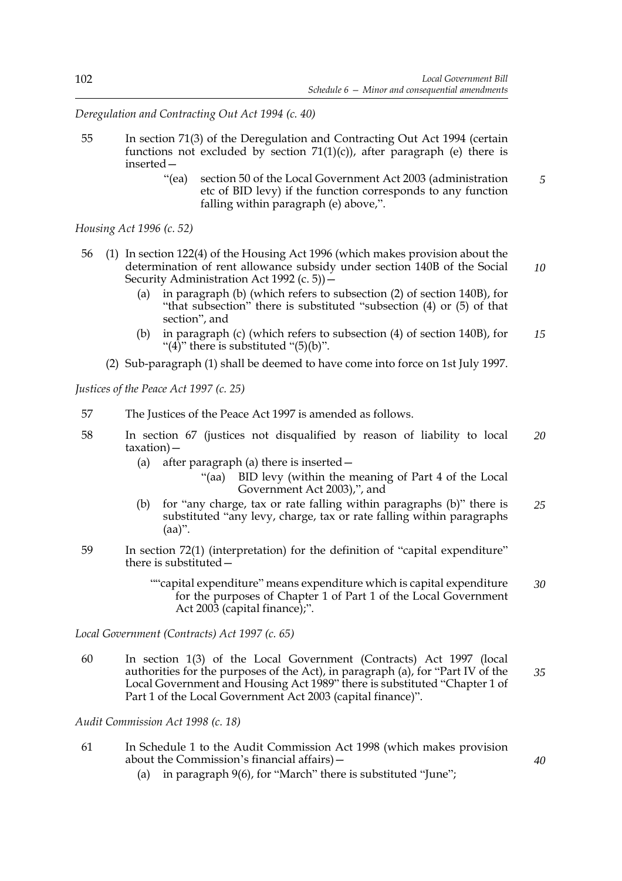*Deregulation and Contracting Out Act 1994 (c. 40)*

55 In section 71(3) of the Deregulation and Contracting Out Act 1994 (certain functions not excluded by section 71(1)(c)), after paragraph (e) there is inserted—

"(ea) section 50 of the Local Government Act 2003 (administration etc of BID levy) if the function corresponds to any function falling within paragraph (e) above,".

*Housing Act 1996 (c. 52)*

56 (1) In section 122(4) of the Housing Act 1996 (which makes provision about the determination of rent allowance subsidy under section 140B of the Social Security Administration Act 1992 (c. 5))—

(a) in paragraph (b) (which refers to subsection (2) of section 140B), for "that subsection" there is substituted "subsection (4) or (5) of that section", and

(b) in paragraph (c) (which refers to subsection (4) of section 140B), for "(4)" there is substituted "(5)(b)".

(2) Sub-paragraph (1) shall be deemed to have come into force on 1st July 1997.

*Justices of the Peace Act 1997 (c. 25)*

57 The Justices of the Peace Act 1997 is amended as follows.

58 In section 67 (justices not disqualified by reason of liability to local taxation)—

(a) after paragraph (a) there is inserted—

"(aa) BID levy (within the meaning of Part 4 of the Local Government Act 2003),", and

(b) for "any charge, tax or rate falling within paragraphs (b)" there is substituted "any levy, charge, tax or rate falling within paragraphs (aa)".

59 In section 72(1) (interpretation) for the definition of "capital expenditure" there is substituted—

""capital expenditure" means expenditure which is capital expenditure for the purposes of Chapter 1 of Part 1 of the Local Government Act 2003 (capital finance);".

*Local Government (Contracts) Act 1997 (c. 65)*

60 In section 1(3) of the Local Government (Contracts) Act 1997 (local authorities for the purposes of the Act), in paragraph (a), for "Part IV of the Local Government and Housing Act 1989" there is substituted "Chapter 1 of Part 1 of the Local Government Act 2003 (capital finance)".

*Audit Commission Act 1998 (c. 18)*

61 In Schedule 1 to the Audit Commission Act 1998 (which makes provision about the Commission's financial affairs)—

(a) in paragraph 9(6), for "March" there is substituted "June";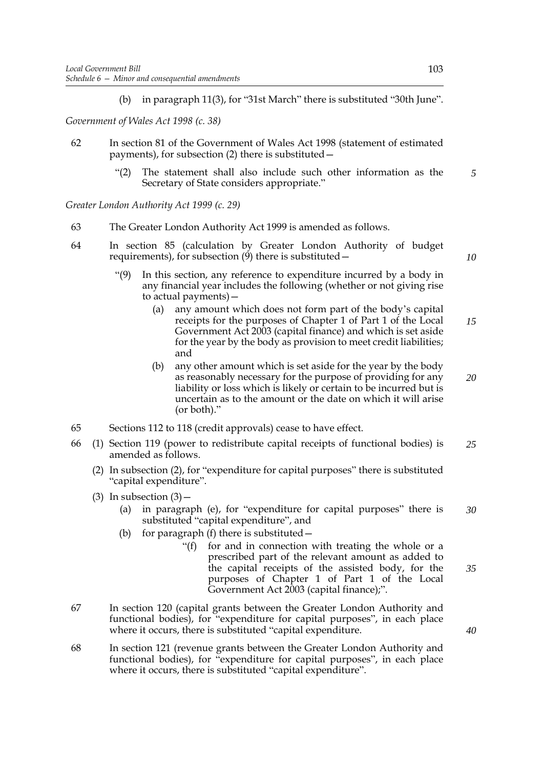(b) in paragraph 11(3), for "31st March" there is substituted "30th June".

*Government of Wales Act 1998 (c. 38)*

62 In section 81 of the Government of Wales Act 1998 (statement of estimated payments), for subsection (2) there is substituted—

"(2) The statement shall also include such other information as the Secretary of State considers appropriate."

*Greater London Authority Act 1999 (c. 29)*

63 The Greater London Authority Act 1999 is amended as follows.

64 In section 85 (calculation by Greater London Authority of budget requirements), for subsection (9) there is substituted—

"(9) In this section, any reference to expenditure incurred by a body in any financial year includes the following (whether or not giving rise to actual payments)—

(a) any amount which does not form part of the body's capital receipts for the purposes of Chapter 1 of Part 1 of the Local Government Act 2003 (capital finance) and which is set aside for the year by the body as provision to meet credit liabilities; and

(b) any other amount which is set aside for the year by the body as reasonably necessary for the purpose of providing for any liability or loss which is likely or certain to be incurred but is uncertain as to the amount or the date on which it will arise (or both)."

65 Sections 112 to 118 (credit approvals) cease to have effect.

66 (1) Section 119 (power to redistribute capital receipts of functional bodies) is amended as follows.

(2) In subsection (2), for "expenditure for capital purposes" there is substituted "capital expenditure".

(3) In subsection (3)—

(a) in paragraph (e), for "expenditure for capital purposes" there is substituted "capital expenditure", and

(b) for paragraph (f) there is substituted—

"(f) for and in connection with treating the whole or a prescribed part of the relevant amount as added to the capital receipts of the assisted body, for the purposes of Chapter 1 of Part 1 of the Local Government Act 2003 (capital finance);".

67 In section 120 (capital grants between the Greater London Authority and functional bodies), for "expenditure for capital purposes", in each place where it occurs, there is substituted "capital expenditure.

68 In section 121 (revenue grants between the Greater London Authority and functional bodies), for "expenditure for capital purposes", in each place where it occurs, there is substituted "capital expenditure".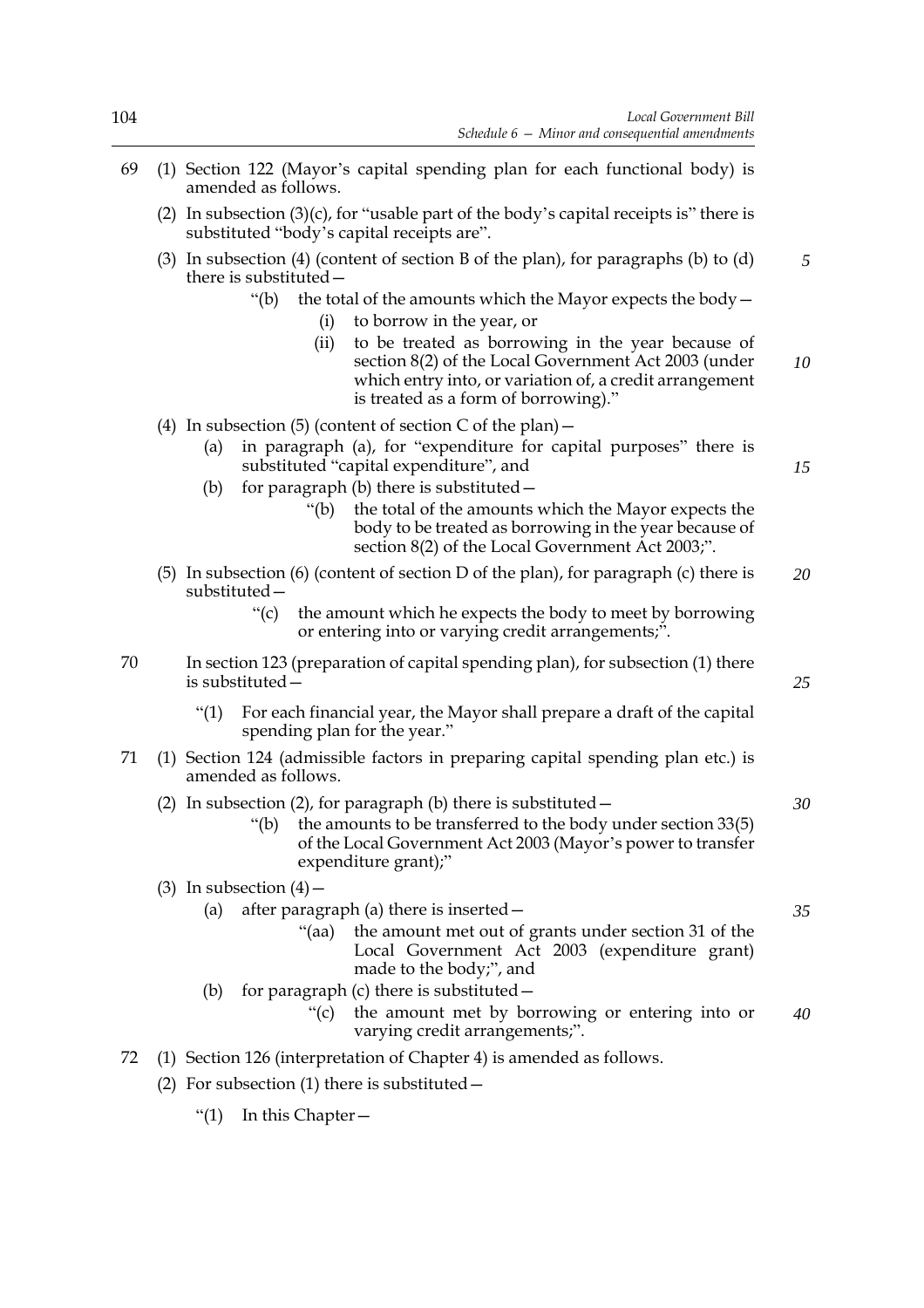69 (1) Section 122 (Mayor's capital spending plan for each functional body) is amended as follows.

(2) In subsection (3)(c), for "usable part of the body's capital receipts is" there is substituted "body's capital receipts are".

(3) In subsection (4) (content of section B of the plan), for paragraphs (b) to (d) there is substituted—

> "(b) the total of the amounts which the Mayor expects the body—
>
> > (i) to borrow in the year, or
> >
> > (ii) to be treated as borrowing in the year because of section 8(2) of the Local Government Act 2003 (under which entry into, or variation of, a credit arrangement is treated as a form of borrowing)."

(4) In subsection (5) (content of section C of the plan)—

> (a) in paragraph (a), for "expenditure for capital purposes" there is substituted "capital expenditure", and
>
> (b) for paragraph (b) there is substituted—
>
> > "(b) the total of the amounts which the Mayor expects the body to be treated as borrowing in the year because of section 8(2) of the Local Government Act 2003;".

(5) In subsection (6) (content of section D of the plan), for paragraph (c) there is substituted—

> "(c) the amount which he expects the body to meet by borrowing or entering into or varying credit arrangements;".

70 In section 123 (preparation of capital spending plan), for subsection (1) there is substituted—

> "(1) For each financial year, the Mayor shall prepare a draft of the capital spending plan for the year."

71 (1) Section 124 (admissible factors in preparing capital spending plan etc.) is amended as follows.

(2) In subsection (2), for paragraph (b) there is substituted—

> "(b) the amounts to be transferred to the body under section 33(5) of the Local Government Act 2003 (Mayor's power to transfer expenditure grant);"

(3) In subsection (4)—

> (a) after paragraph (a) there is inserted—
>
> > "(aa) the amount met out of grants under section 31 of the Local Government Act 2003 (expenditure grant) made to the body;", and
>
> (b) for paragraph (c) there is substituted—
>
> > "(c) the amount met by borrowing or entering into or varying credit arrangements;".

72 (1) Section 126 (interpretation of Chapter 4) is amended as follows.

(2) For subsection (1) there is substituted—

> "(1) In this Chapter—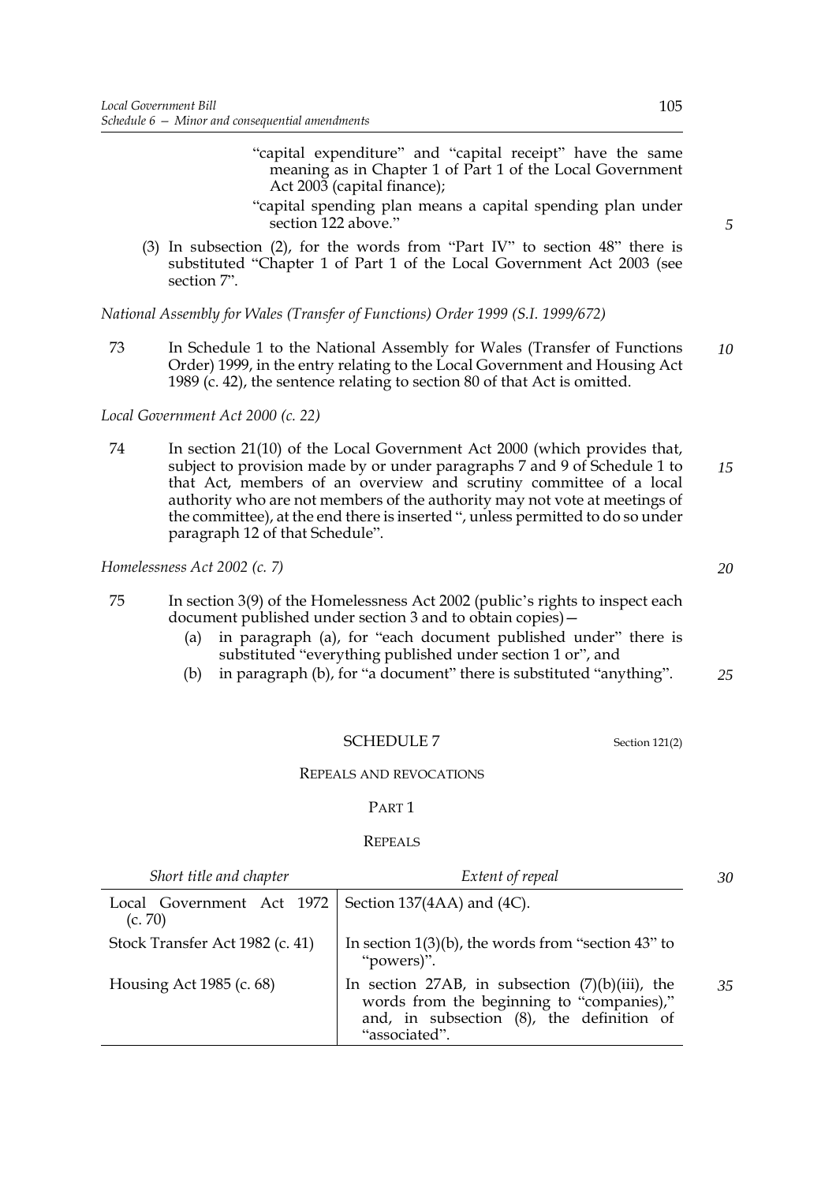"capital expenditure" and "capital receipt" have the same meaning as in Chapter 1 of Part 1 of the Local Government Act 2003 (capital finance);

"capital spending plan means a capital spending plan under section 122 above."

(3) In subsection (2), for the words from "Part IV" to section 48" there is substituted "Chapter 1 of Part 1 of the Local Government Act 2003 (see section 7".

*National Assembly for Wales (Transfer of Functions) Order 1999 (S.I. 1999/672)*

73 In Schedule 1 to the National Assembly for Wales (Transfer of Functions Order) 1999, in the entry relating to the Local Government and Housing Act 1989 (c. 42), the sentence relating to section 80 of that Act is omitted.

*Local Government Act 2000 (c. 22)*

74 In section 21(10) of the Local Government Act 2000 (which provides that, subject to provision made by or under paragraphs 7 and 9 of Schedule 1 to that Act, members of an overview and scrutiny committee of a local authority who are not members of the authority may not vote at meetings of the committee), at the end there is inserted ", unless permitted to do so under paragraph 12 of that Schedule".

*Homelessness Act 2002 (c. 7)*

75 In section 3(9) of the Homelessness Act 2002 (public's rights to inspect each document published under section 3 and to obtain copies)—

(a) in paragraph (a), for "each document published under" there is substituted "everything published under section 1 or", and

(b) in paragraph (b), for "a document" there is substituted "anything".

## SCHEDULE 7

Section 121(2)

### REPEALS AND REVOCATIONS

#### PART 1

#### REPEALS

| *Short title and chapter* | *Extent of repeal* |
|---|---|
| Local Government Act 1972 (c. 70) | Section 137(4AA) and (4C). |
| Stock Transfer Act 1982 (c. 41) | In section 1(3)(b), the words from "section 43" to "powers)". |
| Housing Act 1985 (c. 68) | In section 27AB, in subsection (7)(b)(iii), the words from the beginning to "companies)," and, in subsection (8), the definition of "associated". |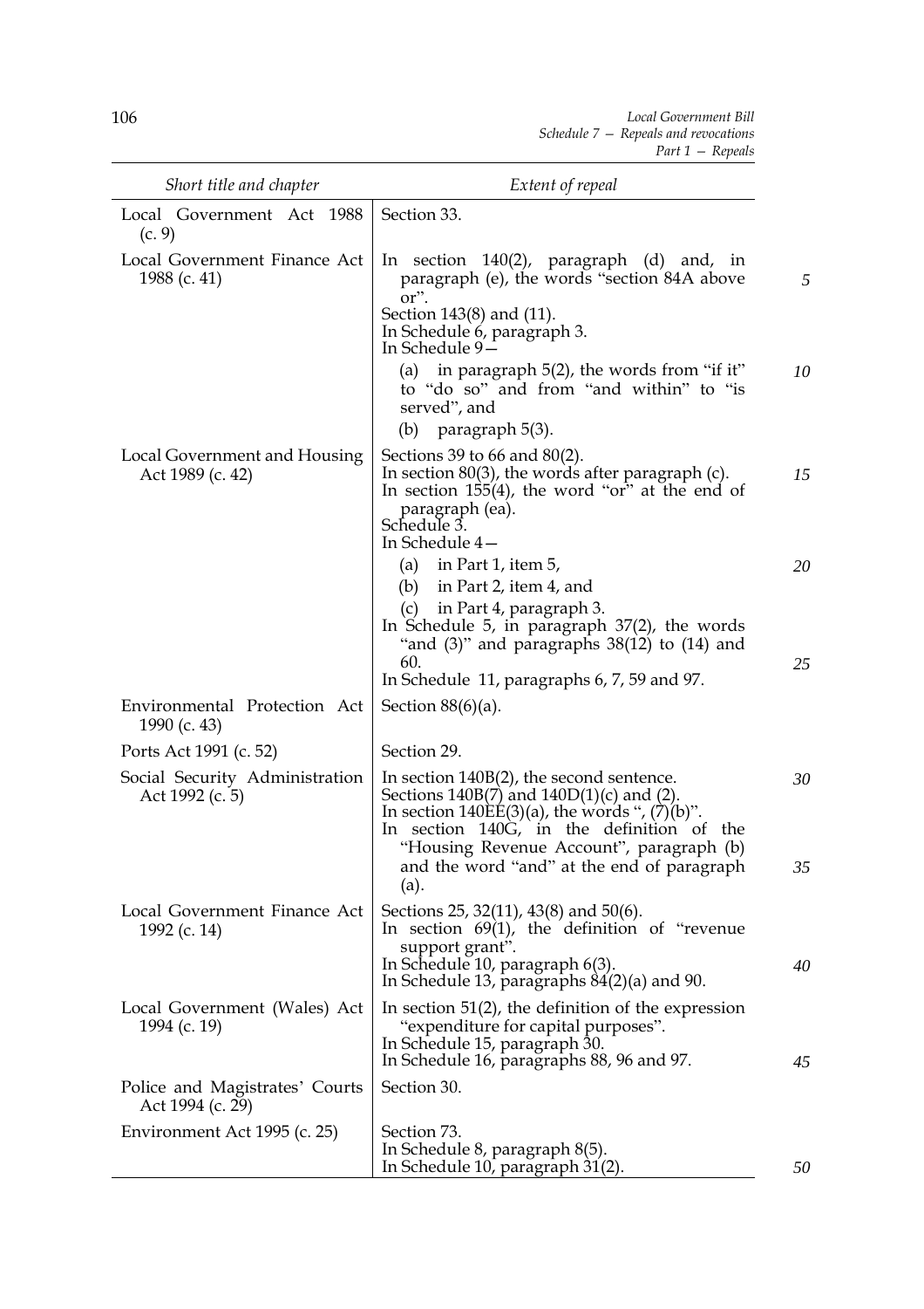| Short title and chapter | Extent of repeal |
|---|---|
| Local Government Act 1988 (c. 9) | Section 33. |
| Local Government Finance Act 1988 (c. 41) | In section 140(2), paragraph (d) and, in paragraph (e), the words "section 84A above or".<br>Section 143(8) and (11).<br>In Schedule 6, paragraph 3.<br>In Schedule 9—<br>(a) in paragraph 5(2), the words from "if it" to "do so" and from "and within" to "is served", and<br>(b) paragraph 5(3). |
| Local Government and Housing Act 1989 (c. 42) | Sections 39 to 66 and 80(2).<br>In section 80(3), the words after paragraph (c).<br>In section 155(4), the word "or" at the end of paragraph (ea).<br>Schedule 3.<br>In Schedule 4—<br>(a) in Part 1, item 5,<br>(b) in Part 2, item 4, and<br>(c) in Part 4, paragraph 3.<br>In Schedule 5, in paragraph 37(2), the words "and (3)" and paragraphs 38(12) to (14) and 60.<br>In Schedule 11, paragraphs 6, 7, 59 and 97. |
| Environmental Protection Act 1990 (c. 43) | Section 88(6)(a). |
| Ports Act 1991 (c. 52) | Section 29. |
| Social Security Administration Act 1992 (c. 5) | In section 140B(2), the second sentence.<br>Sections 140B(7) and 140D(1)(c) and (2).<br>In section 140EE(3)(a), the words ", (7)(b)".<br>In section 140G, in the definition of the "Housing Revenue Account", paragraph (b) and the word "and" at the end of paragraph (a). |
| Local Government Finance Act 1992 (c. 14) | Sections 25, 32(11), 43(8) and 50(6).<br>In section 69(1), the definition of "revenue support grant".<br>In Schedule 10, paragraph 6(3).<br>In Schedule 13, paragraphs 84(2)(a) and 90. |
| Local Government (Wales) Act 1994 (c. 19) | In section 51(2), the definition of the expression "expenditure for capital purposes".<br>In Schedule 15, paragraph 30.<br>In Schedule 16, paragraphs 88, 96 and 97. |
| Police and Magistrates' Courts Act 1994 (c. 29) | Section 30. |
| Environment Act 1995 (c. 25) | Section 73.<br>In Schedule 8, paragraph 8(5).<br>In Schedule 10, paragraph 31(2). |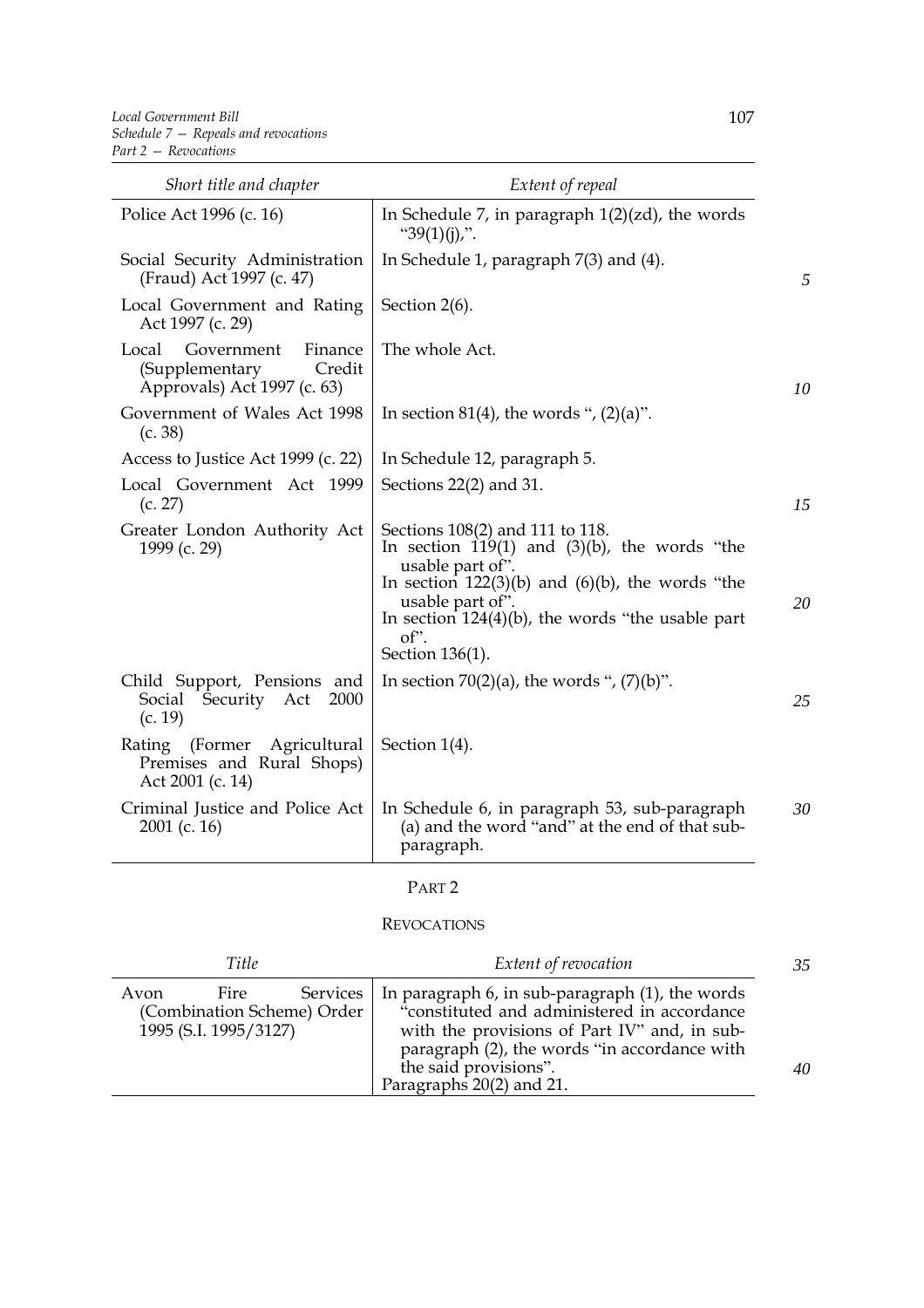| Short title and chapter | Extent of repeal |
|---|---|
| Police Act 1996 (c. 16) | In Schedule 7, in paragraph 1(2)(zd), the words "39(1)(j),". |
| Social Security Administration (Fraud) Act 1997 (c. 47) | In Schedule 1, paragraph 7(3) and (4). |
| Local Government and Rating Act 1997 (c. 29) | Section 2(6). |
| Local Government Finance (Supplementary Credit Approvals) Act 1997 (c. 63) | The whole Act. |
| Government of Wales Act 1998 (c. 38) | In section 81(4), the words ", (2)(a)". |
| Access to Justice Act 1999 (c. 22) | In Schedule 12, paragraph 5. |
| Local Government Act 1999 (c. 27) | Sections 22(2) and 31. |
| Greater London Authority Act 1999 (c. 29) | Sections 108(2) and 111 to 118.<br>In section 119(1) and (3)(b), the words "the usable part of".<br>In section 122(3)(b) and (6)(b), the words "the usable part of".<br>In section 124(4)(b), the words "the usable part of".<br>Section 136(1). |
| Child Support, Pensions and Social Security Act 2000 (c. 19) | In section 70(2)(a), the words ", (7)(b)". |
| Rating (Former Agricultural Premises and Rural Shops) Act 2001 (c. 14) | Section 1(4). |
| Criminal Justice and Police Act 2001 (c. 16) | In Schedule 6, in paragraph 53, sub-paragraph (a) and the word "and" at the end of that sub-paragraph. |

## PART 2

## REVOCATIONS

| Title | Extent of revocation |
|---|---|
| Avon Fire Services (Combination Scheme) Order 1995 (S.I. 1995/3127) | In paragraph 6, in sub-paragraph (1), the words "constituted and administered in accordance with the provisions of Part IV" and, in sub-paragraph (2), the words "in accordance with the said provisions".<br>Paragraphs 20(2) and 21. |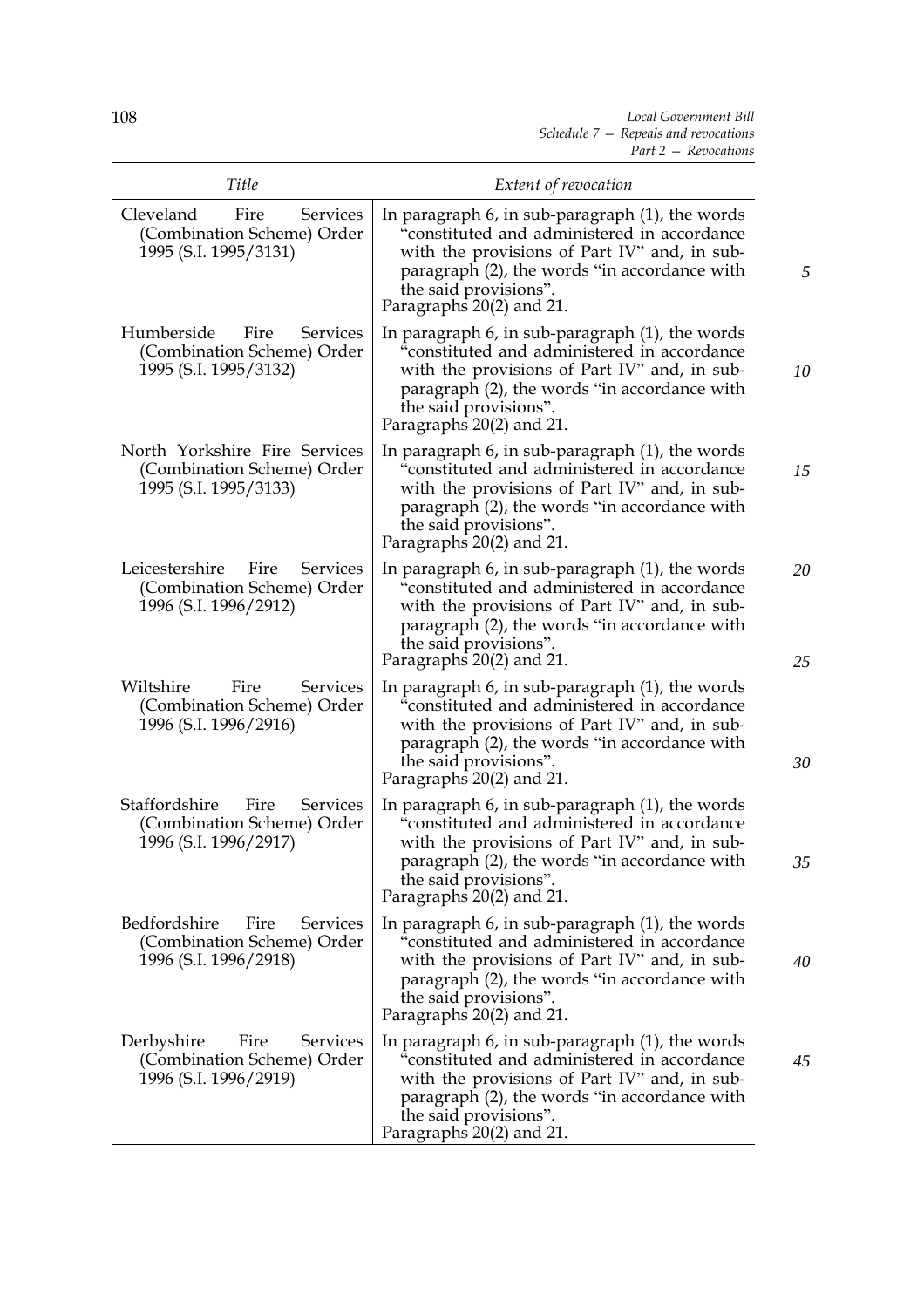| Title | Extent of revocation |
|---|---|
| Cleveland Fire Services (Combination Scheme) Order 1995 (S.I. 1995/3131) | In paragraph 6, in sub-paragraph (1), the words "constituted and administered in accordance with the provisions of Part IV" and, in sub-paragraph (2), the words "in accordance with the said provisions". Paragraphs 20(2) and 21. |
| Humberside Fire Services (Combination Scheme) Order 1995 (S.I. 1995/3132) | In paragraph 6, in sub-paragraph (1), the words "constituted and administered in accordance with the provisions of Part IV" and, in sub-paragraph (2), the words "in accordance with the said provisions". Paragraphs 20(2) and 21. |
| North Yorkshire Fire Services (Combination Scheme) Order 1995 (S.I. 1995/3133) | In paragraph 6, in sub-paragraph (1), the words "constituted and administered in accordance with the provisions of Part IV" and, in sub-paragraph (2), the words "in accordance with the said provisions". Paragraphs 20(2) and 21. |
| Leicestershire Fire Services (Combination Scheme) Order 1996 (S.I. 1996/2912) | In paragraph 6, in sub-paragraph (1), the words "constituted and administered in accordance with the provisions of Part IV" and, in sub-paragraph (2), the words "in accordance with the said provisions". Paragraphs 20(2) and 21. |
| Wiltshire Fire Services (Combination Scheme) Order 1996 (S.I. 1996/2916) | In paragraph 6, in sub-paragraph (1), the words "constituted and administered in accordance with the provisions of Part IV" and, in sub-paragraph (2), the words "in accordance with the said provisions". Paragraphs 20(2) and 21. |
| Staffordshire Fire Services (Combination Scheme) Order 1996 (S.I. 1996/2917) | In paragraph 6, in sub-paragraph (1), the words "constituted and administered in accordance with the provisions of Part IV" and, in sub-paragraph (2), the words "in accordance with the said provisions". Paragraphs 20(2) and 21. |
| Bedfordshire Fire Services (Combination Scheme) Order 1996 (S.I. 1996/2918) | In paragraph 6, in sub-paragraph (1), the words "constituted and administered in accordance with the provisions of Part IV" and, in sub-paragraph (2), the words "in accordance with the said provisions". Paragraphs 20(2) and 21. |
| Derbyshire Fire Services (Combination Scheme) Order 1996 (S.I. 1996/2919) | In paragraph 6, in sub-paragraph (1), the words "constituted and administered in accordance with the provisions of Part IV" and, in sub-paragraph (2), the words "in accordance with the said provisions". Paragraphs 20(2) and 21. |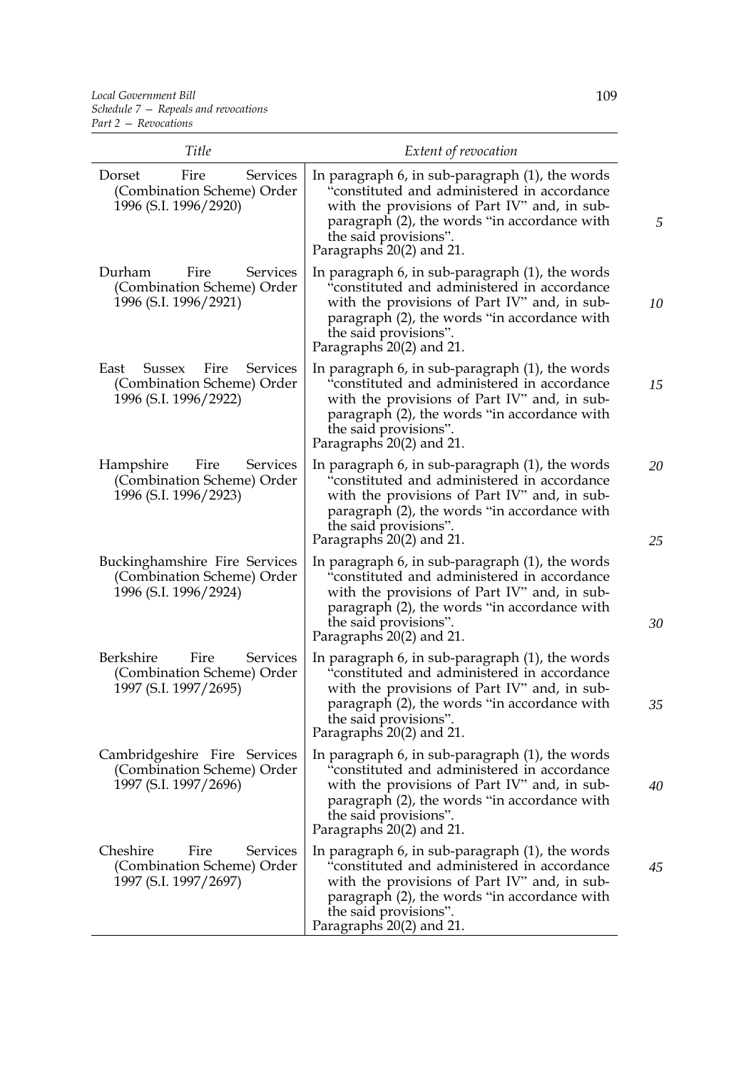| Title | Extent of revocation |
|---|---|
| Dorset Fire Services (Combination Scheme) Order 1996 (S.I. 1996/2920) | In paragraph 6, in sub-paragraph (1), the words "constituted and administered in accordance with the provisions of Part IV" and, in sub-paragraph (2), the words "in accordance with the said provisions". Paragraphs 20(2) and 21. |
| Durham Fire Services (Combination Scheme) Order 1996 (S.I. 1996/2921) | In paragraph 6, in sub-paragraph (1), the words "constituted and administered in accordance with the provisions of Part IV" and, in sub-paragraph (2), the words "in accordance with the said provisions". Paragraphs 20(2) and 21. |
| East Sussex Fire Services (Combination Scheme) Order 1996 (S.I. 1996/2922) | In paragraph 6, in sub-paragraph (1), the words "constituted and administered in accordance with the provisions of Part IV" and, in sub-paragraph (2), the words "in accordance with the said provisions". Paragraphs 20(2) and 21. |
| Hampshire Fire Services (Combination Scheme) Order 1996 (S.I. 1996/2923) | In paragraph 6, in sub-paragraph (1), the words "constituted and administered in accordance with the provisions of Part IV" and, in sub-paragraph (2), the words "in accordance with the said provisions". Paragraphs 20(2) and 21. |
| Buckinghamshire Fire Services (Combination Scheme) Order 1996 (S.I. 1996/2924) | In paragraph 6, in sub-paragraph (1), the words "constituted and administered in accordance with the provisions of Part IV" and, in sub-paragraph (2), the words "in accordance with the said provisions". Paragraphs 20(2) and 21. |
| Berkshire Fire Services (Combination Scheme) Order 1997 (S.I. 1997/2695) | In paragraph 6, in sub-paragraph (1), the words "constituted and administered in accordance with the provisions of Part IV" and, in sub-paragraph (2), the words "in accordance with the said provisions". Paragraphs 20(2) and 21. |
| Cambridgeshire Fire Services (Combination Scheme) Order 1997 (S.I. 1997/2696) | In paragraph 6, in sub-paragraph (1), the words "constituted and administered in accordance with the provisions of Part IV" and, in sub-paragraph (2), the words "in accordance with the said provisions". Paragraphs 20(2) and 21. |
| Cheshire Fire Services (Combination Scheme) Order 1997 (S.I. 1997/2697) | In paragraph 6, in sub-paragraph (1), the words "constituted and administered in accordance with the provisions of Part IV" and, in sub-paragraph (2), the words "in accordance with the said provisions". Paragraphs 20(2) and 21. |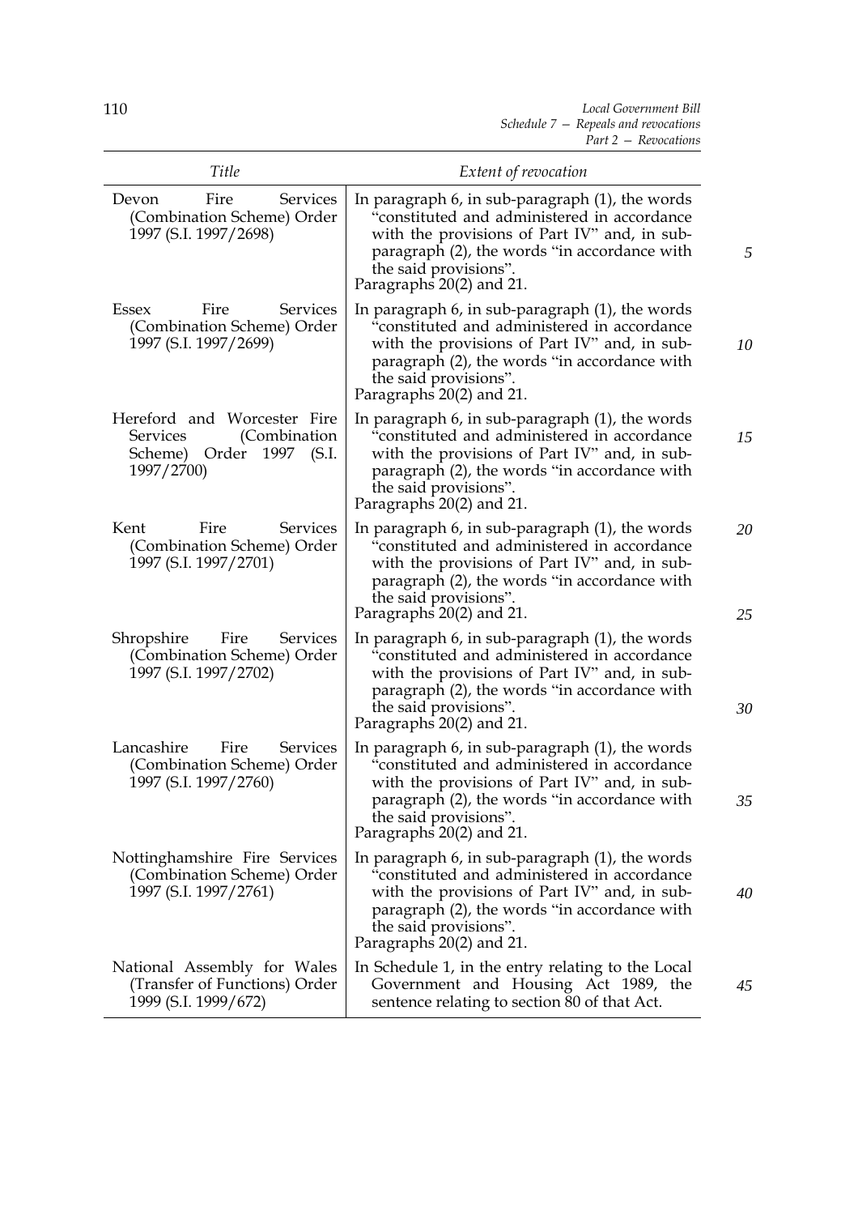| Title | Extent of revocation |
|---|---|
| Devon Fire Services (Combination Scheme) Order 1997 (S.I. 1997/2698) | In paragraph 6, in sub-paragraph (1), the words "constituted and administered in accordance with the provisions of Part IV" and, in sub-paragraph (2), the words "in accordance with the said provisions".<br>Paragraphs 20(2) and 21. |
| Essex Fire Services (Combination Scheme) Order 1997 (S.I. 1997/2699) | In paragraph 6, in sub-paragraph (1), the words "constituted and administered in accordance with the provisions of Part IV" and, in sub-paragraph (2), the words "in accordance with the said provisions".<br>Paragraphs 20(2) and 21. |
| Hereford and Worcester Fire Services (Combination Scheme) Order 1997 (S.I. 1997/2700) | In paragraph 6, in sub-paragraph (1), the words "constituted and administered in accordance with the provisions of Part IV" and, in sub-paragraph (2), the words "in accordance with the said provisions".<br>Paragraphs 20(2) and 21. |
| Kent Fire Services (Combination Scheme) Order 1997 (S.I. 1997/2701) | In paragraph 6, in sub-paragraph (1), the words "constituted and administered in accordance with the provisions of Part IV" and, in sub-paragraph (2), the words "in accordance with the said provisions".<br>Paragraphs 20(2) and 21. |
| Shropshire Fire Services (Combination Scheme) Order 1997 (S.I. 1997/2702) | In paragraph 6, in sub-paragraph (1), the words "constituted and administered in accordance with the provisions of Part IV" and, in sub-paragraph (2), the words "in accordance with the said provisions".<br>Paragraphs 20(2) and 21. |
| Lancashire Fire Services (Combination Scheme) Order 1997 (S.I. 1997/2760) | In paragraph 6, in sub-paragraph (1), the words "constituted and administered in accordance with the provisions of Part IV" and, in sub-paragraph (2), the words "in accordance with the said provisions".<br>Paragraphs 20(2) and 21. |
| Nottinghamshire Fire Services (Combination Scheme) Order 1997 (S.I. 1997/2761) | In paragraph 6, in sub-paragraph (1), the words "constituted and administered in accordance with the provisions of Part IV" and, in sub-paragraph (2), the words "in accordance with the said provisions".<br>Paragraphs 20(2) and 21. |
| National Assembly for Wales (Transfer of Functions) Order 1999 (S.I. 1999/672) | In Schedule 1, in the entry relating to the Local Government and Housing Act 1989, the sentence relating to section 80 of that Act. |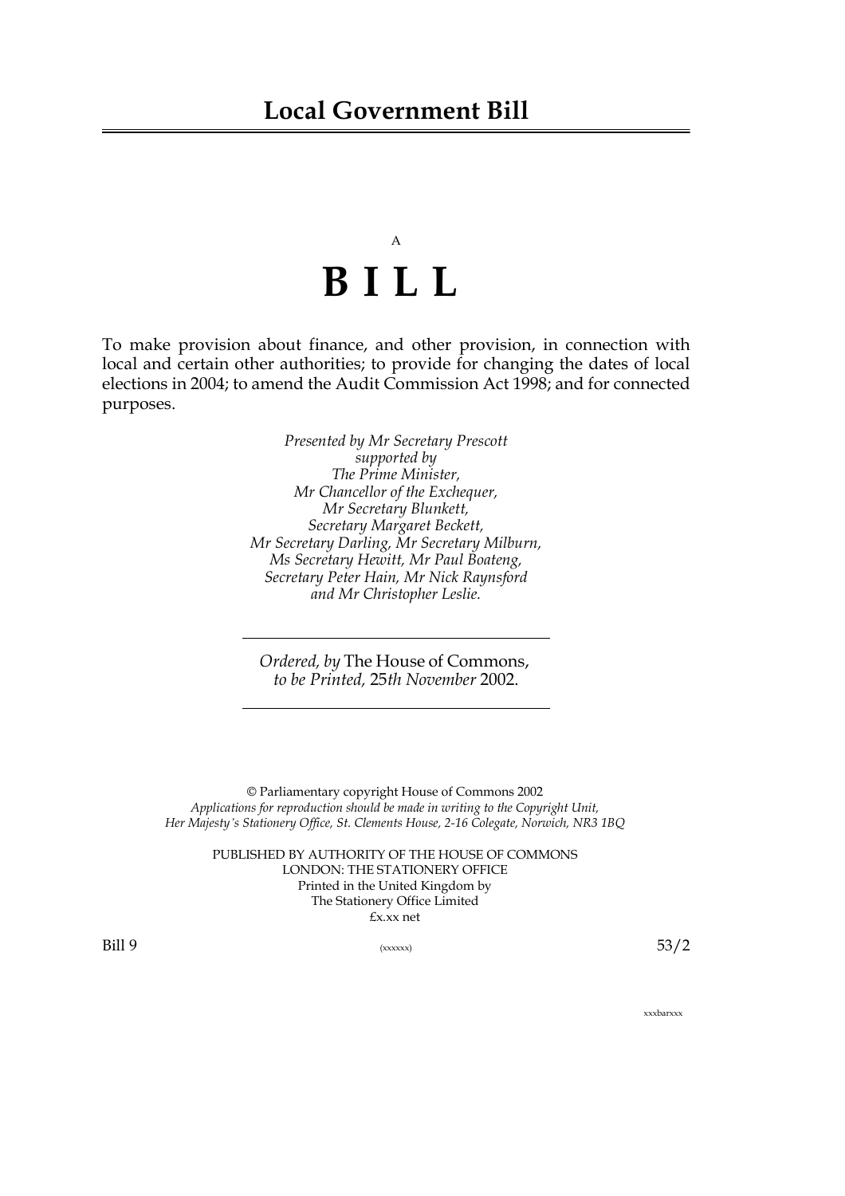# Local Government Bill

A

# B I L L

To make provision about finance, and other provision, in connection with local and certain other authorities; to provide for changing the dates of local elections in 2004; to amend the Audit Commission Act 1998; and for connected purposes.

*Presented by Mr Secretary Prescott*
*supported by*
*The Prime Minister,*
*Mr Chancellor of the Exchequer,*
*Mr Secretary Blunkett,*
*Secretary Margaret Beckett,*
*Mr Secretary Darling, Mr Secretary Milburn,*
*Ms Secretary Hewitt, Mr Paul Boateng,*
*Secretary Peter Hain, Mr Nick Raynsford*
*and Mr Christopher Leslie.*

---

*Ordered, by* The House of Commons,
*to be Printed,* 25*th November* 2002.

---

© Parliamentary copyright House of Commons 2002
*Applications for reproduction should be made in writing to the Copyright Unit, Her Majesty's Stationery Office, St. Clements House, 2-16 Colegate, Norwich, NR3 1BQ*

PUBLISHED BY AUTHORITY OF THE HOUSE OF COMMONS
LONDON: THE STATIONERY OFFICE
Printed in the United Kingdom by
The Stationery Office Limited
£x.xx net

Bill 9 (xxxxxx) 53/2

xxxbarxxx